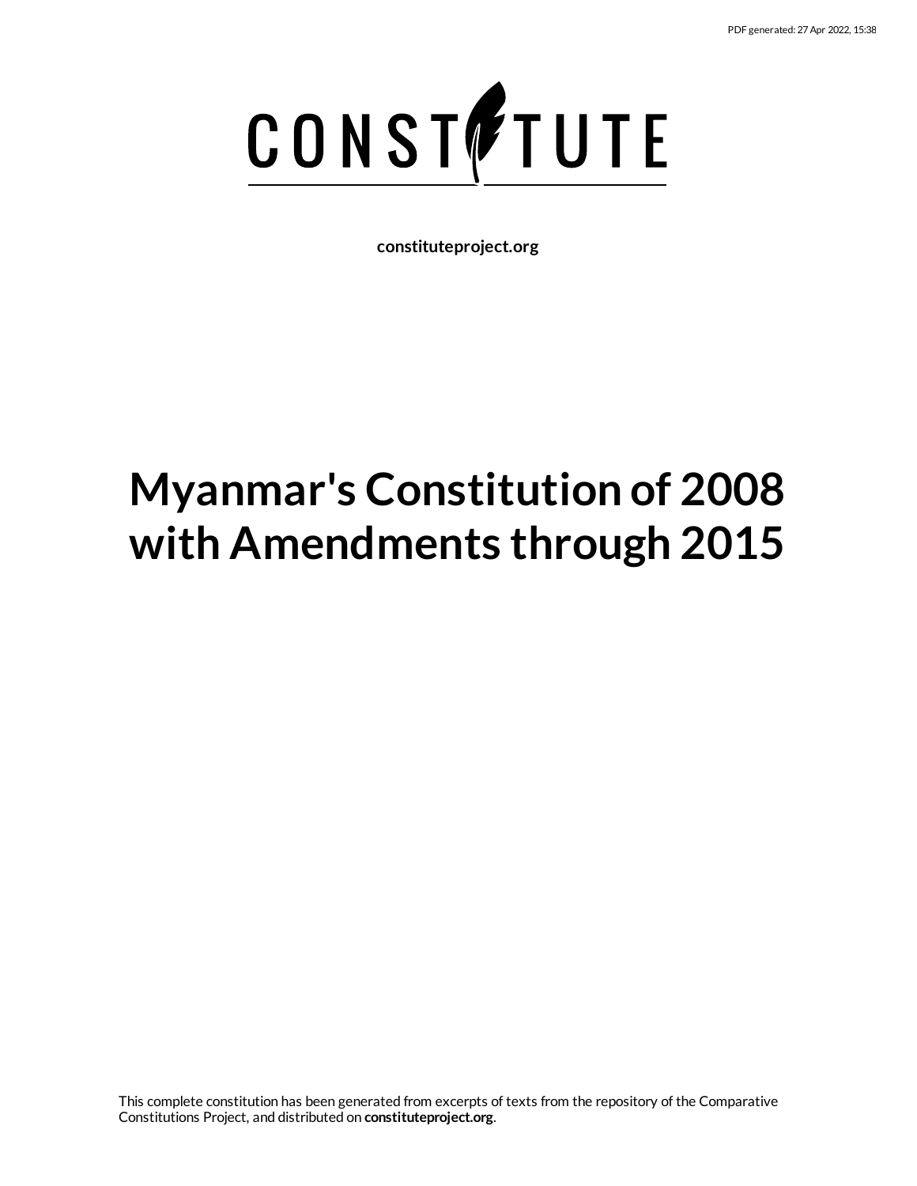PDF generated: 27 Apr 2022, 15:38

CONSTITUTE

**constituteproject.org**

# Myanmar's Constitution of 2008 with Amendments through 2015

This complete constitution has been generated from excerpts of texts from the repository of the Comparative Constitutions Project, and distributed on **constituteproject.org**.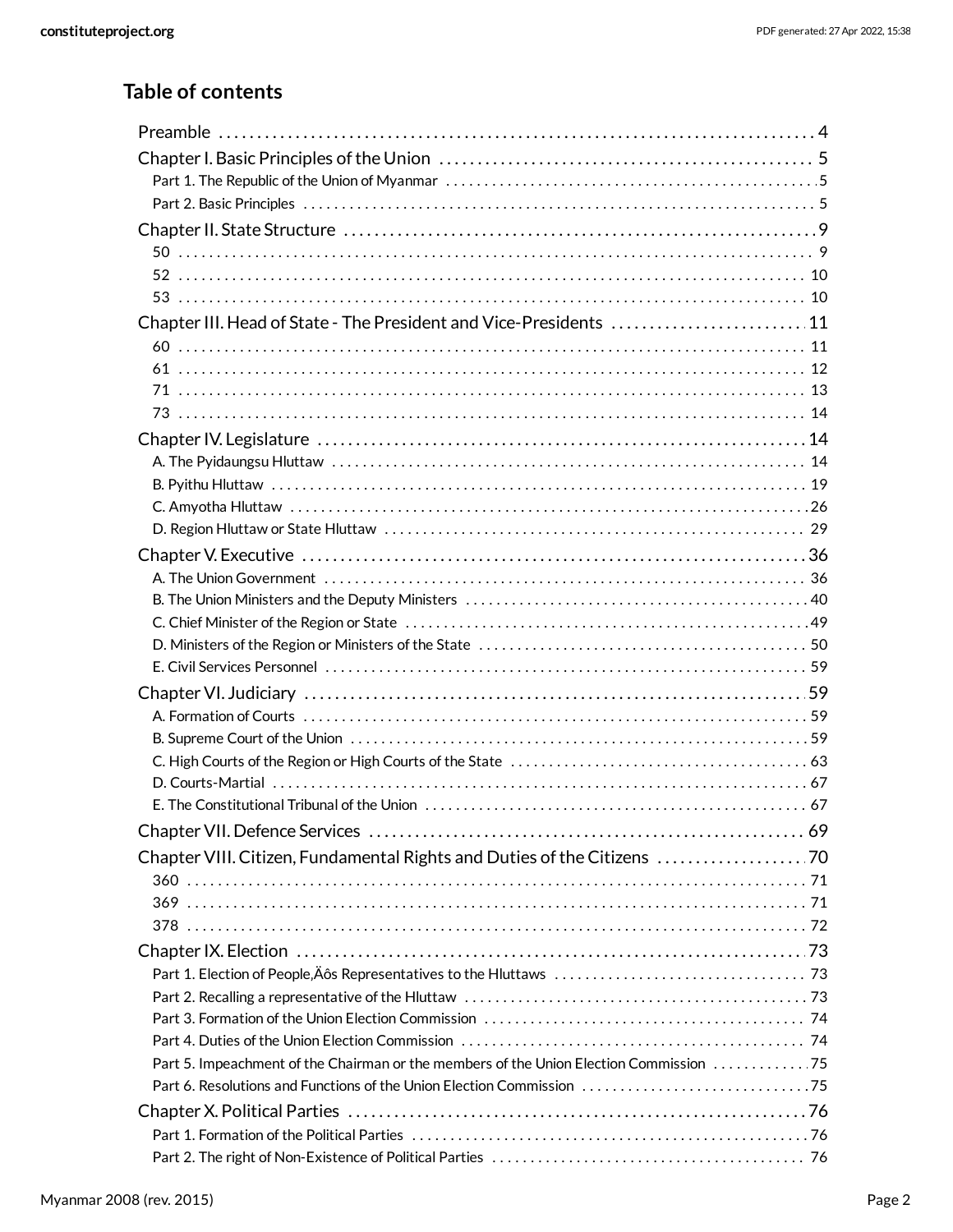## Table of contents

Preamble . . . . . . . . . . 4

Chapter I. Basic Principles of the Union . . . . . . . . . . 5
- Part 1. The Republic of the Union of Myanmar . . . . . . . . . . 5
- Part 2. Basic Principles . . . . . . . . . . 5

Chapter II. State Structure . . . . . . . . . . 9
- 50 . . . . . . . . . . 9
- 52 . . . . . . . . . . 10
- 53 . . . . . . . . . . 10

Chapter III. Head of State - The President and Vice-Presidents . . . . . . . . . . 11
- 60 . . . . . . . . . . 11
- 61 . . . . . . . . . . 12
- 71 . . . . . . . . . . 13
- 73 . . . . . . . . . . 14

Chapter IV. Legislature . . . . . . . . . . 14
- A. The Pyidaungsu Hluttaw . . . . . . . . . . 14
- B. Pyithu Hluttaw . . . . . . . . . . 19
- C. Amyotha Hluttaw . . . . . . . . . . 26
- D. Region Hluttaw or State Hluttaw . . . . . . . . . . 29

Chapter V. Executive . . . . . . . . . . 36
- A. The Union Government . . . . . . . . . . 36
- B. The Union Ministers and the Deputy Ministers . . . . . . . . . . 40
- C. Chief Minister of the Region or State . . . . . . . . . . 49
- D. Ministers of the Region or Ministers of the State . . . . . . . . . . 50
- E. Civil Services Personnel . . . . . . . . . . 59

Chapter VI. Judiciary . . . . . . . . . . 59
- A. Formation of Courts . . . . . . . . . . 59
- B. Supreme Court of the Union . . . . . . . . . . 59
- C. High Courts of the Region or High Courts of the State . . . . . . . . . . 63
- D. Courts-Martial . . . . . . . . . . 67
- E. The Constitutional Tribunal of the Union . . . . . . . . . . 67

Chapter VII. Defence Services . . . . . . . . . . 69

Chapter VIII. Citizen, Fundamental Rights and Duties of the Citizens . . . . . . . . . . 70
- 360 . . . . . . . . . . 71
- 369 . . . . . . . . . . 71
- 378 . . . . . . . . . . 72

Chapter IX. Election . . . . . . . . . . 73
- Part 1. Election of People‚Äôs Representatives to the Hluttaws . . . . . . . . . . 73
- Part 2. Recalling a representative of the Hluttaw . . . . . . . . . . 73
- Part 3. Formation of the Union Election Commission . . . . . . . . . . 74
- Part 4. Duties of the Union Election Commission . . . . . . . . . . 74
- Part 5. Impeachment of the Chairman or the members of the Union Election Commission . . . . . . . . . . 75
- Part 6. Resolutions and Functions of the Union Election Commission . . . . . . . . . . 75

Chapter X. Political Parties . . . . . . . . . . 76
- Part 1. Formation of the Political Parties . . . . . . . . . . 76
- Part 2. The right of Non-Existence of Political Parties . . . . . . . . . . 76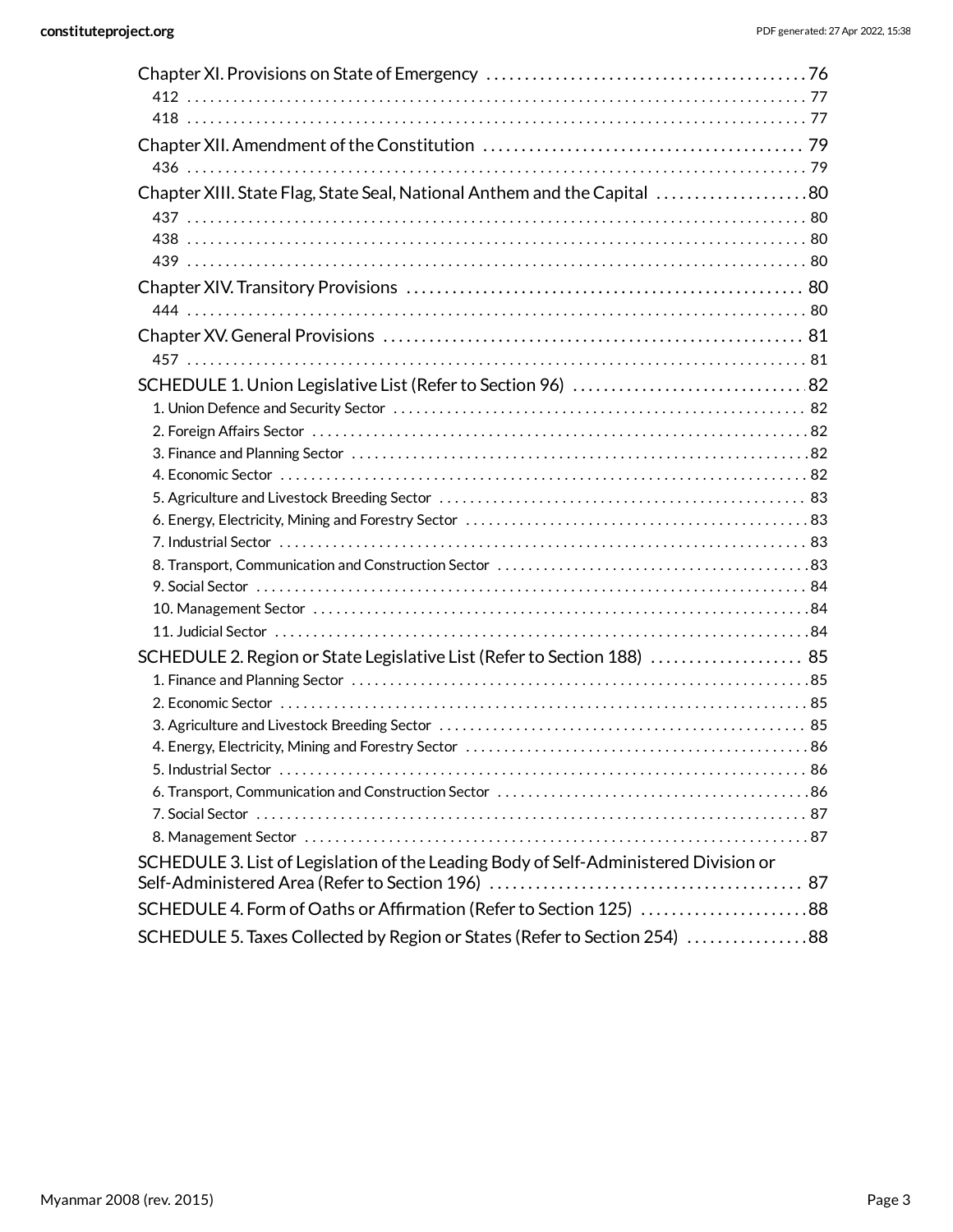Chapter XI. Provisions on State of Emergency ..... 76
- 412 ..... 77
- 418 ..... 77

Chapter XII. Amendment of the Constitution ..... 79
- 436 ..... 79

Chapter XIII. State Flag, State Seal, National Anthem and the Capital ..... 80
- 437 ..... 80
- 438 ..... 80
- 439 ..... 80

Chapter XIV. Transitory Provisions ..... 80
- 444 ..... 80

Chapter XV. General Provisions ..... 81
- 457 ..... 81

SCHEDULE 1. Union Legislative List (Refer to Section 96) ..... 82
- 1. Union Defence and Security Sector ..... 82
- 2. Foreign Affairs Sector ..... 82
- 3. Finance and Planning Sector ..... 82
- 4. Economic Sector ..... 82
- 5. Agriculture and Livestock Breeding Sector ..... 83
- 6. Energy, Electricity, Mining and Forestry Sector ..... 83
- 7. Industrial Sector ..... 83
- 8. Transport, Communication and Construction Sector ..... 83
- 9. Social Sector ..... 84
- 10. Management Sector ..... 84
- 11. Judicial Sector ..... 84

SCHEDULE 2. Region or State Legislative List (Refer to Section 188) ..... 85
- 1. Finance and Planning Sector ..... 85
- 2. Economic Sector ..... 85
- 3. Agriculture and Livestock Breeding Sector ..... 85
- 4. Energy, Electricity, Mining and Forestry Sector ..... 86
- 5. Industrial Sector ..... 86
- 6. Transport, Communication and Construction Sector ..... 86
- 7. Social Sector ..... 87
- 8. Management Sector ..... 87

SCHEDULE 3. List of Legislation of the Leading Body of Self-Administered Division or Self-Administered Area (Refer to Section 196) ..... 87

SCHEDULE 4. Form of Oaths or Affirmation (Refer to Section 125) ..... 88

SCHEDULE 5. Taxes Collected by Region or States (Refer to Section 254) ..... 88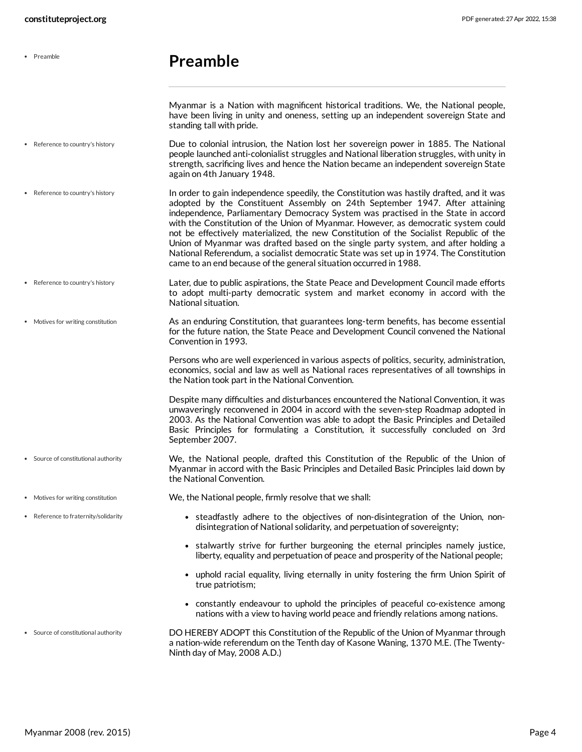# Preamble

Myanmar is a Nation with magnificent historical traditions. We, the National people, have been living in unity and oneness, setting up an independent sovereign State and standing tall with pride.

Due to colonial intrusion, the Nation lost her sovereign power in 1885. The National people launched anti-colonialist struggles and National liberation struggles, with unity in strength, sacrificing lives and hence the Nation became an independent sovereign State again on 4th January 1948.

In order to gain independence speedily, the Constitution was hastily drafted, and it was adopted by the Constituent Assembly on 24th September 1947. After attaining independence, Parliamentary Democracy System was practised in the State in accord with the Constitution of the Union of Myanmar. However, as democratic system could not be effectively materialized, the new Constitution of the Socialist Republic of the Union of Myanmar was drafted based on the single party system, and after holding a National Referendum, a socialist democratic State was set up in 1974. The Constitution came to an end because of the general situation occurred in 1988.

Later, due to public aspirations, the State Peace and Development Council made efforts to adopt multi-party democratic system and market economy in accord with the National situation.

As an enduring Constitution, that guarantees long-term benefits, has become essential for the future nation, the State Peace and Development Council convened the National Convention in 1993.

Persons who are well experienced in various aspects of politics, security, administration, economics, social and law as well as National races representatives of all townships in the Nation took part in the National Convention.

Despite many difficulties and disturbances encountered the National Convention, it was unwaveringly reconvened in 2004 in accord with the seven-step Roadmap adopted in 2003. As the National Convention was able to adopt the Basic Principles and Detailed Basic Principles for formulating a Constitution, it successfully concluded on 3rd September 2007.

We, the National people, drafted this Constitution of the Republic of the Union of Myanmar in accord with the Basic Principles and Detailed Basic Principles laid down by the National Convention.

We, the National people, firmly resolve that we shall:

- steadfastly adhere to the objectives of non-disintegration of the Union, non-disintegration of National solidarity, and perpetuation of sovereignty;
- stalwartly strive for further burgeoning the eternal principles namely justice, liberty, equality and perpetuation of peace and prosperity of the National people;
- uphold racial equality, living eternally in unity fostering the firm Union Spirit of true patriotism;
- constantly endeavour to uphold the principles of peaceful co-existence among nations with a view to having world peace and friendly relations among nations.

DO HEREBY ADOPT this Constitution of the Republic of the Union of Myanmar through a nation-wide referendum on the Tenth day of Kasone Waning, 1370 M.E. (The Twenty-Ninth day of May, 2008 A.D.)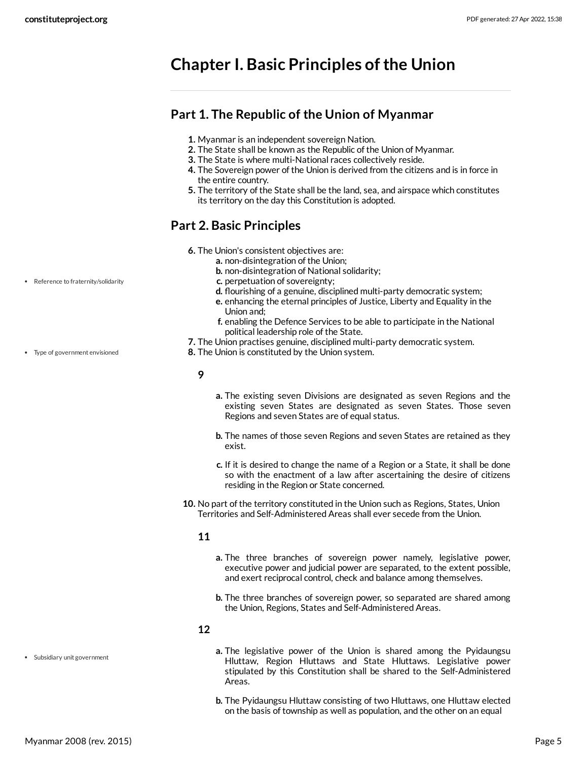# Chapter I. Basic Principles of the Union

## Part 1. The Republic of the Union of Myanmar

1. Myanmar is an independent sovereign Nation.
2. The State shall be known as the Republic of the Union of Myanmar.
3. The State is where multi-National races collectively reside.
4. The Sovereign power of the Union is derived from the citizens and is in force in the entire country.
5. The territory of the State shall be the land, sea, and airspace which constitutes its territory on the day this Constitution is adopted.

## Part 2. Basic Principles

6. The Union's consistent objectives are:
   a. non-disintegration of the Union;
   b. non-disintegration of National solidarity;
   c. perpetuation of sovereignty;
   d. flourishing of a genuine, disciplined multi-party democratic system;
   e. enhancing the eternal principles of Justice, Liberty and Equality in the Union and;
   f. enabling the Defence Services to be able to participate in the National political leadership role of the State.
7. The Union practises genuine, disciplined multi-party democratic system.
8. The Union is constituted by the Union system.

**9**

a. The existing seven Divisions are designated as seven Regions and the existing seven States are designated as seven States. Those seven Regions and seven States are of equal status.

b. The names of those seven Regions and seven States are retained as they exist.

c. If it is desired to change the name of a Region or a State, it shall be done so with the enactment of a law after ascertaining the desire of citizens residing in the Region or State concerned.

10. No part of the territory constituted in the Union such as Regions, States, Union Territories and Self-Administered Areas shall ever secede from the Union.

**11**

a. The three branches of sovereign power namely, legislative power, executive power and judicial power are separated, to the extent possible, and exert reciprocal control, check and balance among themselves.

b. The three branches of sovereign power, so separated are shared among the Union, Regions, States and Self-Administered Areas.

**12**

a. The legislative power of the Union is shared among the Pyidaungsu Hluttaw, Region Hluttaws and State Hluttaws. Legislative power stipulated by this Constitution shall be shared to the Self-Administered Areas.

b. The Pyidaungsu Hluttaw consisting of two Hluttaws, one Hluttaw elected on the basis of township as well as population, and the other on an equal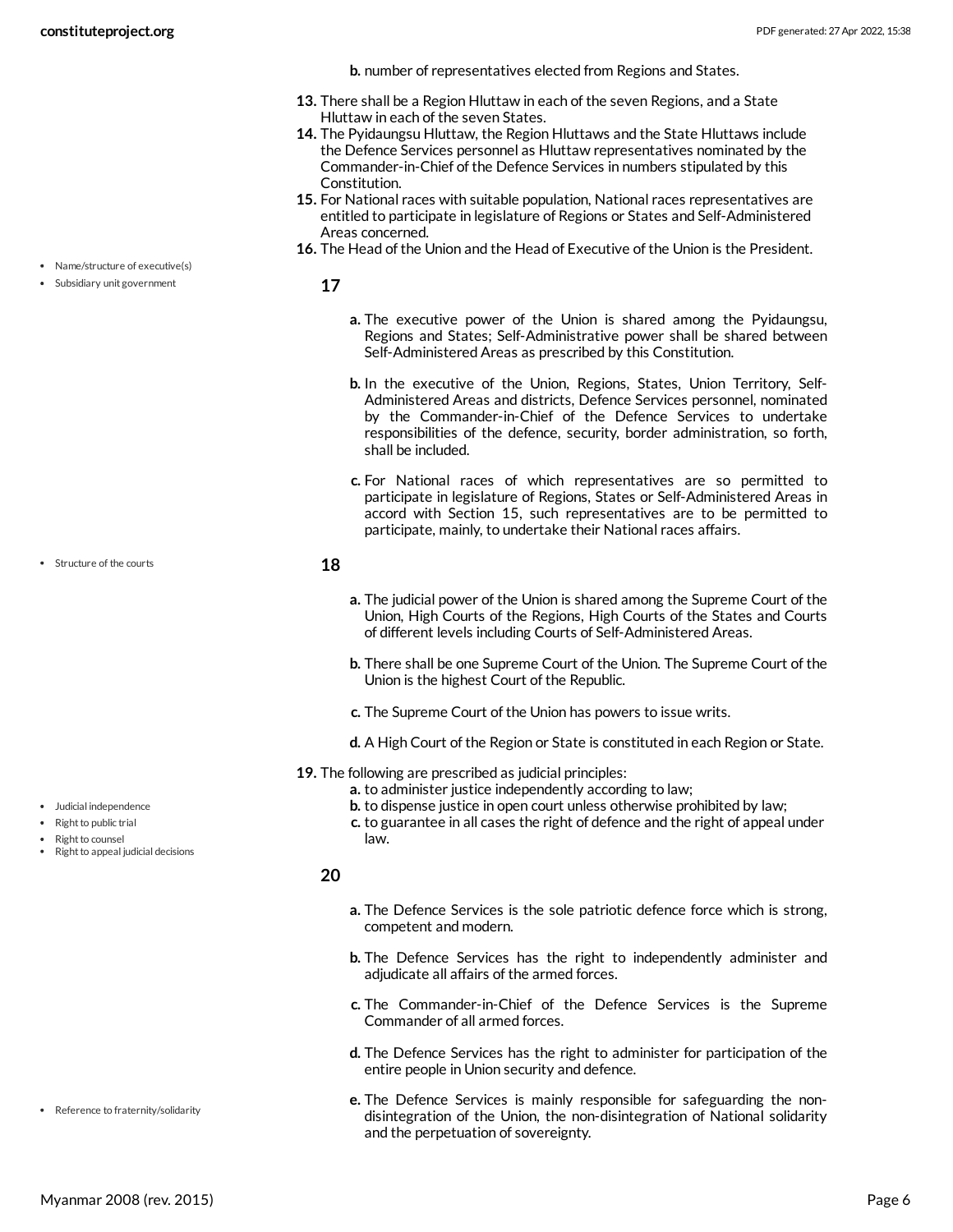b. number of representatives elected from Regions and States.

13. There shall be a Region Hluttaw in each of the seven Regions, and a State Hluttaw in each of the seven States.
14. The Pyidaungsu Hluttaw, the Region Hluttaws and the State Hluttaws include the Defence Services personnel as Hluttaw representatives nominated by the Commander-in-Chief of the Defence Services in numbers stipulated by this Constitution.
15. For National races with suitable population, National races representatives are entitled to participate in legislature of Regions or States and Self-Administered Areas concerned.
16. The Head of the Union and the Head of Executive of the Union is the President.

- Name/structure of executive(s)
- Subsidiary unit government

**17**

a. The executive power of the Union is shared among the Pyidaungsu, Regions and States; Self-Administrative power shall be shared between Self-Administered Areas as prescribed by this Constitution.

b. In the executive of the Union, Regions, States, Union Territory, Self-Administered Areas and districts, Defence Services personnel, nominated by the Commander-in-Chief of the Defence Services to undertake responsibilities of the defence, security, border administration, so forth, shall be included.

c. For National races of which representatives are so permitted to participate in legislature of Regions, States or Self-Administered Areas in accord with Section 15, such representatives are to be permitted to participate, mainly, to undertake their National races affairs.

- Structure of the courts

**18**

a. The judicial power of the Union is shared among the Supreme Court of the Union, High Courts of the Regions, High Courts of the States and Courts of different levels including Courts of Self-Administered Areas.

b. There shall be one Supreme Court of the Union. The Supreme Court of the Union is the highest Court of the Republic.

c. The Supreme Court of the Union has powers to issue writs.

d. A High Court of the Region or State is constituted in each Region or State.

- Judicial independence
- Right to public trial
- Right to counsel
- Right to appeal judicial decisions

19. The following are prescribed as judicial principles:
    a. to administer justice independently according to law;
    b. to dispense justice in open court unless otherwise prohibited by law;
    c. to guarantee in all cases the right of defence and the right of appeal under law.

**20**

a. The Defence Services is the sole patriotic defence force which is strong, competent and modern.

b. The Defence Services has the right to independently administer and adjudicate all affairs of the armed forces.

c. The Commander-in-Chief of the Defence Services is the Supreme Commander of all armed forces.

d. The Defence Services has the right to administer for participation of the entire people in Union security and defence.

- Reference to fraternity/solidarity

e. The Defence Services is mainly responsible for safeguarding the non-disintegration of the Union, the non-disintegration of National solidarity and the perpetuation of sovereignty.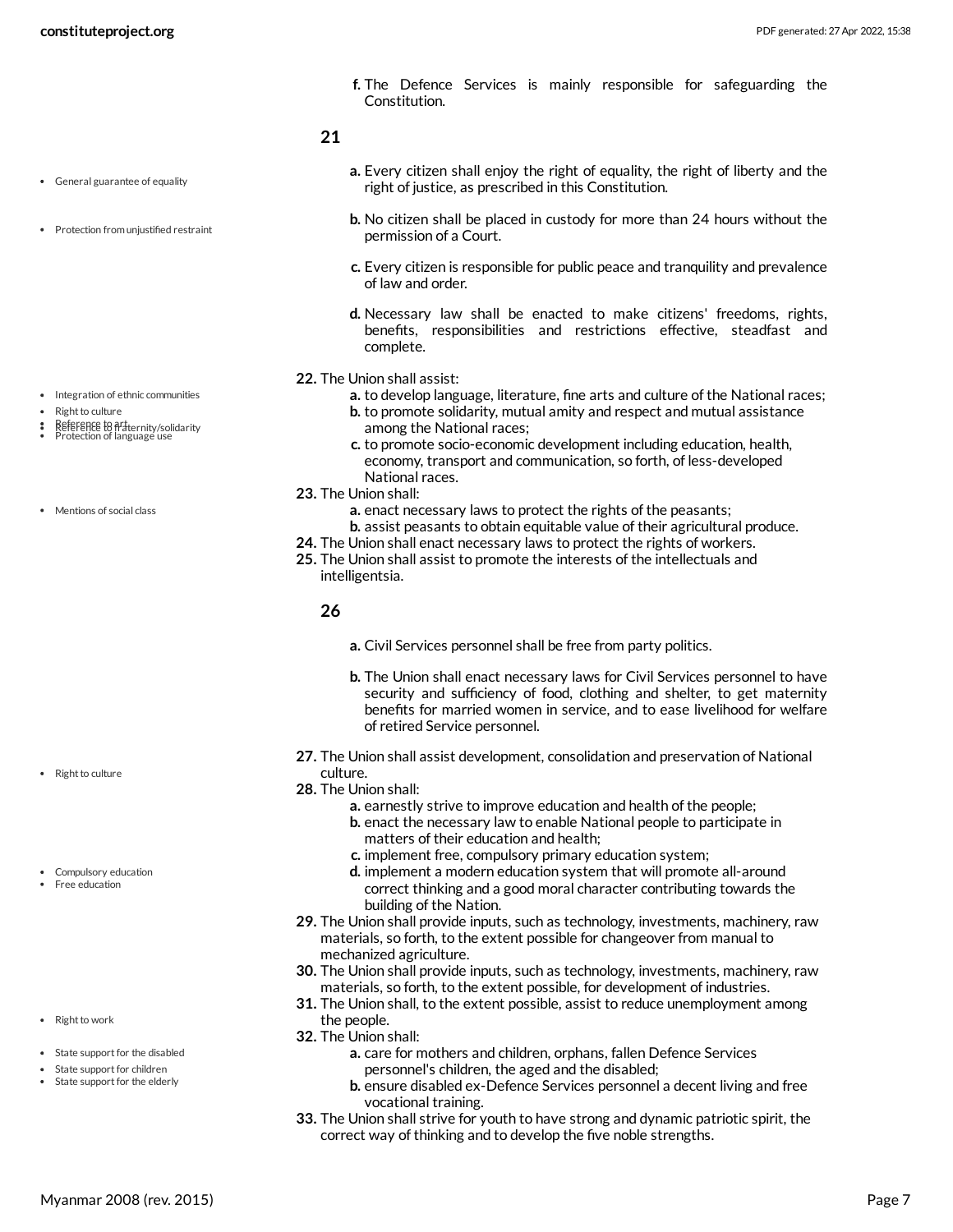f. The Defence Services is mainly responsible for safeguarding the Constitution.

### 21

- General guarantee of equality
- Protection from unjustified restraint

a. Every citizen shall enjoy the right of equality, the right of liberty and the right of justice, as prescribed in this Constitution.

b. No citizen shall be placed in custody for more than 24 hours without the permission of a Court.

c. Every citizen is responsible for public peace and tranquility and prevalence of law and order.

d. Necessary law shall be enacted to make citizens' freedoms, rights, benefits, responsibilities and restrictions effective, steadfast and complete.

- Integration of ethnic communities
- Right to culture
- Reference to art
- Reference to fraternity/solidarity
- Protection of language use

**22.** The Union shall assist:

a. to develop language, literature, fine arts and culture of the National races;

b. to promote solidarity, mutual amity and respect and mutual assistance among the National races;

c. to promote socio-economic development including education, health, economy, transport and communication, so forth, of less-developed National races.

- Mentions of social class

**23.** The Union shall:

a. enact necessary laws to protect the rights of the peasants;

b. assist peasants to obtain equitable value of their agricultural produce.

**24.** The Union shall enact necessary laws to protect the rights of workers.

**25.** The Union shall assist to promote the interests of the intellectuals and intelligentsia.

### 26

a. Civil Services personnel shall be free from party politics.

b. The Union shall enact necessary laws for Civil Services personnel to have security and sufficiency of food, clothing and shelter, to get maternity benefits for married women in service, and to ease livelihood for welfare of retired Service personnel.

- Right to culture

**27.** The Union shall assist development, consolidation and preservation of National culture.

**28.** The Union shall:

a. earnestly strive to improve education and health of the people;

b. enact the necessary law to enable National people to participate in matters of their education and health;

- Compulsory education
- Free education

c. implement free, compulsory primary education system;

d. implement a modern education system that will promote all-around correct thinking and a good moral character contributing towards the building of the Nation.

**29.** The Union shall provide inputs, such as technology, investments, machinery, raw materials, so forth, to the extent possible for changeover from manual to mechanized agriculture.

**30.** The Union shall provide inputs, such as technology, investments, machinery, raw materials, so forth, to the extent possible, for development of industries.

- Right to work

**31.** The Union shall, to the extent possible, assist to reduce unemployment among the people.

- State support for the disabled
- State support for children
- State support for the elderly

**32.** The Union shall:

a. care for mothers and children, orphans, fallen Defence Services personnel's children, the aged and the disabled;

b. ensure disabled ex-Defence Services personnel a decent living and free vocational training.

**33.** The Union shall strive for youth to have strong and dynamic patriotic spirit, the correct way of thinking and to develop the five noble strengths.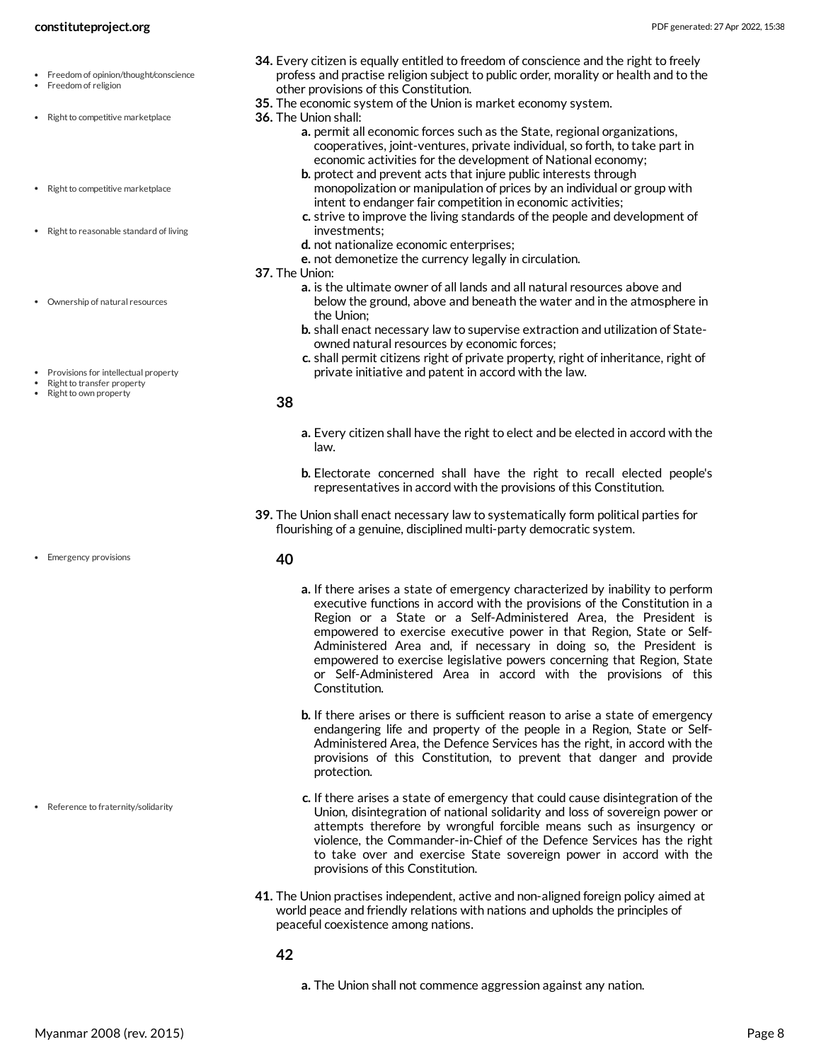- Freedom of opinion/thought/conscience
- Freedom of religion

**34.** Every citizen is equally entitled to freedom of conscience and the right to freely profess and practise religion subject to public order, morality or health and to the other provisions of this Constitution.

- Right to competitive marketplace

**35.** The economic system of the Union is market economy system.

**36.** The Union shall:

- **a.** permit all economic forces such as the State, regional organizations, cooperatives, joint-ventures, private individual, so forth, to take part in economic activities for the development of National economy;
- **b.** protect and prevent acts that injure public interests through monopolization or manipulation of prices by an individual or group with intent to endanger fair competition in economic activities;
- **c.** strive to improve the living standards of the people and development of investments;
- **d.** not nationalize economic enterprises;
- **e.** not demonetize the currency legally in circulation.

- Right to competitive marketplace
- Right to reasonable standard of living

**37.** The Union:

- **a.** is the ultimate owner of all lands and all natural resources above and below the ground, above and beneath the water and in the atmosphere in the Union;
- **b.** shall enact necessary law to supervise extraction and utilization of State-owned natural resources by economic forces;
- **c.** shall permit citizens right of private property, right of inheritance, right of private initiative and patent in accord with the law.

- Ownership of natural resources
- Provisions for intellectual property
- Right to transfer property
- Right to own property

### 38

- **a.** Every citizen shall have the right to elect and be elected in accord with the law.
- **b.** Electorate concerned shall have the right to recall elected people's representatives in accord with the provisions of this Constitution.

**39.** The Union shall enact necessary law to systematically form political parties for flourishing of a genuine, disciplined multi-party democratic system.

- Emergency provisions

### 40

- **a.** If there arises a state of emergency characterized by inability to perform executive functions in accord with the provisions of the Constitution in a Region or a State or a Self-Administered Area, the President is empowered to exercise executive power in that Region, State or Self-Administered Area and, if necessary in doing so, the President is empowered to exercise legislative powers concerning that Region, State or Self-Administered Area in accord with the provisions of this Constitution.
- **b.** If there arises or there is sufficient reason to arise a state of emergency endangering life and property of the people in a Region, State or Self-Administered Area, the Defence Services has the right, in accord with the provisions of this Constitution, to prevent that danger and provide protection.
- **c.** If there arises a state of emergency that could cause disintegration of the Union, disintegration of national solidarity and loss of sovereign power or attempts therefore by wrongful forcible means such as insurgency or violence, the Commander-in-Chief of the Defence Services has the right to take over and exercise State sovereign power in accord with the provisions of this Constitution.

- Reference to fraternity/solidarity

**41.** The Union practises independent, active and non-aligned foreign policy aimed at world peace and friendly relations with nations and upholds the principles of peaceful coexistence among nations.

### 42

- **a.** The Union shall not commence aggression against any nation.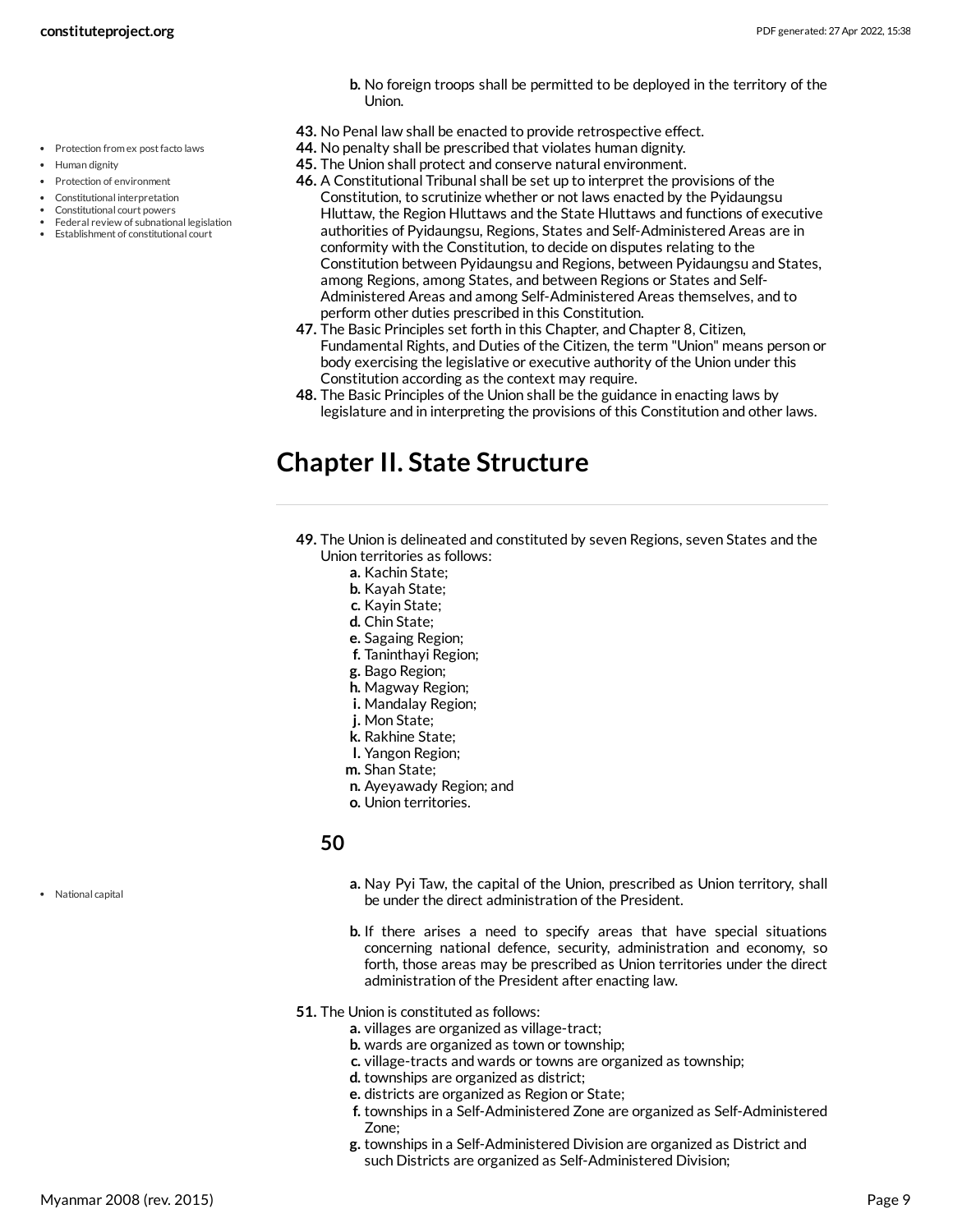b. No foreign troops shall be permitted to be deployed in the territory of the Union.

43. No Penal law shall be enacted to provide retrospective effect.
44. No penalty shall be prescribed that violates human dignity.
45. The Union shall protect and conserve natural environment.
46. A Constitutional Tribunal shall be set up to interpret the provisions of the Constitution, to scrutinize whether or not laws enacted by the Pyidaungsu Hluttaw, the Region Hluttaws and the State Hluttaws and functions of executive authorities of Pyidaungsu, Regions, States and Self-Administered Areas are in conformity with the Constitution, to decide on disputes relating to the Constitution between Pyidaungsu and Regions, between Pyidaungsu and States, among Regions, among States, and between Regions or States and Self-Administered Areas and among Self-Administered Areas themselves, and to perform other duties prescribed in this Constitution.
47. The Basic Principles set forth in this Chapter, and Chapter 8, Citizen, Fundamental Rights, and Duties of the Citizen, the term "Union" means person or body exercising the legislative or executive authority of the Union under this Constitution according as the context may require.
48. The Basic Principles of the Union shall be the guidance in enacting laws by legislature and in interpreting the provisions of this Constitution and other laws.

# Chapter II. State Structure

49. The Union is delineated and constituted by seven Regions, seven States and the Union territories as follows:
    - a. Kachin State;
    - b. Kayah State;
    - c. Kayin State;
    - d. Chin State;
    - e. Sagaing Region;
    - f. Taninthayi Region;
    - g. Bago Region;
    - h. Magway Region;
    - i. Mandalay Region;
    - j. Mon State;
    - k. Rakhine State;
    - l. Yangon Region;
    - m. Shan State;
    - n. Ayeyawady Region; and
    - o. Union territories.

### 50

- a. Nay Pyi Taw, the capital of the Union, prescribed as Union territory, shall be under the direct administration of the President.
- b. If there arises a need to specify areas that have special situations concerning national defence, security, administration and economy, so forth, those areas may be prescribed as Union territories under the direct administration of the President after enacting law.

51. The Union is constituted as follows:
    - a. villages are organized as village-tract;
    - b. wards are organized as town or township;
    - c. village-tracts and wards or towns are organized as township;
    - d. townships are organized as district;
    - e. districts are organized as Region or State;
    - f. townships in a Self-Administered Zone are organized as Self-Administered Zone;
    - g. townships in a Self-Administered Division are organized as District and such Districts are organized as Self-Administered Division;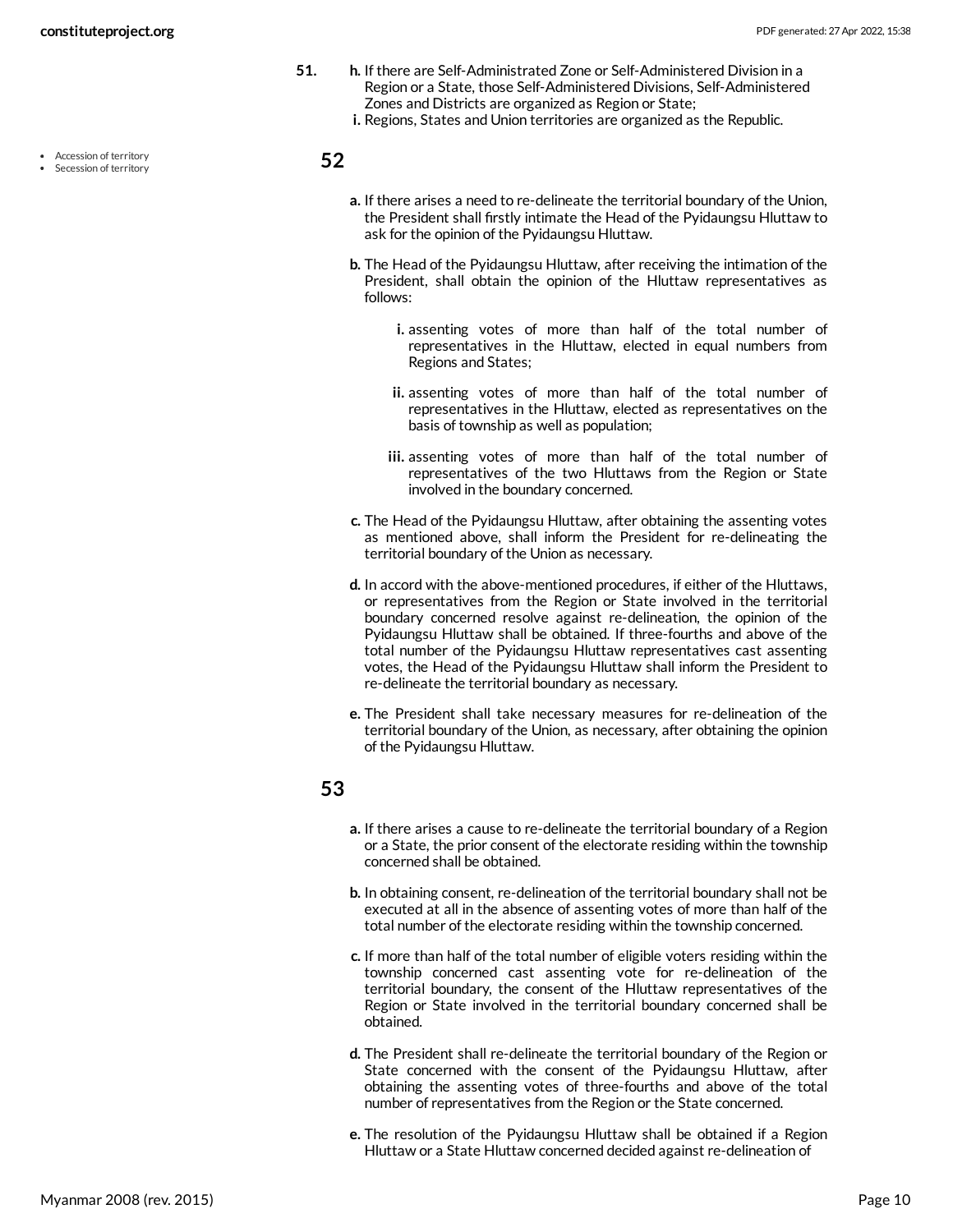51.

h. If there are Self-Administrated Zone or Self-Administered Division in a Region or a State, those Self-Administered Divisions, Self-Administered Zones and Districts are organized as Region or State;

i. Regions, States and Union territories are organized as the Republic.

- Accession of territory
- Secession of territory

## 52

a. If there arises a need to re-delineate the territorial boundary of the Union, the President shall firstly intimate the Head of the Pyidaungsu Hluttaw to ask for the opinion of the Pyidaungsu Hluttaw.

b. The Head of the Pyidaungsu Hluttaw, after receiving the intimation of the President, shall obtain the opinion of the Hluttaw representatives as follows:

  i. assenting votes of more than half of the total number of representatives in the Hluttaw, elected in equal numbers from Regions and States;

  ii. assenting votes of more than half of the total number of representatives in the Hluttaw, elected as representatives on the basis of township as well as population;

  iii. assenting votes of more than half of the total number of representatives of the two Hluttaws from the Region or State involved in the boundary concerned.

c. The Head of the Pyidaungsu Hluttaw, after obtaining the assenting votes as mentioned above, shall inform the President for re-delineating the territorial boundary of the Union as necessary.

d. In accord with the above-mentioned procedures, if either of the Hluttaws, or representatives from the Region or State involved in the territorial boundary concerned resolve against re-delineation, the opinion of the Pyidaungsu Hluttaw shall be obtained. If three-fourths and above of the total number of the Pyidaungsu Hluttaw representatives cast assenting votes, the Head of the Pyidaungsu Hluttaw shall inform the President to re-delineate the territorial boundary as necessary.

e. The President shall take necessary measures for re-delineation of the territorial boundary of the Union, as necessary, after obtaining the opinion of the Pyidaungsu Hluttaw.

## 53

a. If there arises a cause to re-delineate the territorial boundary of a Region or a State, the prior consent of the electorate residing within the township concerned shall be obtained.

b. In obtaining consent, re-delineation of the territorial boundary shall not be executed at all in the absence of assenting votes of more than half of the total number of the electorate residing within the township concerned.

c. If more than half of the total number of eligible voters residing within the township concerned cast assenting vote for re-delineation of the territorial boundary, the consent of the Hluttaw representatives of the Region or State involved in the territorial boundary concerned shall be obtained.

d. The President shall re-delineate the territorial boundary of the Region or State concerned with the consent of the Pyidaungsu Hluttaw, after obtaining the assenting votes of three-fourths and above of the total number of representatives from the Region or the State concerned.

e. The resolution of the Pyidaungsu Hluttaw shall be obtained if a Region Hluttaw or a State Hluttaw concerned decided against re-delineation of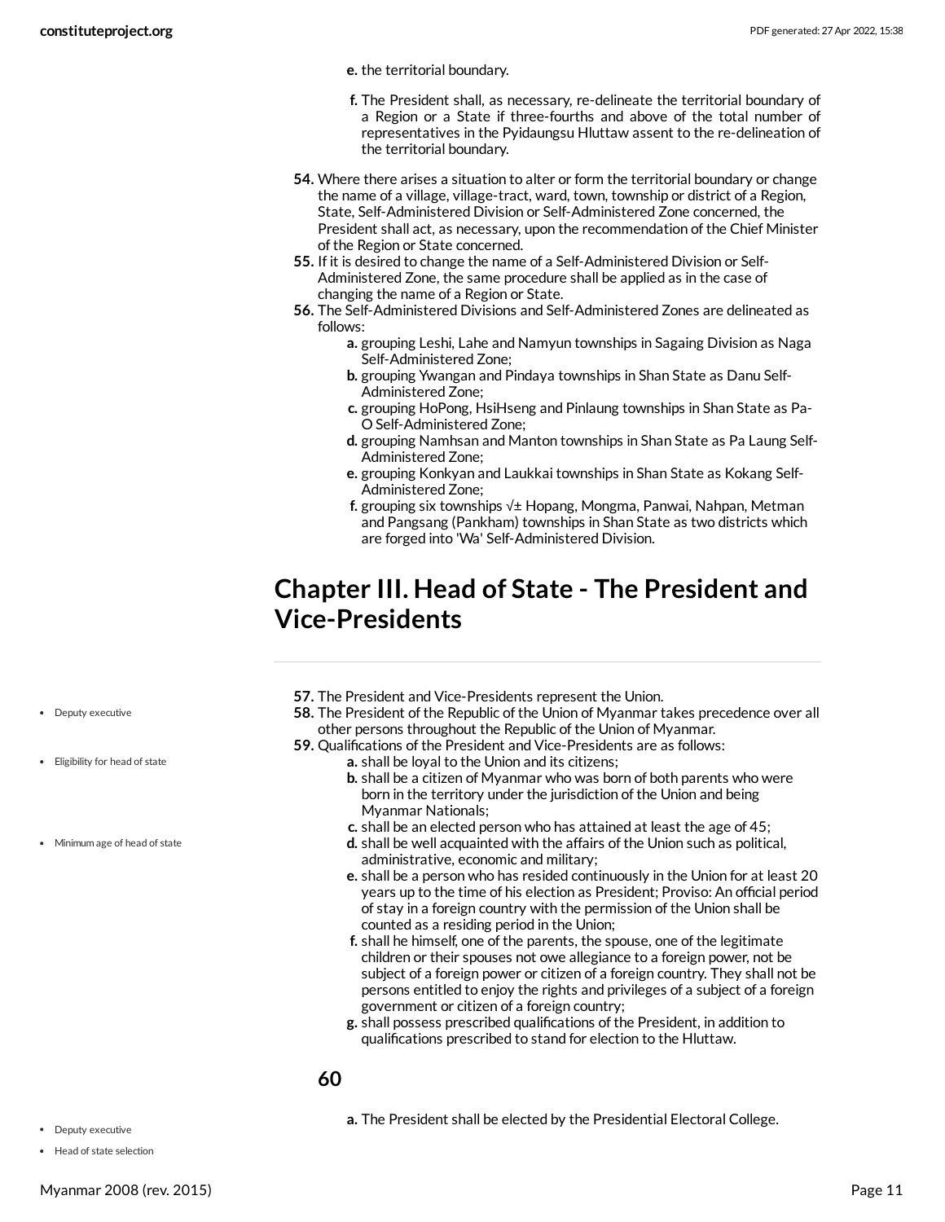e. the territorial boundary.

f. The President shall, as necessary, re-delineate the territorial boundary of a Region or a State if three-fourths and above of the total number of representatives in the Pyidaungsu Hluttaw assent to the re-delineation of the territorial boundary.

54. Where there arises a situation to alter or form the territorial boundary or change the name of a village, village-tract, ward, town, township or district of a Region, State, Self-Administered Division or Self-Administered Zone concerned, the President shall act, as necessary, upon the recommendation of the Chief Minister of the Region or State concerned.

55. If it is desired to change the name of a Self-Administered Division or Self-Administered Zone, the same procedure shall be applied as in the case of changing the name of a Region or State.

56. The Self-Administered Divisions and Self-Administered Zones are delineated as follows:

   a. grouping Leshi, Lahe and Namyun townships in Sagaing Division as Naga Self-Administered Zone;
   b. grouping Ywangan and Pindaya townships in Shan State as Danu Self-Administered Zone;
   c. grouping HoPong, HsiHseng and Pinlaung townships in Shan State as Pa-O Self-Administered Zone;
   d. grouping Namhsan and Manton townships in Shan State as Pa Laung Self-Administered Zone;
   e. grouping Konkyan and Laukkai townships in Shan State as Kokang Self-Administered Zone;
   f. grouping six townships √± Hopang, Mongma, Panwai, Nahpan, Metman and Pangsang (Pankham) townships in Shan State as two districts which are forged into 'Wa' Self-Administered Division.

## Chapter III. Head of State - The President and Vice-Presidents

57. The President and Vice-Presidents represent the Union.

58. The President of the Republic of the Union of Myanmar takes precedence over all other persons throughout the Republic of the Union of Myanmar.

59. Qualifications of the President and Vice-Presidents are as follows:

   a. shall be loyal to the Union and its citizens;
   b. shall be a citizen of Myanmar who was born of both parents who were born in the territory under the jurisdiction of the Union and being Myanmar Nationals;
   c. shall be an elected person who has attained at least the age of 45;
   d. shall be well acquainted with the affairs of the Union such as political, administrative, economic and military;
   e. shall be a person who has resided continuously in the Union for at least 20 years up to the time of his election as President; Proviso: An official period of stay in a foreign country with the permission of the Union shall be counted as a residing period in the Union;
   f. shall he himself, one of the parents, the spouse, one of the legitimate children or their spouses not owe allegiance to a foreign power, not be subject of a foreign power or citizen of a foreign country. They shall not be persons entitled to enjoy the rights and privileges of a subject of a foreign government or citizen of a foreign country;
   g. shall possess prescribed qualifications of the President, in addition to qualifications prescribed to stand for election to the Hluttaw.

### 60

   a. The President shall be elected by the Presidential Electoral College.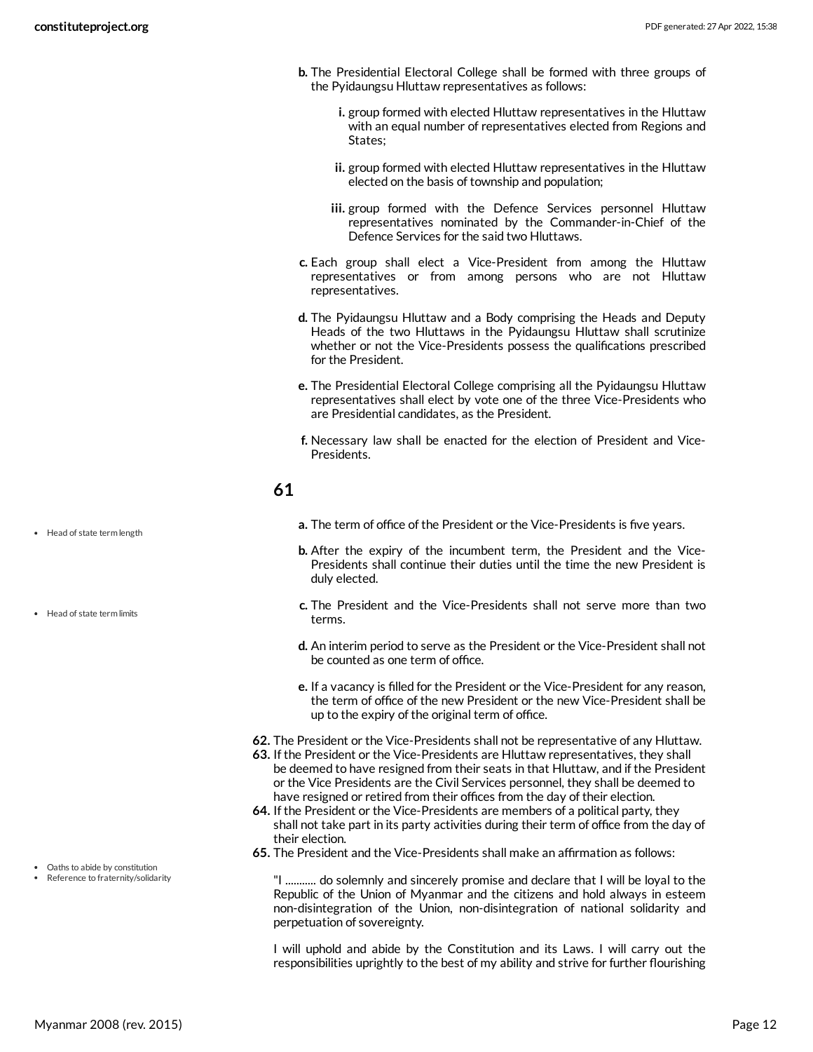b. The Presidential Electoral College shall be formed with three groups of the Pyidaungsu Hluttaw representatives as follows:

   i. group formed with elected Hluttaw representatives in the Hluttaw with an equal number of representatives elected from Regions and States;

   ii. group formed with elected Hluttaw representatives in the Hluttaw elected on the basis of township and population;

   iii. group formed with the Defence Services personnel Hluttaw representatives nominated by the Commander-in-Chief of the Defence Services for the said two Hluttaws.

c. Each group shall elect a Vice-President from among the Hluttaw representatives or from among persons who are not Hluttaw representatives.

d. The Pyidaungsu Hluttaw and a Body comprising the Heads and Deputy Heads of the two Hluttaws in the Pyidaungsu Hluttaw shall scrutinize whether or not the Vice-Presidents possess the qualifications prescribed for the President.

e. The Presidential Electoral College comprising all the Pyidaungsu Hluttaw representatives shall elect by vote one of the three Vice-Presidents who are Presidential candidates, as the President.

f. Necessary law shall be enacted for the election of President and Vice-Presidents.

## 61

- Head of state term length
- Head of state term limits

a. The term of office of the President or the Vice-Presidents is five years.

b. After the expiry of the incumbent term, the President and the Vice-Presidents shall continue their duties until the time the new President is duly elected.

c. The President and the Vice-Presidents shall not serve more than two terms.

d. An interim period to serve as the President or the Vice-President shall not be counted as one term of office.

e. If a vacancy is filled for the President or the Vice-President for any reason, the term of office of the new President or the new Vice-President shall be up to the expiry of the original term of office.

**62.** The President or the Vice-Presidents shall not be representative of any Hluttaw.

**63.** If the President or the Vice-Presidents are Hluttaw representatives, they shall be deemed to have resigned from their seats in that Hluttaw, and if the President or the Vice Presidents are the Civil Services personnel, they shall be deemed to have resigned or retired from their offices from the day of their election.

**64.** If the President or the Vice-Presidents are members of a political party, they shall not take part in its party activities during their term of office from the day of their election.

**65.** The President and the Vice-Presidents shall make an affirmation as follows:

- Oaths to abide by constitution
- Reference to fraternity/solidarity

"I ........... do solemnly and sincerely promise and declare that I will be loyal to the Republic of the Union of Myanmar and the citizens and hold always in esteem non-disintegration of the Union, non-disintegration of national solidarity and perpetuation of sovereignty.

I will uphold and abide by the Constitution and its Laws. I will carry out the responsibilities uprightly to the best of my ability and strive for further flourishing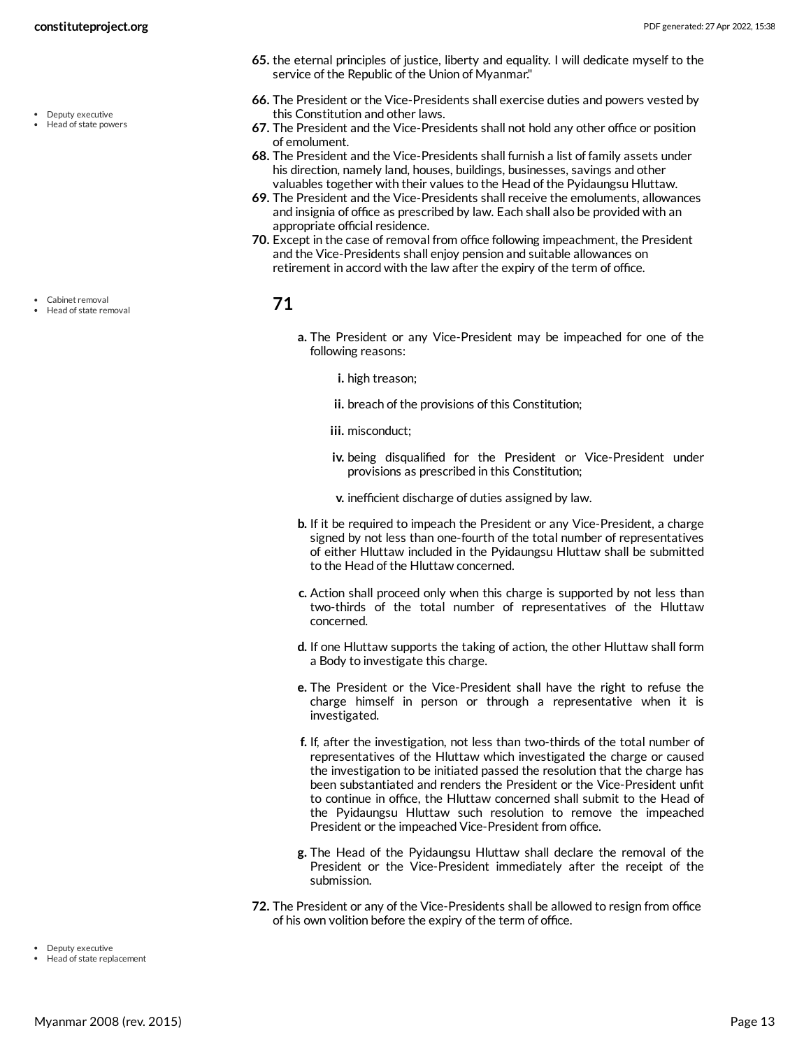65. the eternal principles of justice, liberty and equality. I will dedicate myself to the service of the Republic of the Union of Myanmar."

- Deputy executive
- Head of state powers

66. The President or the Vice-Presidents shall exercise duties and powers vested by this Constitution and other laws.
67. The President and the Vice-Presidents shall not hold any other office or position of emolument.
68. The President and the Vice-Presidents shall furnish a list of family assets under his direction, namely land, houses, buildings, businesses, savings and other valuables together with their values to the Head of the Pyidaungsu Hluttaw.
69. The President and the Vice-Presidents shall receive the emoluments, allowances and insignia of office as prescribed by law. Each shall also be provided with an appropriate official residence.
70. Except in the case of removal from office following impeachment, the President and the Vice-Presidents shall enjoy pension and suitable allowances on retirement in accord with the law after the expiry of the term of office.

- Cabinet removal
- Head of state removal

## 71

a. The President or any Vice-President may be impeached for one of the following reasons:

   i. high treason;

   ii. breach of the provisions of this Constitution;

   iii. misconduct;

   iv. being disqualified for the President or Vice-President under provisions as prescribed in this Constitution;

   v. inefficient discharge of duties assigned by law.

b. If it be required to impeach the President or any Vice-President, a charge signed by not less than one-fourth of the total number of representatives of either Hluttaw included in the Pyidaungsu Hluttaw shall be submitted to the Head of the Hluttaw concerned.

c. Action shall proceed only when this charge is supported by not less than two-thirds of the total number of representatives of the Hluttaw concerned.

d. If one Hluttaw supports the taking of action, the other Hluttaw shall form a Body to investigate this charge.

e. The President or the Vice-President shall have the right to refuse the charge himself in person or through a representative when it is investigated.

f. If, after the investigation, not less than two-thirds of the total number of representatives of the Hluttaw which investigated the charge or caused the investigation to be initiated passed the resolution that the charge has been substantiated and renders the President or the Vice-President unfit to continue in office, the Hluttaw concerned shall submit to the Head of the Pyidaungsu Hluttaw such resolution to remove the impeached President or the impeached Vice-President from office.

g. The Head of the Pyidaungsu Hluttaw shall declare the removal of the President or the Vice-President immediately after the receipt of the submission.

72. The President or any of the Vice-Presidents shall be allowed to resign from office of his own volition before the expiry of the term of office.

- Deputy executive
- Head of state replacement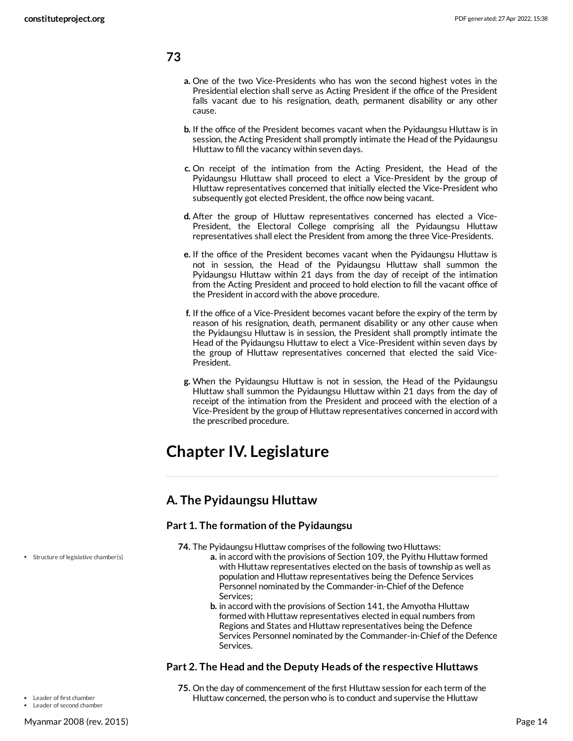**73**

a. One of the two Vice-Presidents who has won the second highest votes in the Presidential election shall serve as Acting President if the office of the President falls vacant due to his resignation, death, permanent disability or any other cause.

b. If the office of the President becomes vacant when the Pyidaungsu Hluttaw is in session, the Acting President shall promptly intimate the Head of the Pyidaungsu Hluttaw to fill the vacancy within seven days.

c. On receipt of the intimation from the Acting President, the Head of the Pyidaungsu Hluttaw shall proceed to elect a Vice-President by the group of Hluttaw representatives concerned that initially elected the Vice-President who subsequently got elected President, the office now being vacant.

d. After the group of Hluttaw representatives concerned has elected a Vice-President, the Electoral College comprising all the Pyidaungsu Hluttaw representatives shall elect the President from among the three Vice-Presidents.

e. If the office of the President becomes vacant when the Pyidaungsu Hluttaw is not in session, the Head of the Pyidaungsu Hluttaw shall summon the Pyidaungsu Hluttaw within 21 days from the day of receipt of the intimation from the Acting President and proceed to hold election to fill the vacant office of the President in accord with the above procedure.

f. If the office of a Vice-President becomes vacant before the expiry of the term by reason of his resignation, death, permanent disability or any other cause when the Pyidaungsu Hluttaw is in session, the President shall promptly intimate the Head of the Pyidaungsu Hluttaw to elect a Vice-President within seven days by the group of Hluttaw representatives concerned that elected the said Vice-President.

g. When the Pyidaungsu Hluttaw is not in session, the Head of the Pyidaungsu Hluttaw shall summon the Pyidaungsu Hluttaw within 21 days from the day of receipt of the intimation from the President and proceed with the election of a Vice-President by the group of Hluttaw representatives concerned in accord with the prescribed procedure.

# Chapter IV. Legislature

## A. The Pyidaungsu Hluttaw

### Part 1. The formation of the Pyidaungsu

- Structure of legislative chamber(s)

**74.** The Pyidaungsu Hluttaw comprises of the following two Hluttaws:

a. in accord with the provisions of Section 109, the Pyithu Hluttaw formed with Hluttaw representatives elected on the basis of township as well as population and Hluttaw representatives being the Defence Services Personnel nominated by the Commander-in-Chief of the Defence Services;

b. in accord with the provisions of Section 141, the Amyotha Hluttaw formed with Hluttaw representatives elected in equal numbers from Regions and States and Hluttaw representatives being the Defence Services Personnel nominated by the Commander-in-Chief of the Defence Services.

### Part 2. The Head and the Deputy Heads of the respective Hluttaws

- Leader of first chamber
- Leader of second chamber

**75.** On the day of commencement of the first Hluttaw session for each term of the Hluttaw concerned, the person who is to conduct and supervise the Hluttaw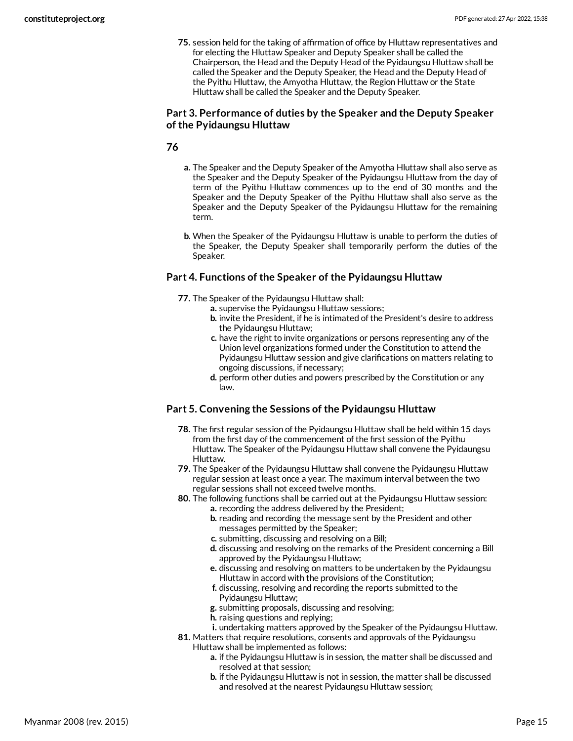75. session held for the taking of affirmation of office by Hluttaw representatives and for electing the Hluttaw Speaker and Deputy Speaker shall be called the Chairperson, the Head and the Deputy Head of the Pyidaungsu Hluttaw shall be called the Speaker and the Deputy Speaker, the Head and the Deputy Head of the Pyithu Hluttaw, the Amyotha Hluttaw, the Region Hluttaw or the State Hluttaw shall be called the Speaker and the Deputy Speaker.

### Part 3. Performance of duties by the Speaker and the Deputy Speaker of the Pyidaungsu Hluttaw

#### 76

- **a.** The Speaker and the Deputy Speaker of the Amyotha Hluttaw shall also serve as the Speaker and the Deputy Speaker of the Pyidaungsu Hluttaw from the day of term of the Pyithu Hluttaw commences up to the end of 30 months and the Speaker and the Deputy Speaker of the Pyithu Hluttaw shall also serve as the Speaker and the Deputy Speaker of the Pyidaungsu Hluttaw for the remaining term.
- **b.** When the Speaker of the Pyidaungsu Hluttaw is unable to perform the duties of the Speaker, the Deputy Speaker shall temporarily perform the duties of the Speaker.

### Part 4. Functions of the Speaker of the Pyidaungsu Hluttaw

**77.** The Speaker of the Pyidaungsu Hluttaw shall:

- **a.** supervise the Pyidaungsu Hluttaw sessions;
- **b.** invite the President, if he is intimated of the President's desire to address the Pyidaungsu Hluttaw;
- **c.** have the right to invite organizations or persons representing any of the Union level organizations formed under the Constitution to attend the Pyidaungsu Hluttaw session and give clarifications on matters relating to ongoing discussions, if necessary;
- **d.** perform other duties and powers prescribed by the Constitution or any law.

### Part 5. Convening the Sessions of the Pyidaungsu Hluttaw

**78.** The first regular session of the Pyidaungsu Hluttaw shall be held within 15 days from the first day of the commencement of the first session of the Pyithu Hluttaw. The Speaker of the Pyidaungsu Hluttaw shall convene the Pyidaungsu Hluttaw.

**79.** The Speaker of the Pyidaungsu Hluttaw shall convene the Pyidaungsu Hluttaw regular session at least once a year. The maximum interval between the two regular sessions shall not exceed twelve months.

**80.** The following functions shall be carried out at the Pyidaungsu Hluttaw session:

- **a.** recording the address delivered by the President;
- **b.** reading and recording the message sent by the President and other messages permitted by the Speaker;
- **c.** submitting, discussing and resolving on a Bill;
- **d.** discussing and resolving on the remarks of the President concerning a Bill approved by the Pyidaungsu Hluttaw;
- **e.** discussing and resolving on matters to be undertaken by the Pyidaungsu Hluttaw in accord with the provisions of the Constitution;
- **f.** discussing, resolving and recording the reports submitted to the Pyidaungsu Hluttaw;
- **g.** submitting proposals, discussing and resolving;
- **h.** raising questions and replying;
- **i.** undertaking matters approved by the Speaker of the Pyidaungsu Hluttaw.

**81.** Matters that require resolutions, consents and approvals of the Pyidaungsu Hluttaw shall be implemented as follows:

- **a.** if the Pyidaungsu Hluttaw is in session, the matter shall be discussed and resolved at that session;
- **b.** if the Pyidaungsu Hluttaw is not in session, the matter shall be discussed and resolved at the nearest Pyidaungsu Hluttaw session;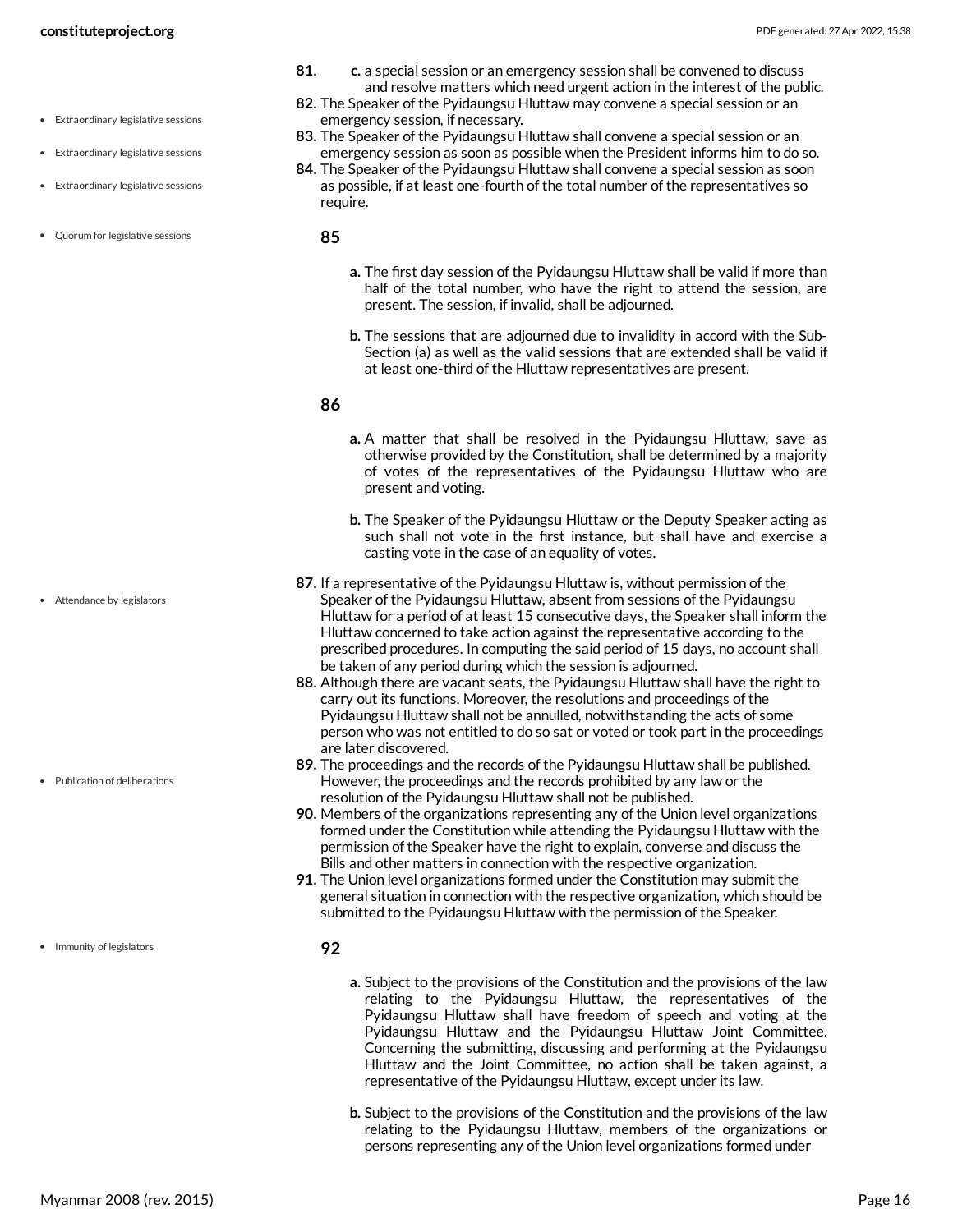81. c. a special session or an emergency session shall be convened to discuss and resolve matters which need urgent action in the interest of the public.

82. The Speaker of the Pyidaungsu Hluttaw may convene a special session or an emergency session, if necessary.

83. The Speaker of the Pyidaungsu Hluttaw shall convene a special session or an emergency session as soon as possible when the President informs him to do so.

84. The Speaker of the Pyidaungsu Hluttaw shall convene a special session as soon as possible, if at least one-fourth of the total number of the representatives so require.

**85**

a. The first day session of the Pyidaungsu Hluttaw shall be valid if more than half of the total number, who have the right to attend the session, are present. The session, if invalid, shall be adjourned.

b. The sessions that are adjourned due to invalidity in accord with the Sub-Section (a) as well as the valid sessions that are extended shall be valid if at least one-third of the Hluttaw representatives are present.

**86**

a. A matter that shall be resolved in the Pyidaungsu Hluttaw, save as otherwise provided by the Constitution, shall be determined by a majority of votes of the representatives of the Pyidaungsu Hluttaw who are present and voting.

b. The Speaker of the Pyidaungsu Hluttaw or the Deputy Speaker acting as such shall not vote in the first instance, but shall have and exercise a casting vote in the case of an equality of votes.

87. If a representative of the Pyidaungsu Hluttaw is, without permission of the Speaker of the Pyidaungsu Hluttaw, absent from sessions of the Pyidaungsu Hluttaw for a period of at least 15 consecutive days, the Speaker shall inform the Hluttaw concerned to take action against the representative according to the prescribed procedures. In computing the said period of 15 days, no account shall be taken of any period during which the session is adjourned.

88. Although there are vacant seats, the Pyidaungsu Hluttaw shall have the right to carry out its functions. Moreover, the resolutions and proceedings of the Pyidaungsu Hluttaw shall not be annulled, notwithstanding the acts of some person who was not entitled to do so sat or voted or took part in the proceedings are later discovered.

89. The proceedings and the records of the Pyidaungsu Hluttaw shall be published. However, the proceedings and the records prohibited by any law or the resolution of the Pyidaungsu Hluttaw shall not be published.

90. Members of the organizations representing any of the Union level organizations formed under the Constitution while attending the Pyidaungsu Hluttaw with the permission of the Speaker have the right to explain, converse and discuss the Bills and other matters in connection with the respective organization.

91. The Union level organizations formed under the Constitution may submit the general situation in connection with the respective organization, which should be submitted to the Pyidaungsu Hluttaw with the permission of the Speaker.

**92**

a. Subject to the provisions of the Constitution and the provisions of the law relating to the Pyidaungsu Hluttaw, the representatives of the Pyidaungsu Hluttaw shall have freedom of speech and voting at the Pyidaungsu Hluttaw and the Pyidaungsu Hluttaw Joint Committee. Concerning the submitting, discussing and performing at the Pyidaungsu Hluttaw and the Joint Committee, no action shall be taken against, a representative of the Pyidaungsu Hluttaw, except under its law.

b. Subject to the provisions of the Constitution and the provisions of the law relating to the Pyidaungsu Hluttaw, members of the organizations or persons representing any of the Union level organizations formed under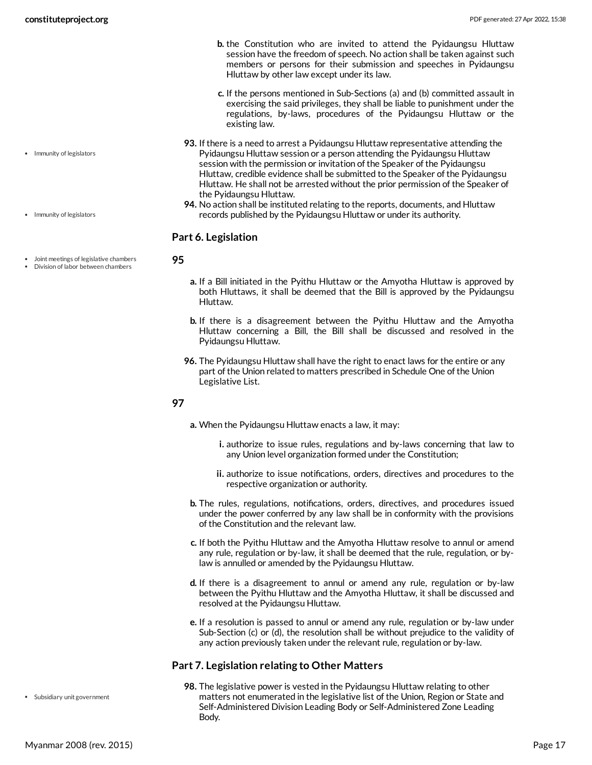b. the Constitution who are invited to attend the Pyidaungsu Hluttaw session have the freedom of speech. No action shall be taken against such members or persons for their submission and speeches in Pyidaungsu Hluttaw by other law except under its law.

c. If the persons mentioned in Sub-Sections (a) and (b) committed assault in exercising the said privileges, they shall be liable to punishment under the regulations, by-laws, procedures of the Pyidaungsu Hluttaw or the existing law.

- Immunity of legislators

**93.** If there is a need to arrest a Pyidaungsu Hluttaw representative attending the Pyidaungsu Hluttaw session or a person attending the Pyidaungsu Hluttaw session with the permission or invitation of the Speaker of the Pyidaungsu Hluttaw, credible evidence shall be submitted to the Speaker of the Pyidaungsu Hluttaw. He shall not be arrested without the prior permission of the Speaker of the Pyidaungsu Hluttaw.

- Immunity of legislators

**94.** No action shall be instituted relating to the reports, documents, and Hluttaw records published by the Pyidaungsu Hluttaw or under its authority.

### Part 6. Legislation

- Joint meetings of legislative chambers
- Division of labor between chambers

**95**

a. If a Bill initiated in the Pyithu Hluttaw or the Amyotha Hluttaw is approved by both Hluttaws, it shall be deemed that the Bill is approved by the Pyidaungsu Hluttaw.

b. If there is a disagreement between the Pyithu Hluttaw and the Amyotha Hluttaw concerning a Bill, the Bill shall be discussed and resolved in the Pyidaungsu Hluttaw.

**96.** The Pyidaungsu Hluttaw shall have the right to enact laws for the entire or any part of the Union related to matters prescribed in Schedule One of the Union Legislative List.

**97**

a. When the Pyidaungsu Hluttaw enacts a law, it may:

i. authorize to issue rules, regulations and by-laws concerning that law to any Union level organization formed under the Constitution;

ii. authorize to issue notifications, orders, directives and procedures to the respective organization or authority.

b. The rules, regulations, notifications, orders, directives, and procedures issued under the power conferred by any law shall be in conformity with the provisions of the Constitution and the relevant law.

c. If both the Pyithu Hluttaw and the Amyotha Hluttaw resolve to annul or amend any rule, regulation or by-law, it shall be deemed that the rule, regulation, or by-law is annulled or amended by the Pyidaungsu Hluttaw.

d. If there is a disagreement to annul or amend any rule, regulation or by-law between the Pyithu Hluttaw and the Amyotha Hluttaw, it shall be discussed and resolved at the Pyidaungsu Hluttaw.

e. If a resolution is passed to annul or amend any rule, regulation or by-law under Sub-Section (c) or (d), the resolution shall be without prejudice to the validity of any action previously taken under the relevant rule, regulation or by-law.

### Part 7. Legislation relating to Other Matters

- Subsidiary unit government

**98.** The legislative power is vested in the Pyidaungsu Hluttaw relating to other matters not enumerated in the legislative list of the Union, Region or State and Self-Administered Division Leading Body or Self-Administered Zone Leading Body.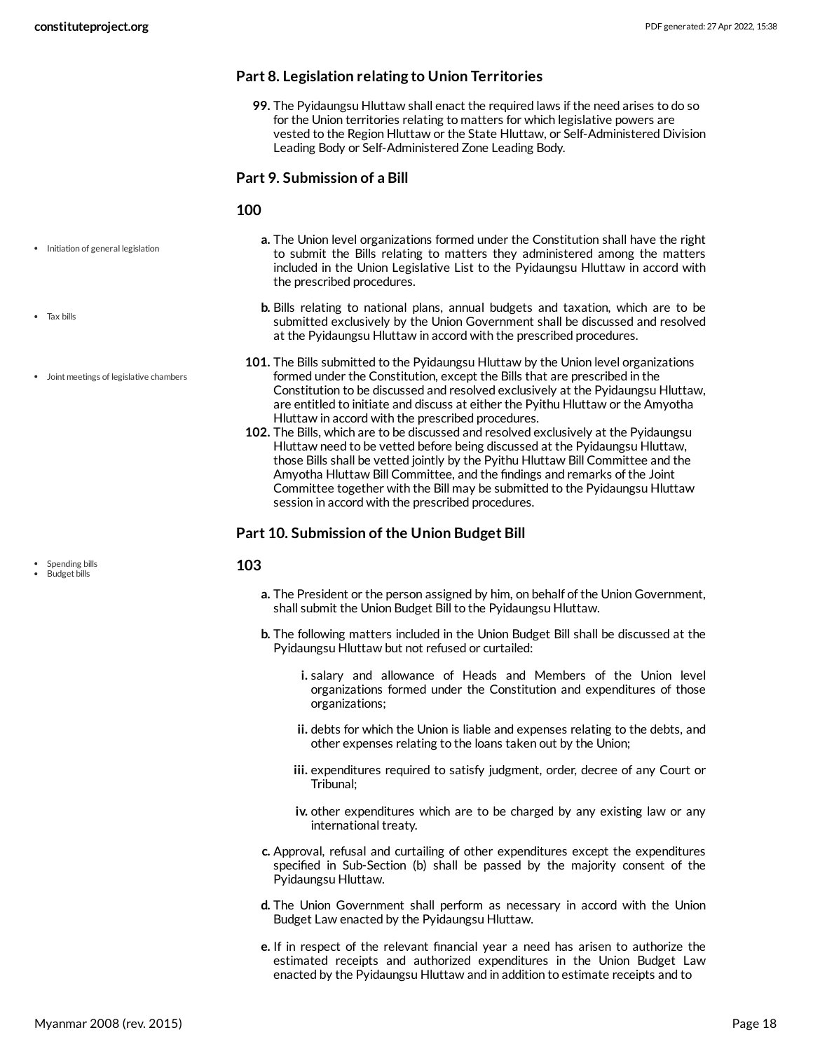## Part 8. Legislation relating to Union Territories

**99.** The Pyidaungsu Hluttaw shall enact the required laws if the need arises to do so for the Union territories relating to matters for which legislative powers are vested to the Region Hluttaw or the State Hluttaw, or Self-Administered Division Leading Body or Self-Administered Zone Leading Body.

## Part 9. Submission of a Bill

### 100

- Initiation of general legislation

**a.** The Union level organizations formed under the Constitution shall have the right to submit the Bills relating to matters they administered among the matters included in the Union Legislative List to the Pyidaungsu Hluttaw in accord with the prescribed procedures.

- Tax bills

**b.** Bills relating to national plans, annual budgets and taxation, which are to be submitted exclusively by the Union Government shall be discussed and resolved at the Pyidaungsu Hluttaw in accord with the prescribed procedures.

- Joint meetings of legislative chambers

**101.** The Bills submitted to the Pyidaungsu Hluttaw by the Union level organizations formed under the Constitution, except the Bills that are prescribed in the Constitution to be discussed and resolved exclusively at the Pyidaungsu Hluttaw, are entitled to initiate and discuss at either the Pyithu Hluttaw or the Amyotha Hluttaw in accord with the prescribed procedures.

**102.** The Bills, which are to be discussed and resolved exclusively at the Pyidaungsu Hluttaw need to be vetted before being discussed at the Pyidaungsu Hluttaw, those Bills shall be vetted jointly by the Pyithu Hluttaw Bill Committee and the Amyotha Hluttaw Bill Committee, and the findings and remarks of the Joint Committee together with the Bill may be submitted to the Pyidaungsu Hluttaw session in accord with the prescribed procedures.

## Part 10. Submission of the Union Budget Bill

- Spending bills
- Budget bills

### 103

**a.** The President or the person assigned by him, on behalf of the Union Government, shall submit the Union Budget Bill to the Pyidaungsu Hluttaw.

**b.** The following matters included in the Union Budget Bill shall be discussed at the Pyidaungsu Hluttaw but not refused or curtailed:

- **i.** salary and allowance of Heads and Members of the Union level organizations formed under the Constitution and expenditures of those organizations;
- **ii.** debts for which the Union is liable and expenses relating to the debts, and other expenses relating to the loans taken out by the Union;
- **iii.** expenditures required to satisfy judgment, order, decree of any Court or Tribunal;
- **iv.** other expenditures which are to be charged by any existing law or any international treaty.

**c.** Approval, refusal and curtailing of other expenditures except the expenditures specified in Sub-Section (b) shall be passed by the majority consent of the Pyidaungsu Hluttaw.

**d.** The Union Government shall perform as necessary in accord with the Union Budget Law enacted by the Pyidaungsu Hluttaw.

**e.** If in respect of the relevant financial year a need has arisen to authorize the estimated receipts and authorized expenditures in the Union Budget Law enacted by the Pyidaungsu Hluttaw and in addition to estimate receipts and to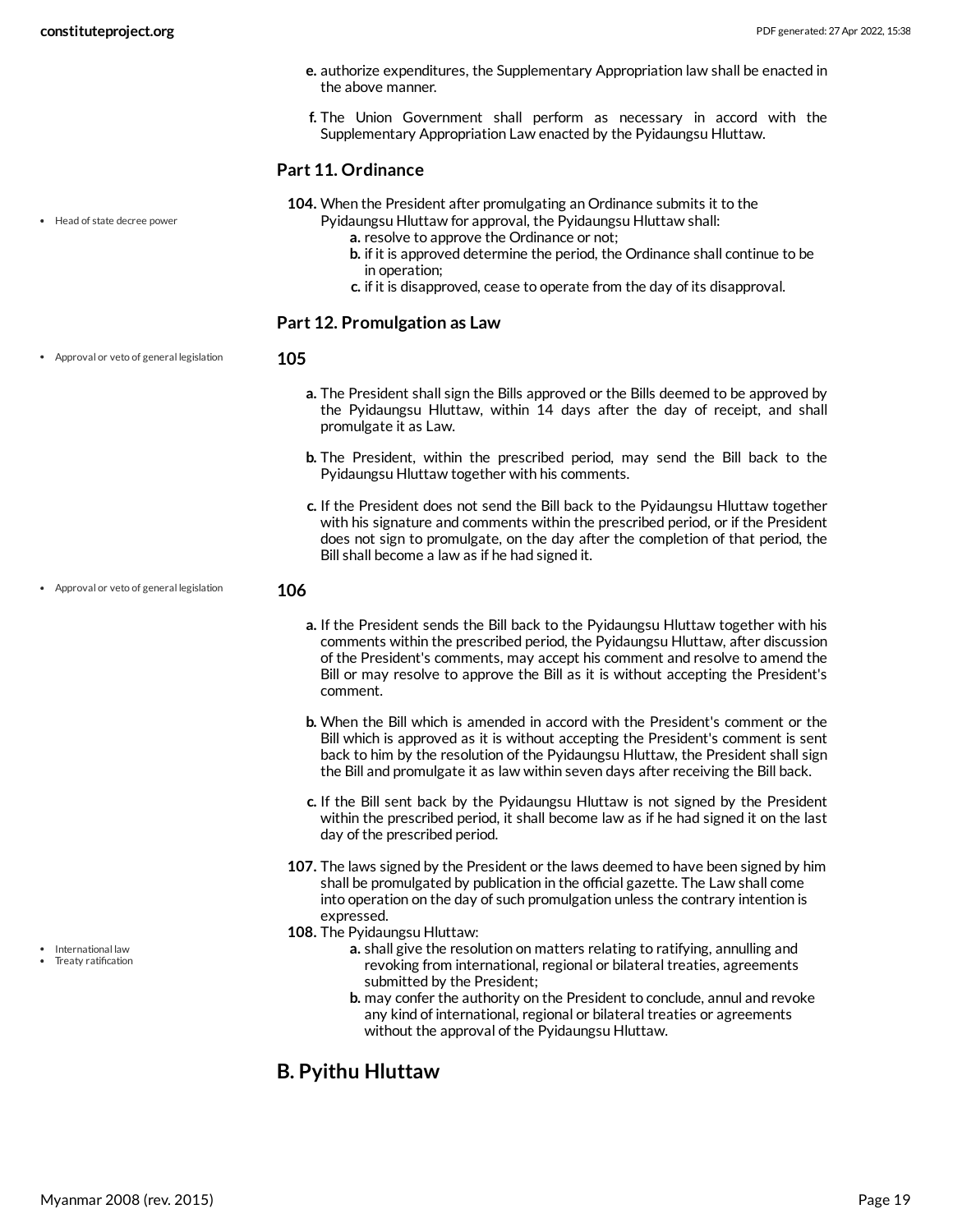e. authorize expenditures, the Supplementary Appropriation law shall be enacted in the above manner.

f. The Union Government shall perform as necessary in accord with the Supplementary Appropriation Law enacted by the Pyidaungsu Hluttaw.

### Part 11. Ordinance

- Head of state decree power

**104.** When the President after promulgating an Ordinance submits it to the Pyidaungsu Hluttaw for approval, the Pyidaungsu Hluttaw shall:

a. resolve to approve the Ordinance or not;

b. if it is approved determine the period, the Ordinance shall continue to be in operation;

c. if it is disapproved, cease to operate from the day of its disapproval.

### Part 12. Promulgation as Law

- Approval or veto of general legislation

**105**

a. The President shall sign the Bills approved or the Bills deemed to be approved by the Pyidaungsu Hluttaw, within 14 days after the day of receipt, and shall promulgate it as Law.

b. The President, within the prescribed period, may send the Bill back to the Pyidaungsu Hluttaw together with his comments.

c. If the President does not send the Bill back to the Pyidaungsu Hluttaw together with his signature and comments within the prescribed period, or if the President does not sign to promulgate, on the day after the completion of that period, the Bill shall become a law as if he had signed it.

- Approval or veto of general legislation

**106**

a. If the President sends the Bill back to the Pyidaungsu Hluttaw together with his comments within the prescribed period, the Pyidaungsu Hluttaw, after discussion of the President's comments, may accept his comment and resolve to amend the Bill or may resolve to approve the Bill as it is without accepting the President's comment.

b. When the Bill which is amended in accord with the President's comment or the Bill which is approved as it is without accepting the President's comment is sent back to him by the resolution of the Pyidaungsu Hluttaw, the President shall sign the Bill and promulgate it as law within seven days after receiving the Bill back.

c. If the Bill sent back by the Pyidaungsu Hluttaw is not signed by the President within the prescribed period, it shall become law as if he had signed it on the last day of the prescribed period.

**107.** The laws signed by the President or the laws deemed to have been signed by him shall be promulgated by publication in the official gazette. The Law shall come into operation on the day of such promulgation unless the contrary intention is expressed.

- International law
- Treaty ratification

**108.** The Pyidaungsu Hluttaw:

a. shall give the resolution on matters relating to ratifying, annulling and revoking from international, regional or bilateral treaties, agreements submitted by the President;

b. may confer the authority on the President to conclude, annul and revoke any kind of international, regional or bilateral treaties or agreements without the approval of the Pyidaungsu Hluttaw.

## B. Pyithu Hluttaw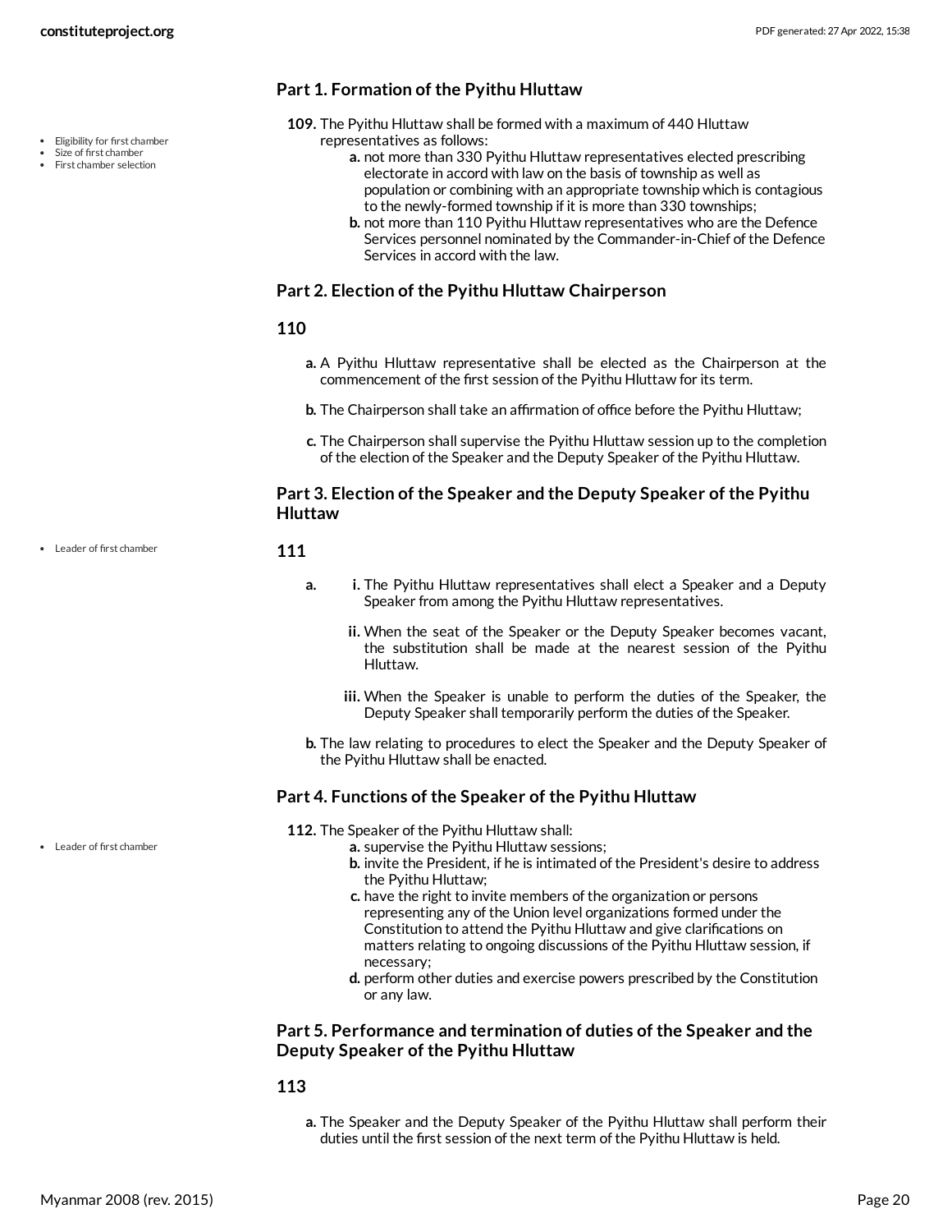## Part 1. Formation of the Pyithu Hluttaw

- Eligibility for first chamber
- Size of first chamber
- First chamber selection

**109.** The Pyithu Hluttaw shall be formed with a maximum of 440 Hluttaw representatives as follows:

- **a.** not more than 330 Pyithu Hluttaw representatives elected prescribing electorate in accord with law on the basis of township as well as population or combining with an appropriate township which is contagious to the newly-formed township if it is more than 330 townships;
- **b.** not more than 110 Pyithu Hluttaw representatives who are the Defence Services personnel nominated by the Commander-in-Chief of the Defence Services in accord with the law.

## Part 2. Election of the Pyithu Hluttaw Chairperson

### 110

- **a.** A Pyithu Hluttaw representative shall be elected as the Chairperson at the commencement of the first session of the Pyithu Hluttaw for its term.
- **b.** The Chairperson shall take an affirmation of office before the Pyithu Hluttaw;
- **c.** The Chairperson shall supervise the Pyithu Hluttaw session up to the completion of the election of the Speaker and the Deputy Speaker of the Pyithu Hluttaw.

## Part 3. Election of the Speaker and the Deputy Speaker of the Pyithu Hluttaw

- Leader of first chamber

### 111

- **a.**
  - **i.** The Pyithu Hluttaw representatives shall elect a Speaker and a Deputy Speaker from among the Pyithu Hluttaw representatives.
  - **ii.** When the seat of the Speaker or the Deputy Speaker becomes vacant, the substitution shall be made at the nearest session of the Pyithu Hluttaw.
  - **iii.** When the Speaker is unable to perform the duties of the Speaker, the Deputy Speaker shall temporarily perform the duties of the Speaker.
- **b.** The law relating to procedures to elect the Speaker and the Deputy Speaker of the Pyithu Hluttaw shall be enacted.

## Part 4. Functions of the Speaker of the Pyithu Hluttaw

- Leader of first chamber

**112.** The Speaker of the Pyithu Hluttaw shall:

- **a.** supervise the Pyithu Hluttaw sessions;
- **b.** invite the President, if he is intimated of the President's desire to address the Pyithu Hluttaw;
- **c.** have the right to invite members of the organization or persons representing any of the Union level organizations formed under the Constitution to attend the Pyithu Hluttaw and give clarifications on matters relating to ongoing discussions of the Pyithu Hluttaw session, if necessary;
- **d.** perform other duties and exercise powers prescribed by the Constitution or any law.

## Part 5. Performance and termination of duties of the Speaker and the Deputy Speaker of the Pyithu Hluttaw

### 113

- **a.** The Speaker and the Deputy Speaker of the Pyithu Hluttaw shall perform their duties until the first session of the next term of the Pyithu Hluttaw is held.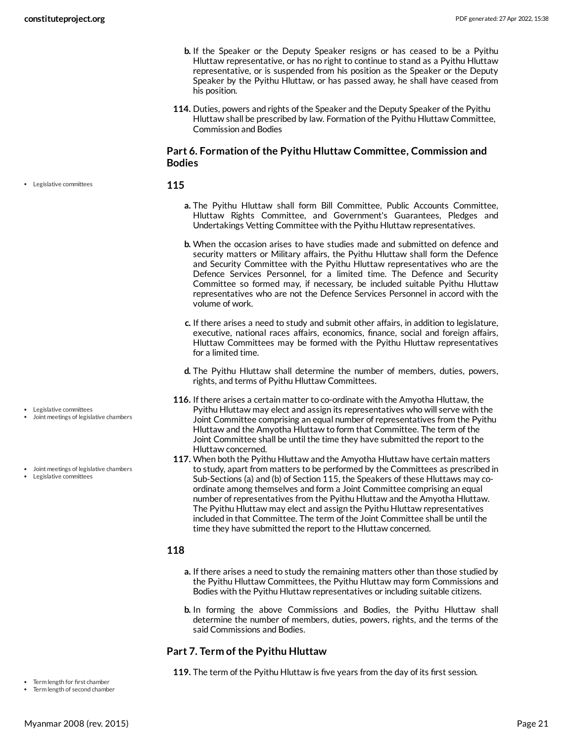b. If the Speaker or the Deputy Speaker resigns or has ceased to be a Pyithu Hluttaw representative, or has no right to continue to stand as a Pyithu Hluttaw representative, or is suspended from his position as the Speaker or the Deputy Speaker by the Pyithu Hluttaw, or has passed away, he shall have ceased from his position.

**114.** Duties, powers and rights of the Speaker and the Deputy Speaker of the Pyithu Hluttaw shall be prescribed by law. Formation of the Pyithu Hluttaw Committee, Commission and Bodies

### Part 6. Formation of the Pyithu Hluttaw Committee, Commission and Bodies

- Legislative committees

### 115

a. The Pyithu Hluttaw shall form Bill Committee, Public Accounts Committee, Hluttaw Rights Committee, and Government's Guarantees, Pledges and Undertakings Vetting Committee with the Pyithu Hluttaw representatives.

b. When the occasion arises to have studies made and submitted on defence and security matters or Military affairs, the Pyithu Hluttaw shall form the Defence and Security Committee with the Pyithu Hluttaw representatives who are the Defence Services Personnel, for a limited time. The Defence and Security Committee so formed may, if necessary, be included suitable Pyithu Hluttaw representatives who are not the Defence Services Personnel in accord with the volume of work.

c. If there arises a need to study and submit other affairs, in addition to legislature, executive, national races affairs, economics, finance, social and foreign affairs, Hluttaw Committees may be formed with the Pyithu Hluttaw representatives for a limited time.

d. The Pyithu Hluttaw shall determine the number of members, duties, powers, rights, and terms of Pyithu Hluttaw Committees.

- Legislative committees
- Joint meetings of legislative chambers

**116.** If there arises a certain matter to co-ordinate with the Amyotha Hluttaw, the Pyithu Hluttaw may elect and assign its representatives who will serve with the Joint Committee comprising an equal number of representatives from the Pyithu Hluttaw and the Amyotha Hluttaw to form that Committee. The term of the Joint Committee shall be until the time they have submitted the report to the Hluttaw concerned.

- Joint meetings of legislative chambers
- Legislative committees

**117.** When both the Pyithu Hluttaw and the Amyotha Hluttaw have certain matters to study, apart from matters to be performed by the Committees as prescribed in Sub-Sections (a) and (b) of Section 115, the Speakers of these Hluttaws may co-ordinate among themselves and form a Joint Committee comprising an equal number of representatives from the Pyithu Hluttaw and the Amyotha Hluttaw. The Pyithu Hluttaw may elect and assign the Pyithu Hluttaw representatives included in that Committee. The term of the Joint Committee shall be until the time they have submitted the report to the Hluttaw concerned.

### 118

a. If there arises a need to study the remaining matters other than those studied by the Pyithu Hluttaw Committees, the Pyithu Hluttaw may form Commissions and Bodies with the Pyithu Hluttaw representatives or including suitable citizens.

b. In forming the above Commissions and Bodies, the Pyithu Hluttaw shall determine the number of members, duties, powers, rights, and the terms of the said Commissions and Bodies.

### Part 7. Term of the Pyithu Hluttaw

- Term length for first chamber
- Term length of second chamber

**119.** The term of the Pyithu Hluttaw is five years from the day of its first session.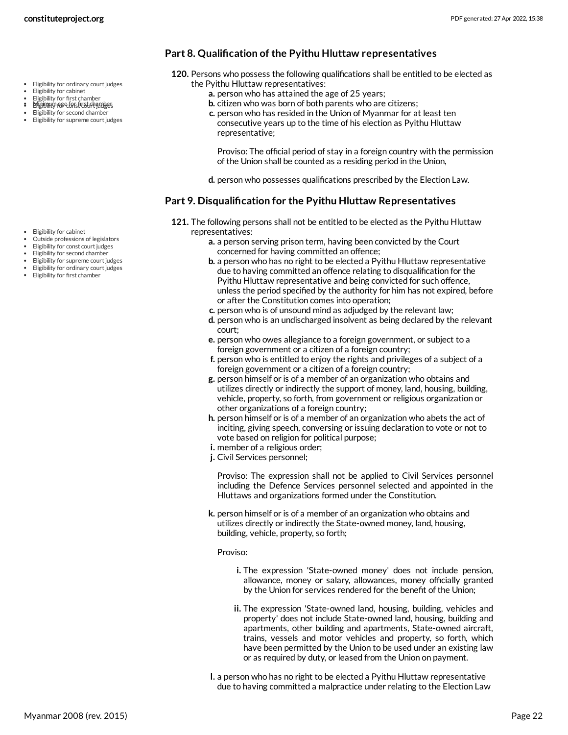## Part 8. Qualification of the Pyithu Hluttaw representatives

- Eligibility for ordinary court judges
- Eligibility for cabinet
- Eligibility for first chamber
- Minimum age for first chamber
- Eligibility for const court judges
- Eligibility for second chamber
- Eligibility for supreme court judges

**120.** Persons who possess the following qualifications shall be entitled to be elected as the Pyithu Hluttaw representatives:

   **a.** person who has attained the age of 25 years;

   **b.** citizen who was born of both parents who are citizens;

   **c.** person who has resided in the Union of Myanmar for at least ten consecutive years up to the time of his election as Pyithu Hluttaw representative;

   Proviso: The official period of stay in a foreign country with the permission of the Union shall be counted as a residing period in the Union,

   **d.** person who possesses qualifications prescribed by the Election Law.

## Part 9. Disqualification for the Pyithu Hluttaw Representatives

- Eligibility for cabinet
- Outside professions of legislators
- Eligibility for const court judges
- Eligibility for second chamber
- Eligibility for supreme court judges
- Eligibility for ordinary court judges
- Eligibility for first chamber

**121.** The following persons shall not be entitled to be elected as the Pyithu Hluttaw representatives:

   **a.** a person serving prison term, having been convicted by the Court concerned for having committed an offence;

   **b.** a person who has no right to be elected a Pyithu Hluttaw representative due to having committed an offence relating to disqualification for the Pyithu Hluttaw representative and being convicted for such offence, unless the period specified by the authority for him has not expired, before or after the Constitution comes into operation;

   **c.** person who is of unsound mind as adjudged by the relevant law;

   **d.** person who is an undischarged insolvent as being declared by the relevant court;

   **e.** person who owes allegiance to a foreign government, or subject to a foreign government or a citizen of a foreign country;

   **f.** person who is entitled to enjoy the rights and privileges of a subject of a foreign government or a citizen of a foreign country;

   **g.** person himself or is of a member of an organization who obtains and utilizes directly or indirectly the support of money, land, housing, building, vehicle, property, so forth, from government or religious organization or other organizations of a foreign country;

   **h.** person himself or is of a member of an organization who abets the act of inciting, giving speech, conversing or issuing declaration to vote or not to vote based on religion for political purpose;

   **i.** member of a religious order;

   **j.** Civil Services personnel;

   Proviso: The expression shall not be applied to Civil Services personnel including the Defence Services personnel selected and appointed in the Hluttaws and organizations formed under the Constitution.

   **k.** person himself or is of a member of an organization who obtains and utilizes directly or indirectly the State-owned money, land, housing, building, vehicle, property, so forth;

   Proviso:

      **i.** The expression 'State-owned money' does not include pension, allowance, money or salary, allowances, money officially granted by the Union for services rendered for the benefit of the Union;

      **ii.** The expression 'State-owned land, housing, building, vehicles and property' does not include State-owned land, housing, building and apartments, other building and apartments, State-owned aircraft, trains, vessels and motor vehicles and property, so forth, which have been permitted by the Union to be used under an existing law or as required by duty, or leased from the Union on payment.

   **l.** a person who has no right to be elected a Pyithu Hluttaw representative due to having committed a malpractice under relating to the Election Law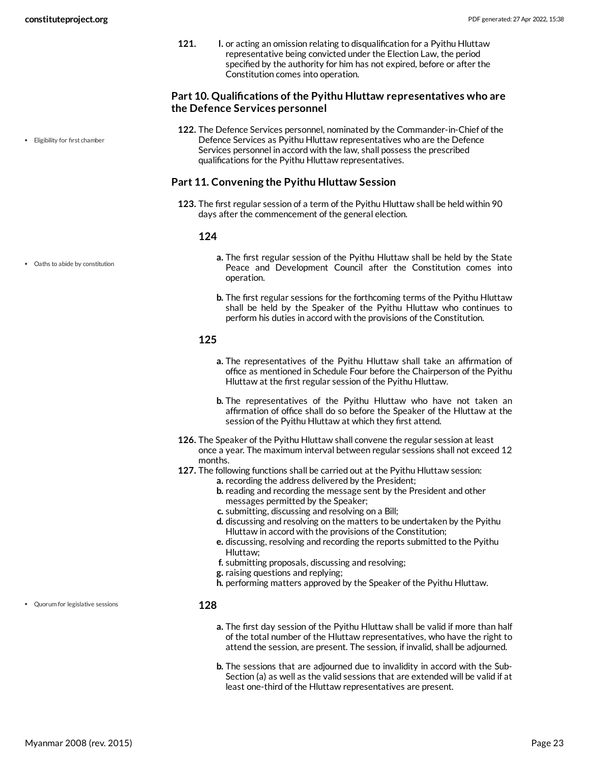121. l. or acting an omission relating to disqualification for a Pyithu Hluttaw representative being convicted under the Election Law, the period specified by the authority for him has not expired, before or after the Constitution comes into operation.

### Part 10. Qualifications of the Pyithu Hluttaw representatives who are the Defence Services personnel

- Eligibility for first chamber

122. The Defence Services personnel, nominated by the Commander-in-Chief of the Defence Services as Pyithu Hluttaw representatives who are the Defence Services personnel in accord with the law, shall possess the prescribed qualifications for the Pyithu Hluttaw representatives.

### Part 11. Convening the Pyithu Hluttaw Session

123. The first regular session of a term of the Pyithu Hluttaw shall be held within 90 days after the commencement of the general election.

**124**

- Oaths to abide by constitution

a. The first regular session of the Pyithu Hluttaw shall be held by the State Peace and Development Council after the Constitution comes into operation.

b. The first regular sessions for the forthcoming terms of the Pyithu Hluttaw shall be held by the Speaker of the Pyithu Hluttaw who continues to perform his duties in accord with the provisions of the Constitution.

**125**

a. The representatives of the Pyithu Hluttaw shall take an affirmation of office as mentioned in Schedule Four before the Chairperson of the Pyithu Hluttaw at the first regular session of the Pyithu Hluttaw.

b. The representatives of the Pyithu Hluttaw who have not taken an affirmation of office shall do so before the Speaker of the Hluttaw at the session of the Pyithu Hluttaw at which they first attend.

126. The Speaker of the Pyithu Hluttaw shall convene the regular session at least once a year. The maximum interval between regular sessions shall not exceed 12 months.

127. The following functions shall be carried out at the Pyithu Hluttaw session:

a. recording the address delivered by the President;
b. reading and recording the message sent by the President and other messages permitted by the Speaker;
c. submitting, discussing and resolving on a Bill;
d. discussing and resolving on the matters to be undertaken by the Pyithu Hluttaw in accord with the provisions of the Constitution;
e. discussing, resolving and recording the reports submitted to the Pyithu Hluttaw;
f. submitting proposals, discussing and resolving;
g. raising questions and replying;
h. performing matters approved by the Speaker of the Pyithu Hluttaw.

**128**

- Quorum for legislative sessions

a. The first day session of the Pyithu Hluttaw shall be valid if more than half of the total number of the Hluttaw representatives, who have the right to attend the session, are present. The session, if invalid, shall be adjourned.

b. The sessions that are adjourned due to invalidity in accord with the Sub-Section (a) as well as the valid sessions that are extended will be valid if at least one-third of the Hluttaw representatives are present.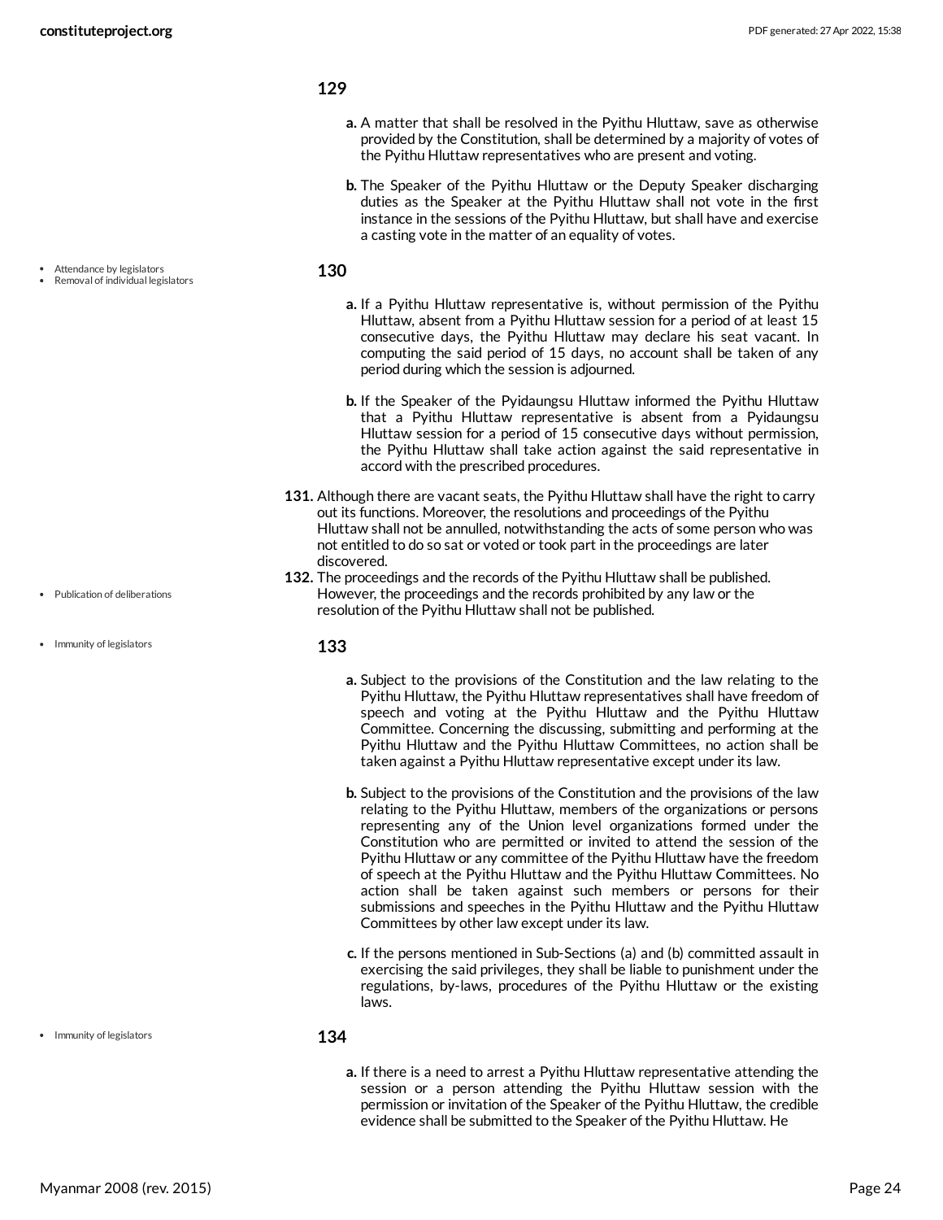### 129

a. A matter that shall be resolved in the Pyithu Hluttaw, save as otherwise provided by the Constitution, shall be determined by a majority of votes of the Pyithu Hluttaw representatives who are present and voting.

b. The Speaker of the Pyithu Hluttaw or the Deputy Speaker discharging duties as the Speaker at the Pyithu Hluttaw shall not vote in the first instance in the sessions of the Pyithu Hluttaw, but shall have and exercise a casting vote in the matter of an equality of votes.

- Attendance by legislators
- Removal of individual legislators

### 130

a. If a Pyithu Hluttaw representative is, without permission of the Pyithu Hluttaw, absent from a Pyithu Hluttaw session for a period of at least 15 consecutive days, the Pyithu Hluttaw may declare his seat vacant. In computing the said period of 15 days, no account shall be taken of any period during which the session is adjourned.

b. If the Speaker of the Pyidaungsu Hluttaw informed the Pyithu Hluttaw that a Pyithu Hluttaw representative is absent from a Pyidaungsu Hluttaw session for a period of 15 consecutive days without permission, the Pyithu Hluttaw shall take action against the said representative in accord with the prescribed procedures.

**131.** Although there are vacant seats, the Pyithu Hluttaw shall have the right to carry out its functions. Moreover, the resolutions and proceedings of the Pyithu Hluttaw shall not be annulled, notwithstanding the acts of some person who was not entitled to do so sat or voted or took part in the proceedings are later discovered.

- Publication of deliberations

**132.** The proceedings and the records of the Pyithu Hluttaw shall be published. However, the proceedings and the records prohibited by any law or the resolution of the Pyithu Hluttaw shall not be published.

- Immunity of legislators

### 133

a. Subject to the provisions of the Constitution and the law relating to the Pyithu Hluttaw, the Pyithu Hluttaw representatives shall have freedom of speech and voting at the Pyithu Hluttaw and the Pyithu Hluttaw Committee. Concerning the discussing, submitting and performing at the Pyithu Hluttaw and the Pyithu Hluttaw Committees, no action shall be taken against a Pyithu Hluttaw representative except under its law.

b. Subject to the provisions of the Constitution and the provisions of the law relating to the Pyithu Hluttaw, members of the organizations or persons representing any of the Union level organizations formed under the Constitution who are permitted or invited to attend the session of the Pyithu Hluttaw or any committee of the Pyithu Hluttaw have the freedom of speech at the Pyithu Hluttaw and the Pyithu Hluttaw Committees. No action shall be taken against such members or persons for their submissions and speeches in the Pyithu Hluttaw and the Pyithu Hluttaw Committees by other law except under its law.

c. If the persons mentioned in Sub-Sections (a) and (b) committed assault in exercising the said privileges, they shall be liable to punishment under the regulations, by-laws, procedures of the Pyithu Hluttaw or the existing laws.

- Immunity of legislators

### 134

a. If there is a need to arrest a Pyithu Hluttaw representative attending the session or a person attending the Pyithu Hluttaw session with the permission or invitation of the Speaker of the Pyithu Hluttaw, the credible evidence shall be submitted to the Speaker of the Pyithu Hluttaw. He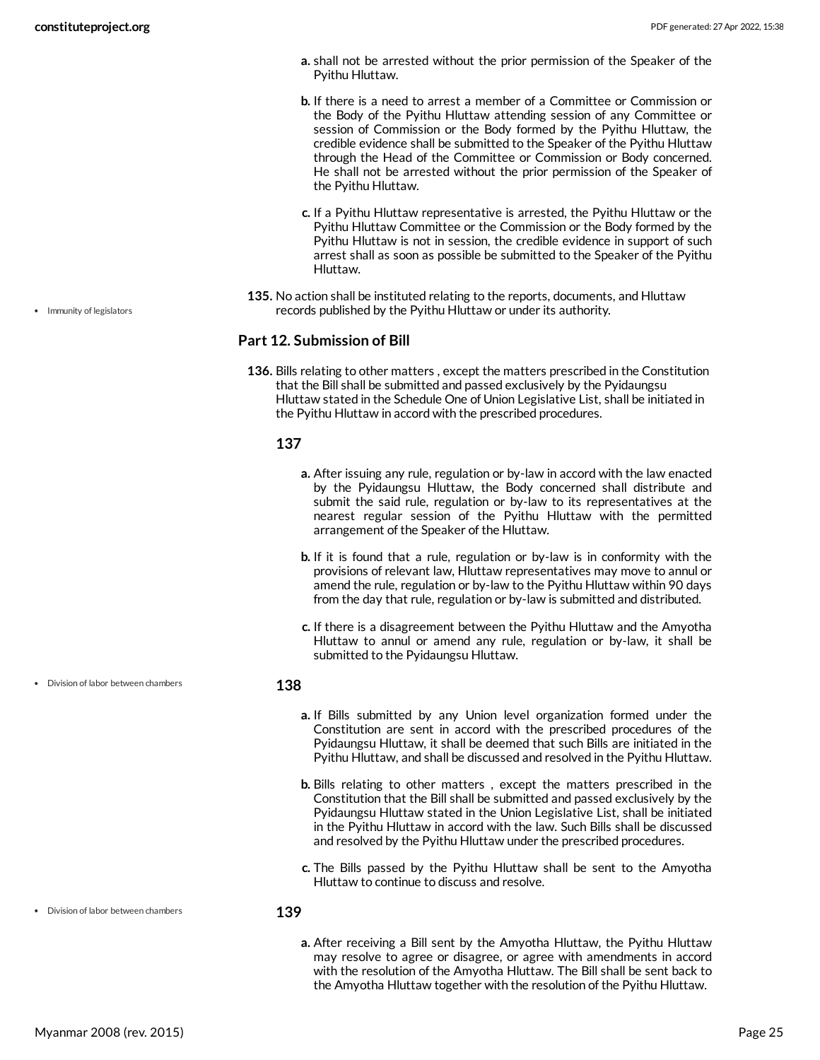a. shall not be arrested without the prior permission of the Speaker of the Pyithu Hluttaw.

b. If there is a need to arrest a member of a Committee or Commission or the Body of the Pyithu Hluttaw attending session of any Committee or session of Commission or the Body formed by the Pyithu Hluttaw, the credible evidence shall be submitted to the Speaker of the Pyithu Hluttaw through the Head of the Committee or Commission or Body concerned. He shall not be arrested without the prior permission of the Speaker of the Pyithu Hluttaw.

c. If a Pyithu Hluttaw representative is arrested, the Pyithu Hluttaw or the Pyithu Hluttaw Committee or the Commission or the Body formed by the Pyithu Hluttaw is not in session, the credible evidence in support of such arrest shall as soon as possible be submitted to the Speaker of the Pyithu Hluttaw.

- Immunity of legislators

**135.** No action shall be instituted relating to the reports, documents, and Hluttaw records published by the Pyithu Hluttaw or under its authority.

### Part 12. Submission of Bill

**136.** Bills relating to other matters , except the matters prescribed in the Constitution that the Bill shall be submitted and passed exclusively by the Pyidaungsu Hluttaw stated in the Schedule One of Union Legislative List, shall be initiated in the Pyithu Hluttaw in accord with the prescribed procedures.

#### 137

a. After issuing any rule, regulation or by-law in accord with the law enacted by the Pyidaungsu Hluttaw, the Body concerned shall distribute and submit the said rule, regulation or by-law to its representatives at the nearest regular session of the Pyithu Hluttaw with the permitted arrangement of the Speaker of the Hluttaw.

b. If it is found that a rule, regulation or by-law is in conformity with the provisions of relevant law, Hluttaw representatives may move to annul or amend the rule, regulation or by-law to the Pyithu Hluttaw within 90 days from the day that rule, regulation or by-law is submitted and distributed.

c. If there is a disagreement between the Pyithu Hluttaw and the Amyotha Hluttaw to annul or amend any rule, regulation or by-law, it shall be submitted to the Pyidaungsu Hluttaw.

- Division of labor between chambers

#### 138

a. If Bills submitted by any Union level organization formed under the Constitution are sent in accord with the prescribed procedures of the Pyidaungsu Hluttaw, it shall be deemed that such Bills are initiated in the Pyithu Hluttaw, and shall be discussed and resolved in the Pyithu Hluttaw.

b. Bills relating to other matters , except the matters prescribed in the Constitution that the Bill shall be submitted and passed exclusively by the Pyidaungsu Hluttaw stated in the Union Legislative List, shall be initiated in the Pyithu Hluttaw in accord with the law. Such Bills shall be discussed and resolved by the Pyithu Hluttaw under the prescribed procedures.

c. The Bills passed by the Pyithu Hluttaw shall be sent to the Amyotha Hluttaw to continue to discuss and resolve.

- Division of labor between chambers

#### 139

a. After receiving a Bill sent by the Amyotha Hluttaw, the Pyithu Hluttaw may resolve to agree or disagree, or agree with amendments in accord with the resolution of the Amyotha Hluttaw. The Bill shall be sent back to the Amyotha Hluttaw together with the resolution of the Pyithu Hluttaw.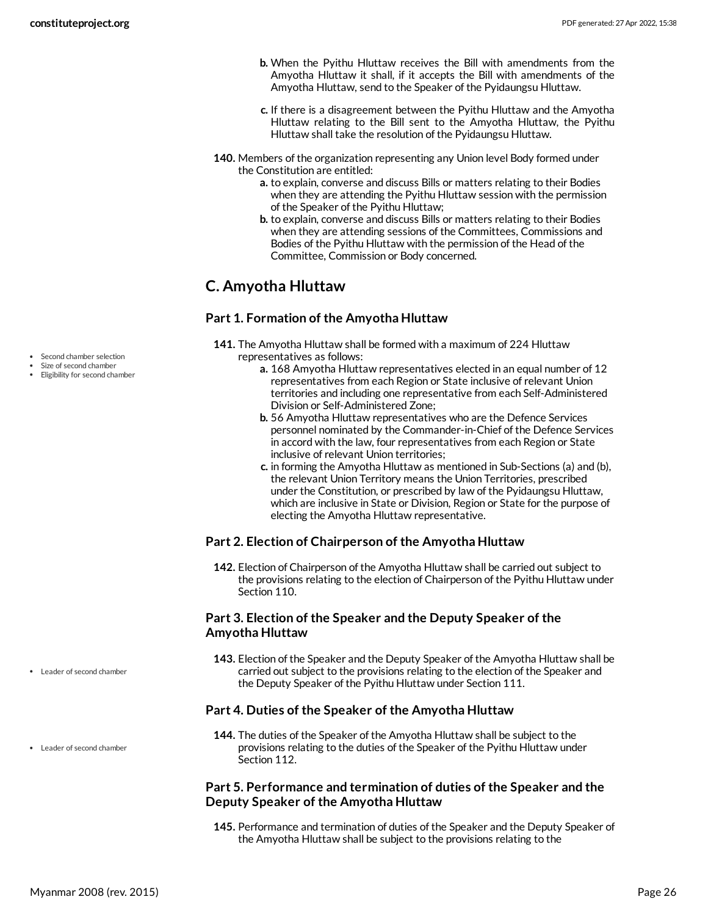b. When the Pyithu Hluttaw receives the Bill with amendments from the Amyotha Hluttaw it shall, if it accepts the Bill with amendments of the Amyotha Hluttaw, send to the Speaker of the Pyidaungsu Hluttaw.

c. If there is a disagreement between the Pyithu Hluttaw and the Amyotha Hluttaw relating to the Bill sent to the Amyotha Hluttaw, the Pyithu Hluttaw shall take the resolution of the Pyidaungsu Hluttaw.

**140.** Members of the organization representing any Union level Body formed under the Constitution are entitled:

a. to explain, converse and discuss Bills or matters relating to their Bodies when they are attending the Pyithu Hluttaw session with the permission of the Speaker of the Pyithu Hluttaw;

b. to explain, converse and discuss Bills or matters relating to their Bodies when they are attending sessions of the Committees, Commissions and Bodies of the Pyithu Hluttaw with the permission of the Head of the Committee, Commission or Body concerned.

## C. Amyotha Hluttaw

### Part 1. Formation of the Amyotha Hluttaw

- Second chamber selection
- Size of second chamber
- Eligibility for second chamber

**141.** The Amyotha Hluttaw shall be formed with a maximum of 224 Hluttaw representatives as follows:

a. 168 Amyotha Hluttaw representatives elected in an equal number of 12 representatives from each Region or State inclusive of relevant Union territories and including one representative from each Self-Administered Division or Self-Administered Zone;

b. 56 Amyotha Hluttaw representatives who are the Defence Services personnel nominated by the Commander-in-Chief of the Defence Services in accord with the law, four representatives from each Region or State inclusive of relevant Union territories;

c. in forming the Amyotha Hluttaw as mentioned in Sub-Sections (a) and (b), the relevant Union Territory means the Union Territories, prescribed under the Constitution, or prescribed by law of the Pyidaungsu Hluttaw, which are inclusive in State or Division, Region or State for the purpose of electing the Amyotha Hluttaw representative.

### Part 2. Election of Chairperson of the Amyotha Hluttaw

**142.** Election of Chairperson of the Amyotha Hluttaw shall be carried out subject to the provisions relating to the election of Chairperson of the Pyithu Hluttaw under Section 110.

### Part 3. Election of the Speaker and the Deputy Speaker of the Amyotha Hluttaw

- Leader of second chamber

**143.** Election of the Speaker and the Deputy Speaker of the Amyotha Hluttaw shall be carried out subject to the provisions relating to the election of the Speaker and the Deputy Speaker of the Pyithu Hluttaw under Section 111.

### Part 4. Duties of the Speaker of the Amyotha Hluttaw

- Leader of second chamber

**144.** The duties of the Speaker of the Amyotha Hluttaw shall be subject to the provisions relating to the duties of the Speaker of the Pyithu Hluttaw under Section 112.

### Part 5. Performance and termination of duties of the Speaker and the Deputy Speaker of the Amyotha Hluttaw

**145.** Performance and termination of duties of the Speaker and the Deputy Speaker of the Amyotha Hluttaw shall be subject to the provisions relating to the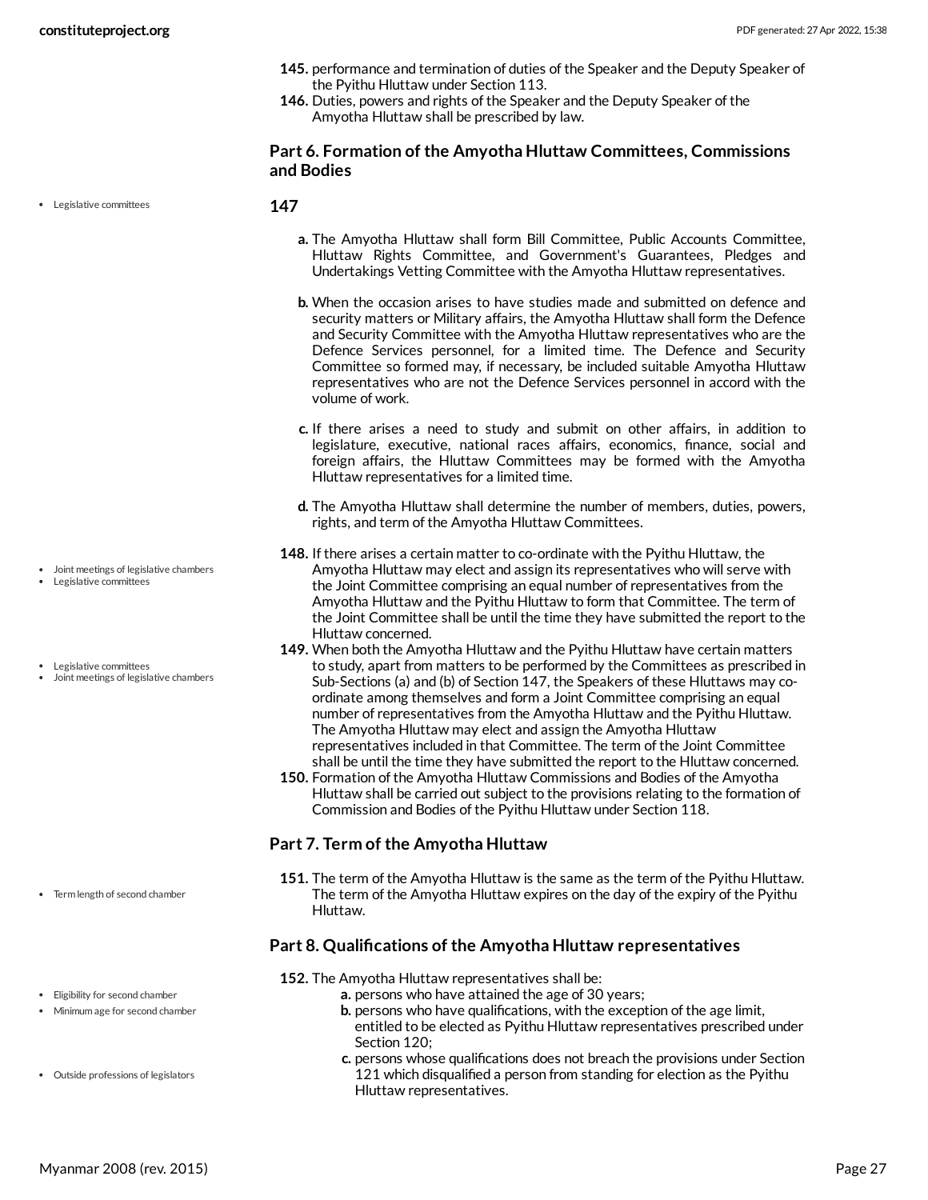145. performance and termination of duties of the Speaker and the Deputy Speaker of the Pyithu Hluttaw under Section 113.
146. Duties, powers and rights of the Speaker and the Deputy Speaker of the Amyotha Hluttaw shall be prescribed by law.

### Part 6. Formation of the Amyotha Hluttaw Committees, Commissions and Bodies

- Legislative committees

**147**

a. The Amyotha Hluttaw shall form Bill Committee, Public Accounts Committee, Hluttaw Rights Committee, and Government's Guarantees, Pledges and Undertakings Vetting Committee with the Amyotha Hluttaw representatives.

b. When the occasion arises to have studies made and submitted on defence and security matters or Military affairs, the Amyotha Hluttaw shall form the Defence and Security Committee with the Amyotha Hluttaw representatives who are the Defence Services personnel, for a limited time. The Defence and Security Committee so formed may, if necessary, be included suitable Amyotha Hluttaw representatives who are not the Defence Services personnel in accord with the volume of work.

c. If there arises a need to study and submit on other affairs, in addition to legislature, executive, national races affairs, economics, finance, social and foreign affairs, the Hluttaw Committees may be formed with the Amyotha Hluttaw representatives for a limited time.

d. The Amyotha Hluttaw shall determine the number of members, duties, powers, rights, and term of the Amyotha Hluttaw Committees.

- Joint meetings of legislative chambers
- Legislative committees

148. If there arises a certain matter to co-ordinate with the Pyithu Hluttaw, the Amyotha Hluttaw may elect and assign its representatives who will serve with the Joint Committee comprising an equal number of representatives from the Amyotha Hluttaw and the Pyithu Hluttaw to form that Committee. The term of the Joint Committee shall be until the time they have submitted the report to the Hluttaw concerned.

- Legislative committees
- Joint meetings of legislative chambers

149. When both the Amyotha Hluttaw and the Pyithu Hluttaw have certain matters to study, apart from matters to be performed by the Committees as prescribed in Sub-Sections (a) and (b) of Section 147, the Speakers of these Hluttaws may co-ordinate among themselves and form a Joint Committee comprising an equal number of representatives from the Amyotha Hluttaw and the Pyithu Hluttaw. The Amyotha Hluttaw may elect and assign the Amyotha Hluttaw representatives included in that Committee. The term of the Joint Committee shall be until the time they have submitted the report to the Hluttaw concerned.
150. Formation of the Amyotha Hluttaw Commissions and Bodies of the Amyotha Hluttaw shall be carried out subject to the provisions relating to the formation of Commission and Bodies of the Pyithu Hluttaw under Section 118.

### Part 7. Term of the Amyotha Hluttaw

- Term length of second chamber

151. The term of the Amyotha Hluttaw is the same as the term of the Pyithu Hluttaw. The term of the Amyotha Hluttaw expires on the day of the expiry of the Pyithu Hluttaw.

### Part 8. Qualifications of the Amyotha Hluttaw representatives

- Eligibility for second chamber
- Minimum age for second chamber
- Outside professions of legislators

152. The Amyotha Hluttaw representatives shall be:
    a. persons who have attained the age of 30 years;
    b. persons who have qualifications, with the exception of the age limit, entitled to be elected as Pyithu Hluttaw representatives prescribed under Section 120;
    c. persons whose qualifications does not breach the provisions under Section 121 which disqualified a person from standing for election as the Pyithu Hluttaw representatives.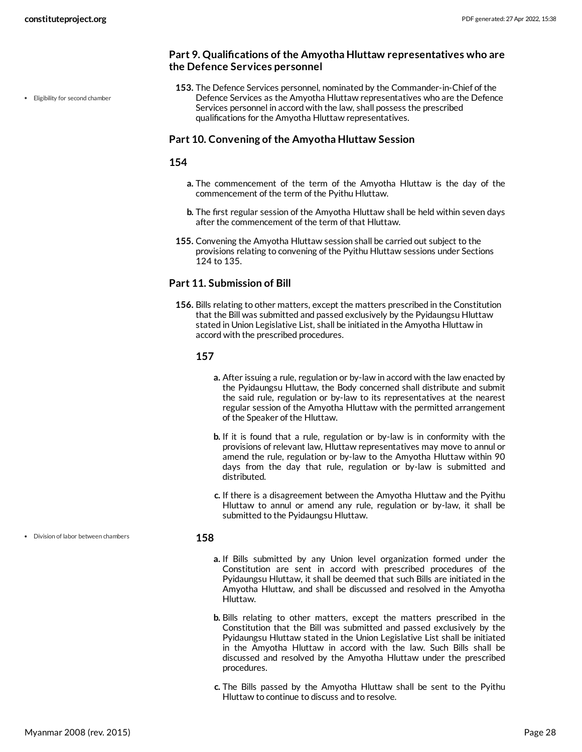## Part 9. Qualifications of the Amyotha Hluttaw representatives who are the Defence Services personnel

- Eligibility for second chamber

**153.** The Defence Services personnel, nominated by the Commander-in-Chief of the Defence Services as the Amyotha Hluttaw representatives who are the Defence Services personnel in accord with the law, shall possess the prescribed qualifications for the Amyotha Hluttaw representatives.

## Part 10. Convening of the Amyotha Hluttaw Session

### 154

**a.** The commencement of the term of the Amyotha Hluttaw is the day of the commencement of the term of the Pyithu Hluttaw.

**b.** The first regular session of the Amyotha Hluttaw shall be held within seven days after the commencement of the term of that Hluttaw.

**155.** Convening the Amyotha Hluttaw session shall be carried out subject to the provisions relating to convening of the Pyithu Hluttaw sessions under Sections 124 to 135.

## Part 11. Submission of Bill

**156.** Bills relating to other matters, except the matters prescribed in the Constitution that the Bill was submitted and passed exclusively by the Pyidaungsu Hluttaw stated in Union Legislative List, shall be initiated in the Amyotha Hluttaw in accord with the prescribed procedures.

### 157

**a.** After issuing a rule, regulation or by-law in accord with the law enacted by the Pyidaungsu Hluttaw, the Body concerned shall distribute and submit the said rule, regulation or by-law to its representatives at the nearest regular session of the Amyotha Hluttaw with the permitted arrangement of the Speaker of the Hluttaw.

**b.** If it is found that a rule, regulation or by-law is in conformity with the provisions of relevant law, Hluttaw representatives may move to annul or amend the rule, regulation or by-law to the Amyotha Hluttaw within 90 days from the day that rule, regulation or by-law is submitted and distributed.

**c.** If there is a disagreement between the Amyotha Hluttaw and the Pyithu Hluttaw to annul or amend any rule, regulation or by-law, it shall be submitted to the Pyidaungsu Hluttaw.

- Division of labor between chambers

### 158

**a.** If Bills submitted by any Union level organization formed under the Constitution are sent in accord with prescribed procedures of the Pyidaungsu Hluttaw, it shall be deemed that such Bills are initiated in the Amyotha Hluttaw, and shall be discussed and resolved in the Amyotha Hluttaw.

**b.** Bills relating to other matters, except the matters prescribed in the Constitution that the Bill was submitted and passed exclusively by the Pyidaungsu Hluttaw stated in the Union Legislative List shall be initiated in the Amyotha Hluttaw in accord with the law. Such Bills shall be discussed and resolved by the Amyotha Hluttaw under the prescribed procedures.

**c.** The Bills passed by the Amyotha Hluttaw shall be sent to the Pyithu Hluttaw to continue to discuss and to resolve.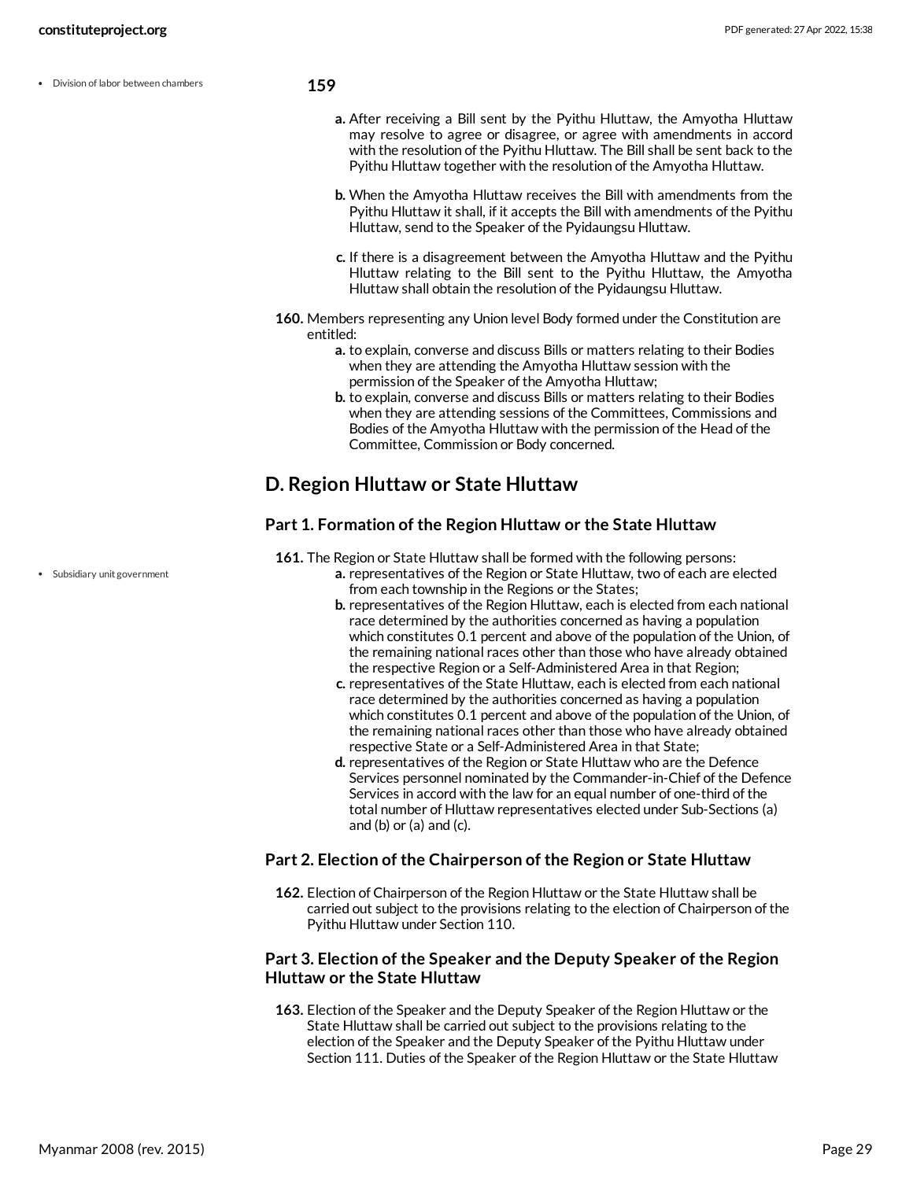- Division of labor between chambers

**159**

a. After receiving a Bill sent by the Pyithu Hluttaw, the Amyotha Hluttaw may resolve to agree or disagree, or agree with amendments in accord with the resolution of the Pyithu Hluttaw. The Bill shall be sent back to the Pyithu Hluttaw together with the resolution of the Amyotha Hluttaw.

b. When the Amyotha Hluttaw receives the Bill with amendments from the Pyithu Hluttaw it shall, if it accepts the Bill with amendments of the Pyithu Hluttaw, send to the Speaker of the Pyidaungsu Hluttaw.

c. If there is a disagreement between the Amyotha Hluttaw and the Pyithu Hluttaw relating to the Bill sent to the Pyithu Hluttaw, the Amyotha Hluttaw shall obtain the resolution of the Pyidaungsu Hluttaw.

**160.** Members representing any Union level Body formed under the Constitution are entitled:

a. to explain, converse and discuss Bills or matters relating to their Bodies when they are attending the Amyotha Hluttaw session with the permission of the Speaker of the Amyotha Hluttaw;
b. to explain, converse and discuss Bills or matters relating to their Bodies when they are attending sessions of the Committees, Commissions and Bodies of the Amyotha Hluttaw with the permission of the Head of the Committee, Commission or Body concerned.

## D. Region Hluttaw or State Hluttaw

### Part 1. Formation of the Region Hluttaw or the State Hluttaw

- Subsidiary unit government

**161.** The Region or State Hluttaw shall be formed with the following persons:

a. representatives of the Region or State Hluttaw, two of each are elected from each township in the Regions or the States;
b. representatives of the Region Hluttaw, each is elected from each national race determined by the authorities concerned as having a population which constitutes 0.1 percent and above of the population of the Union, of the remaining national races other than those who have already obtained the respective Region or a Self-Administered Area in that Region;
c. representatives of the State Hluttaw, each is elected from each national race determined by the authorities concerned as having a population which constitutes 0.1 percent and above of the population of the Union, of the remaining national races other than those who have already obtained respective State or a Self-Administered Area in that State;
d. representatives of the Region or State Hluttaw who are the Defence Services personnel nominated by the Commander-in-Chief of the Defence Services in accord with the law for an equal number of one-third of the total number of Hluttaw representatives elected under Sub-Sections (a) and (b) or (a) and (c).

### Part 2. Election of the Chairperson of the Region or State Hluttaw

**162.** Election of Chairperson of the Region Hluttaw or the State Hluttaw shall be carried out subject to the provisions relating to the election of Chairperson of the Pyithu Hluttaw under Section 110.

### Part 3. Election of the Speaker and the Deputy Speaker of the Region Hluttaw or the State Hluttaw

**163.** Election of the Speaker and the Deputy Speaker of the Region Hluttaw or the State Hluttaw shall be carried out subject to the provisions relating to the election of the Speaker and the Deputy Speaker of the Pyithu Hluttaw under Section 111. Duties of the Speaker of the Region Hluttaw or the State Hluttaw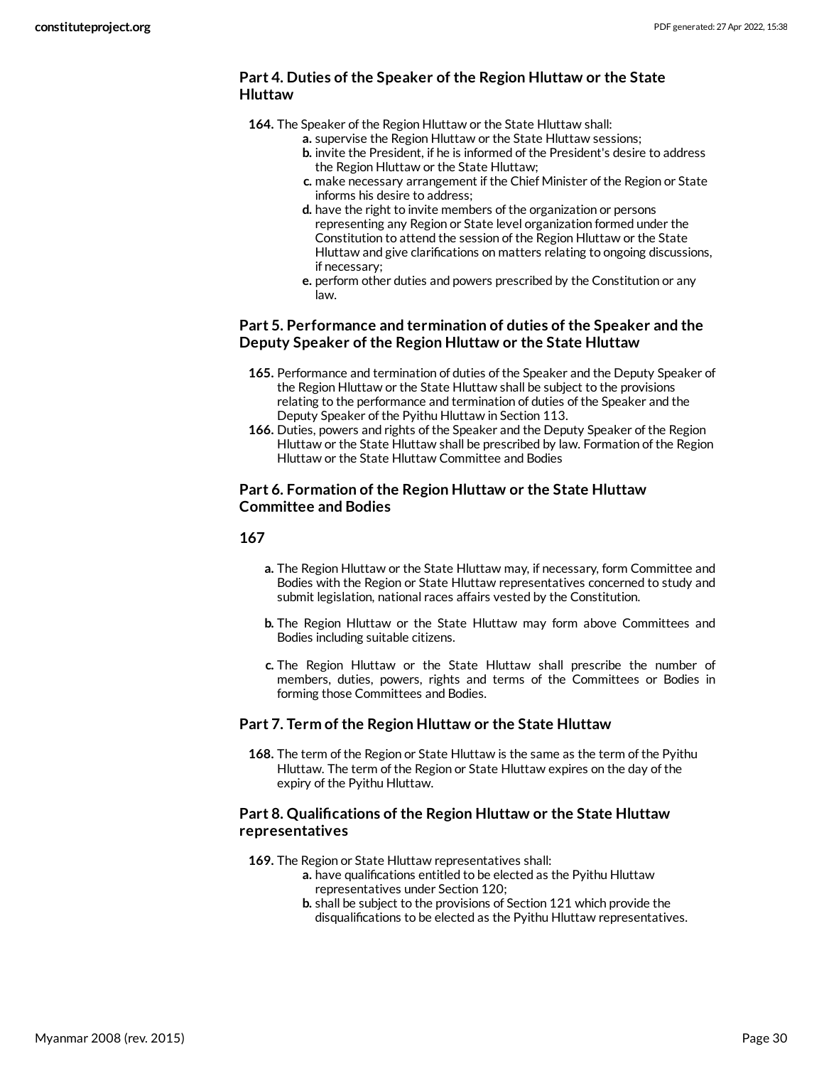### Part 4. Duties of the Speaker of the Region Hluttaw or the State Hluttaw

**164.** The Speaker of the Region Hluttaw or the State Hluttaw shall:

- **a.** supervise the Region Hluttaw or the State Hluttaw sessions;
- **b.** invite the President, if he is informed of the President's desire to address the Region Hluttaw or the State Hluttaw;
- **c.** make necessary arrangement if the Chief Minister of the Region or State informs his desire to address;
- **d.** have the right to invite members of the organization or persons representing any Region or State level organization formed under the Constitution to attend the session of the Region Hluttaw or the State Hluttaw and give clarifications on matters relating to ongoing discussions, if necessary;
- **e.** perform other duties and powers prescribed by the Constitution or any law.

### Part 5. Performance and termination of duties of the Speaker and the Deputy Speaker of the Region Hluttaw or the State Hluttaw

**165.** Performance and termination of duties of the Speaker and the Deputy Speaker of the Region Hluttaw or the State Hluttaw shall be subject to the provisions relating to the performance and termination of duties of the Speaker and the Deputy Speaker of the Pyithu Hluttaw in Section 113.

**166.** Duties, powers and rights of the Speaker and the Deputy Speaker of the Region Hluttaw or the State Hluttaw shall be prescribed by law. Formation of the Region Hluttaw or the State Hluttaw Committee and Bodies

### Part 6. Formation of the Region Hluttaw or the State Hluttaw Committee and Bodies

**167**

- **a.** The Region Hluttaw or the State Hluttaw may, if necessary, form Committee and Bodies with the Region or State Hluttaw representatives concerned to study and submit legislation, national races affairs vested by the Constitution.
- **b.** The Region Hluttaw or the State Hluttaw may form above Committees and Bodies including suitable citizens.
- **c.** The Region Hluttaw or the State Hluttaw shall prescribe the number of members, duties, powers, rights and terms of the Committees or Bodies in forming those Committees and Bodies.

### Part 7. Term of the Region Hluttaw or the State Hluttaw

**168.** The term of the Region or State Hluttaw is the same as the term of the Pyithu Hluttaw. The term of the Region or State Hluttaw expires on the day of the expiry of the Pyithu Hluttaw.

### Part 8. Qualifications of the Region Hluttaw or the State Hluttaw representatives

**169.** The Region or State Hluttaw representatives shall:

- **a.** have qualifications entitled to be elected as the Pyithu Hluttaw representatives under Section 120;
- **b.** shall be subject to the provisions of Section 121 which provide the disqualifications to be elected as the Pyithu Hluttaw representatives.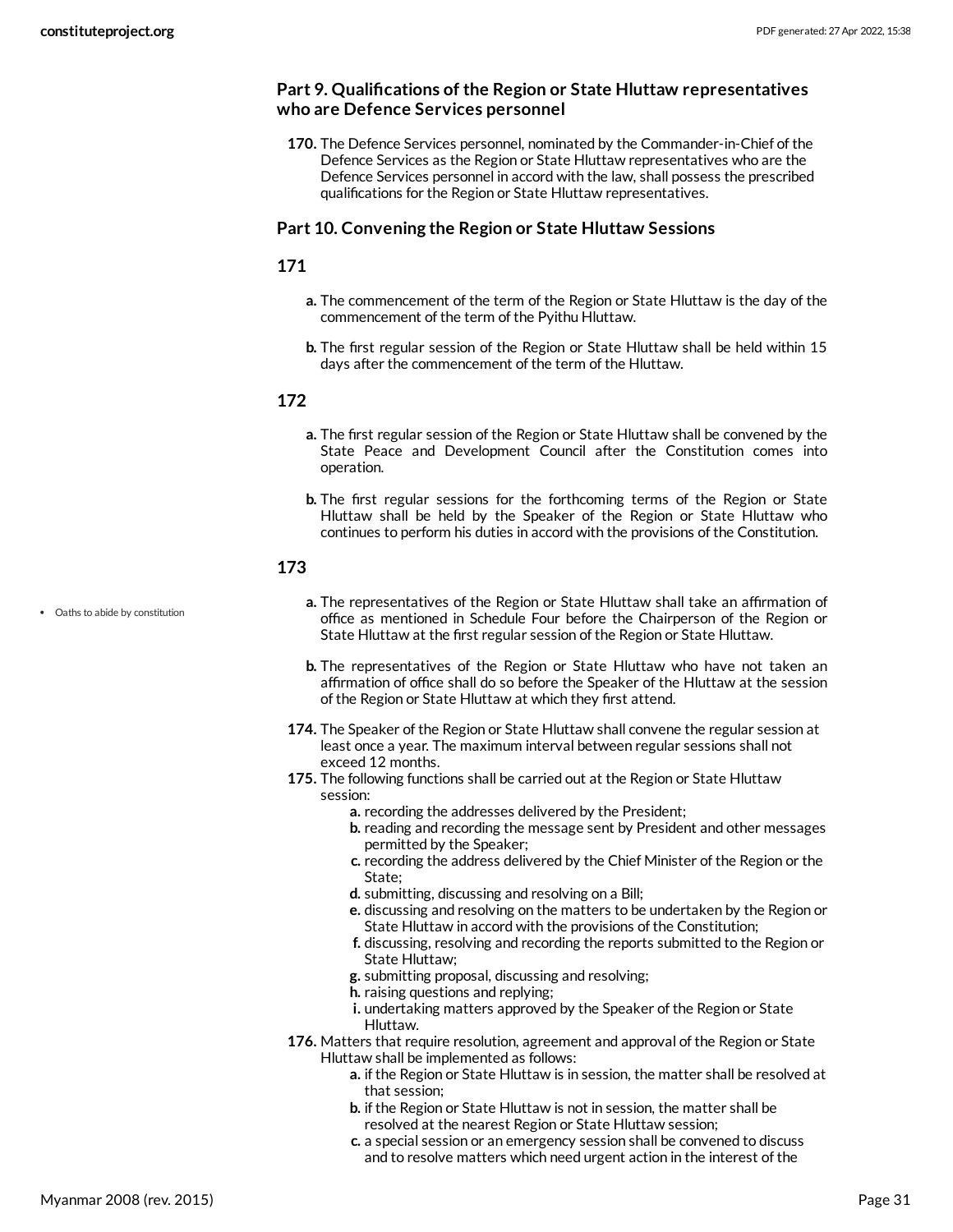## Part 9. Qualifications of the Region or State Hluttaw representatives who are Defence Services personnel

**170.** The Defence Services personnel, nominated by the Commander-in-Chief of the Defence Services as the Region or State Hluttaw representatives who are the Defence Services personnel in accord with the law, shall possess the prescribed qualifications for the Region or State Hluttaw representatives.

## Part 10. Convening the Region or State Hluttaw Sessions

### 171

- **a.** The commencement of the term of the Region or State Hluttaw is the day of the commencement of the term of the Pyithu Hluttaw.
- **b.** The first regular session of the Region or State Hluttaw shall be held within 15 days after the commencement of the term of the Hluttaw.

### 172

- **a.** The first regular session of the Region or State Hluttaw shall be convened by the State Peace and Development Council after the Constitution comes into operation.
- **b.** The first regular sessions for the forthcoming terms of the Region or State Hluttaw shall be held by the Speaker of the Region or State Hluttaw who continues to perform his duties in accord with the provisions of the Constitution.

### 173

- Oaths to abide by constitution

- **a.** The representatives of the Region or State Hluttaw shall take an affirmation of office as mentioned in Schedule Four before the Chairperson of the Region or State Hluttaw at the first regular session of the Region or State Hluttaw.
- **b.** The representatives of the Region or State Hluttaw who have not taken an affirmation of office shall do so before the Speaker of the Hluttaw at the session of the Region or State Hluttaw at which they first attend.

**174.** The Speaker of the Region or State Hluttaw shall convene the regular session at least once a year. The maximum interval between regular sessions shall not exceed 12 months.

**175.** The following functions shall be carried out at the Region or State Hluttaw session:

- **a.** recording the addresses delivered by the President;
- **b.** reading and recording the message sent by President and other messages permitted by the Speaker;
- **c.** recording the address delivered by the Chief Minister of the Region or the State;
- **d.** submitting, discussing and resolving on a Bill;
- **e.** discussing and resolving on the matters to be undertaken by the Region or State Hluttaw in accord with the provisions of the Constitution;
- **f.** discussing, resolving and recording the reports submitted to the Region or State Hluttaw;
- **g.** submitting proposal, discussing and resolving;
- **h.** raising questions and replying;
- **i.** undertaking matters approved by the Speaker of the Region or State Hluttaw.

**176.** Matters that require resolution, agreement and approval of the Region or State Hluttaw shall be implemented as follows:

- **a.** if the Region or State Hluttaw is in session, the matter shall be resolved at that session;
- **b.** if the Region or State Hluttaw is not in session, the matter shall be resolved at the nearest Region or State Hluttaw session;
- **c.** a special session or an emergency session shall be convened to discuss and to resolve matters which need urgent action in the interest of the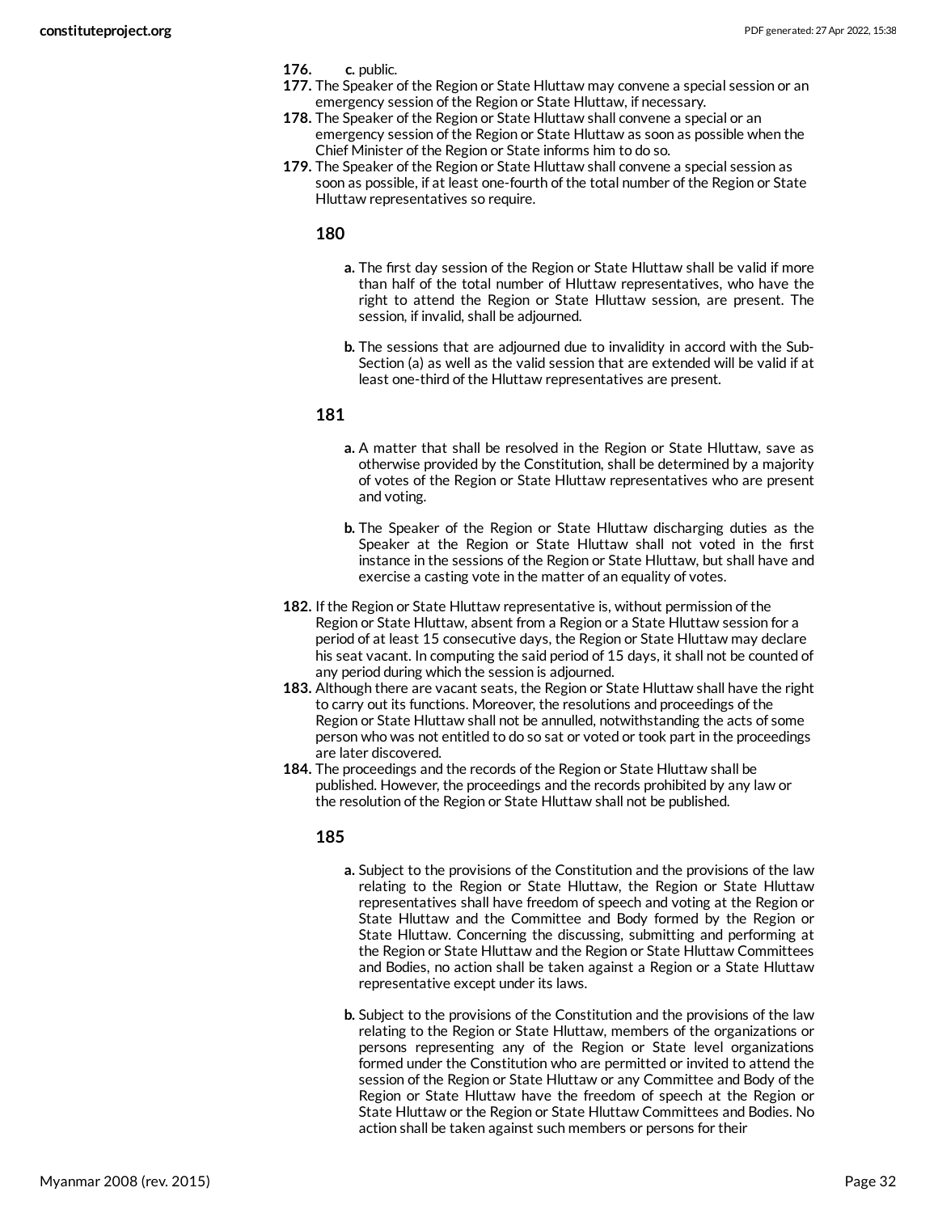**176.** **c.** public.

**177.** The Speaker of the Region or State Hluttaw may convene a special session or an emergency session of the Region or State Hluttaw, if necessary.

**178.** The Speaker of the Region or State Hluttaw shall convene a special or an emergency session of the Region or State Hluttaw as soon as possible when the Chief Minister of the Region or State informs him to do so.

**179.** The Speaker of the Region or State Hluttaw shall convene a special session as soon as possible, if at least one-fourth of the total number of the Region or State Hluttaw representatives so require.

### 180

**a.** The first day session of the Region or State Hluttaw shall be valid if more than half of the total number of Hluttaw representatives, who have the right to attend the Region or State Hluttaw session, are present. The session, if invalid, shall be adjourned.

**b.** The sessions that are adjourned due to invalidity in accord with the Sub-Section (a) as well as the valid session that are extended will be valid if at least one-third of the Hluttaw representatives are present.

### 181

**a.** A matter that shall be resolved in the Region or State Hluttaw, save as otherwise provided by the Constitution, shall be determined by a majority of votes of the Region or State Hluttaw representatives who are present and voting.

**b.** The Speaker of the Region or State Hluttaw discharging duties as the Speaker at the Region or State Hluttaw shall not voted in the first instance in the sessions of the Region or State Hluttaw, but shall have and exercise a casting vote in the matter of an equality of votes.

**182.** If the Region or State Hluttaw representative is, without permission of the Region or State Hluttaw, absent from a Region or a State Hluttaw session for a period of at least 15 consecutive days, the Region or State Hluttaw may declare his seat vacant. In computing the said period of 15 days, it shall not be counted of any period during which the session is adjourned.

**183.** Although there are vacant seats, the Region or State Hluttaw shall have the right to carry out its functions. Moreover, the resolutions and proceedings of the Region or State Hluttaw shall not be annulled, notwithstanding the acts of some person who was not entitled to do so sat or voted or took part in the proceedings are later discovered.

**184.** The proceedings and the records of the Region or State Hluttaw shall be published. However, the proceedings and the records prohibited by any law or the resolution of the Region or State Hluttaw shall not be published.

### 185

**a.** Subject to the provisions of the Constitution and the provisions of the law relating to the Region or State Hluttaw, the Region or State Hluttaw representatives shall have freedom of speech and voting at the Region or State Hluttaw and the Committee and Body formed by the Region or State Hluttaw. Concerning the discussing, submitting and performing at the Region or State Hluttaw and the Region or State Hluttaw Committees and Bodies, no action shall be taken against a Region or a State Hluttaw representative except under its laws.

**b.** Subject to the provisions of the Constitution and the provisions of the law relating to the Region or State Hluttaw, members of the organizations or persons representing any of the Region or State level organizations formed under the Constitution who are permitted or invited to attend the session of the Region or State Hluttaw or any Committee and Body of the Region or State Hluttaw have the freedom of speech at the Region or State Hluttaw or the Region or State Hluttaw Committees and Bodies. No action shall be taken against such members or persons for their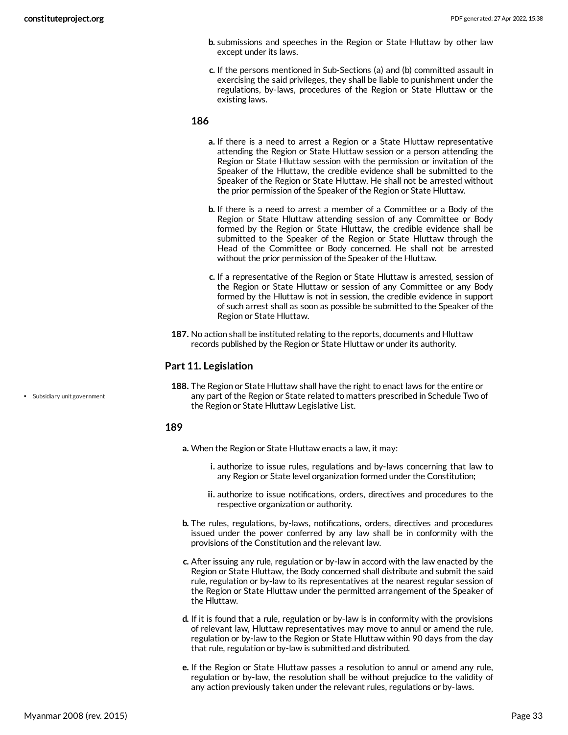b. submissions and speeches in the Region or State Hluttaw by other law except under its laws.

c. If the persons mentioned in Sub-Sections (a) and (b) committed assault in exercising the said privileges, they shall be liable to punishment under the regulations, by-laws, procedures of the Region or State Hluttaw or the existing laws.

### 186

a. If there is a need to arrest a Region or a State Hluttaw representative attending the Region or State Hluttaw session or a person attending the Region or State Hluttaw session with the permission or invitation of the Speaker of the Hluttaw, the credible evidence shall be submitted to the Speaker of the Region or State Hluttaw. He shall not be arrested without the prior permission of the Speaker of the Region or State Hluttaw.

b. If there is a need to arrest a member of a Committee or a Body of the Region or State Hluttaw attending session of any Committee or Body formed by the Region or State Hluttaw, the credible evidence shall be submitted to the Speaker of the Region or State Hluttaw through the Head of the Committee or Body concerned. He shall not be arrested without the prior permission of the Speaker of the Hluttaw.

c. If a representative of the Region or State Hluttaw is arrested, session of the Region or State Hluttaw or session of any Committee or any Body formed by the Hluttaw is not in session, the credible evidence in support of such arrest shall as soon as possible be submitted to the Speaker of the Region or State Hluttaw.

**187.** No action shall be instituted relating to the reports, documents and Hluttaw records published by the Region or State Hluttaw or under its authority.

## Part 11. Legislation

- Subsidiary unit government

**188.** The Region or State Hluttaw shall have the right to enact laws for the entire or any part of the Region or State related to matters prescribed in Schedule Two of the Region or State Hluttaw Legislative List.

### 189

a. When the Region or State Hluttaw enacts a law, it may:

i. authorize to issue rules, regulations and by-laws concerning that law to any Region or State level organization formed under the Constitution;

ii. authorize to issue notifications, orders, directives and procedures to the respective organization or authority.

b. The rules, regulations, by-laws, notifications, orders, directives and procedures issued under the power conferred by any law shall be in conformity with the provisions of the Constitution and the relevant law.

c. After issuing any rule, regulation or by-law in accord with the law enacted by the Region or State Hluttaw, the Body concerned shall distribute and submit the said rule, regulation or by-law to its representatives at the nearest regular session of the Region or State Hluttaw under the permitted arrangement of the Speaker of the Hluttaw.

d. If it is found that a rule, regulation or by-law is in conformity with the provisions of relevant law, Hluttaw representatives may move to annul or amend the rule, regulation or by-law to the Region or State Hluttaw within 90 days from the day that rule, regulation or by-law is submitted and distributed.

e. If the Region or State Hluttaw passes a resolution to annul or amend any rule, regulation or by-law, the resolution shall be without prejudice to the validity of any action previously taken under the relevant rules, regulations or by-laws.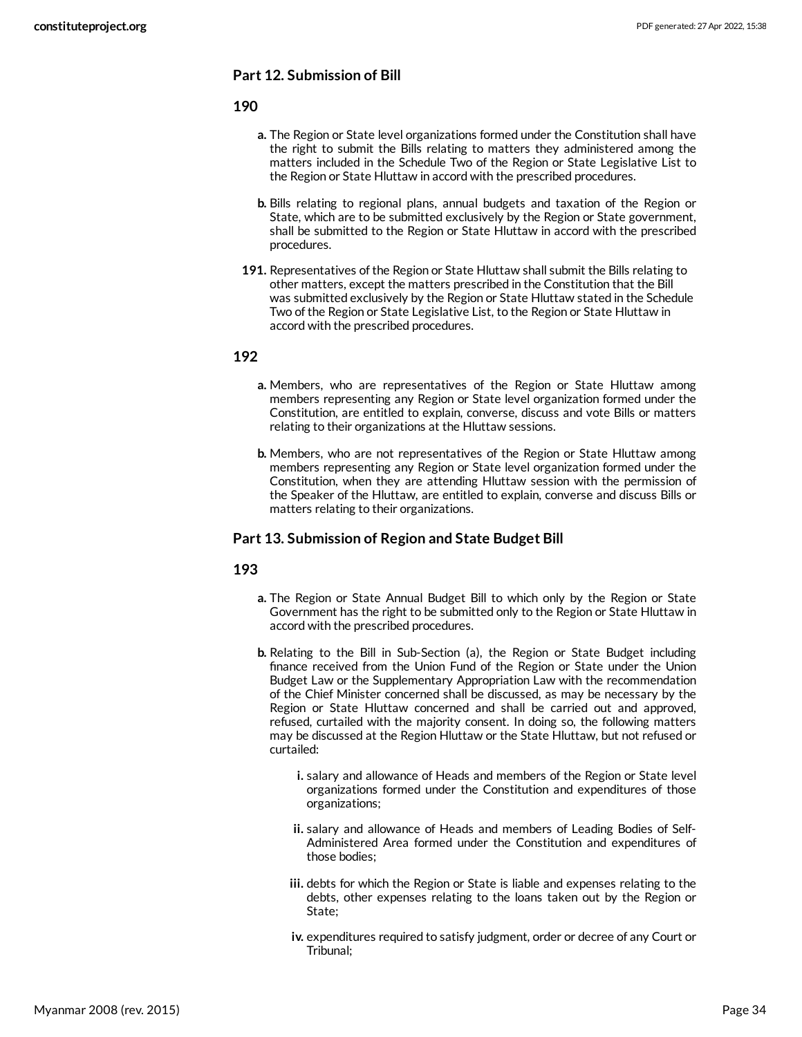### Part 12. Submission of Bill

#### 190

- **a.** The Region or State level organizations formed under the Constitution shall have the right to submit the Bills relating to matters they administered among the matters included in the Schedule Two of the Region or State Legislative List to the Region or State Hluttaw in accord with the prescribed procedures.
- **b.** Bills relating to regional plans, annual budgets and taxation of the Region or State, which are to be submitted exclusively by the Region or State government, shall be submitted to the Region or State Hluttaw in accord with the prescribed procedures.

**191.** Representatives of the Region or State Hluttaw shall submit the Bills relating to other matters, except the matters prescribed in the Constitution that the Bill was submitted exclusively by the Region or State Hluttaw stated in the Schedule Two of the Region or State Legislative List, to the Region or State Hluttaw in accord with the prescribed procedures.

#### 192

- **a.** Members, who are representatives of the Region or State Hluttaw among members representing any Region or State level organization formed under the Constitution, are entitled to explain, converse, discuss and vote Bills or matters relating to their organizations at the Hluttaw sessions.
- **b.** Members, who are not representatives of the Region or State Hluttaw among members representing any Region or State level organization formed under the Constitution, when they are attending Hluttaw session with the permission of the Speaker of the Hluttaw, are entitled to explain, converse and discuss Bills or matters relating to their organizations.

### Part 13. Submission of Region and State Budget Bill

#### 193

- **a.** The Region or State Annual Budget Bill to which only by the Region or State Government has the right to be submitted only to the Region or State Hluttaw in accord with the prescribed procedures.
- **b.** Relating to the Bill in Sub-Section (a), the Region or State Budget including finance received from the Union Fund of the Region or State under the Union Budget Law or the Supplementary Appropriation Law with the recommendation of the Chief Minister concerned shall be discussed, as may be necessary by the Region or State Hluttaw concerned and shall be carried out and approved, refused, curtailed with the majority consent. In doing so, the following matters may be discussed at the Region Hluttaw or the State Hluttaw, but not refused or curtailed:
  - **i.** salary and allowance of Heads and members of the Region or State level organizations formed under the Constitution and expenditures of those organizations;
  - **ii.** salary and allowance of Heads and members of Leading Bodies of Self-Administered Area formed under the Constitution and expenditures of those bodies;
  - **iii.** debts for which the Region or State is liable and expenses relating to the debts, other expenses relating to the loans taken out by the Region or State;
  - **iv.** expenditures required to satisfy judgment, order or decree of any Court or Tribunal;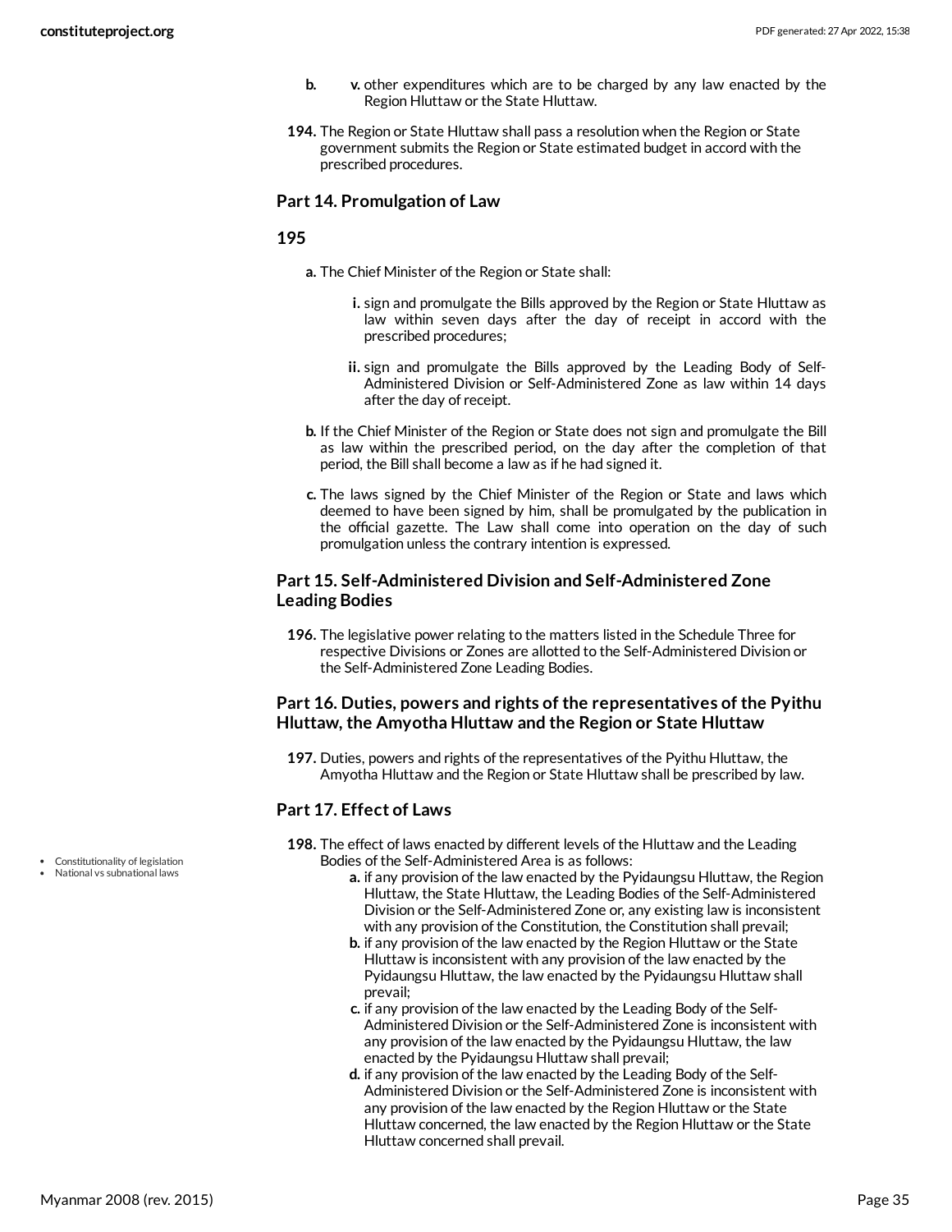- **b.** **v.** other expenditures which are to be charged by any law enacted by the Region Hluttaw or the State Hluttaw.

**194.** The Region or State Hluttaw shall pass a resolution when the Region or State government submits the Region or State estimated budget in accord with the prescribed procedures.

### Part 14. Promulgation of Law

### 195

**a.** The Chief Minister of the Region or State shall:

- **i.** sign and promulgate the Bills approved by the Region or State Hluttaw as law within seven days after the day of receipt in accord with the prescribed procedures;
- **ii.** sign and promulgate the Bills approved by the Leading Body of Self-Administered Division or Self-Administered Zone as law within 14 days after the day of receipt.

**b.** If the Chief Minister of the Region or State does not sign and promulgate the Bill as law within the prescribed period, on the day after the completion of that period, the Bill shall become a law as if he had signed it.

**c.** The laws signed by the Chief Minister of the Region or State and laws which deemed to have been signed by him, shall be promulgated by the publication in the official gazette. The Law shall come into operation on the day of such promulgation unless the contrary intention is expressed.

### Part 15. Self-Administered Division and Self-Administered Zone Leading Bodies

**196.** The legislative power relating to the matters listed in the Schedule Three for respective Divisions or Zones are allotted to the Self-Administered Division or the Self-Administered Zone Leading Bodies.

### Part 16. Duties, powers and rights of the representatives of the Pyithu Hluttaw, the Amyotha Hluttaw and the Region or State Hluttaw

**197.** Duties, powers and rights of the representatives of the Pyithu Hluttaw, the Amyotha Hluttaw and the Region or State Hluttaw shall be prescribed by law.

### Part 17. Effect of Laws

- Constitutionality of legislation
- National vs subnational laws

**198.** The effect of laws enacted by different levels of the Hluttaw and the Leading Bodies of the Self-Administered Area is as follows:

- **a.** if any provision of the law enacted by the Pyidaungsu Hluttaw, the Region Hluttaw, the State Hluttaw, the Leading Bodies of the Self-Administered Division or the Self-Administered Zone or, any existing law is inconsistent with any provision of the Constitution, the Constitution shall prevail;
- **b.** if any provision of the law enacted by the Region Hluttaw or the State Hluttaw is inconsistent with any provision of the law enacted by the Pyidaungsu Hluttaw, the law enacted by the Pyidaungsu Hluttaw shall prevail;
- **c.** if any provision of the law enacted by the Leading Body of the Self-Administered Division or the Self-Administered Zone is inconsistent with any provision of the law enacted by the Pyidaungsu Hluttaw, the law enacted by the Pyidaungsu Hluttaw shall prevail;
- **d.** if any provision of the law enacted by the Leading Body of the Self-Administered Division or the Self-Administered Zone is inconsistent with any provision of the law enacted by the Region Hluttaw or the State Hluttaw concerned, the law enacted by the Region Hluttaw or the State Hluttaw concerned shall prevail.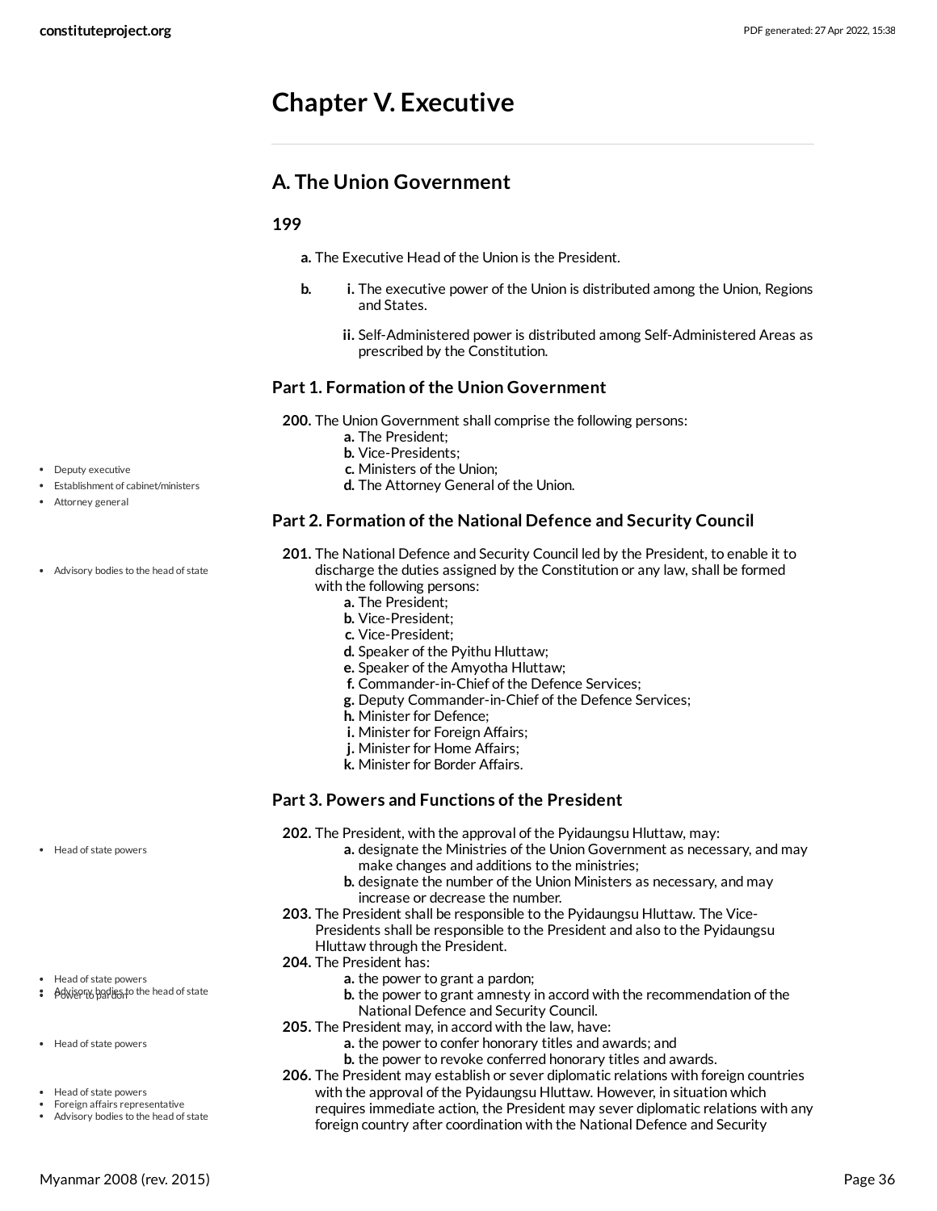# Chapter V. Executive

## A. The Union Government

### 199

**a.** The Executive Head of the Union is the President.

**b.**
- **i.** The executive power of the Union is distributed among the Union, Regions and States.
- **ii.** Self-Administered power is distributed among Self-Administered Areas as prescribed by the Constitution.

### Part 1. Formation of the Union Government

**200.** The Union Government shall comprise the following persons:
- **a.** The President;
- **b.** Vice-Presidents;
- **c.** Ministers of the Union;
- **d.** The Attorney General of the Union.

### Part 2. Formation of the National Defence and Security Council

**201.** The National Defence and Security Council led by the President, to enable it to discharge the duties assigned by the Constitution or any law, shall be formed with the following persons:
- **a.** The President;
- **b.** Vice-President;
- **c.** Vice-President;
- **d.** Speaker of the Pyithu Hluttaw;
- **e.** Speaker of the Amyotha Hluttaw;
- **f.** Commander-in-Chief of the Defence Services;
- **g.** Deputy Commander-in-Chief of the Defence Services;
- **h.** Minister for Defence;
- **i.** Minister for Foreign Affairs;
- **j.** Minister for Home Affairs;
- **k.** Minister for Border Affairs.

### Part 3. Powers and Functions of the President

**202.** The President, with the approval of the Pyidaungsu Hluttaw, may:
- **a.** designate the Ministries of the Union Government as necessary, and may make changes and additions to the ministries;
- **b.** designate the number of the Union Ministers as necessary, and may increase or decrease the number.

**203.** The President shall be responsible to the Pyidaungsu Hluttaw. The Vice-Presidents shall be responsible to the President and also to the Pyidaungsu Hluttaw through the President.

**204.** The President has:
- **a.** the power to grant a pardon;
- **b.** the power to grant amnesty in accord with the recommendation of the National Defence and Security Council.

**205.** The President may, in accord with the law, have:
- **a.** the power to confer honorary titles and awards; and
- **b.** the power to revoke conferred honorary titles and awards.

**206.** The President may establish or sever diplomatic relations with foreign countries with the approval of the Pyidaungsu Hluttaw. However, in situation which requires immediate action, the President may sever diplomatic relations with any foreign country after coordination with the National Defence and Security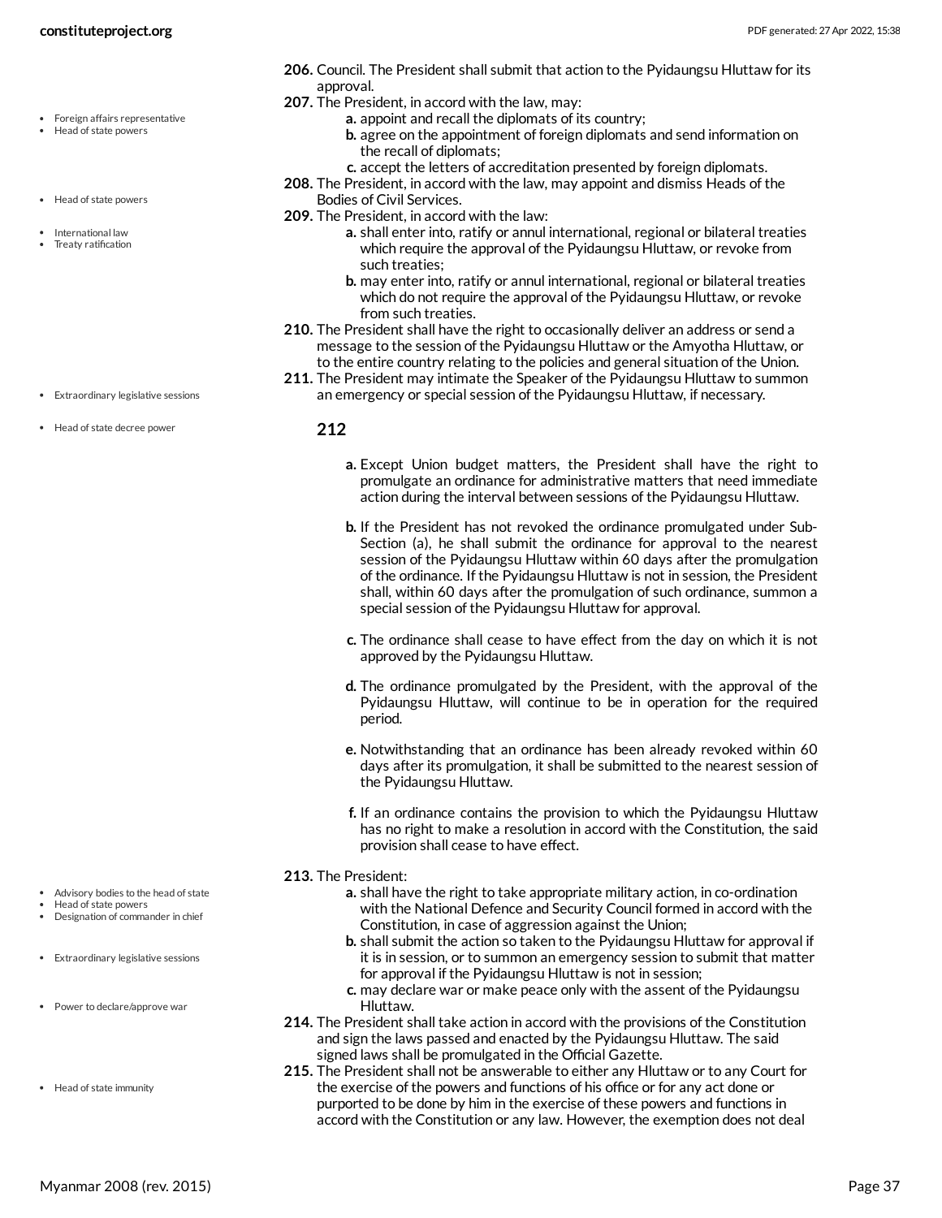206. Council. The President shall submit that action to the Pyidaungsu Hluttaw for its approval.

207. The President, in accord with the law, may:

- **a.** appoint and recall the diplomats of its country;
- **b.** agree on the appointment of foreign diplomats and send information on the recall of diplomats;
- **c.** accept the letters of accreditation presented by foreign diplomats.

208. The President, in accord with the law, may appoint and dismiss Heads of the Bodies of Civil Services.

209. The President, in accord with the law:

- **a.** shall enter into, ratify or annul international, regional or bilateral treaties which require the approval of the Pyidaungsu Hluttaw, or revoke from such treaties;
- **b.** may enter into, ratify or annul international, regional or bilateral treaties which do not require the approval of the Pyidaungsu Hluttaw, or revoke from such treaties.

210. The President shall have the right to occasionally deliver an address or send a message to the session of the Pyidaungsu Hluttaw or the Amyotha Hluttaw, or to the entire country relating to the policies and general situation of the Union.

211. The President may intimate the Speaker of the Pyidaungsu Hluttaw to summon an emergency or special session of the Pyidaungsu Hluttaw, if necessary.

### 212

- **a.** Except Union budget matters, the President shall have the right to promulgate an ordinance for administrative matters that need immediate action during the interval between sessions of the Pyidaungsu Hluttaw.
- **b.** If the President has not revoked the ordinance promulgated under Sub-Section (a), he shall submit the ordinance for approval to the nearest session of the Pyidaungsu Hluttaw within 60 days after the promulgation of the ordinance. If the Pyidaungsu Hluttaw is not in session, the President shall, within 60 days after the promulgation of such ordinance, summon a special session of the Pyidaungsu Hluttaw for approval.
- **c.** The ordinance shall cease to have effect from the day on which it is not approved by the Pyidaungsu Hluttaw.
- **d.** The ordinance promulgated by the President, with the approval of the Pyidaungsu Hluttaw, will continue to be in operation for the required period.
- **e.** Notwithstanding that an ordinance has been already revoked within 60 days after its promulgation, it shall be submitted to the nearest session of the Pyidaungsu Hluttaw.
- **f.** If an ordinance contains the provision to which the Pyidaungsu Hluttaw has no right to make a resolution in accord with the Constitution, the said provision shall cease to have effect.

213. The President:

- **a.** shall have the right to take appropriate military action, in co-ordination with the National Defence and Security Council formed in accord with the Constitution, in case of aggression against the Union;
- **b.** shall submit the action so taken to the Pyidaungsu Hluttaw for approval if it is in session, or to summon an emergency session to submit that matter for approval if the Pyidaungsu Hluttaw is not in session;
- **c.** may declare war or make peace only with the assent of the Pyidaungsu Hluttaw.

214. The President shall take action in accord with the provisions of the Constitution and sign the laws passed and enacted by the Pyidaungsu Hluttaw. The said signed laws shall be promulgated in the Official Gazette.

215. The President shall not be answerable to either any Hluttaw or to any Court for the exercise of the powers and functions of his office or for any act done or purported to be done by him in the exercise of these powers and functions in accord with the Constitution or any law. However, the exemption does not deal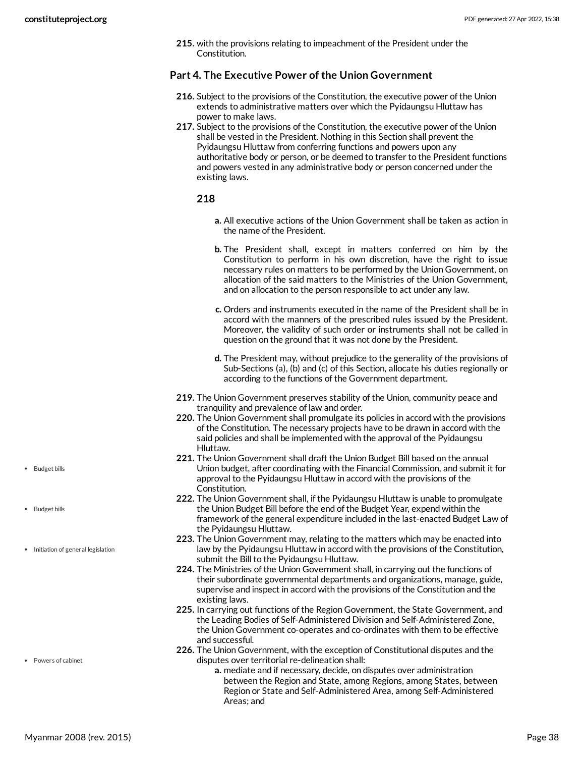215. with the provisions relating to impeachment of the President under the Constitution.

## Part 4. The Executive Power of the Union Government

216. Subject to the provisions of the Constitution, the executive power of the Union extends to administrative matters over which the Pyidaungsu Hluttaw has power to make laws.

217. Subject to the provisions of the Constitution, the executive power of the Union shall be vested in the President. Nothing in this Section shall prevent the Pyidaungsu Hluttaw from conferring functions and powers upon any authoritative body or person, or be deemed to transfer to the President functions and powers vested in any administrative body or person concerned under the existing laws.

### 218

a. All executive actions of the Union Government shall be taken as action in the name of the President.

b. The President shall, except in matters conferred on him by the Constitution to perform in his own discretion, have the right to issue necessary rules on matters to be performed by the Union Government, on allocation of the said matters to the Ministries of the Union Government, and on allocation to the person responsible to act under any law.

c. Orders and instruments executed in the name of the President shall be in accord with the manners of the prescribed rules issued by the President. Moreover, the validity of such order or instruments shall not be called in question on the ground that it was not done by the President.

d. The President may, without prejudice to the generality of the provisions of Sub-Sections (a), (b) and (c) of this Section, allocate his duties regionally or according to the functions of the Government department.

219. The Union Government preserves stability of the Union, community peace and tranquility and prevalence of law and order.

220. The Union Government shall promulgate its policies in accord with the provisions of the Constitution. The necessary projects have to be drawn in accord with the said policies and shall be implemented with the approval of the Pyidaungsu Hluttaw.

- Budget bills

221. The Union Government shall draft the Union Budget Bill based on the annual Union budget, after coordinating with the Financial Commission, and submit it for approval to the Pyidaungsu Hluttaw in accord with the provisions of the Constitution.

- Budget bills

222. The Union Government shall, if the Pyidaungsu Hluttaw is unable to promulgate the Union Budget Bill before the end of the Budget Year, expend within the framework of the general expenditure included in the last-enacted Budget Law of the Pyidaungsu Hluttaw.

- Initiation of general legislation

223. The Union Government may, relating to the matters which may be enacted into law by the Pyidaungsu Hluttaw in accord with the provisions of the Constitution, submit the Bill to the Pyidaungsu Hluttaw.

224. The Ministries of the Union Government shall, in carrying out the functions of their subordinate governmental departments and organizations, manage, guide, supervise and inspect in accord with the provisions of the Constitution and the existing laws.

225. In carrying out functions of the Region Government, the State Government, and the Leading Bodies of Self-Administered Division and Self-Administered Zone, the Union Government co-operates and co-ordinates with them to be effective and successful.

- Powers of cabinet

226. The Union Government, with the exception of Constitutional disputes and the disputes over territorial re-delineation shall:

a. mediate and if necessary, decide, on disputes over administration between the Region and State, among Regions, among States, between Region or State and Self-Administered Area, among Self-Administered Areas; and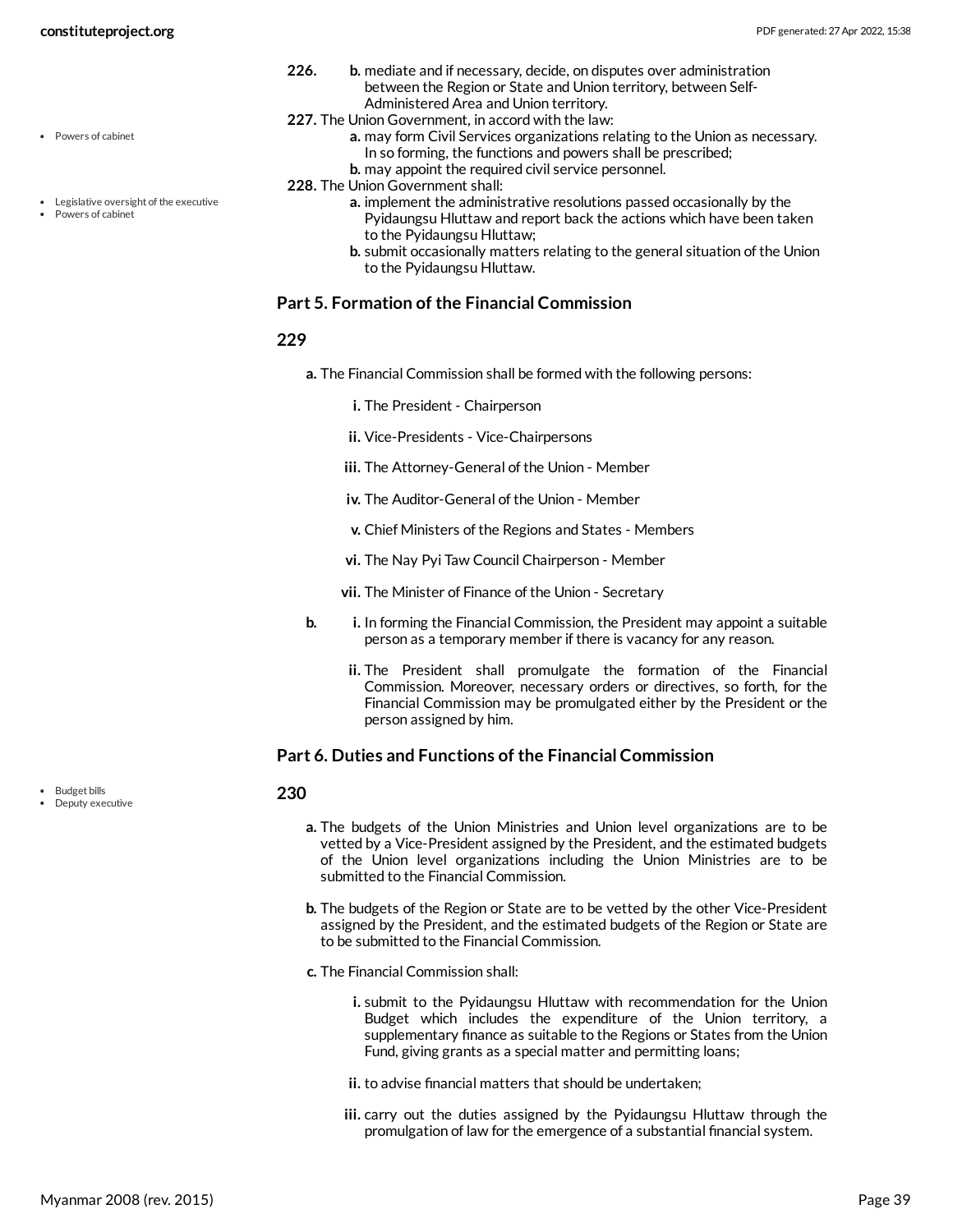226. b. mediate and if necessary, decide, on disputes over administration between the Region or State and Union territory, between Self-Administered Area and Union territory.

227. The Union Government, in accord with the law:

- a. may form Civil Services organizations relating to the Union as necessary. In so forming, the functions and powers shall be prescribed;
- b. may appoint the required civil service personnel.

228. The Union Government shall:

- a. implement the administrative resolutions passed occasionally by the Pyidaungsu Hluttaw and report back the actions which have been taken to the Pyidaungsu Hluttaw;
- b. submit occasionally matters relating to the general situation of the Union to the Pyidaungsu Hluttaw.

### Part 5. Formation of the Financial Commission

#### 229

- a. The Financial Commission shall be formed with the following persons:
  - i. The President - Chairperson
  - ii. Vice-Presidents - Vice-Chairpersons
  - iii. The Attorney-General of the Union - Member
  - iv. The Auditor-General of the Union - Member
  - v. Chief Ministers of the Regions and States - Members
  - vi. The Nay Pyi Taw Council Chairperson - Member
  - vii. The Minister of Finance of the Union - Secretary
- b.
  - i. In forming the Financial Commission, the President may appoint a suitable person as a temporary member if there is vacancy for any reason.
  - ii. The President shall promulgate the formation of the Financial Commission. Moreover, necessary orders or directives, so forth, for the Financial Commission may be promulgated either by the President or the person assigned by him.

### Part 6. Duties and Functions of the Financial Commission

#### 230

- a. The budgets of the Union Ministries and Union level organizations are to be vetted by a Vice-President assigned by the President, and the estimated budgets of the Union level organizations including the Union Ministries are to be submitted to the Financial Commission.
- b. The budgets of the Region or State are to be vetted by the other Vice-President assigned by the President, and the estimated budgets of the Region or State are to be submitted to the Financial Commission.
- c. The Financial Commission shall:
  - i. submit to the Pyidaungsu Hluttaw with recommendation for the Union Budget which includes the expenditure of the Union territory, a supplementary finance as suitable to the Regions or States from the Union Fund, giving grants as a special matter and permitting loans;
  - ii. to advise financial matters that should be undertaken;
  - iii. carry out the duties assigned by the Pyidaungsu Hluttaw through the promulgation of law for the emergence of a substantial financial system.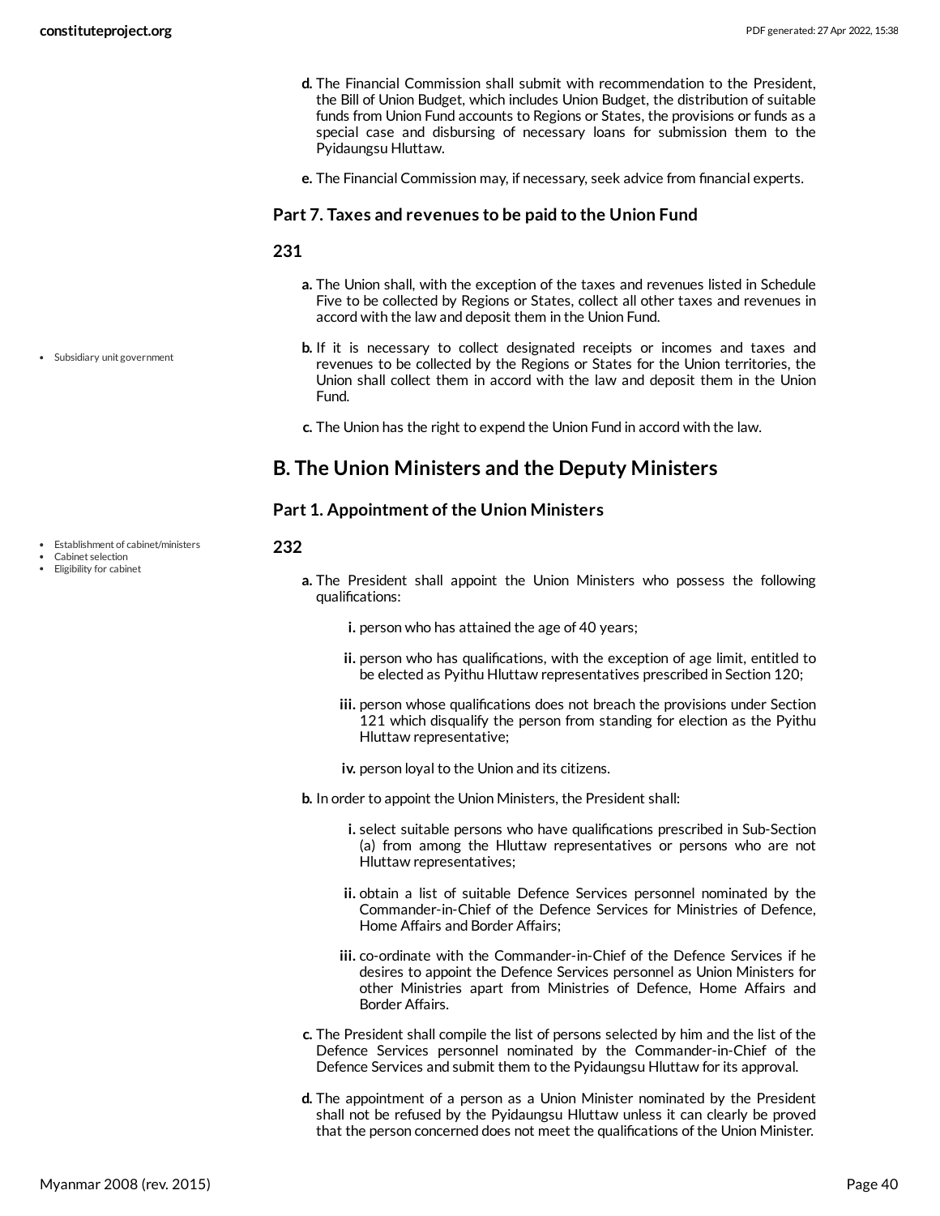d. The Financial Commission shall submit with recommendation to the President, the Bill of Union Budget, which includes Union Budget, the distribution of suitable funds from Union Fund accounts to Regions or States, the provisions or funds as a special case and disbursing of necessary loans for submission them to the Pyidaungsu Hluttaw.

e. The Financial Commission may, if necessary, seek advice from financial experts.

### Part 7. Taxes and revenues to be paid to the Union Fund

#### 231

a. The Union shall, with the exception of the taxes and revenues listed in Schedule Five to be collected by Regions or States, collect all other taxes and revenues in accord with the law and deposit them in the Union Fund.

- Subsidiary unit government

b. If it is necessary to collect designated receipts or incomes and taxes and revenues to be collected by the Regions or States for the Union territories, the Union shall collect them in accord with the law and deposit them in the Union Fund.

c. The Union has the right to expend the Union Fund in accord with the law.

## B. The Union Ministers and the Deputy Ministers

### Part 1. Appointment of the Union Ministers

- Establishment of cabinet/ministers
- Cabinet selection
- Eligibility for cabinet

#### 232

a. The President shall appoint the Union Ministers who possess the following qualifications:

   i. person who has attained the age of 40 years;

   ii. person who has qualifications, with the exception of age limit, entitled to be elected as Pyithu Hluttaw representatives prescribed in Section 120;

   iii. person whose qualifications does not breach the provisions under Section 121 which disqualify the person from standing for election as the Pyithu Hluttaw representative;

   iv. person loyal to the Union and its citizens.

b. In order to appoint the Union Ministers, the President shall:

   i. select suitable persons who have qualifications prescribed in Sub-Section (a) from among the Hluttaw representatives or persons who are not Hluttaw representatives;

   ii. obtain a list of suitable Defence Services personnel nominated by the Commander-in-Chief of the Defence Services for Ministries of Defence, Home Affairs and Border Affairs;

   iii. co-ordinate with the Commander-in-Chief of the Defence Services if he desires to appoint the Defence Services personnel as Union Ministers for other Ministries apart from Ministries of Defence, Home Affairs and Border Affairs.

c. The President shall compile the list of persons selected by him and the list of the Defence Services personnel nominated by the Commander-in-Chief of the Defence Services and submit them to the Pyidaungsu Hluttaw for its approval.

d. The appointment of a person as a Union Minister nominated by the President shall not be refused by the Pyidaungsu Hluttaw unless it can clearly be proved that the person concerned does not meet the qualifications of the Union Minister.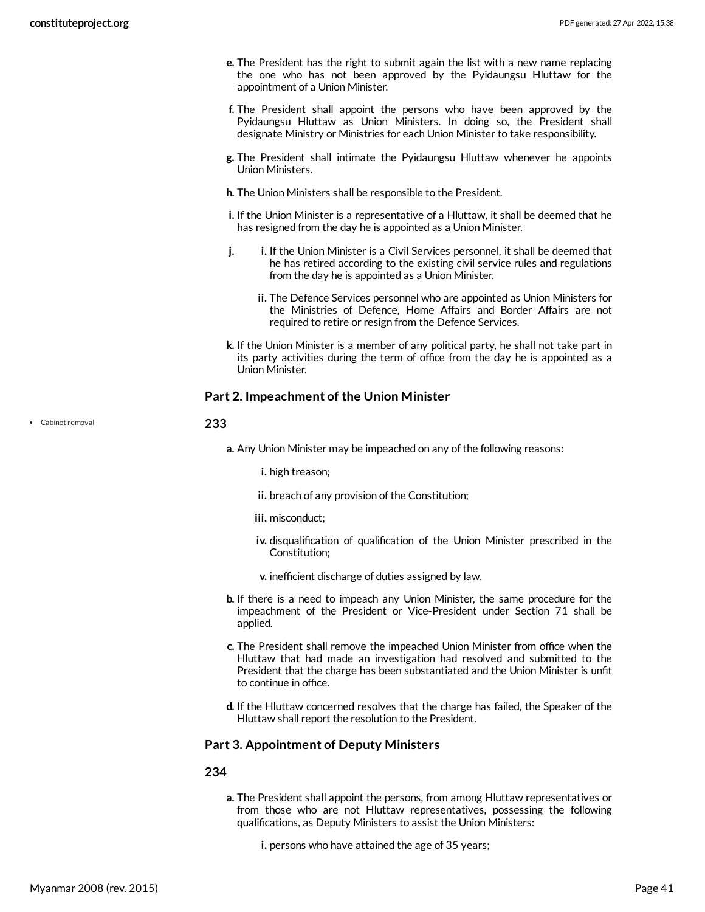e. The President has the right to submit again the list with a new name replacing the one who has not been approved by the Pyidaungsu Hluttaw for the appointment of a Union Minister.

f. The President shall appoint the persons who have been approved by the Pyidaungsu Hluttaw as Union Ministers. In doing so, the President shall designate Ministry or Ministries for each Union Minister to take responsibility.

g. The President shall intimate the Pyidaungsu Hluttaw whenever he appoints Union Ministers.

h. The Union Ministers shall be responsible to the President.

i. If the Union Minister is a representative of a Hluttaw, it shall be deemed that he has resigned from the day he is appointed as a Union Minister.

j.
  i. If the Union Minister is a Civil Services personnel, it shall be deemed that he has retired according to the existing civil service rules and regulations from the day he is appointed as a Union Minister.

  ii. The Defence Services personnel who are appointed as Union Ministers for the Ministries of Defence, Home Affairs and Border Affairs are not required to retire or resign from the Defence Services.

k. If the Union Minister is a member of any political party, he shall not take part in its party activities during the term of office from the day he is appointed as a Union Minister.

### Part 2. Impeachment of the Union Minister

- Cabinet removal

#### 233

a. Any Union Minister may be impeached on any of the following reasons:

  i. high treason;

  ii. breach of any provision of the Constitution;

  iii. misconduct;

  iv. disqualification of qualification of the Union Minister prescribed in the Constitution;

  v. inefficient discharge of duties assigned by law.

b. If there is a need to impeach any Union Minister, the same procedure for the impeachment of the President or Vice-President under Section 71 shall be applied.

c. The President shall remove the impeached Union Minister from office when the Hluttaw that had made an investigation had resolved and submitted to the President that the charge has been substantiated and the Union Minister is unfit to continue in office.

d. If the Hluttaw concerned resolves that the charge has failed, the Speaker of the Hluttaw shall report the resolution to the President.

### Part 3. Appointment of Deputy Ministers

#### 234

a. The President shall appoint the persons, from among Hluttaw representatives or from those who are not Hluttaw representatives, possessing the following qualifications, as Deputy Ministers to assist the Union Ministers:

  i. persons who have attained the age of 35 years;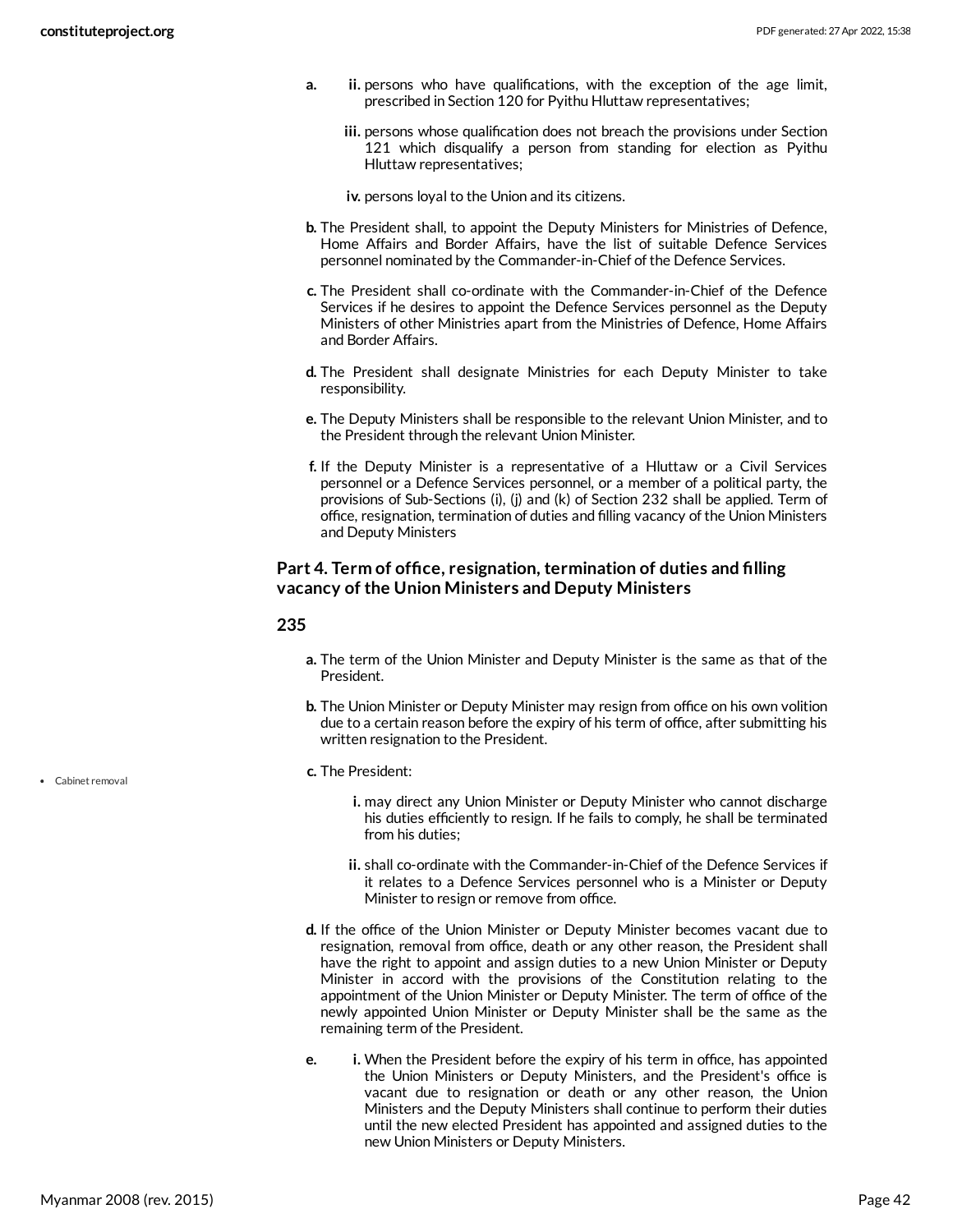- a.
  - ii. persons who have qualifications, with the exception of the age limit, prescribed in Section 120 for Pyithu Hluttaw representatives;
  - iii. persons whose qualification does not breach the provisions under Section 121 which disqualify a person from standing for election as Pyithu Hluttaw representatives;
  - iv. persons loyal to the Union and its citizens.
- b. The President shall, to appoint the Deputy Ministers for Ministries of Defence, Home Affairs and Border Affairs, have the list of suitable Defence Services personnel nominated by the Commander-in-Chief of the Defence Services.
- c. The President shall co-ordinate with the Commander-in-Chief of the Defence Services if he desires to appoint the Defence Services personnel as the Deputy Ministers of other Ministries apart from the Ministries of Defence, Home Affairs and Border Affairs.
- d. The President shall designate Ministries for each Deputy Minister to take responsibility.
- e. The Deputy Ministers shall be responsible to the relevant Union Minister, and to the President through the relevant Union Minister.
- f. If the Deputy Minister is a representative of a Hluttaw or a Civil Services personnel or a Defence Services personnel, or a member of a political party, the provisions of Sub-Sections (i), (j) and (k) of Section 232 shall be applied. Term of office, resignation, termination of duties and filling vacancy of the Union Ministers and Deputy Ministers

### Part 4. Term of office, resignation, termination of duties and filling vacancy of the Union Ministers and Deputy Ministers

#### 235

- a. The term of the Union Minister and Deputy Minister is the same as that of the President.
- b. The Union Minister or Deputy Minister may resign from office on his own volition due to a certain reason before the expiry of his term of office, after submitting his written resignation to the President.
- c. The President:
  - i. may direct any Union Minister or Deputy Minister who cannot discharge his duties efficiently to resign. If he fails to comply, he shall be terminated from his duties;
  - ii. shall co-ordinate with the Commander-in-Chief of the Defence Services if it relates to a Defence Services personnel who is a Minister or Deputy Minister to resign or remove from office.
- d. If the office of the Union Minister or Deputy Minister becomes vacant due to resignation, removal from office, death or any other reason, the President shall have the right to appoint and assign duties to a new Union Minister or Deputy Minister in accord with the provisions of the Constitution relating to the appointment of the Union Minister or Deputy Minister. The term of office of the newly appointed Union Minister or Deputy Minister shall be the same as the remaining term of the President.
- e.
  - i. When the President before the expiry of his term in office, has appointed the Union Ministers or Deputy Ministers, and the President's office is vacant due to resignation or death or any other reason, the Union Ministers and the Deputy Ministers shall continue to perform their duties until the new elected President has appointed and assigned duties to the new Union Ministers or Deputy Ministers.

Cabinet removal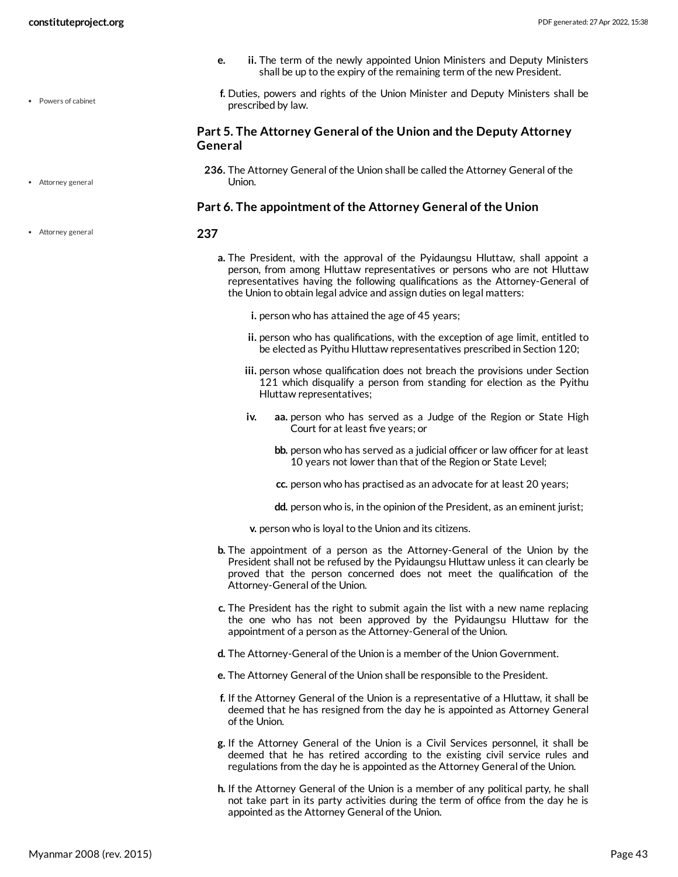e. ii. The term of the newly appointed Union Ministers and Deputy Ministers shall be up to the expiry of the remaining term of the new President.

f. Duties, powers and rights of the Union Minister and Deputy Ministers shall be prescribed by law.

Powers of cabinet

## Part 5. The Attorney General of the Union and the Deputy Attorney General

Attorney general

**236.** The Attorney General of the Union shall be called the Attorney General of the Union.

## Part 6. The appointment of the Attorney General of the Union

Attorney general

**237**

**a.** The President, with the approval of the Pyidaungsu Hluttaw, shall appoint a person, from among Hluttaw representatives or persons who are not Hluttaw representatives having the following qualifications as the Attorney-General of the Union to obtain legal advice and assign duties on legal matters:

- **i.** person who has attained the age of 45 years;
- **ii.** person who has qualifications, with the exception of age limit, entitled to be elected as Pyithu Hluttaw representatives prescribed in Section 120;
- **iii.** person whose qualification does not breach the provisions under Section 121 which disqualify a person from standing for election as the Pyithu Hluttaw representatives;
- **iv.**
  - **aa.** person who has served as a Judge of the Region or State High Court for at least five years; or
  - **bb.** person who has served as a judicial officer or law officer for at least 10 years not lower than that of the Region or State Level;
  - **cc.** person who has practised as an advocate for at least 20 years;
  - **dd.** person who is, in the opinion of the President, as an eminent jurist;
- **v.** person who is loyal to the Union and its citizens.

**b.** The appointment of a person as the Attorney-General of the Union by the President shall not be refused by the Pyidaungsu Hluttaw unless it can clearly be proved that the person concerned does not meet the qualification of the Attorney-General of the Union.

**c.** The President has the right to submit again the list with a new name replacing the one who has not been approved by the Pyidaungsu Hluttaw for the appointment of a person as the Attorney-General of the Union.

**d.** The Attorney-General of the Union is a member of the Union Government.

**e.** The Attorney General of the Union shall be responsible to the President.

**f.** If the Attorney General of the Union is a representative of a Hluttaw, it shall be deemed that he has resigned from the day he is appointed as Attorney General of the Union.

**g.** If the Attorney General of the Union is a Civil Services personnel, it shall be deemed that he has retired according to the existing civil service rules and regulations from the day he is appointed as the Attorney General of the Union.

**h.** If the Attorney General of the Union is a member of any political party, he shall not take part in its party activities during the term of office from the day he is appointed as the Attorney General of the Union.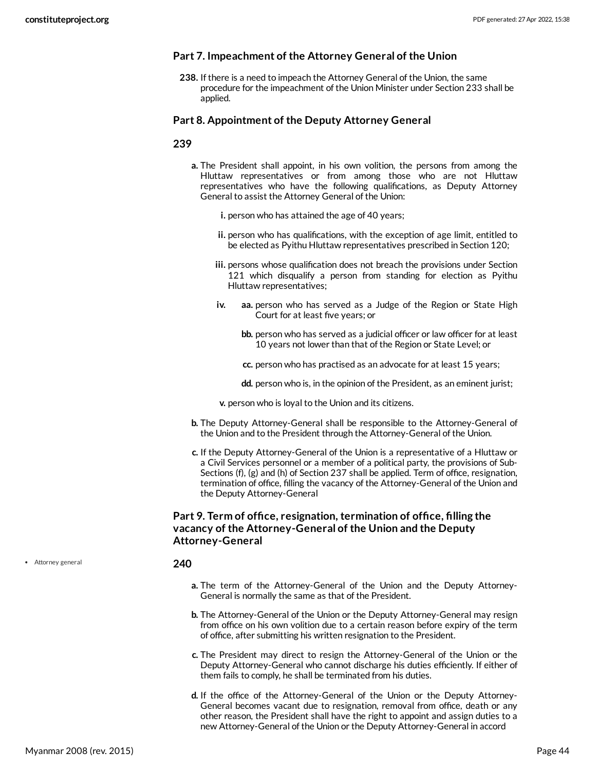### Part 7. Impeachment of the Attorney General of the Union

**238.** If there is a need to impeach the Attorney General of the Union, the same procedure for the impeachment of the Union Minister under Section 233 shall be applied.

### Part 8. Appointment of the Deputy Attorney General

**239**

**a.** The President shall appoint, in his own volition, the persons from among the Hluttaw representatives or from among those who are not Hluttaw representatives who have the following qualifications, as Deputy Attorney General to assist the Attorney General of the Union:

- **i.** person who has attained the age of 40 years;
- **ii.** person who has qualifications, with the exception of age limit, entitled to be elected as Pyithu Hluttaw representatives prescribed in Section 120;
- **iii.** persons whose qualification does not breach the provisions under Section 121 which disqualify a person from standing for election as Pyithu Hluttaw representatives;
- **iv.**
  - **aa.** person who has served as a Judge of the Region or State High Court for at least five years; or
  - **bb.** person who has served as a judicial officer or law officer for at least 10 years not lower than that of the Region or State Level; or
  - **cc.** person who has practised as an advocate for at least 15 years;
  - **dd.** person who is, in the opinion of the President, as an eminent jurist;
- **v.** person who is loyal to the Union and its citizens.

**b.** The Deputy Attorney-General shall be responsible to the Attorney-General of the Union and to the President through the Attorney-General of the Union.

**c.** If the Deputy Attorney-General of the Union is a representative of a Hluttaw or a Civil Services personnel or a member of a political party, the provisions of Sub-Sections (f), (g) and (h) of Section 237 shall be applied. Term of office, resignation, termination of office, filling the vacancy of the Attorney-General of the Union and the Deputy Attorney-General

### Part 9. Term of office, resignation, termination of office, filling the vacancy of the Attorney-General of the Union and the Deputy Attorney-General

- Attorney general

**240**

**a.** The term of the Attorney-General of the Union and the Deputy Attorney-General is normally the same as that of the President.

**b.** The Attorney-General of the Union or the Deputy Attorney-General may resign from office on his own volition due to a certain reason before expiry of the term of office, after submitting his written resignation to the President.

**c.** The President may direct to resign the Attorney-General of the Union or the Deputy Attorney-General who cannot discharge his duties efficiently. If either of them fails to comply, he shall be terminated from his duties.

**d.** If the office of the Attorney-General of the Union or the Deputy Attorney-General becomes vacant due to resignation, removal from office, death or any other reason, the President shall have the right to appoint and assign duties to a new Attorney-General of the Union or the Deputy Attorney-General in accord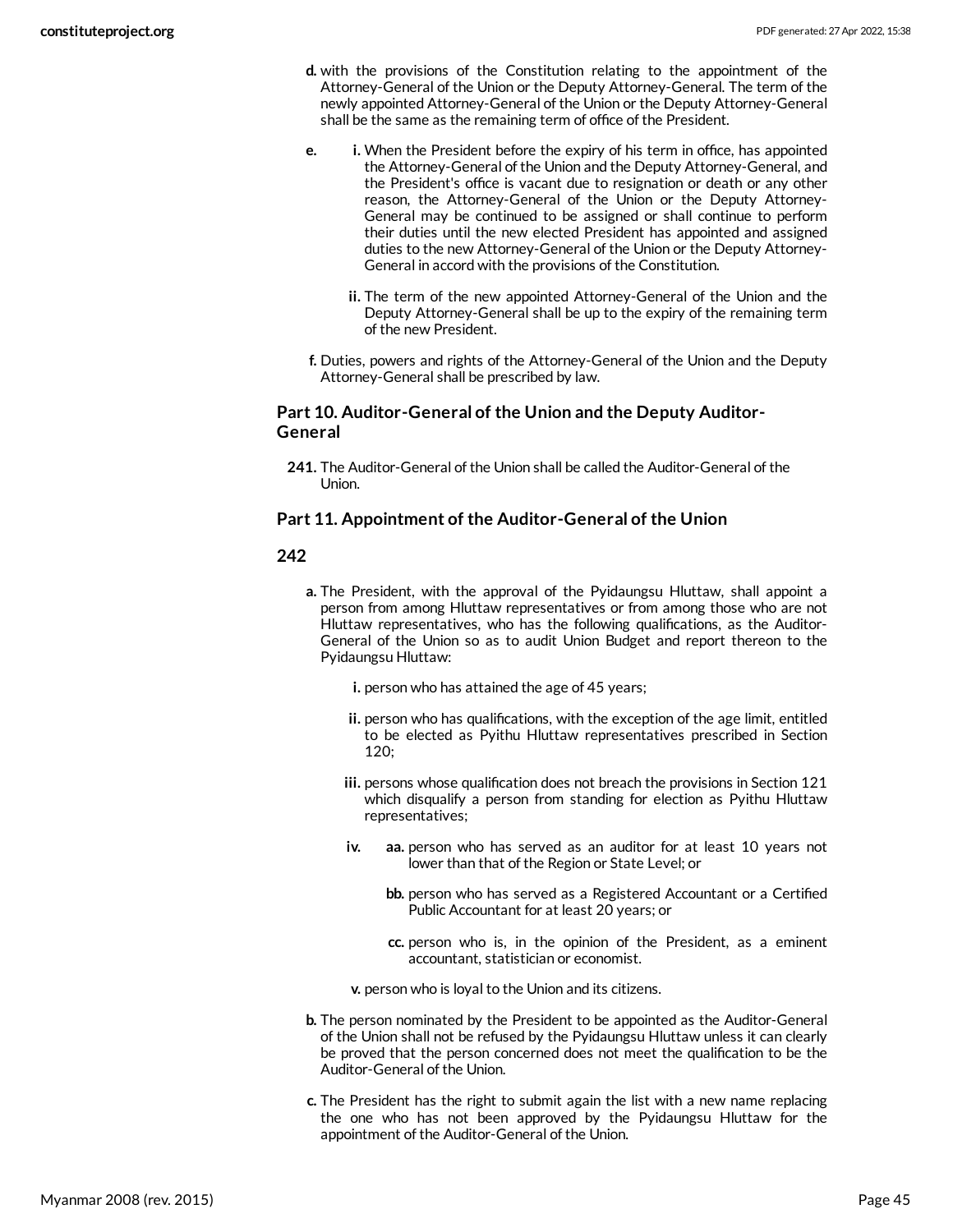**d.** with the provisions of the Constitution relating to the appointment of the Attorney-General of the Union or the Deputy Attorney-General. The term of the newly appointed Attorney-General of the Union or the Deputy Attorney-General shall be the same as the remaining term of office of the President.

**e.**

- **i.** When the President before the expiry of his term in office, has appointed the Attorney-General of the Union and the Deputy Attorney-General, and the President's office is vacant due to resignation or death or any other reason, the Attorney-General of the Union or the Deputy Attorney-General may be continued to be assigned or shall continue to perform their duties until the new elected President has appointed and assigned duties to the new Attorney-General of the Union or the Deputy Attorney-General in accord with the provisions of the Constitution.
- **ii.** The term of the new appointed Attorney-General of the Union and the Deputy Attorney-General shall be up to the expiry of the remaining term of the new President.

**f.** Duties, powers and rights of the Attorney-General of the Union and the Deputy Attorney-General shall be prescribed by law.

### Part 10. Auditor-General of the Union and the Deputy Auditor-General

**241.** The Auditor-General of the Union shall be called the Auditor-General of the Union.

### Part 11. Appointment of the Auditor-General of the Union

**242**

**a.** The President, with the approval of the Pyidaungsu Hluttaw, shall appoint a person from among Hluttaw representatives or from among those who are not Hluttaw representatives, who has the following qualifications, as the Auditor-General of the Union so as to audit Union Budget and report thereon to the Pyidaungsu Hluttaw:

- **i.** person who has attained the age of 45 years;
- **ii.** person who has qualifications, with the exception of the age limit, entitled to be elected as Pyithu Hluttaw representatives prescribed in Section 120;
- **iii.** persons whose qualification does not breach the provisions in Section 121 which disqualify a person from standing for election as Pyithu Hluttaw representatives;
- **iv.**
  - **aa.** person who has served as an auditor for at least 10 years not lower than that of the Region or State Level; or
  - **bb.** person who has served as a Registered Accountant or a Certified Public Accountant for at least 20 years; or
  - **cc.** person who is, in the opinion of the President, as a eminent accountant, statistician or economist.
- **v.** person who is loyal to the Union and its citizens.

**b.** The person nominated by the President to be appointed as the Auditor-General of the Union shall not be refused by the Pyidaungsu Hluttaw unless it can clearly be proved that the person concerned does not meet the qualification to be the Auditor-General of the Union.

**c.** The President has the right to submit again the list with a new name replacing the one who has not been approved by the Pyidaungsu Hluttaw for the appointment of the Auditor-General of the Union.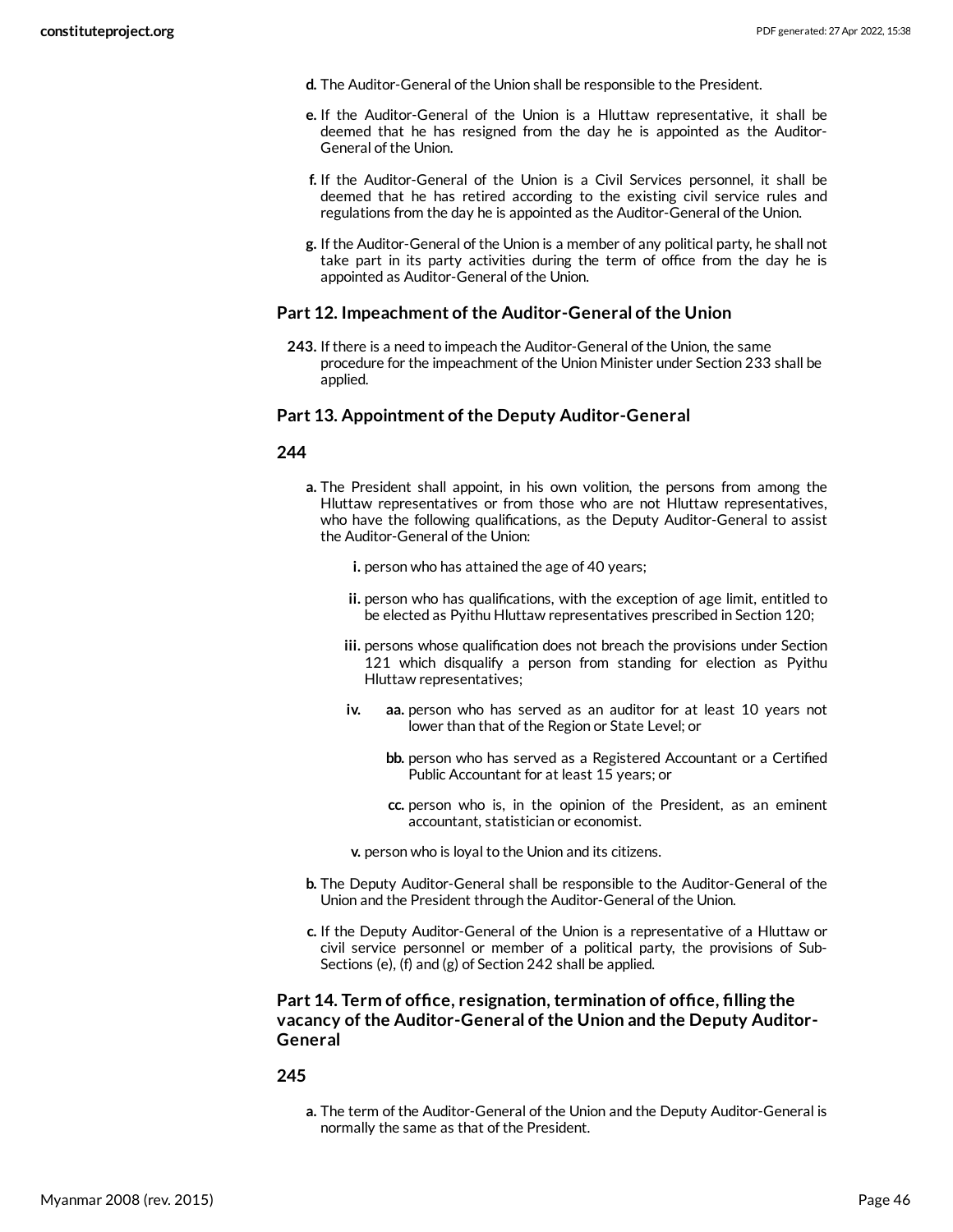d. The Auditor-General of the Union shall be responsible to the President.

e. If the Auditor-General of the Union is a Hluttaw representative, it shall be deemed that he has resigned from the day he is appointed as the Auditor-General of the Union.

f. If the Auditor-General of the Union is a Civil Services personnel, it shall be deemed that he has retired according to the existing civil service rules and regulations from the day he is appointed as the Auditor-General of the Union.

g. If the Auditor-General of the Union is a member of any political party, he shall not take part in its party activities during the term of office from the day he is appointed as Auditor-General of the Union.

### Part 12. Impeachment of the Auditor-General of the Union

**243.** If there is a need to impeach the Auditor-General of the Union, the same procedure for the impeachment of the Union Minister under Section 233 shall be applied.

### Part 13. Appointment of the Deputy Auditor-General

**244**

a. The President shall appoint, in his own volition, the persons from among the Hluttaw representatives or from those who are not Hluttaw representatives, who have the following qualifications, as the Deputy Auditor-General to assist the Auditor-General of the Union:

  i. person who has attained the age of 40 years;

  ii. person who has qualifications, with the exception of age limit, entitled to be elected as Pyithu Hluttaw representatives prescribed in Section 120;

  iii. persons whose qualification does not breach the provisions under Section 121 which disqualify a person from standing for election as Pyithu Hluttaw representatives;

  iv. aa. person who has served as an auditor for at least 10 years not lower than that of the Region or State Level; or

    bb. person who has served as a Registered Accountant or a Certified Public Accountant for at least 15 years; or

    cc. person who is, in the opinion of the President, as an eminent accountant, statistician or economist.

  v. person who is loyal to the Union and its citizens.

b. The Deputy Auditor-General shall be responsible to the Auditor-General of the Union and the President through the Auditor-General of the Union.

c. If the Deputy Auditor-General of the Union is a representative of a Hluttaw or civil service personnel or member of a political party, the provisions of Sub-Sections (e), (f) and (g) of Section 242 shall be applied.

### Part 14. Term of office, resignation, termination of office, filling the vacancy of the Auditor-General of the Union and the Deputy Auditor-General

**245**

a. The term of the Auditor-General of the Union and the Deputy Auditor-General is normally the same as that of the President.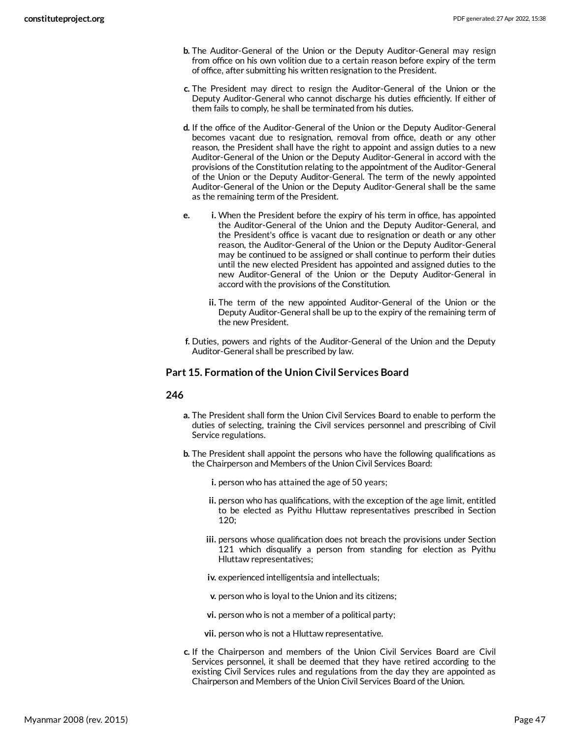- **b.** The Auditor-General of the Union or the Deputy Auditor-General may resign from office on his own volition due to a certain reason before expiry of the term of office, after submitting his written resignation to the President.
- **c.** The President may direct to resign the Auditor-General of the Union or the Deputy Auditor-General who cannot discharge his duties efficiently. If either of them fails to comply, he shall be terminated from his duties.
- **d.** If the office of the Auditor-General of the Union or the Deputy Auditor-General becomes vacant due to resignation, removal from office, death or any other reason, the President shall have the right to appoint and assign duties to a new Auditor-General of the Union or the Deputy Auditor-General in accord with the provisions of the Constitution relating to the appointment of the Auditor-General of the Union or the Deputy Auditor-General. The term of the newly appointed Auditor-General of the Union or the Deputy Auditor-General shall be the same as the remaining term of the President.
- **e.**
  - **i.** When the President before the expiry of his term in office, has appointed the Auditor-General of the Union and the Deputy Auditor-General, and the President's office is vacant due to resignation or death or any other reason, the Auditor-General of the Union or the Deputy Auditor-General may be continued to be assigned or shall continue to perform their duties until the new elected President has appointed and assigned duties to the new Auditor-General of the Union or the Deputy Auditor-General in accord with the provisions of the Constitution.
  - **ii.** The term of the new appointed Auditor-General of the Union or the Deputy Auditor-General shall be up to the expiry of the remaining term of the new President.
- **f.** Duties, powers and rights of the Auditor-General of the Union and the Deputy Auditor-General shall be prescribed by law.

### Part 15. Formation of the Union Civil Services Board

#### 246

- **a.** The President shall form the Union Civil Services Board to enable to perform the duties of selecting, training the Civil services personnel and prescribing of Civil Service regulations.
- **b.** The President shall appoint the persons who have the following qualifications as the Chairperson and Members of the Union Civil Services Board:
  - **i.** person who has attained the age of 50 years;
  - **ii.** person who has qualifications, with the exception of the age limit, entitled to be elected as Pyithu Hluttaw representatives prescribed in Section 120;
  - **iii.** persons whose qualification does not breach the provisions under Section 121 which disqualify a person from standing for election as Pyithu Hluttaw representatives;
  - **iv.** experienced intelligentsia and intellectuals;
  - **v.** person who is loyal to the Union and its citizens;
  - **vi.** person who is not a member of a political party;
  - **vii.** person who is not a Hluttaw representative.
- **c.** If the Chairperson and members of the Union Civil Services Board are Civil Services personnel, it shall be deemed that they have retired according to the existing Civil Services rules and regulations from the day they are appointed as Chairperson and Members of the Union Civil Services Board of the Union.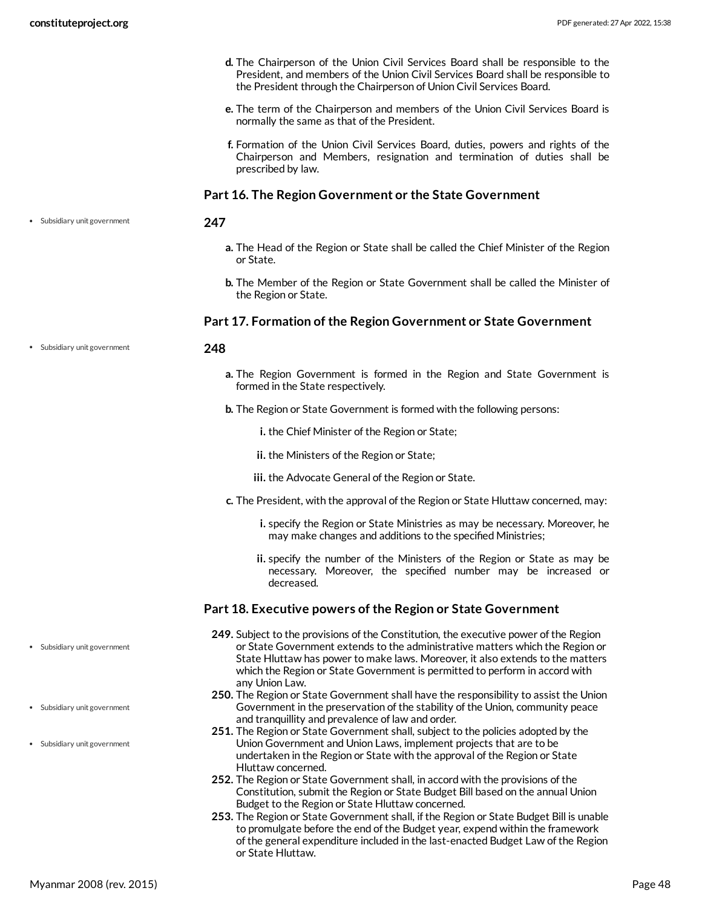d. The Chairperson of the Union Civil Services Board shall be responsible to the President, and members of the Union Civil Services Board shall be responsible to the President through the Chairperson of Union Civil Services Board.

e. The term of the Chairperson and members of the Union Civil Services Board is normally the same as that of the President.

f. Formation of the Union Civil Services Board, duties, powers and rights of the Chairperson and Members, resignation and termination of duties shall be prescribed by law.

### Part 16. The Region Government or the State Government

- Subsidiary unit government

**247**

a. The Head of the Region or State shall be called the Chief Minister of the Region or State.

b. The Member of the Region or State Government shall be called the Minister of the Region or State.

### Part 17. Formation of the Region Government or State Government

- Subsidiary unit government

**248**

a. The Region Government is formed in the Region and State Government is formed in the State respectively.

b. The Region or State Government is formed with the following persons:

   i. the Chief Minister of the Region or State;

   ii. the Ministers of the Region or State;

   iii. the Advocate General of the Region or State.

c. The President, with the approval of the Region or State Hluttaw concerned, may:

   i. specify the Region or State Ministries as may be necessary. Moreover, he may make changes and additions to the specified Ministries;

   ii. specify the number of the Ministers of the Region or State as may be necessary. Moreover, the specified number may be increased or decreased.

### Part 18. Executive powers of the Region or State Government

- Subsidiary unit government
- Subsidiary unit government
- Subsidiary unit government

**249.** Subject to the provisions of the Constitution, the executive power of the Region or State Government extends to the administrative matters which the Region or State Hluttaw has power to make laws. Moreover, it also extends to the matters which the Region or State Government is permitted to perform in accord with any Union Law.

**250.** The Region or State Government shall have the responsibility to assist the Union Government in the preservation of the stability of the Union, community peace and tranquillity and prevalence of law and order.

**251.** The Region or State Government shall, subject to the policies adopted by the Union Government and Union Laws, implement projects that are to be undertaken in the Region or State with the approval of the Region or State Hluttaw concerned.

**252.** The Region or State Government shall, in accord with the provisions of the Constitution, submit the Region or State Budget Bill based on the annual Union Budget to the Region or State Hluttaw concerned.

**253.** The Region or State Government shall, if the Region or State Budget Bill is unable to promulgate before the end of the Budget year, expend within the framework of the general expenditure included in the last-enacted Budget Law of the Region or State Hluttaw.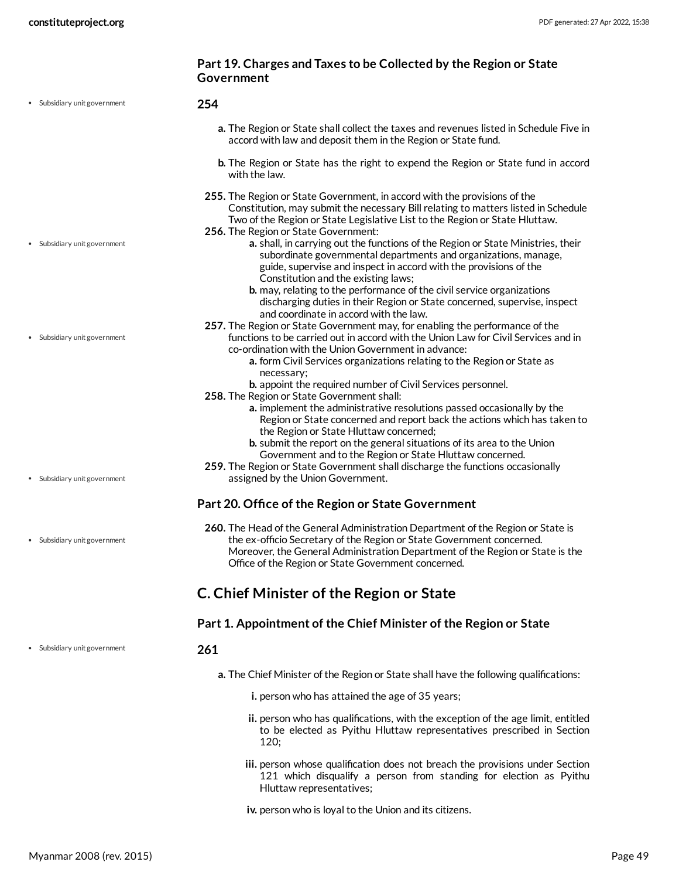### Part 19. Charges and Taxes to be Collected by the Region or State Government

**254**

a. The Region or State shall collect the taxes and revenues listed in Schedule Five in accord with law and deposit them in the Region or State fund.

b. The Region or State has the right to expend the Region or State fund in accord with the law.

**255.** The Region or State Government, in accord with the provisions of the Constitution, may submit the necessary Bill relating to matters listed in Schedule Two of the Region or State Legislative List to the Region or State Hluttaw.

**256.** The Region or State Government:

- a. shall, in carrying out the functions of the Region or State Ministries, their subordinate governmental departments and organizations, manage, guide, supervise and inspect in accord with the provisions of the Constitution and the existing laws;
- b. may, relating to the performance of the civil service organizations discharging duties in their Region or State concerned, supervise, inspect and coordinate in accord with the law.

**257.** The Region or State Government may, for enabling the performance of the functions to be carried out in accord with the Union Law for Civil Services and in co-ordination with the Union Government in advance:

- a. form Civil Services organizations relating to the Region or State as necessary;
- b. appoint the required number of Civil Services personnel.

**258.** The Region or State Government shall:

- a. implement the administrative resolutions passed occasionally by the Region or State concerned and report back the actions which has taken to the Region or State Hluttaw concerned;
- b. submit the report on the general situations of its area to the Union Government and to the Region or State Hluttaw concerned.

**259.** The Region or State Government shall discharge the functions occasionally assigned by the Union Government.

### Part 20. Office of the Region or State Government

**260.** The Head of the General Administration Department of the Region or State is the ex-officio Secretary of the Region or State Government concerned. Moreover, the General Administration Department of the Region or State is the Office of the Region or State Government concerned.

## C. Chief Minister of the Region or State

### Part 1. Appointment of the Chief Minister of the Region or State

**261**

a. The Chief Minister of the Region or State shall have the following qualifications:

- i. person who has attained the age of 35 years;
- ii. person who has qualifications, with the exception of the age limit, entitled to be elected as Pyithu Hluttaw representatives prescribed in Section 120;
- iii. person whose qualification does not breach the provisions under Section 121 which disqualify a person from standing for election as Pyithu Hluttaw representatives;
- iv. person who is loyal to the Union and its citizens.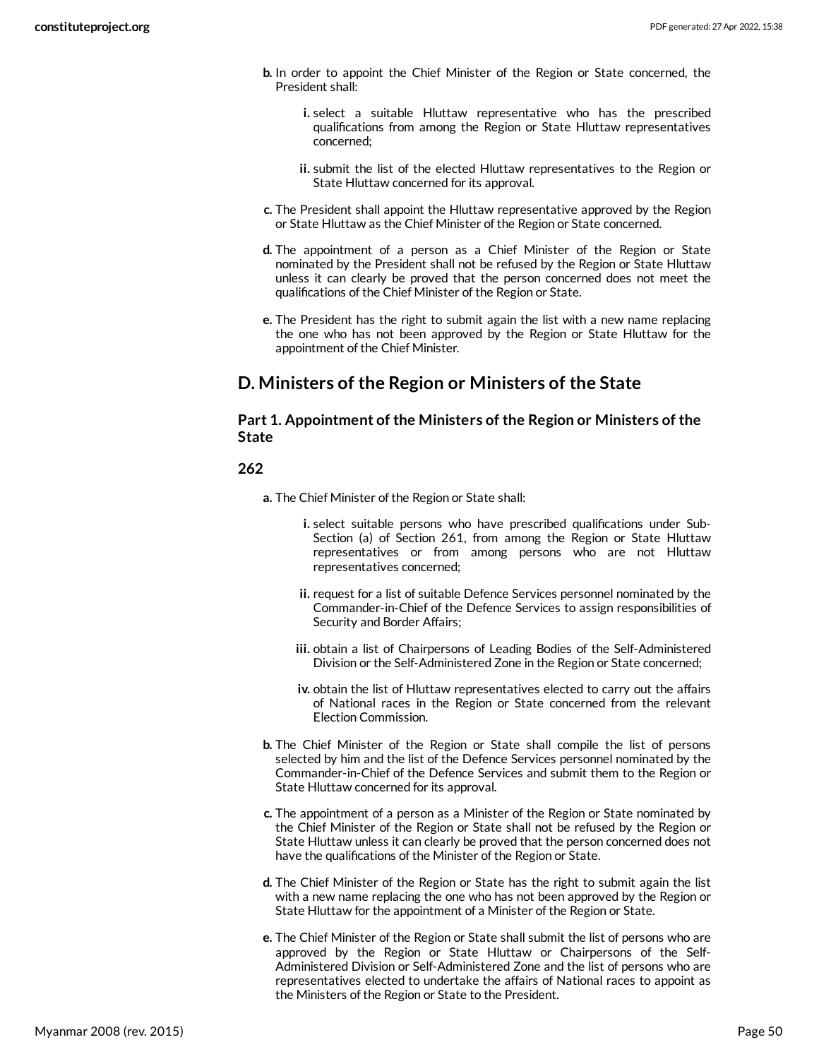- **b.** In order to appoint the Chief Minister of the Region or State concerned, the President shall:
  - **i.** select a suitable Hluttaw representative who has the prescribed qualifications from among the Region or State Hluttaw representatives concerned;
  - **ii.** submit the list of the elected Hluttaw representatives to the Region or State Hluttaw concerned for its approval.
- **c.** The President shall appoint the Hluttaw representative approved by the Region or State Hluttaw as the Chief Minister of the Region or State concerned.
- **d.** The appointment of a person as a Chief Minister of the Region or State nominated by the President shall not be refused by the Region or State Hluttaw unless it can clearly be proved that the person concerned does not meet the qualifications of the Chief Minister of the Region or State.
- **e.** The President has the right to submit again the list with a new name replacing the one who has not been approved by the Region or State Hluttaw for the appointment of the Chief Minister.

## D. Ministers of the Region or Ministers of the State

### Part 1. Appointment of the Ministers of the Region or Ministers of the State

#### 262

- **a.** The Chief Minister of the Region or State shall:
  - **i.** select suitable persons who have prescribed qualifications under Sub-Section (a) of Section 261, from among the Region or State Hluttaw representatives or from among persons who are not Hluttaw representatives concerned;
  - **ii.** request for a list of suitable Defence Services personnel nominated by the Commander-in-Chief of the Defence Services to assign responsibilities of Security and Border Affairs;
  - **iii.** obtain a list of Chairpersons of Leading Bodies of the Self-Administered Division or the Self-Administered Zone in the Region or State concerned;
  - **iv.** obtain the list of Hluttaw representatives elected to carry out the affairs of National races in the Region or State concerned from the relevant Election Commission.
- **b.** The Chief Minister of the Region or State shall compile the list of persons selected by him and the list of the Defence Services personnel nominated by the Commander-in-Chief of the Defence Services and submit them to the Region or State Hluttaw concerned for its approval.
- **c.** The appointment of a person as a Minister of the Region or State nominated by the Chief Minister of the Region or State shall not be refused by the Region or State Hluttaw unless it can clearly be proved that the person concerned does not have the qualifications of the Minister of the Region or State.
- **d.** The Chief Minister of the Region or State has the right to submit again the list with a new name replacing the one who has not been approved by the Region or State Hluttaw for the appointment of a Minister of the Region or State.
- **e.** The Chief Minister of the Region or State shall submit the list of persons who are approved by the Region or State Hluttaw or Chairpersons of the Self-Administered Division or Self-Administered Zone and the list of persons who are representatives elected to undertake the affairs of National races to appoint as the Ministers of the Region or State to the President.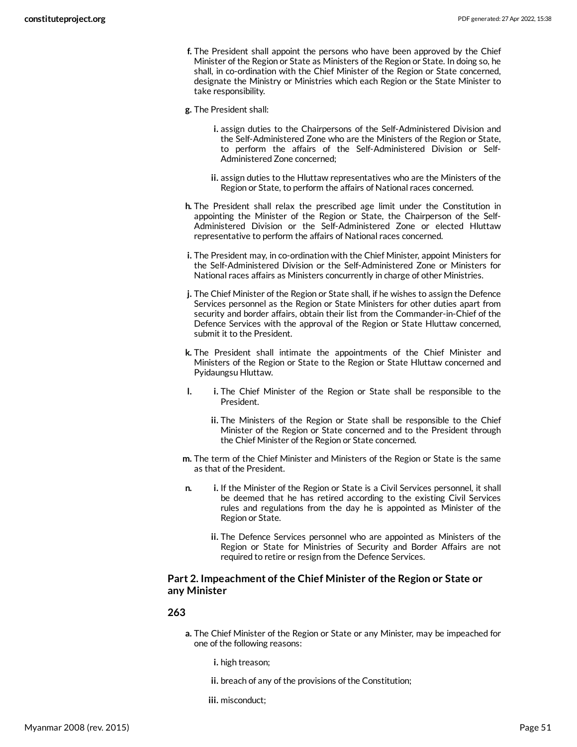- **f.** The President shall appoint the persons who have been approved by the Chief Minister of the Region or State as Ministers of the Region or State. In doing so, he shall, in co-ordination with the Chief Minister of the Region or State concerned, designate the Ministry or Ministries which each Region or the State Minister to take responsibility.
- **g.** The President shall:
  - **i.** assign duties to the Chairpersons of the Self-Administered Division and the Self-Administered Zone who are the Ministers of the Region or State, to perform the affairs of the Self-Administered Division or Self-Administered Zone concerned;
  - **ii.** assign duties to the Hluttaw representatives who are the Ministers of the Region or State, to perform the affairs of National races concerned.
- **h.** The President shall relax the prescribed age limit under the Constitution in appointing the Minister of the Region or State, the Chairperson of the Self-Administered Division or the Self-Administered Zone or elected Hluttaw representative to perform the affairs of National races concerned.
- **i.** The President may, in co-ordination with the Chief Minister, appoint Ministers for the Self-Administered Division or the Self-Administered Zone or Ministers for National races affairs as Ministers concurrently in charge of other Ministries.
- **j.** The Chief Minister of the Region or State shall, if he wishes to assign the Defence Services personnel as the Region or State Ministers for other duties apart from security and border affairs, obtain their list from the Commander-in-Chief of the Defence Services with the approval of the Region or State Hluttaw concerned, submit it to the President.
- **k.** The President shall intimate the appointments of the Chief Minister and Ministers of the Region or State to the Region or State Hluttaw concerned and Pyidaungsu Hluttaw.
- **l.**
  - **i.** The Chief Minister of the Region or State shall be responsible to the President.
  - **ii.** The Ministers of the Region or State shall be responsible to the Chief Minister of the Region or State concerned and to the President through the Chief Minister of the Region or State concerned.
- **m.** The term of the Chief Minister and Ministers of the Region or State is the same as that of the President.
- **n.**
  - **i.** If the Minister of the Region or State is a Civil Services personnel, it shall be deemed that he has retired according to the existing Civil Services rules and regulations from the day he is appointed as Minister of the Region or State.
  - **ii.** The Defence Services personnel who are appointed as Ministers of the Region or State for Ministries of Security and Border Affairs are not required to retire or resign from the Defence Services.

### Part 2. Impeachment of the Chief Minister of the Region or State or any Minister

#### 263

- **a.** The Chief Minister of the Region or State or any Minister, may be impeached for one of the following reasons:
  - **i.** high treason;
  - **ii.** breach of any of the provisions of the Constitution;
  - **iii.** misconduct;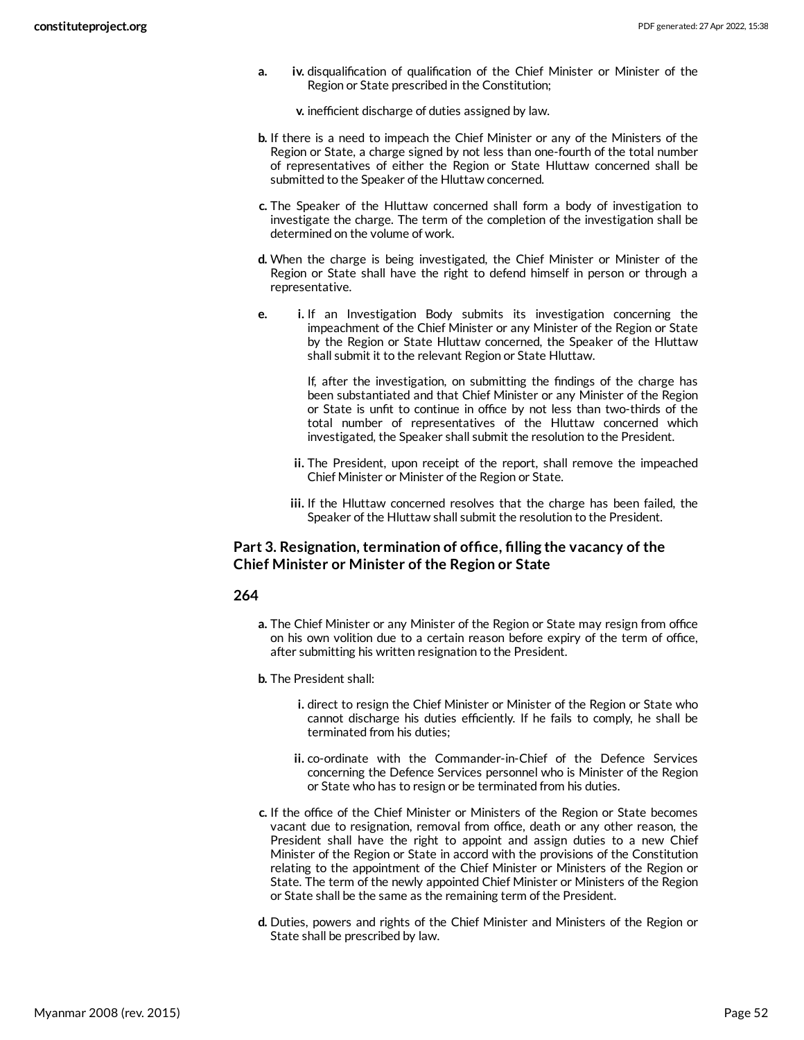- **a.**
    - **iv.** disqualification of qualification of the Chief Minister or Minister of the Region or State prescribed in the Constitution;
    - **v.** inefficient discharge of duties assigned by law.
- **b.** If there is a need to impeach the Chief Minister or any of the Ministers of the Region or State, a charge signed by not less than one-fourth of the total number of representatives of either the Region or State Hluttaw concerned shall be submitted to the Speaker of the Hluttaw concerned.
- **c.** The Speaker of the Hluttaw concerned shall form a body of investigation to investigate the charge. The term of the completion of the investigation shall be determined on the volume of work.
- **d.** When the charge is being investigated, the Chief Minister or Minister of the Region or State shall have the right to defend himself in person or through a representative.
- **e.**
    - **i.** If an Investigation Body submits its investigation concerning the impeachment of the Chief Minister or any Minister of the Region or State by the Region or State Hluttaw concerned, the Speaker of the Hluttaw shall submit it to the relevant Region or State Hluttaw.

      If, after the investigation, on submitting the findings of the charge has been substantiated and that Chief Minister or any Minister of the Region or State is unfit to continue in office by not less than two-thirds of the total number of representatives of the Hluttaw concerned which investigated, the Speaker shall submit the resolution to the President.
    - **ii.** The President, upon receipt of the report, shall remove the impeached Chief Minister or Minister of the Region or State.
    - **iii.** If the Hluttaw concerned resolves that the charge has been failed, the Speaker of the Hluttaw shall submit the resolution to the President.

## Part 3. Resignation, termination of office, filling the vacancy of the Chief Minister or Minister of the Region or State

### 264

- **a.** The Chief Minister or any Minister of the Region or State may resign from office on his own volition due to a certain reason before expiry of the term of office, after submitting his written resignation to the President.
- **b.** The President shall:
    - **i.** direct to resign the Chief Minister or Minister of the Region or State who cannot discharge his duties efficiently. If he fails to comply, he shall be terminated from his duties;
    - **ii.** co-ordinate with the Commander-in-Chief of the Defence Services concerning the Defence Services personnel who is Minister of the Region or State who has to resign or be terminated from his duties.
- **c.** If the office of the Chief Minister or Ministers of the Region or State becomes vacant due to resignation, removal from office, death or any other reason, the President shall have the right to appoint and assign duties to a new Chief Minister of the Region or State in accord with the provisions of the Constitution relating to the appointment of the Chief Minister or Ministers of the Region or State. The term of the newly appointed Chief Minister or Ministers of the Region or State shall be the same as the remaining term of the President.
- **d.** Duties, powers and rights of the Chief Minister and Ministers of the Region or State shall be prescribed by law.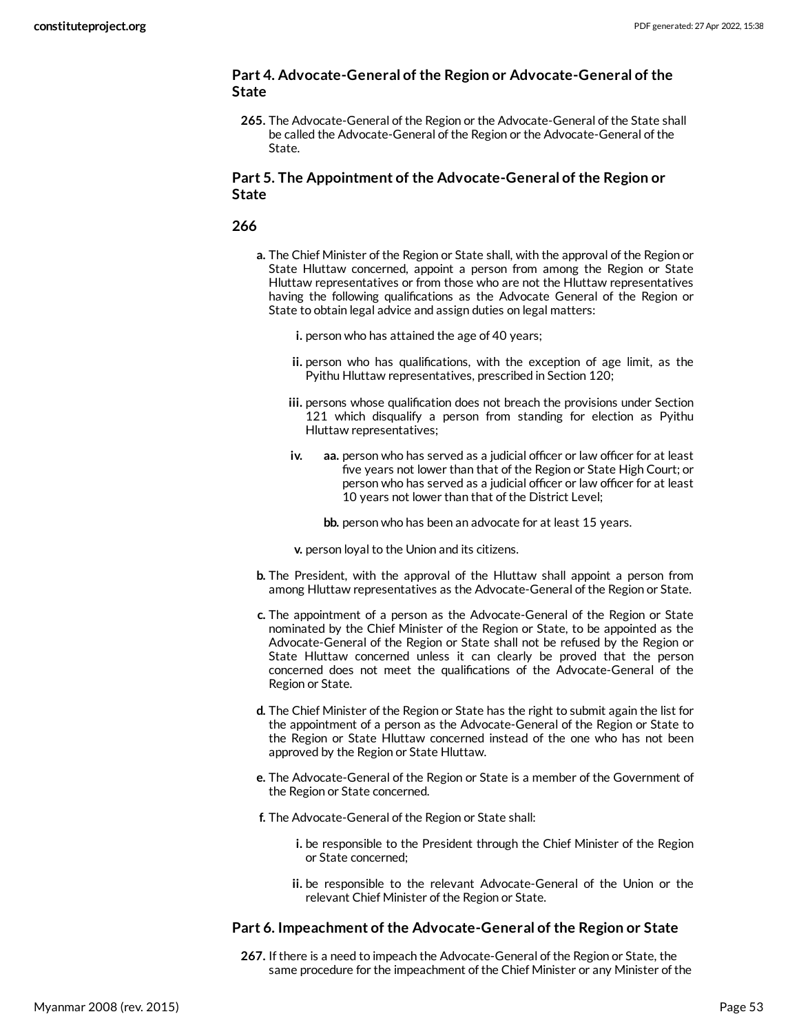### Part 4. Advocate-General of the Region or Advocate-General of the State

**265.** The Advocate-General of the Region or the Advocate-General of the State shall be called the Advocate-General of the Region or the Advocate-General of the State.

### Part 5. The Appointment of the Advocate-General of the Region or State

#### 266

- **a.** The Chief Minister of the Region or State shall, with the approval of the Region or State Hluttaw concerned, appoint a person from among the Region or State Hluttaw representatives or from those who are not the Hluttaw representatives having the following qualifications as the Advocate General of the Region or State to obtain legal advice and assign duties on legal matters:
  - **i.** person who has attained the age of 40 years;
  - **ii.** person who has qualifications, with the exception of age limit, as the Pyithu Hluttaw representatives, prescribed in Section 120;
  - **iii.** persons whose qualification does not breach the provisions under Section 121 which disqualify a person from standing for election as Pyithu Hluttaw representatives;
  - **iv.**
    - **aa.** person who has served as a judicial officer or law officer for at least five years not lower than that of the Region or State High Court; or person who has served as a judicial officer or law officer for at least 10 years not lower than that of the District Level;
    - **bb.** person who has been an advocate for at least 15 years.
  - **v.** person loyal to the Union and its citizens.
- **b.** The President, with the approval of the Hluttaw shall appoint a person from among Hluttaw representatives as the Advocate-General of the Region or State.
- **c.** The appointment of a person as the Advocate-General of the Region or State nominated by the Chief Minister of the Region or State, to be appointed as the Advocate-General of the Region or State shall not be refused by the Region or State Hluttaw concerned unless it can clearly be proved that the person concerned does not meet the qualifications of the Advocate-General of the Region or State.
- **d.** The Chief Minister of the Region or State has the right to submit again the list for the appointment of a person as the Advocate-General of the Region or State to the Region or State Hluttaw concerned instead of the one who has not been approved by the Region or State Hluttaw.
- **e.** The Advocate-General of the Region or State is a member of the Government of the Region or State concerned.
- **f.** The Advocate-General of the Region or State shall:
  - **i.** be responsible to the President through the Chief Minister of the Region or State concerned;
  - **ii.** be responsible to the relevant Advocate-General of the Union or the relevant Chief Minister of the Region or State.

### Part 6. Impeachment of the Advocate-General of the Region or State

**267.** If there is a need to impeach the Advocate-General of the Region or State, the same procedure for the impeachment of the Chief Minister or any Minister of the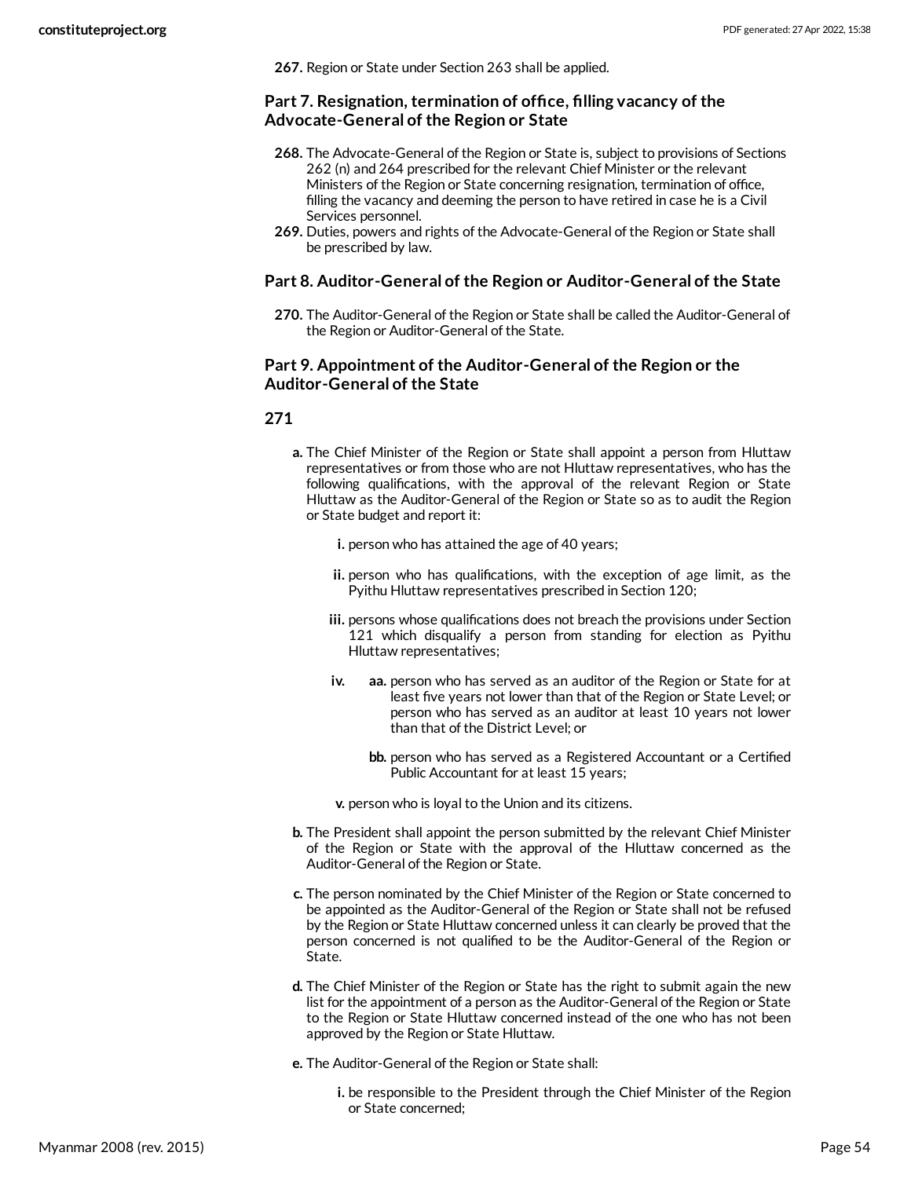**267.** Region or State under Section 263 shall be applied.

### Part 7. Resignation, termination of office, filling vacancy of the Advocate-General of the Region or State

**268.** The Advocate-General of the Region or State is, subject to provisions of Sections 262 (n) and 264 prescribed for the relevant Chief Minister or the relevant Ministers of the Region or State concerning resignation, termination of office, filling the vacancy and deeming the person to have retired in case he is a Civil Services personnel.

**269.** Duties, powers and rights of the Advocate-General of the Region or State shall be prescribed by law.

### Part 8. Auditor-General of the Region or Auditor-General of the State

**270.** The Auditor-General of the Region or State shall be called the Auditor-General of the Region or Auditor-General of the State.

### Part 9. Appointment of the Auditor-General of the Region or the Auditor-General of the State

**271**

- **a.** The Chief Minister of the Region or State shall appoint a person from Hluttaw representatives or from those who are not Hluttaw representatives, who has the following qualifications, with the approval of the relevant Region or State Hluttaw as the Auditor-General of the Region or State so as to audit the Region or State budget and report it:
  - **i.** person who has attained the age of 40 years;
  - **ii.** person who has qualifications, with the exception of age limit, as the Pyithu Hluttaw representatives prescribed in Section 120;
  - **iii.** persons whose qualifications does not breach the provisions under Section 121 which disqualify a person from standing for election as Pyithu Hluttaw representatives;
  - **iv.**
    - **aa.** person who has served as an auditor of the Region or State for at least five years not lower than that of the Region or State Level; or person who has served as an auditor at least 10 years not lower than that of the District Level; or
    - **bb.** person who has served as a Registered Accountant or a Certified Public Accountant for at least 15 years;
  - **v.** person who is loyal to the Union and its citizens.
- **b.** The President shall appoint the person submitted by the relevant Chief Minister of the Region or State with the approval of the Hluttaw concerned as the Auditor-General of the Region or State.
- **c.** The person nominated by the Chief Minister of the Region or State concerned to be appointed as the Auditor-General of the Region or State shall not be refused by the Region or State Hluttaw concerned unless it can clearly be proved that the person concerned is not qualified to be the Auditor-General of the Region or State.
- **d.** The Chief Minister of the Region or State has the right to submit again the new list for the appointment of a person as the Auditor-General of the Region or State to the Region or State Hluttaw concerned instead of the one who has not been approved by the Region or State Hluttaw.
- **e.** The Auditor-General of the Region or State shall:
  - **i.** be responsible to the President through the Chief Minister of the Region or State concerned;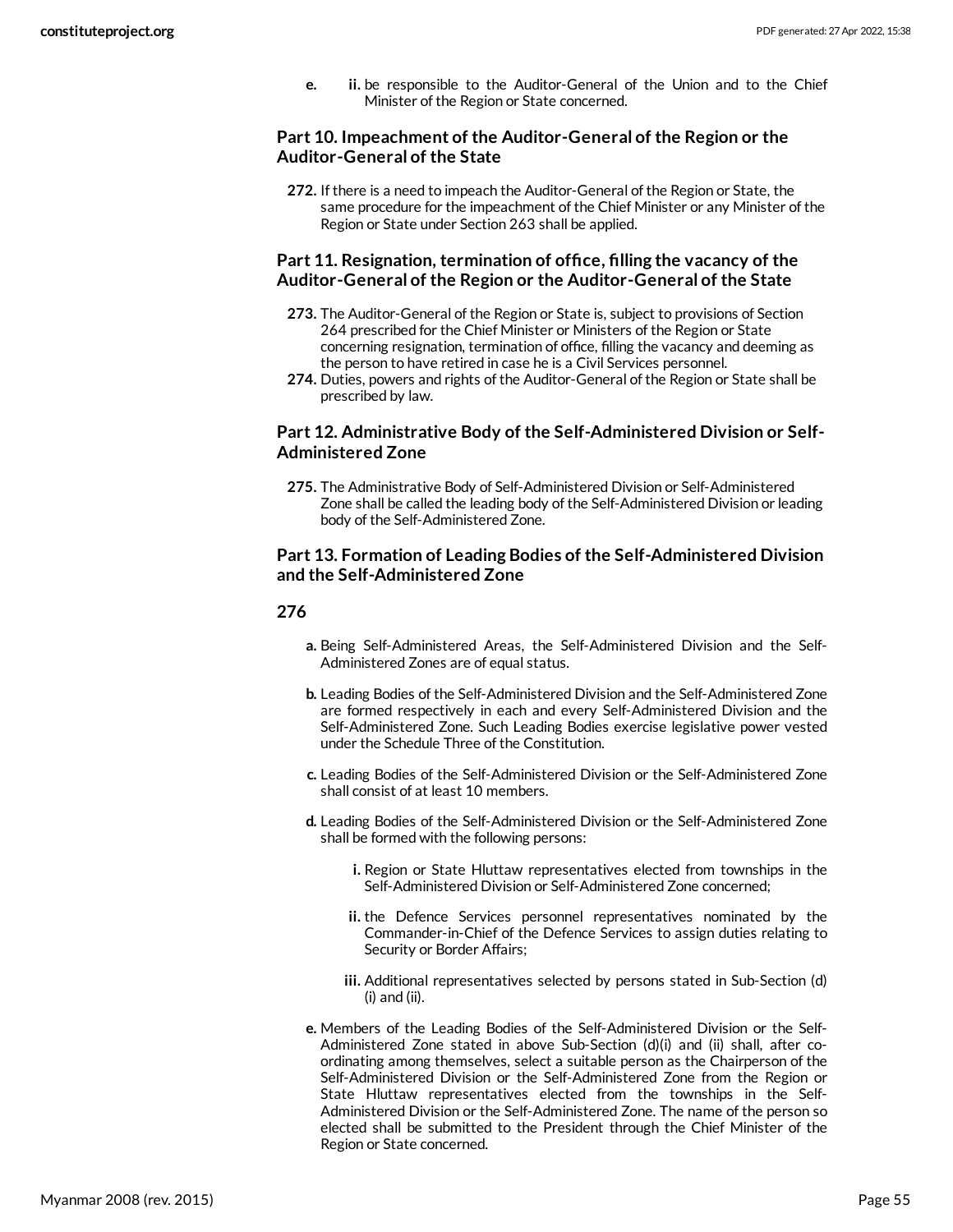e. ii. be responsible to the Auditor-General of the Union and to the Chief Minister of the Region or State concerned.

### Part 10. Impeachment of the Auditor-General of the Region or the Auditor-General of the State

**272.** If there is a need to impeach the Auditor-General of the Region or State, the same procedure for the impeachment of the Chief Minister or any Minister of the Region or State under Section 263 shall be applied.

### Part 11. Resignation, termination of office, filling the vacancy of the Auditor-General of the Region or the Auditor-General of the State

**273.** The Auditor-General of the Region or State is, subject to provisions of Section 264 prescribed for the Chief Minister or Ministers of the Region or State concerning resignation, termination of office, filling the vacancy and deeming as the person to have retired in case he is a Civil Services personnel.

**274.** Duties, powers and rights of the Auditor-General of the Region or State shall be prescribed by law.

### Part 12. Administrative Body of the Self-Administered Division or Self-Administered Zone

**275.** The Administrative Body of Self-Administered Division or Self-Administered Zone shall be called the leading body of the Self-Administered Division or leading body of the Self-Administered Zone.

### Part 13. Formation of Leading Bodies of the Self-Administered Division and the Self-Administered Zone

**276**

- **a.** Being Self-Administered Areas, the Self-Administered Division and the Self-Administered Zones are of equal status.
- **b.** Leading Bodies of the Self-Administered Division and the Self-Administered Zone are formed respectively in each and every Self-Administered Division and the Self-Administered Zone. Such Leading Bodies exercise legislative power vested under the Schedule Three of the Constitution.
- **c.** Leading Bodies of the Self-Administered Division or the Self-Administered Zone shall consist of at least 10 members.
- **d.** Leading Bodies of the Self-Administered Division or the Self-Administered Zone shall be formed with the following persons:
  - **i.** Region or State Hluttaw representatives elected from townships in the Self-Administered Division or Self-Administered Zone concerned;
  - **ii.** the Defence Services personnel representatives nominated by the Commander-in-Chief of the Defence Services to assign duties relating to Security or Border Affairs;
  - **iii.** Additional representatives selected by persons stated in Sub-Section (d)(i) and (ii).
- **e.** Members of the Leading Bodies of the Self-Administered Division or the Self-Administered Zone stated in above Sub-Section (d)(i) and (ii) shall, after co-ordinating among themselves, select a suitable person as the Chairperson of the Self-Administered Division or the Self-Administered Zone from the Region or State Hluttaw representatives elected from the townships in the Self-Administered Division or the Self-Administered Zone. The name of the person so elected shall be submitted to the President through the Chief Minister of the Region or State concerned.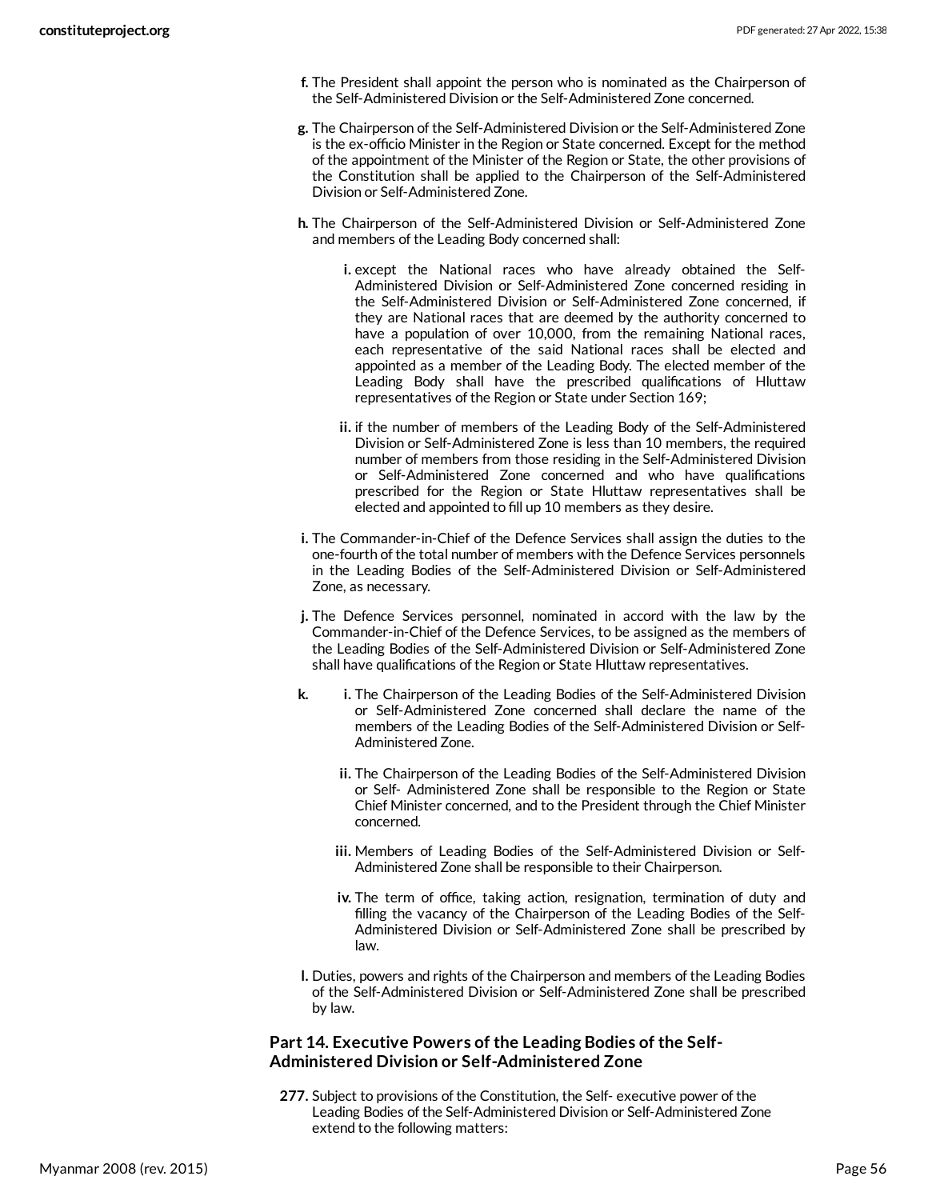- **f.** The President shall appoint the person who is nominated as the Chairperson of the Self-Administered Division or the Self-Administered Zone concerned.
- **g.** The Chairperson of the Self-Administered Division or the Self-Administered Zone is the ex-officio Minister in the Region or State concerned. Except for the method of the appointment of the Minister of the Region or State, the other provisions of the Constitution shall be applied to the Chairperson of the Self-Administered Division or Self-Administered Zone.
- **h.** The Chairperson of the Self-Administered Division or Self-Administered Zone and members of the Leading Body concerned shall:
    - **i.** except the National races who have already obtained the Self-Administered Division or Self-Administered Zone concerned residing in the Self-Administered Division or Self-Administered Zone concerned, if they are National races that are deemed by the authority concerned to have a population of over 10,000, from the remaining National races, each representative of the said National races shall be elected and appointed as a member of the Leading Body. The elected member of the Leading Body shall have the prescribed qualifications of Hluttaw representatives of the Region or State under Section 169;
    - **ii.** if the number of members of the Leading Body of the Self-Administered Division or Self-Administered Zone is less than 10 members, the required number of members from those residing in the Self-Administered Division or Self-Administered Zone concerned and who have qualifications prescribed for the Region or State Hluttaw representatives shall be elected and appointed to fill up 10 members as they desire.
- **i.** The Commander-in-Chief of the Defence Services shall assign the duties to the one-fourth of the total number of members with the Defence Services personnels in the Leading Bodies of the Self-Administered Division or Self-Administered Zone, as necessary.
- **j.** The Defence Services personnel, nominated in accord with the law by the Commander-in-Chief of the Defence Services, to be assigned as the members of the Leading Bodies of the Self-Administered Division or Self-Administered Zone shall have qualifications of the Region or State Hluttaw representatives.
- **k.**
    - **i.** The Chairperson of the Leading Bodies of the Self-Administered Division or Self-Administered Zone concerned shall declare the name of the members of the Leading Bodies of the Self-Administered Division or Self-Administered Zone.
    - **ii.** The Chairperson of the Leading Bodies of the Self-Administered Division or Self- Administered Zone shall be responsible to the Region or State Chief Minister concerned, and to the President through the Chief Minister concerned.
    - **iii.** Members of Leading Bodies of the Self-Administered Division or Self-Administered Zone shall be responsible to their Chairperson.
    - **iv.** The term of office, taking action, resignation, termination of duty and filling the vacancy of the Chairperson of the Leading Bodies of the Self-Administered Division or Self-Administered Zone shall be prescribed by law.
- **l.** Duties, powers and rights of the Chairperson and members of the Leading Bodies of the Self-Administered Division or Self-Administered Zone shall be prescribed by law.

### Part 14. Executive Powers of the Leading Bodies of the Self-Administered Division or Self-Administered Zone

**277.** Subject to provisions of the Constitution, the Self- executive power of the Leading Bodies of the Self-Administered Division or Self-Administered Zone extend to the following matters: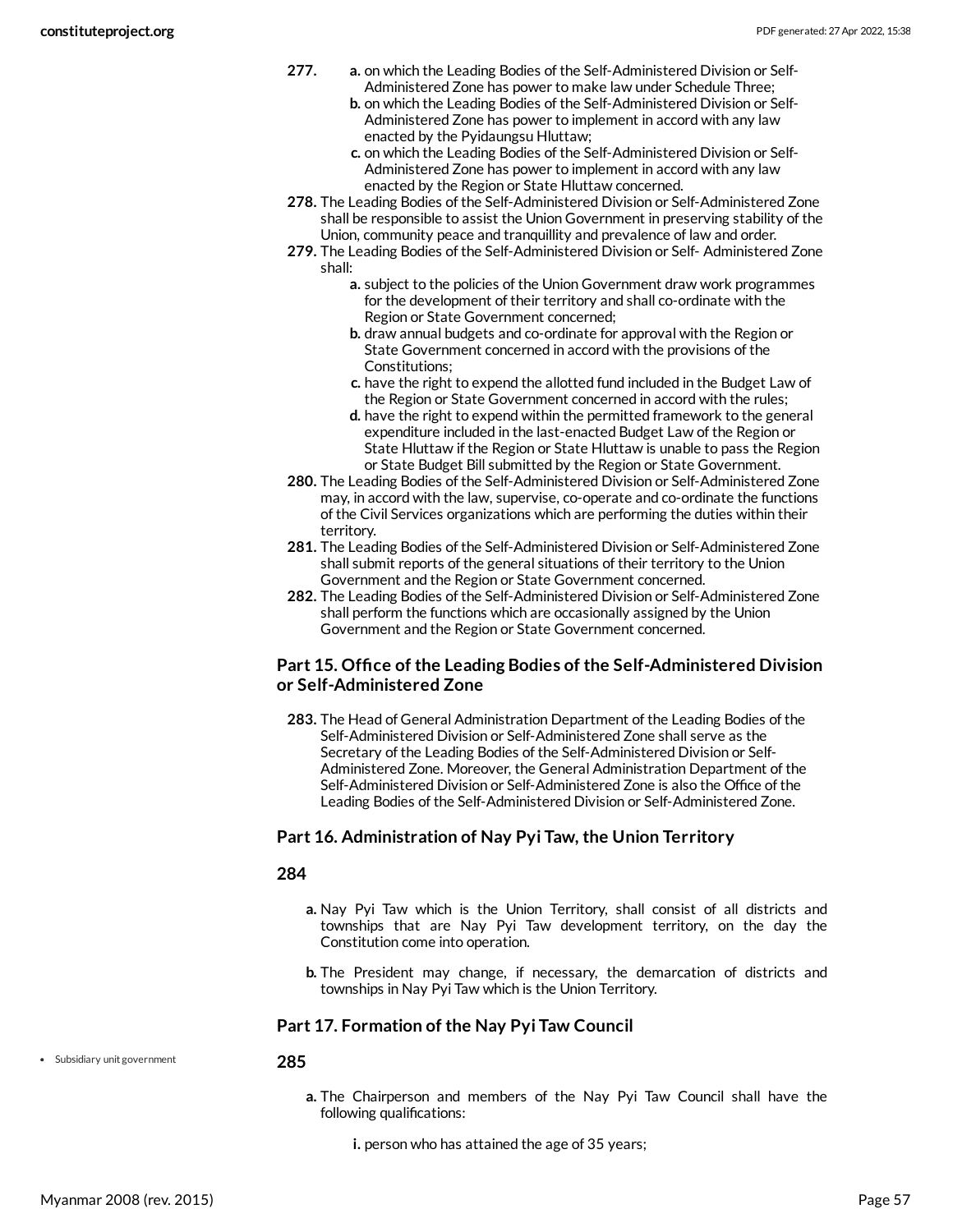**277.**
   - **a.** on which the Leading Bodies of the Self-Administered Division or Self-Administered Zone has power to make law under Schedule Three;
   - **b.** on which the Leading Bodies of the Self-Administered Division or Self-Administered Zone has power to implement in accord with any law enacted by the Pyidaungsu Hluttaw;
   - **c.** on which the Leading Bodies of the Self-Administered Division or Self-Administered Zone has power to implement in accord with any law enacted by the Region or State Hluttaw concerned.

**278.** The Leading Bodies of the Self-Administered Division or Self-Administered Zone shall be responsible to assist the Union Government in preserving stability of the Union, community peace and tranquillity and prevalence of law and order.

**279.** The Leading Bodies of the Self-Administered Division or Self- Administered Zone shall:
   - **a.** subject to the policies of the Union Government draw work programmes for the development of their territory and shall co-ordinate with the Region or State Government concerned;
   - **b.** draw annual budgets and co-ordinate for approval with the Region or State Government concerned in accord with the provisions of the Constitutions;
   - **c.** have the right to expend the allotted fund included in the Budget Law of the Region or State Government concerned in accord with the rules;
   - **d.** have the right to expend within the permitted framework to the general expenditure included in the last-enacted Budget Law of the Region or State Hluttaw if the Region or State Hluttaw is unable to pass the Region or State Budget Bill submitted by the Region or State Government.

**280.** The Leading Bodies of the Self-Administered Division or Self-Administered Zone may, in accord with the law, supervise, co-operate and co-ordinate the functions of the Civil Services organizations which are performing the duties within their territory.

**281.** The Leading Bodies of the Self-Administered Division or Self-Administered Zone shall submit reports of the general situations of their territory to the Union Government and the Region or State Government concerned.

**282.** The Leading Bodies of the Self-Administered Division or Self-Administered Zone shall perform the functions which are occasionally assigned by the Union Government and the Region or State Government concerned.

### Part 15. Office of the Leading Bodies of the Self-Administered Division or Self-Administered Zone

**283.** The Head of General Administration Department of the Leading Bodies of the Self-Administered Division or Self-Administered Zone shall serve as the Secretary of the Leading Bodies of the Self-Administered Division or Self-Administered Zone. Moreover, the General Administration Department of the Self-Administered Division or Self-Administered Zone is also the Office of the Leading Bodies of the Self-Administered Division or Self-Administered Zone.

### Part 16. Administration of Nay Pyi Taw, the Union Territory

#### 284

- **a.** Nay Pyi Taw which is the Union Territory, shall consist of all districts and townships that are Nay Pyi Taw development territory, on the day the Constitution come into operation.
- **b.** The President may change, if necessary, the demarcation of districts and townships in Nay Pyi Taw which is the Union Territory.

### Part 17. Formation of the Nay Pyi Taw Council

- Subsidiary unit government

#### 285

- **a.** The Chairperson and members of the Nay Pyi Taw Council shall have the following qualifications:
   - **i.** person who has attained the age of 35 years;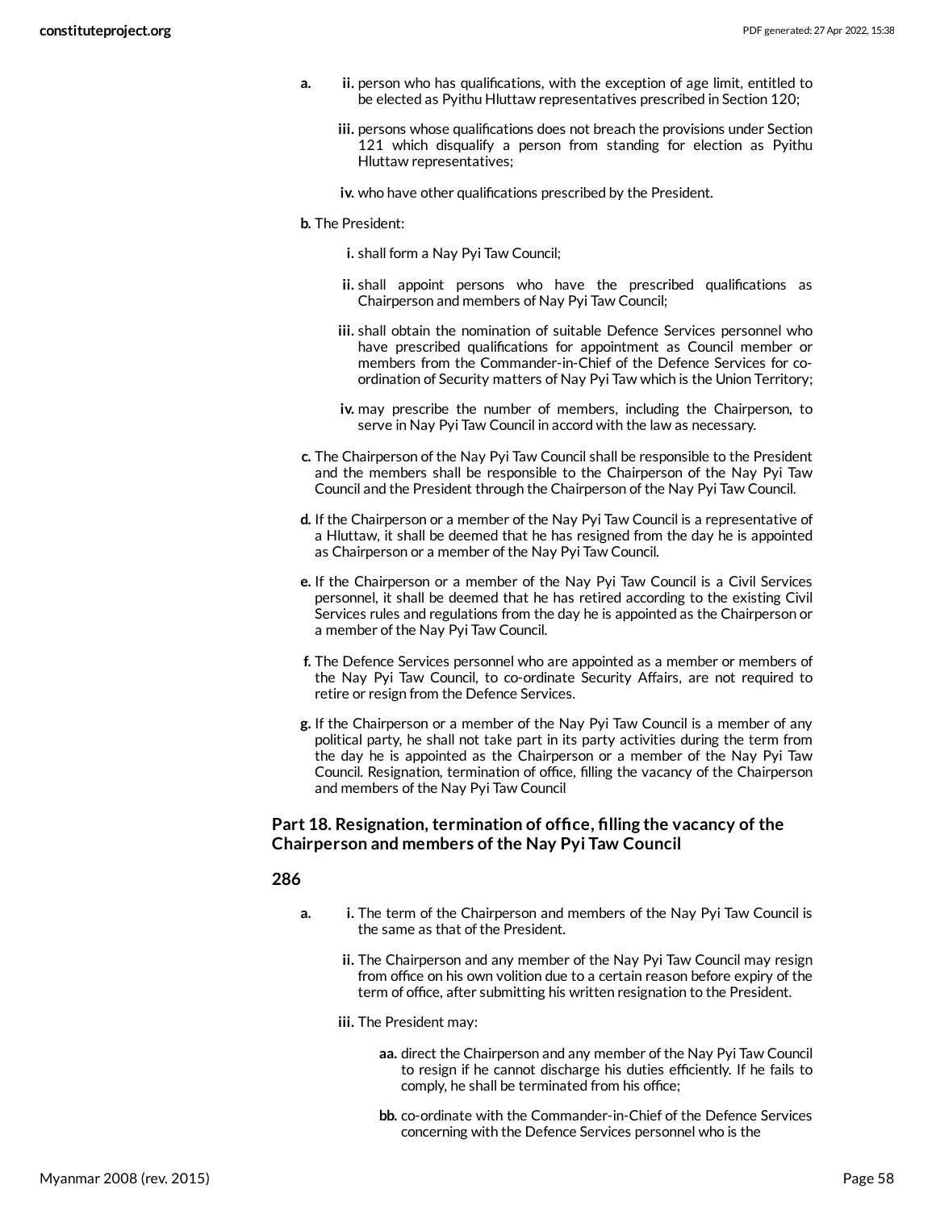a.
  - ii. person who has qualifications, with the exception of age limit, entitled to be elected as Pyithu Hluttaw representatives prescribed in Section 120;
  - iii. persons whose qualifications does not breach the provisions under Section 121 which disqualify a person from standing for election as Pyithu Hluttaw representatives;
  - iv. who have other qualifications prescribed by the President.

b. The President:
  - i. shall form a Nay Pyi Taw Council;
  - ii. shall appoint persons who have the prescribed qualifications as Chairperson and members of Nay Pyi Taw Council;
  - iii. shall obtain the nomination of suitable Defence Services personnel who have prescribed qualifications for appointment as Council member or members from the Commander-in-Chief of the Defence Services for co-ordination of Security matters of Nay Pyi Taw which is the Union Territory;
  - iv. may prescribe the number of members, including the Chairperson, to serve in Nay Pyi Taw Council in accord with the law as necessary.

c. The Chairperson of the Nay Pyi Taw Council shall be responsible to the President and the members shall be responsible to the Chairperson of the Nay Pyi Taw Council and the President through the Chairperson of the Nay Pyi Taw Council.

d. If the Chairperson or a member of the Nay Pyi Taw Council is a representative of a Hluttaw, it shall be deemed that he has resigned from the day he is appointed as Chairperson or a member of the Nay Pyi Taw Council.

e. If the Chairperson or a member of the Nay Pyi Taw Council is a Civil Services personnel, it shall be deemed that he has retired according to the existing Civil Services rules and regulations from the day he is appointed as the Chairperson or a member of the Nay Pyi Taw Council.

f. The Defence Services personnel who are appointed as a member or members of the Nay Pyi Taw Council, to co-ordinate Security Affairs, are not required to retire or resign from the Defence Services.

g. If the Chairperson or a member of the Nay Pyi Taw Council is a member of any political party, he shall not take part in its party activities during the term from the day he is appointed as the Chairperson or a member of the Nay Pyi Taw Council. Resignation, termination of office, filling the vacancy of the Chairperson and members of the Nay Pyi Taw Council

### Part 18. Resignation, termination of office, filling the vacancy of the Chairperson and members of the Nay Pyi Taw Council

#### 286

a.
  - i. The term of the Chairperson and members of the Nay Pyi Taw Council is the same as that of the President.
  - ii. The Chairperson and any member of the Nay Pyi Taw Council may resign from office on his own volition due to a certain reason before expiry of the term of office, after submitting his written resignation to the President.
  - iii. The President may:
    - aa. direct the Chairperson and any member of the Nay Pyi Taw Council to resign if he cannot discharge his duties efficiently. If he fails to comply, he shall be terminated from his office;
    - bb. co-ordinate with the Commander-in-Chief of the Defence Services concerning with the Defence Services personnel who is the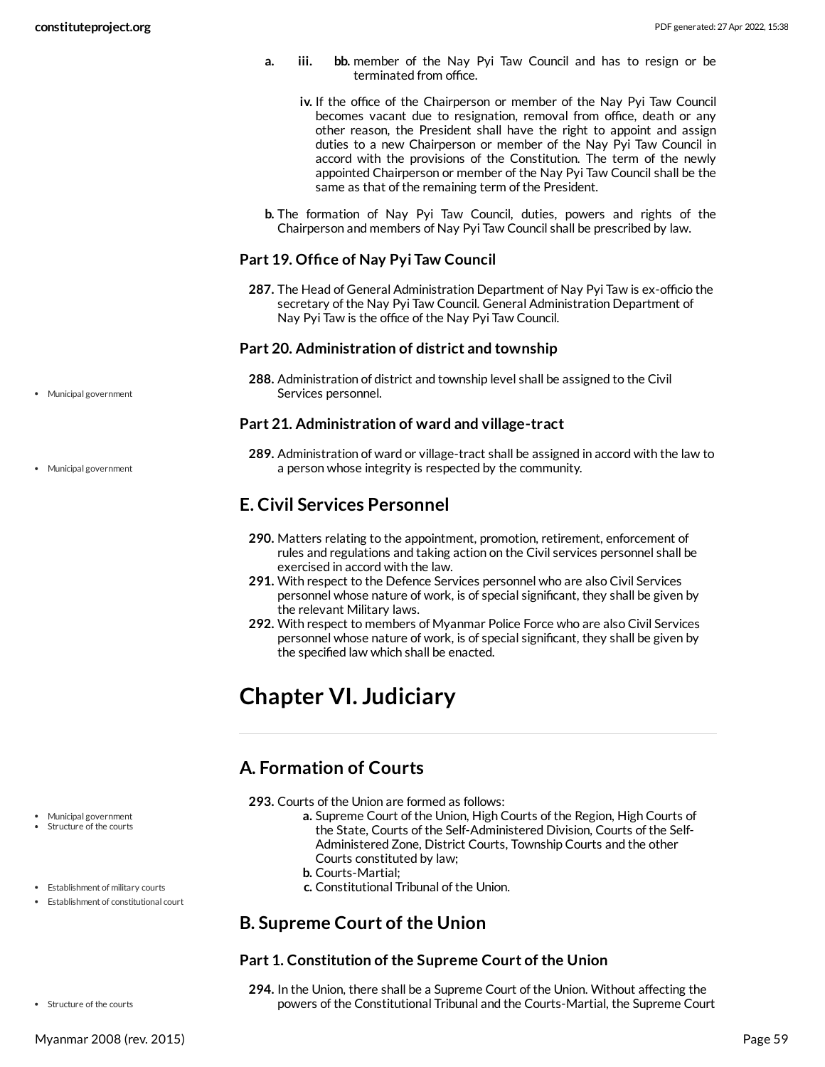a. iii. bb. member of the Nay Pyi Taw Council and has to resign or be terminated from office.

iv. If the office of the Chairperson or member of the Nay Pyi Taw Council becomes vacant due to resignation, removal from office, death or any other reason, the President shall have the right to appoint and assign duties to a new Chairperson or member of the Nay Pyi Taw Council in accord with the provisions of the Constitution. The term of the newly appointed Chairperson or member of the Nay Pyi Taw Council shall be the same as that of the remaining term of the President.

b. The formation of Nay Pyi Taw Council, duties, powers and rights of the Chairperson and members of Nay Pyi Taw Council shall be prescribed by law.

### Part 19. Office of Nay Pyi Taw Council

**287.** The Head of General Administration Department of Nay Pyi Taw is ex-officio the secretary of the Nay Pyi Taw Council. General Administration Department of Nay Pyi Taw is the office of the Nay Pyi Taw Council.

### Part 20. Administration of district and township

- Municipal government

**288.** Administration of district and township level shall be assigned to the Civil Services personnel.

### Part 21. Administration of ward and village-tract

- Municipal government

**289.** Administration of ward or village-tract shall be assigned in accord with the law to a person whose integrity is respected by the community.

## E. Civil Services Personnel

**290.** Matters relating to the appointment, promotion, retirement, enforcement of rules and regulations and taking action on the Civil services personnel shall be exercised in accord with the law.

**291.** With respect to the Defence Services personnel who are also Civil Services personnel whose nature of work, is of special significant, they shall be given by the relevant Military laws.

**292.** With respect to members of Myanmar Police Force who are also Civil Services personnel whose nature of work, is of special significant, they shall be given by the specified law which shall be enacted.

# Chapter VI. Judiciary

## A. Formation of Courts

- Municipal government
- Structure of the courts
- Establishment of military courts
- Establishment of constitutional court

**293.** Courts of the Union are formed as follows:

a. Supreme Court of the Union, High Courts of the Region, High Courts of the State, Courts of the Self-Administered Division, Courts of the Self-Administered Zone, District Courts, Township Courts and the other Courts constituted by law;

b. Courts-Martial;

c. Constitutional Tribunal of the Union.

## B. Supreme Court of the Union

### Part 1. Constitution of the Supreme Court of the Union

- Structure of the courts

**294.** In the Union, there shall be a Supreme Court of the Union. Without affecting the powers of the Constitutional Tribunal and the Courts-Martial, the Supreme Court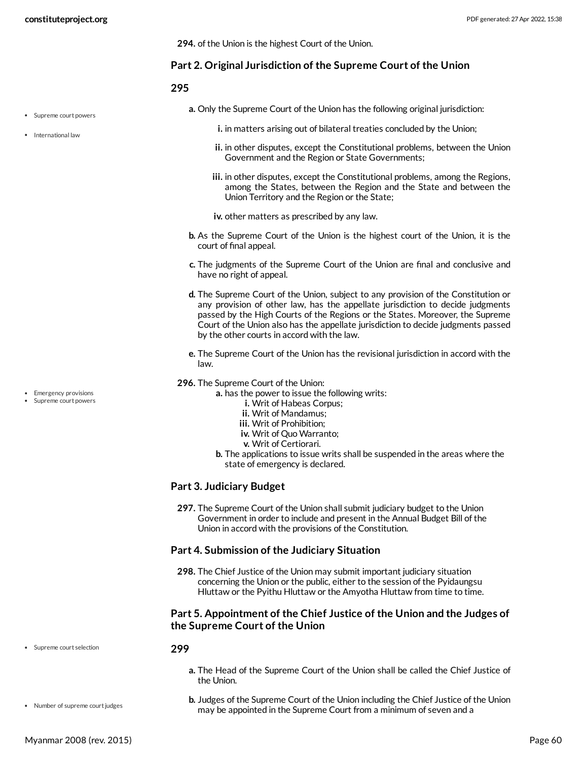**294.** of the Union is the highest Court of the Union.

### Part 2. Original Jurisdiction of the Supreme Court of the Union

**295**

- Supreme court powers
- International law

**a.** Only the Supreme Court of the Union has the following original jurisdiction:

**i.** in matters arising out of bilateral treaties concluded by the Union;

**ii.** in other disputes, except the Constitutional problems, between the Union Government and the Region or State Governments;

**iii.** in other disputes, except the Constitutional problems, among the Regions, among the States, between the Region and the State and between the Union Territory and the Region or the State;

**iv.** other matters as prescribed by any law.

**b.** As the Supreme Court of the Union is the highest court of the Union, it is the court of final appeal.

**c.** The judgments of the Supreme Court of the Union are final and conclusive and have no right of appeal.

**d.** The Supreme Court of the Union, subject to any provision of the Constitution or any provision of other law, has the appellate jurisdiction to decide judgments passed by the High Courts of the Regions or the States. Moreover, the Supreme Court of the Union also has the appellate jurisdiction to decide judgments passed by the other courts in accord with the law.

**e.** The Supreme Court of the Union has the revisional jurisdiction in accord with the law.

- Emergency provisions
- Supreme court powers

**296.** The Supreme Court of the Union:

**a.** has the power to issue the following writs:

**i.** Writ of Habeas Corpus;
**ii.** Writ of Mandamus;
**iii.** Writ of Prohibition;
**iv.** Writ of Quo Warranto;
**v.** Writ of Certiorari.

**b.** The applications to issue writs shall be suspended in the areas where the state of emergency is declared.

### Part 3. Judiciary Budget

**297.** The Supreme Court of the Union shall submit judiciary budget to the Union Government in order to include and present in the Annual Budget Bill of the Union in accord with the provisions of the Constitution.

### Part 4. Submission of the Judiciary Situation

**298.** The Chief Justice of the Union may submit important judiciary situation concerning the Union or the public, either to the session of the Pyidaungsu Hluttaw or the Pyithu Hluttaw or the Amyotha Hluttaw from time to time.

### Part 5. Appointment of the Chief Justice of the Union and the Judges of the Supreme Court of the Union

- Supreme court selection

**299**

**a.** The Head of the Supreme Court of the Union shall be called the Chief Justice of the Union.

- Number of supreme court judges

**b.** Judges of the Supreme Court of the Union including the Chief Justice of the Union may be appointed in the Supreme Court from a minimum of seven and a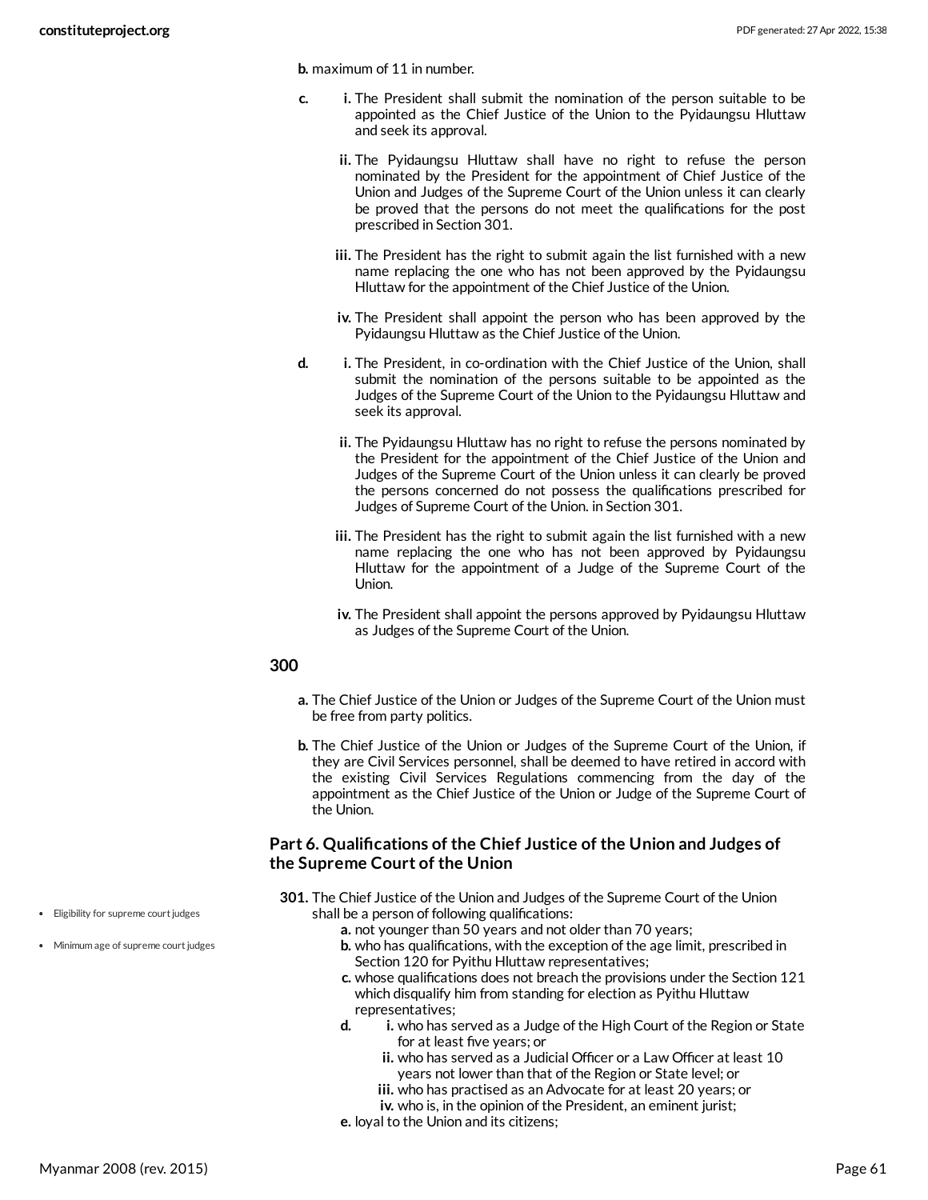b. maximum of 11 in number.

c.
   i. The President shall submit the nomination of the person suitable to be appointed as the Chief Justice of the Union to the Pyidaungsu Hluttaw and seek its approval.

   ii. The Pyidaungsu Hluttaw shall have no right to refuse the person nominated by the President for the appointment of Chief Justice of the Union and Judges of the Supreme Court of the Union unless it can clearly be proved that the persons do not meet the qualifications for the post prescribed in Section 301.

   iii. The President has the right to submit again the list furnished with a new name replacing the one who has not been approved by the Pyidaungsu Hluttaw for the appointment of the Chief Justice of the Union.

   iv. The President shall appoint the person who has been approved by the Pyidaungsu Hluttaw as the Chief Justice of the Union.

d.
   i. The President, in co-ordination with the Chief Justice of the Union, shall submit the nomination of the persons suitable to be appointed as the Judges of the Supreme Court of the Union to the Pyidaungsu Hluttaw and seek its approval.

   ii. The Pyidaungsu Hluttaw has no right to refuse the persons nominated by the President for the appointment of the Chief Justice of the Union and Judges of the Supreme Court of the Union unless it can clearly be proved the persons concerned do not possess the qualifications prescribed for Judges of Supreme Court of the Union. in Section 301.

   iii. The President has the right to submit again the list furnished with a new name replacing the one who has not been approved by Pyidaungsu Hluttaw for the appointment of a Judge of the Supreme Court of the Union.

   iv. The President shall appoint the persons approved by Pyidaungsu Hluttaw as Judges of the Supreme Court of the Union.

### 300

a. The Chief Justice of the Union or Judges of the Supreme Court of the Union must be free from party politics.

b. The Chief Justice of the Union or Judges of the Supreme Court of the Union, if they are Civil Services personnel, shall be deemed to have retired in accord with the existing Civil Services Regulations commencing from the day of the appointment as the Chief Justice of the Union or Judge of the Supreme Court of the Union.

## Part 6. Qualifications of the Chief Justice of the Union and Judges of the Supreme Court of the Union

- Eligibility for supreme court judges
- Minimum age of supreme court judges

**301.** The Chief Justice of the Union and Judges of the Supreme Court of the Union shall be a person of following qualifications:

a. not younger than 50 years and not older than 70 years;

b. who has qualifications, with the exception of the age limit, prescribed in Section 120 for Pyithu Hluttaw representatives;

c. whose qualifications does not breach the provisions under the Section 121 which disqualify him from standing for election as Pyithu Hluttaw representatives;

d.
   i. who has served as a Judge of the High Court of the Region or State for at least five years; or
   ii. who has served as a Judicial Officer or a Law Officer at least 10 years not lower than that of the Region or State level; or
   iii. who has practised as an Advocate for at least 20 years; or
   iv. who is, in the opinion of the President, an eminent jurist;

e. loyal to the Union and its citizens;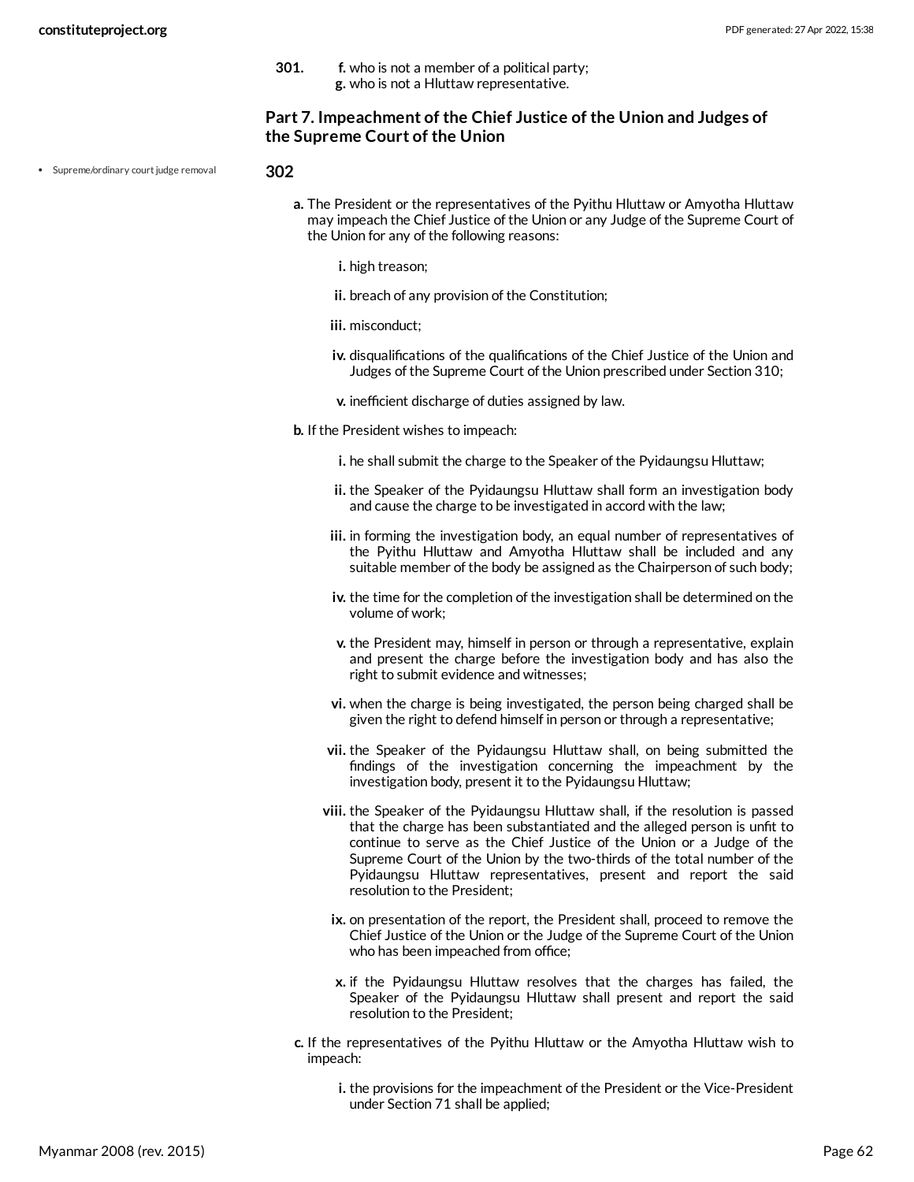**301.**

f. who is not a member of a political party;

g. who is not a Hluttaw representative.

## Part 7. Impeachment of the Chief Justice of the Union and Judges of the Supreme Court of the Union

- Supreme/ordinary court judge removal

**302**

a. The President or the representatives of the Pyithu Hluttaw or Amyotha Hluttaw may impeach the Chief Justice of the Union or any Judge of the Supreme Court of the Union for any of the following reasons:

   i. high treason;

   ii. breach of any provision of the Constitution;

   iii. misconduct;

   iv. disqualifications of the qualifications of the Chief Justice of the Union and Judges of the Supreme Court of the Union prescribed under Section 310;

   v. inefficient discharge of duties assigned by law.

b. If the President wishes to impeach:

   i. he shall submit the charge to the Speaker of the Pyidaungsu Hluttaw;

   ii. the Speaker of the Pyidaungsu Hluttaw shall form an investigation body and cause the charge to be investigated in accord with the law;

   iii. in forming the investigation body, an equal number of representatives of the Pyithu Hluttaw and Amyotha Hluttaw shall be included and any suitable member of the body be assigned as the Chairperson of such body;

   iv. the time for the completion of the investigation shall be determined on the volume of work;

   v. the President may, himself in person or through a representative, explain and present the charge before the investigation body and has also the right to submit evidence and witnesses;

   vi. when the charge is being investigated, the person being charged shall be given the right to defend himself in person or through a representative;

   vii. the Speaker of the Pyidaungsu Hluttaw shall, on being submitted the findings of the investigation concerning the impeachment by the investigation body, present it to the Pyidaungsu Hluttaw;

   viii. the Speaker of the Pyidaungsu Hluttaw shall, if the resolution is passed that the charge has been substantiated and the alleged person is unfit to continue to serve as the Chief Justice of the Union or a Judge of the Supreme Court of the Union by the two-thirds of the total number of the Pyidaungsu Hluttaw representatives, present and report the said resolution to the President;

   ix. on presentation of the report, the President shall, proceed to remove the Chief Justice of the Union or the Judge of the Supreme Court of the Union who has been impeached from office;

   x. if the Pyidaungsu Hluttaw resolves that the charges has failed, the Speaker of the Pyidaungsu Hluttaw shall present and report the said resolution to the President;

c. If the representatives of the Pyithu Hluttaw or the Amyotha Hluttaw wish to impeach:

   i. the provisions for the impeachment of the President or the Vice-President under Section 71 shall be applied;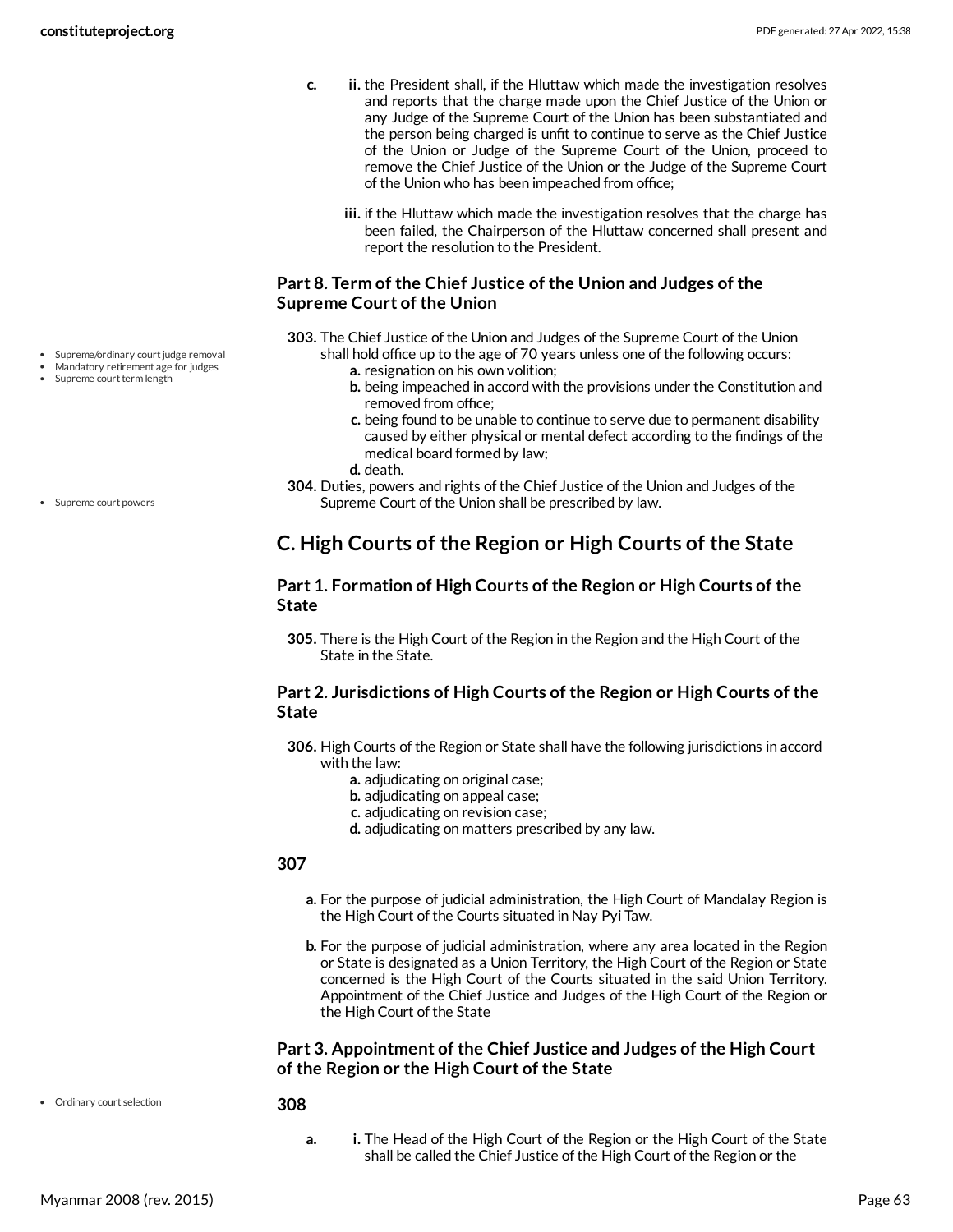c.
   ii. the President shall, if the Hluttaw which made the investigation resolves and reports that the charge made upon the Chief Justice of the Union or any Judge of the Supreme Court of the Union has been substantiated and the person being charged is unfit to continue to serve as the Chief Justice of the Union or Judge of the Supreme Court of the Union, proceed to remove the Chief Justice of the Union or the Judge of the Supreme Court of the Union who has been impeached from office;

   iii. if the Hluttaw which made the investigation resolves that the charge has been failed, the Chairperson of the Hluttaw concerned shall present and report the resolution to the President.

### Part 8. Term of the Chief Justice of the Union and Judges of the Supreme Court of the Union

- Supreme/ordinary court judge removal
- Mandatory retirement age for judges
- Supreme court term length

**303.** The Chief Justice of the Union and Judges of the Supreme Court of the Union shall hold office up to the age of 70 years unless one of the following occurs:

- **a.** resignation on his own volition;
- **b.** being impeached in accord with the provisions under the Constitution and removed from office;
- **c.** being found to be unable to continue to serve due to permanent disability caused by either physical or mental defect according to the findings of the medical board formed by law;
- **d.** death.

- Supreme court powers

**304.** Duties, powers and rights of the Chief Justice of the Union and Judges of the Supreme Court of the Union shall be prescribed by law.

## C. High Courts of the Region or High Courts of the State

### Part 1. Formation of High Courts of the Region or High Courts of the State

**305.** There is the High Court of the Region in the Region and the High Court of the State in the State.

### Part 2. Jurisdictions of High Courts of the Region or High Courts of the State

**306.** High Courts of the Region or State shall have the following jurisdictions in accord with the law:

- **a.** adjudicating on original case;
- **b.** adjudicating on appeal case;
- **c.** adjudicating on revision case;
- **d.** adjudicating on matters prescribed by any law.

**307**

- **a.** For the purpose of judicial administration, the High Court of Mandalay Region is the High Court of the Courts situated in Nay Pyi Taw.
- **b.** For the purpose of judicial administration, where any area located in the Region or State is designated as a Union Territory, the High Court of the Region or State concerned is the High Court of the Courts situated in the said Union Territory. Appointment of the Chief Justice and Judges of the High Court of the Region or the High Court of the State

### Part 3. Appointment of the Chief Justice and Judges of the High Court of the Region or the High Court of the State

- Ordinary court selection

**308**

a.
   i. The Head of the High Court of the Region or the High Court of the State shall be called the Chief Justice of the High Court of the Region or the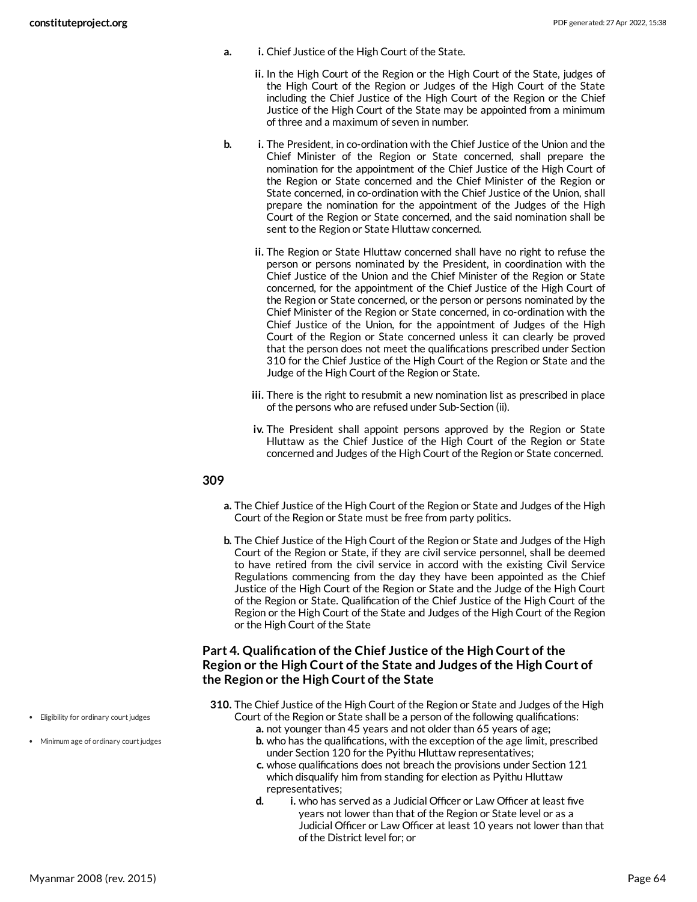a. i. Chief Justice of the High Court of the State.

ii. In the High Court of the Region or the High Court of the State, judges of the High Court of the Region or Judges of the High Court of the State including the Chief Justice of the High Court of the Region or the Chief Justice of the High Court of the State may be appointed from a minimum of three and a maximum of seven in number.

b. i. The President, in co-ordination with the Chief Justice of the Union and the Chief Minister of the Region or State concerned, shall prepare the nomination for the appointment of the Chief Justice of the High Court of the Region or State concerned and the Chief Minister of the Region or State concerned, in co-ordination with the Chief Justice of the Union, shall prepare the nomination for the appointment of the Judges of the High Court of the Region or State concerned, and the said nomination shall be sent to the Region or State Hluttaw concerned.

ii. The Region or State Hluttaw concerned shall have no right to refuse the person or persons nominated by the President, in coordination with the Chief Justice of the Union and the Chief Minister of the Region or State concerned, for the appointment of the Chief Justice of the High Court of the Region or State concerned, or the person or persons nominated by the Chief Minister of the Region or State concerned, in co-ordination with the Chief Justice of the Union, for the appointment of Judges of the High Court of the Region or State concerned unless it can clearly be proved that the person does not meet the qualifications prescribed under Section 310 for the Chief Justice of the High Court of the Region or State and the Judge of the High Court of the Region or State.

iii. There is the right to resubmit a new nomination list as prescribed in place of the persons who are refused under Sub-Section (ii).

iv. The President shall appoint persons approved by the Region or State Hluttaw as the Chief Justice of the High Court of the Region or State concerned and Judges of the High Court of the Region or State concerned.

**309**

**a.** The Chief Justice of the High Court of the Region or State and Judges of the High Court of the Region or State must be free from party politics.

**b.** The Chief Justice of the High Court of the Region or State and Judges of the High Court of the Region or State, if they are civil service personnel, shall be deemed to have retired from the civil service in accord with the existing Civil Service Regulations commencing from the day they have been appointed as the Chief Justice of the High Court of the Region or State and the Judge of the High Court of the Region or State. Qualification of the Chief Justice of the High Court of the Region or the High Court of the State and Judges of the High Court of the Region or the High Court of the State

### Part 4. Qualification of the Chief Justice of the High Court of the Region or the High Court of the State and Judges of the High Court of the Region or the High Court of the State

- Eligibility for ordinary court judges
- Minimum age of ordinary court judges

**310.** The Chief Justice of the High Court of the Region or State and Judges of the High Court of the Region or State shall be a person of the following qualifications:

**a.** not younger than 45 years and not older than 65 years of age;

**b.** who has the qualifications, with the exception of the age limit, prescribed under Section 120 for the Pyithu Hluttaw representatives;

**c.** whose qualifications does not breach the provisions under Section 121 which disqualify him from standing for election as Pyithu Hluttaw representatives;

**d.** i. who has served as a Judicial Officer or Law Officer at least five years not lower than that of the Region or State level or as a Judicial Officer or Law Officer at least 10 years not lower than that of the District level for; or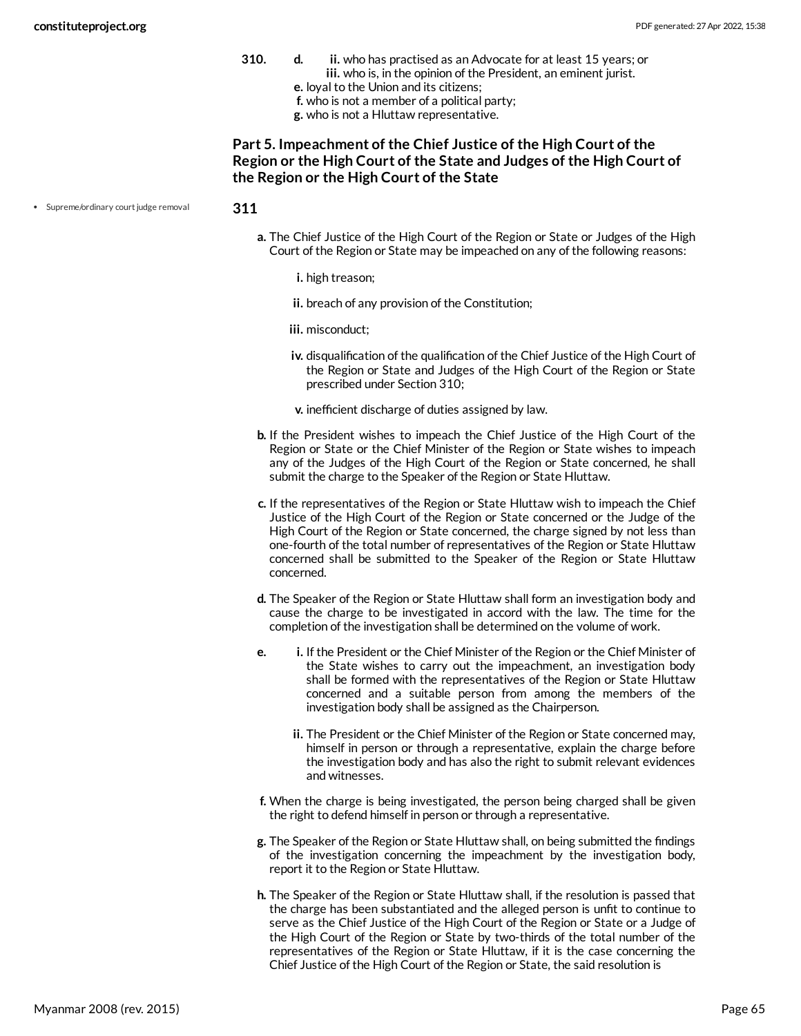310.

d.

ii. who has practised as an Advocate for at least 15 years; or

iii. who is, in the opinion of the President, an eminent jurist.

e. loyal to the Union and its citizens;

f. who is not a member of a political party;

g. who is not a Hluttaw representative.

### Part 5. Impeachment of the Chief Justice of the High Court of the Region or the High Court of the State and Judges of the High Court of the Region or the High Court of the State

- Supreme/ordinary court judge removal

**311**

**a.** The Chief Justice of the High Court of the Region or State or Judges of the High Court of the Region or State may be impeached on any of the following reasons:

**i.** high treason;

**ii.** breach of any provision of the Constitution;

**iii.** misconduct;

**iv.** disqualification of the qualification of the Chief Justice of the High Court of the Region or State and Judges of the High Court of the Region or State prescribed under Section 310;

**v.** inefficient discharge of duties assigned by law.

**b.** If the President wishes to impeach the Chief Justice of the High Court of the Region or State or the Chief Minister of the Region or State wishes to impeach any of the Judges of the High Court of the Region or State concerned, he shall submit the charge to the Speaker of the Region or State Hluttaw.

**c.** If the representatives of the Region or State Hluttaw wish to impeach the Chief Justice of the High Court of the Region or State concerned or the Judge of the High Court of the Region or State concerned, the charge signed by not less than one-fourth of the total number of representatives of the Region or State Hluttaw concerned shall be submitted to the Speaker of the Region or State Hluttaw concerned.

**d.** The Speaker of the Region or State Hluttaw shall form an investigation body and cause the charge to be investigated in accord with the law. The time for the completion of the investigation shall be determined on the volume of work.

**e.**

**i.** If the President or the Chief Minister of the Region or the Chief Minister of the State wishes to carry out the impeachment, an investigation body shall be formed with the representatives of the Region or State Hluttaw concerned and a suitable person from among the members of the investigation body shall be assigned as the Chairperson.

**ii.** The President or the Chief Minister of the Region or State concerned may, himself in person or through a representative, explain the charge before the investigation body and has also the right to submit relevant evidences and witnesses.

**f.** When the charge is being investigated, the person being charged shall be given the right to defend himself in person or through a representative.

**g.** The Speaker of the Region or State Hluttaw shall, on being submitted the findings of the investigation concerning the impeachment by the investigation body, report it to the Region or State Hluttaw.

**h.** The Speaker of the Region or State Hluttaw shall, if the resolution is passed that the charge has been substantiated and the alleged person is unfit to continue to serve as the Chief Justice of the High Court of the Region or State or a Judge of the High Court of the Region or State by two-thirds of the total number of the representatives of the Region or State Hluttaw, if it is the case concerning the Chief Justice of the High Court of the Region or State, the said resolution is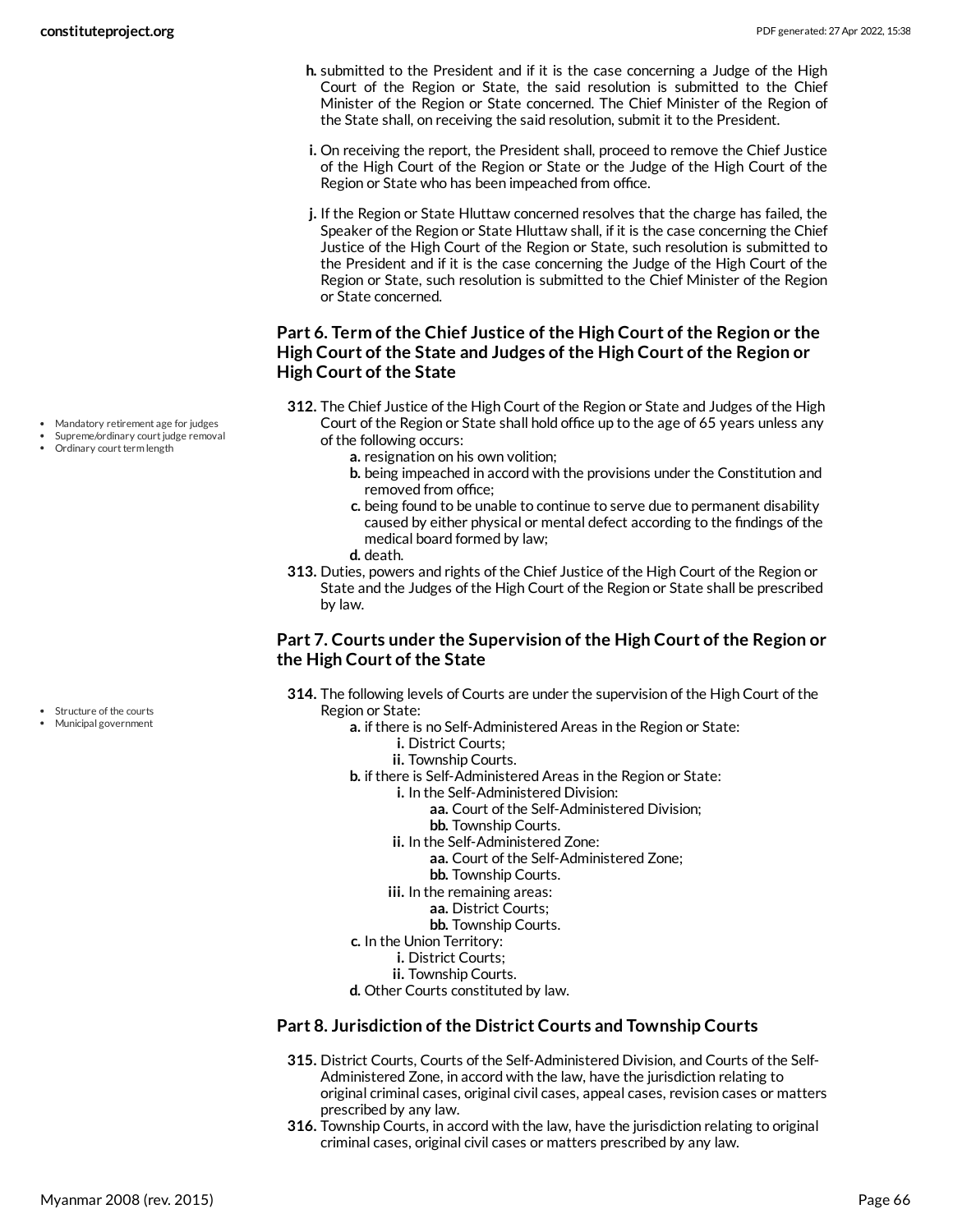h. submitted to the President and if it is the case concerning a Judge of the High Court of the Region or State, the said resolution is submitted to the Chief Minister of the Region or State concerned. The Chief Minister of the Region of the State shall, on receiving the said resolution, submit it to the President.

i. On receiving the report, the President shall, proceed to remove the Chief Justice of the High Court of the Region or State or the Judge of the High Court of the Region or State who has been impeached from office.

j. If the Region or State Hluttaw concerned resolves that the charge has failed, the Speaker of the Region or State Hluttaw shall, if it is the case concerning the Chief Justice of the High Court of the Region or State, such resolution is submitted to the President and if it is the case concerning the Judge of the High Court of the Region or State, such resolution is submitted to the Chief Minister of the Region or State concerned.

### Part 6. Term of the Chief Justice of the High Court of the Region or the High Court of the State and Judges of the High Court of the Region or High Court of the State

- Mandatory retirement age for judges
- Supreme/ordinary court judge removal
- Ordinary court term length

**312.** The Chief Justice of the High Court of the Region or State and Judges of the High Court of the Region or State shall hold office up to the age of 65 years unless any of the following occurs:

- **a.** resignation on his own volition;
- **b.** being impeached in accord with the provisions under the Constitution and removed from office;
- **c.** being found to be unable to continue to serve due to permanent disability caused by either physical or mental defect according to the findings of the medical board formed by law;
- **d.** death.

**313.** Duties, powers and rights of the Chief Justice of the High Court of the Region or State and the Judges of the High Court of the Region or State shall be prescribed by law.

### Part 7. Courts under the Supervision of the High Court of the Region or the High Court of the State

- Structure of the courts
- Municipal government

**314.** The following levels of Courts are under the supervision of the High Court of the Region or State:

- **a.** if there is no Self-Administered Areas in the Region or State:
  - **i.** District Courts;
  - **ii.** Township Courts.
- **b.** if there is Self-Administered Areas in the Region or State:
  - **i.** In the Self-Administered Division:
    - **aa.** Court of the Self-Administered Division;
    - **bb.** Township Courts.
  - **ii.** In the Self-Administered Zone:
    - **aa.** Court of the Self-Administered Zone;
    - **bb.** Township Courts.
  - **iii.** In the remaining areas:
    - **aa.** District Courts;
    - **bb.** Township Courts.
- **c.** In the Union Territory:
  - **i.** District Courts;
  - **ii.** Township Courts.
- **d.** Other Courts constituted by law.

### Part 8. Jurisdiction of the District Courts and Township Courts

**315.** District Courts, Courts of the Self-Administered Division, and Courts of the Self-Administered Zone, in accord with the law, have the jurisdiction relating to original criminal cases, original civil cases, appeal cases, revision cases or matters prescribed by any law.

**316.** Township Courts, in accord with the law, have the jurisdiction relating to original criminal cases, original civil cases or matters prescribed by any law.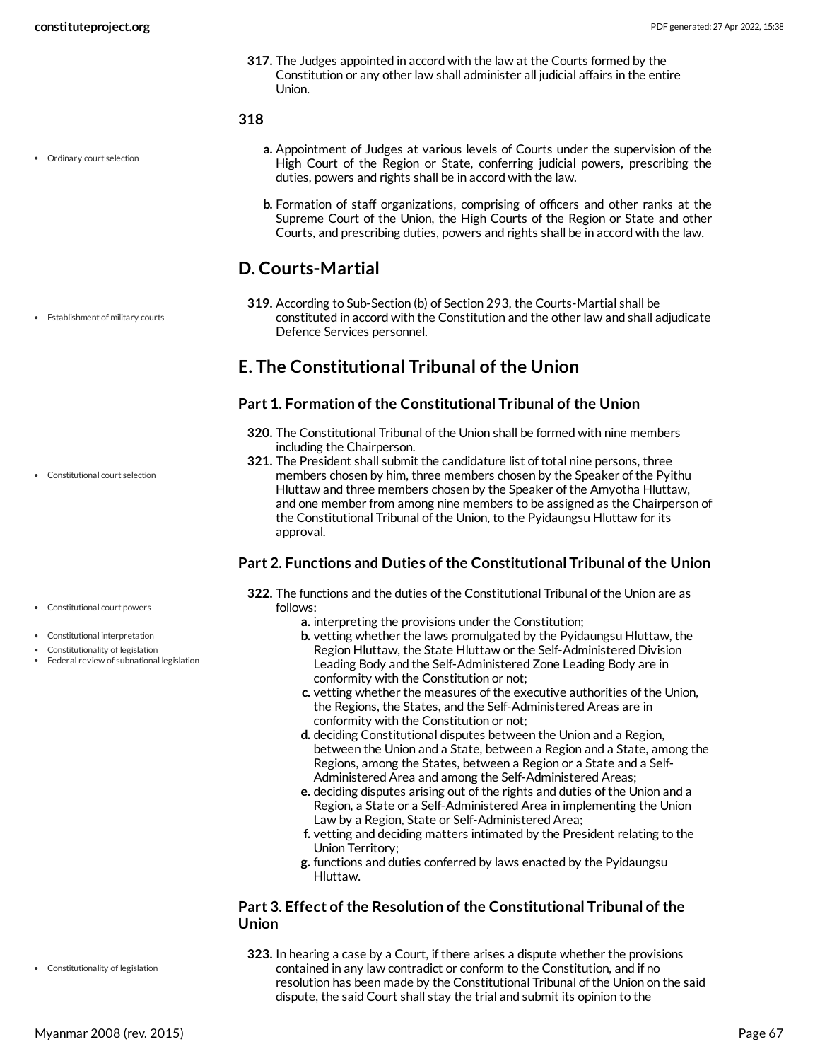**317.** The Judges appointed in accord with the law at the Courts formed by the Constitution or any other law shall administer all judicial affairs in the entire Union.

**318**

- Ordinary court selection

**a.** Appointment of Judges at various levels of Courts under the supervision of the High Court of the Region or State, conferring judicial powers, prescribing the duties, powers and rights shall be in accord with the law.

**b.** Formation of staff organizations, comprising of officers and other ranks at the Supreme Court of the Union, the High Courts of the Region or State and other Courts, and prescribing duties, powers and rights shall be in accord with the law.

## D. Courts-Martial

- Establishment of military courts

**319.** According to Sub-Section (b) of Section 293, the Courts-Martial shall be constituted in accord with the Constitution and the other law and shall adjudicate Defence Services personnel.

## E. The Constitutional Tribunal of the Union

### Part 1. Formation of the Constitutional Tribunal of the Union

**320.** The Constitutional Tribunal of the Union shall be formed with nine members including the Chairperson.

- Constitutional court selection

**321.** The President shall submit the candidature list of total nine persons, three members chosen by him, three members chosen by the Speaker of the Pyithu Hluttaw and three members chosen by the Speaker of the Amyotha Hluttaw, and one member from among nine members to be assigned as the Chairperson of the Constitutional Tribunal of the Union, to the Pyidaungsu Hluttaw for its approval.

### Part 2. Functions and Duties of the Constitutional Tribunal of the Union

- Constitutional court powers
- Constitutional interpretation
- Constitutionality of legislation
- Federal review of subnational legislation

**322.** The functions and the duties of the Constitutional Tribunal of the Union are as follows:

- **a.** interpreting the provisions under the Constitution;
- **b.** vetting whether the laws promulgated by the Pyidaungsu Hluttaw, the Region Hluttaw, the State Hluttaw or the Self-Administered Division Leading Body and the Self-Administered Zone Leading Body are in conformity with the Constitution or not;
- **c.** vetting whether the measures of the executive authorities of the Union, the Regions, the States, and the Self-Administered Areas are in conformity with the Constitution or not;
- **d.** deciding Constitutional disputes between the Union and a Region, between the Union and a State, between a Region and a State, among the Regions, among the States, between a Region or a State and a Self-Administered Area and among the Self-Administered Areas;
- **e.** deciding disputes arising out of the rights and duties of the Union and a Region, a State or a Self-Administered Area in implementing the Union Law by a Region, State or Self-Administered Area;
- **f.** vetting and deciding matters intimated by the President relating to the Union Territory;
- **g.** functions and duties conferred by laws enacted by the Pyidaungsu Hluttaw.

### Part 3. Effect of the Resolution of the Constitutional Tribunal of the Union

- Constitutionality of legislation

**323.** In hearing a case by a Court, if there arises a dispute whether the provisions contained in any law contradict or conform to the Constitution, and if no resolution has been made by the Constitutional Tribunal of the Union on the said dispute, the said Court shall stay the trial and submit its opinion to the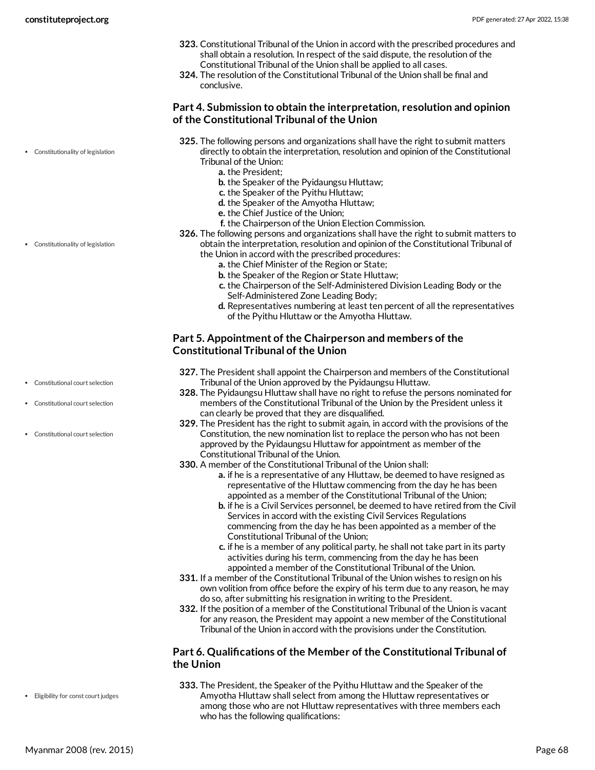**323.** Constitutional Tribunal of the Union in accord with the prescribed procedures and shall obtain a resolution. In respect of the said dispute, the resolution of the Constitutional Tribunal of the Union shall be applied to all cases.

**324.** The resolution of the Constitutional Tribunal of the Union shall be final and conclusive.

### Part 4. Submission to obtain the interpretation, resolution and opinion of the Constitutional Tribunal of the Union

- Constitutionality of legislation

**325.** The following persons and organizations shall have the right to submit matters directly to obtain the interpretation, resolution and opinion of the Constitutional Tribunal of the Union:

- **a.** the President;
- **b.** the Speaker of the Pyidaungsu Hluttaw;
- **c.** the Speaker of the Pyithu Hluttaw;
- **d.** the Speaker of the Amyotha Hluttaw;
- **e.** the Chief Justice of the Union;
- **f.** the Chairperson of the Union Election Commission.

- Constitutionality of legislation

**326.** The following persons and organizations shall have the right to submit matters to obtain the interpretation, resolution and opinion of the Constitutional Tribunal of the Union in accord with the prescribed procedures:

- **a.** the Chief Minister of the Region or State;
- **b.** the Speaker of the Region or State Hluttaw;
- **c.** the Chairperson of the Self-Administered Division Leading Body or the Self-Administered Zone Leading Body;
- **d.** Representatives numbering at least ten percent of all the representatives of the Pyithu Hluttaw or the Amyotha Hluttaw.

### Part 5. Appointment of the Chairperson and members of the Constitutional Tribunal of the Union

- Constitutional court selection

**327.** The President shall appoint the Chairperson and members of the Constitutional Tribunal of the Union approved by the Pyidaungsu Hluttaw.

- Constitutional court selection

**328.** The Pyidaungsu Hluttaw shall have no right to refuse the persons nominated for members of the Constitutional Tribunal of the Union by the President unless it can clearly be proved that they are disqualified.

- Constitutional court selection

**329.** The President has the right to submit again, in accord with the provisions of the Constitution, the new nomination list to replace the person who has not been approved by the Pyidaungsu Hluttaw for appointment as member of the Constitutional Tribunal of the Union.

**330.** A member of the Constitutional Tribunal of the Union shall:

- **a.** if he is a representative of any Hluttaw, be deemed to have resigned as representative of the Hluttaw commencing from the day he has been appointed as a member of the Constitutional Tribunal of the Union;
- **b.** if he is a Civil Services personnel, be deemed to have retired from the Civil Services in accord with the existing Civil Services Regulations commencing from the day he has been appointed as a member of the Constitutional Tribunal of the Union;
- **c.** if he is a member of any political party, he shall not take part in its party activities during his term, commencing from the day he has been appointed a member of the Constitutional Tribunal of the Union.

**331.** If a member of the Constitutional Tribunal of the Union wishes to resign on his own volition from office before the expiry of his term due to any reason, he may do so, after submitting his resignation in writing to the President.

**332.** If the position of a member of the Constitutional Tribunal of the Union is vacant for any reason, the President may appoint a new member of the Constitutional Tribunal of the Union in accord with the provisions under the Constitution.

### Part 6. Qualifications of the Member of the Constitutional Tribunal of the Union

- Eligibility for const court judges

**333.** The President, the Speaker of the Pyithu Hluttaw and the Speaker of the Amyotha Hluttaw shall select from among the Hluttaw representatives or among those who are not Hluttaw representatives with three members each who has the following qualifications: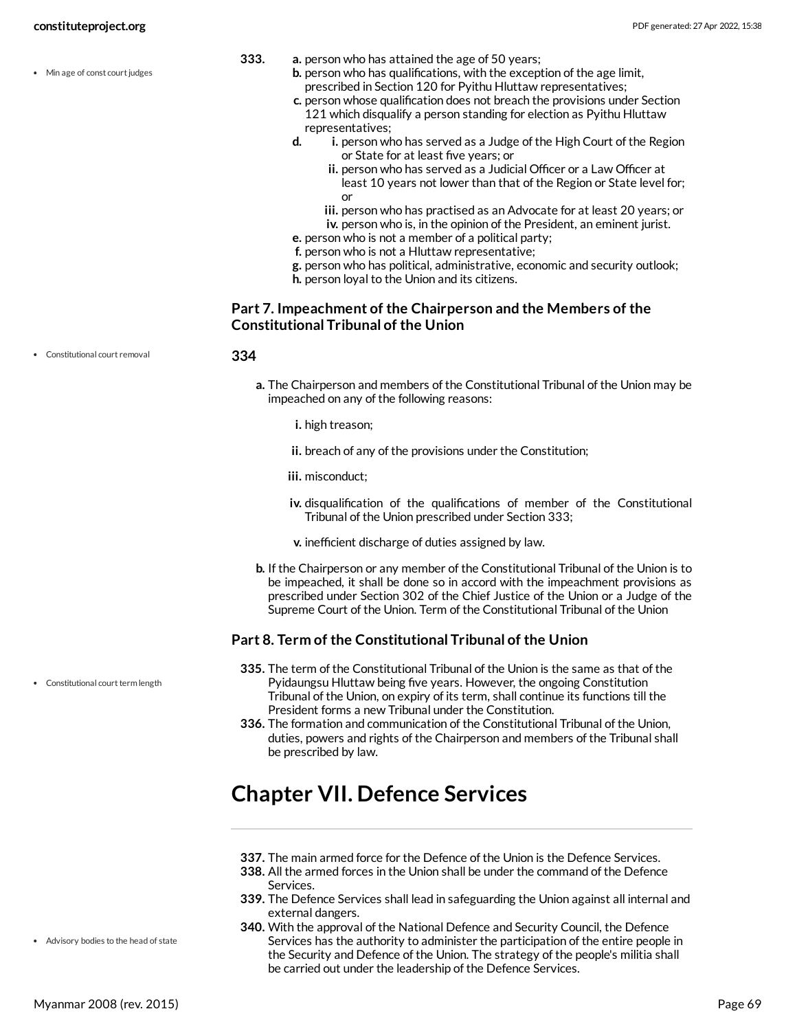333.

a. person who has attained the age of 50 years;
b. person who has qualifications, with the exception of the age limit, prescribed in Section 120 for Pyithu Hluttaw representatives;
c. person whose qualification does not breach the provisions under Section 121 which disqualify a person standing for election as Pyithu Hluttaw representatives;
d.
   i. person who has served as a Judge of the High Court of the Region or State for at least five years; or
   ii. person who has served as a Judicial Officer or a Law Officer at least 10 years not lower than that of the Region or State level for; or
   iii. person who has practised as an Advocate for at least 20 years; or
   iv. person who is, in the opinion of the President, an eminent jurist.
e. person who is not a member of a political party;
f. person who is not a Hluttaw representative;
g. person who has political, administrative, economic and security outlook;
h. person loyal to the Union and its citizens.

### Part 7. Impeachment of the Chairperson and the Members of the Constitutional Tribunal of the Union

**334**

a. The Chairperson and members of the Constitutional Tribunal of the Union may be impeached on any of the following reasons:
   i. high treason;
   ii. breach of any of the provisions under the Constitution;
   iii. misconduct;
   iv. disqualification of the qualifications of member of the Constitutional Tribunal of the Union prescribed under Section 333;
   v. inefficient discharge of duties assigned by law.
b. If the Chairperson or any member of the Constitutional Tribunal of the Union is to be impeached, it shall be done so in accord with the impeachment provisions as prescribed under Section 302 of the Chief Justice of the Union or a Judge of the Supreme Court of the Union. Term of the Constitutional Tribunal of the Union

### Part 8. Term of the Constitutional Tribunal of the Union

**335.** The term of the Constitutional Tribunal of the Union is the same as that of the Pyidaungsu Hluttaw being five years. However, the ongoing Constitution Tribunal of the Union, on expiry of its term, shall continue its functions till the President forms a new Tribunal under the Constitution.

**336.** The formation and communication of the Constitutional Tribunal of the Union, duties, powers and rights of the Chairperson and members of the Tribunal shall be prescribed by law.

# Chapter VII. Defence Services

**337.** The main armed force for the Defence of the Union is the Defence Services.

**338.** All the armed forces in the Union shall be under the command of the Defence Services.

**339.** The Defence Services shall lead in safeguarding the Union against all internal and external dangers.

**340.** With the approval of the National Defence and Security Council, the Defence Services has the authority to administer the participation of the entire people in the Security and Defence of the Union. The strategy of the people's militia shall be carried out under the leadership of the Defence Services.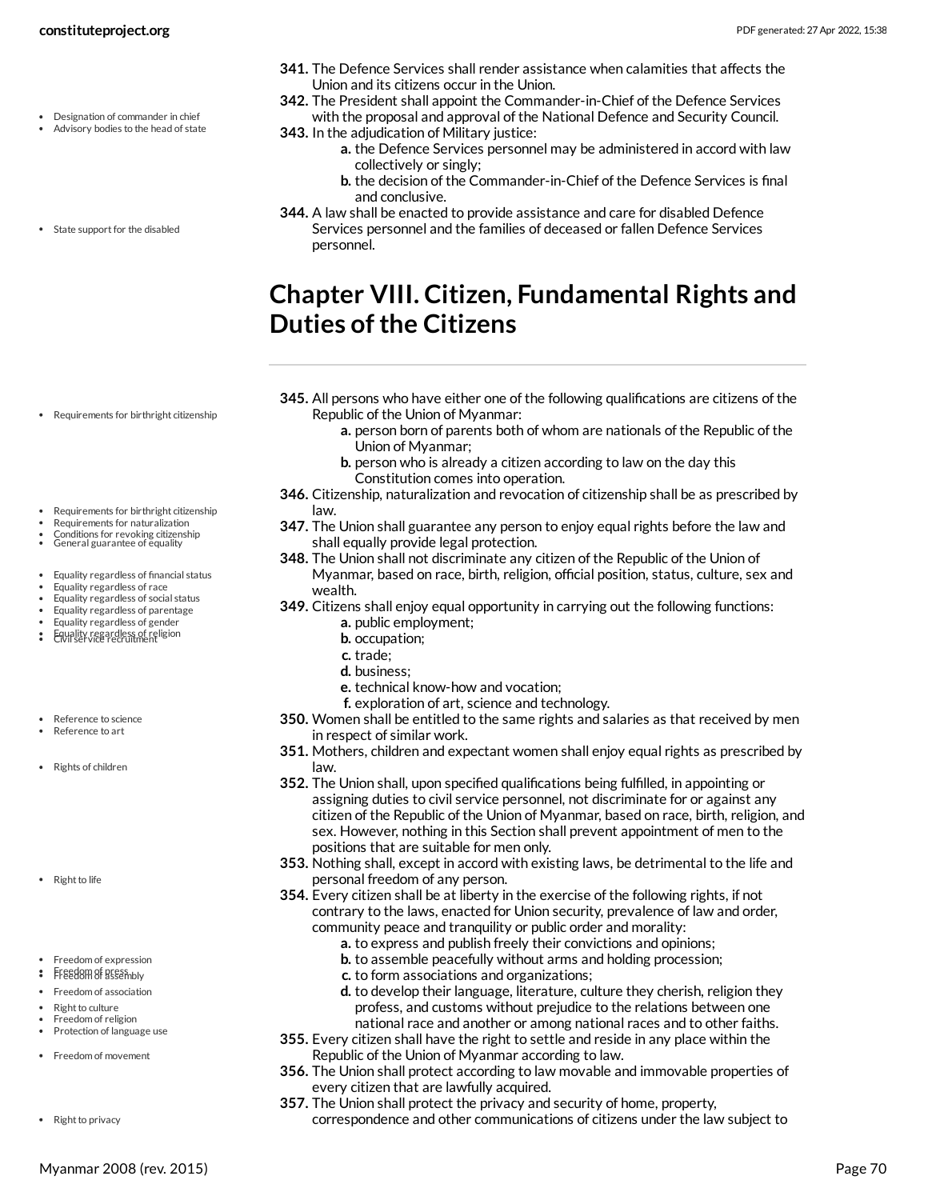**341.** The Defence Services shall render assistance when calamities that affects the Union and its citizens occur in the Union.

**342.** The President shall appoint the Commander-in-Chief of the Defence Services with the proposal and approval of the National Defence and Security Council.

**343.** In the adjudication of Military justice:

- **a.** the Defence Services personnel may be administered in accord with law collectively or singly;
- **b.** the decision of the Commander-in-Chief of the Defence Services is final and conclusive.

**344.** A law shall be enacted to provide assistance and care for disabled Defence Services personnel and the families of deceased or fallen Defence Services personnel.

## Chapter VIII. Citizen, Fundamental Rights and Duties of the Citizens

**345.** All persons who have either one of the following qualifications are citizens of the Republic of the Union of Myanmar:

- **a.** person born of parents both of whom are nationals of the Republic of the Union of Myanmar;
- **b.** person who is already a citizen according to law on the day this Constitution comes into operation.

**346.** Citizenship, naturalization and revocation of citizenship shall be as prescribed by law.

**347.** The Union shall guarantee any person to enjoy equal rights before the law and shall equally provide legal protection.

**348.** The Union shall not discriminate any citizen of the Republic of the Union of Myanmar, based on race, birth, religion, official position, status, culture, sex and wealth.

**349.** Citizens shall enjoy equal opportunity in carrying out the following functions:

- **a.** public employment;
- **b.** occupation;
- **c.** trade;
- **d.** business;
- **e.** technical know-how and vocation;
- **f.** exploration of art, science and technology.

**350.** Women shall be entitled to the same rights and salaries as that received by men in respect of similar work.

**351.** Mothers, children and expectant women shall enjoy equal rights as prescribed by law.

**352.** The Union shall, upon specified qualifications being fulfilled, in appointing or assigning duties to civil service personnel, not discriminate for or against any citizen of the Republic of the Union of Myanmar, based on race, birth, religion, and sex. However, nothing in this Section shall prevent appointment of men to the positions that are suitable for men only.

**353.** Nothing shall, except in accord with existing laws, be detrimental to the life and personal freedom of any person.

**354.** Every citizen shall be at liberty in the exercise of the following rights, if not contrary to the laws, enacted for Union security, prevalence of law and order, community peace and tranquility or public order and morality:

- **a.** to express and publish freely their convictions and opinions;
- **b.** to assemble peacefully without arms and holding procession;
- **c.** to form associations and organizations;
- **d.** to develop their language, literature, culture they cherish, religion they profess, and customs without prejudice to the relations between one national race and another or among national races and to other faiths.

**355.** Every citizen shall have the right to settle and reside in any place within the Republic of the Union of Myanmar according to law.

**356.** The Union shall protect according to law movable and immovable properties of every citizen that are lawfully acquired.

**357.** The Union shall protect the privacy and security of home, property, correspondence and other communications of citizens under the law subject to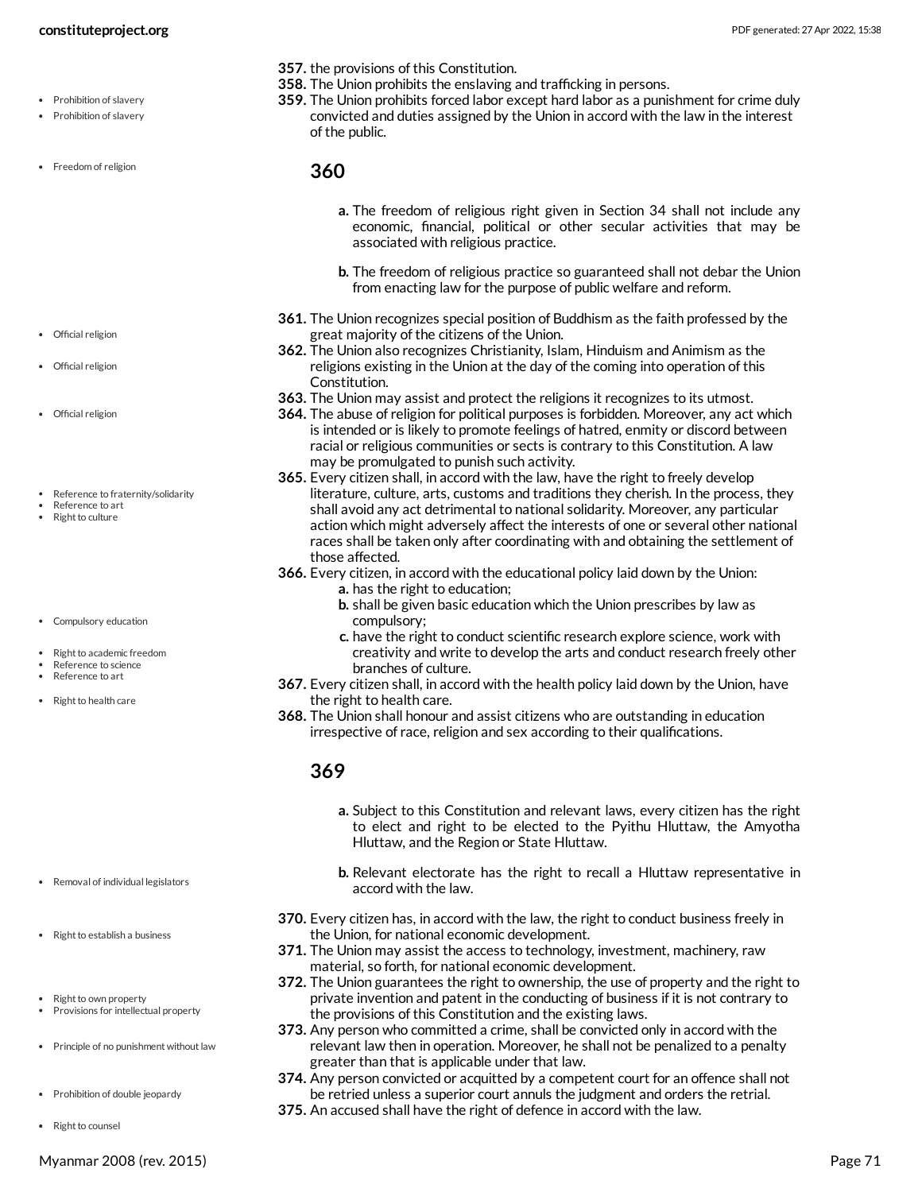357. the provisions of this Constitution.
358. The Union prohibits the enslaving and trafficking in persons.
359. The Union prohibits forced labor except hard labor as a punishment for crime duly convicted and duties assigned by the Union in accord with the law in the interest of the public.

## 360

a. The freedom of religious right given in Section 34 shall not include any economic, financial, political or other secular activities that may be associated with religious practice.

b. The freedom of religious practice so guaranteed shall not debar the Union from enacting law for the purpose of public welfare and reform.

361. The Union recognizes special position of Buddhism as the faith professed by the great majority of the citizens of the Union.
362. The Union also recognizes Christianity, Islam, Hinduism and Animism as the religions existing in the Union at the day of the coming into operation of this Constitution.
363. The Union may assist and protect the religions it recognizes to its utmost.
364. The abuse of religion for political purposes is forbidden. Moreover, any act which is intended or is likely to promote feelings of hatred, enmity or discord between racial or religious communities or sects is contrary to this Constitution. A law may be promulgated to punish such activity.
365. Every citizen shall, in accord with the law, have the right to freely develop literature, culture, arts, customs and traditions they cherish. In the process, they shall avoid any act detrimental to national solidarity. Moreover, any particular action which might adversely affect the interests of one or several other national races shall be taken only after coordinating with and obtaining the settlement of those affected.
366. Every citizen, in accord with the educational policy laid down by the Union:
    a. has the right to education;
    b. shall be given basic education which the Union prescribes by law as compulsory;
    c. have the right to conduct scientific research explore science, work with creativity and write to develop the arts and conduct research freely other branches of culture.
367. Every citizen shall, in accord with the health policy laid down by the Union, have the right to health care.
368. The Union shall honour and assist citizens who are outstanding in education irrespective of race, religion and sex according to their qualifications.

## 369

a. Subject to this Constitution and relevant laws, every citizen has the right to elect and right to be elected to the Pyithu Hluttaw, the Amyotha Hluttaw, and the Region or State Hluttaw.

b. Relevant electorate has the right to recall a Hluttaw representative in accord with the law.

370. Every citizen has, in accord with the law, the right to conduct business freely in the Union, for national economic development.
371. The Union may assist the access to technology, investment, machinery, raw material, so forth, for national economic development.
372. The Union guarantees the right to ownership, the use of property and the right to private invention and patent in the conducting of business if it is not contrary to the provisions of this Constitution and the existing laws.
373. Any person who committed a crime, shall be convicted only in accord with the relevant law then in operation. Moreover, he shall not be penalized to a penalty greater than that is applicable under that law.
374. Any person convicted or acquitted by a competent court for an offence shall not be retried unless a superior court annuls the judgment and orders the retrial.
375. An accused shall have the right of defence in accord with the law.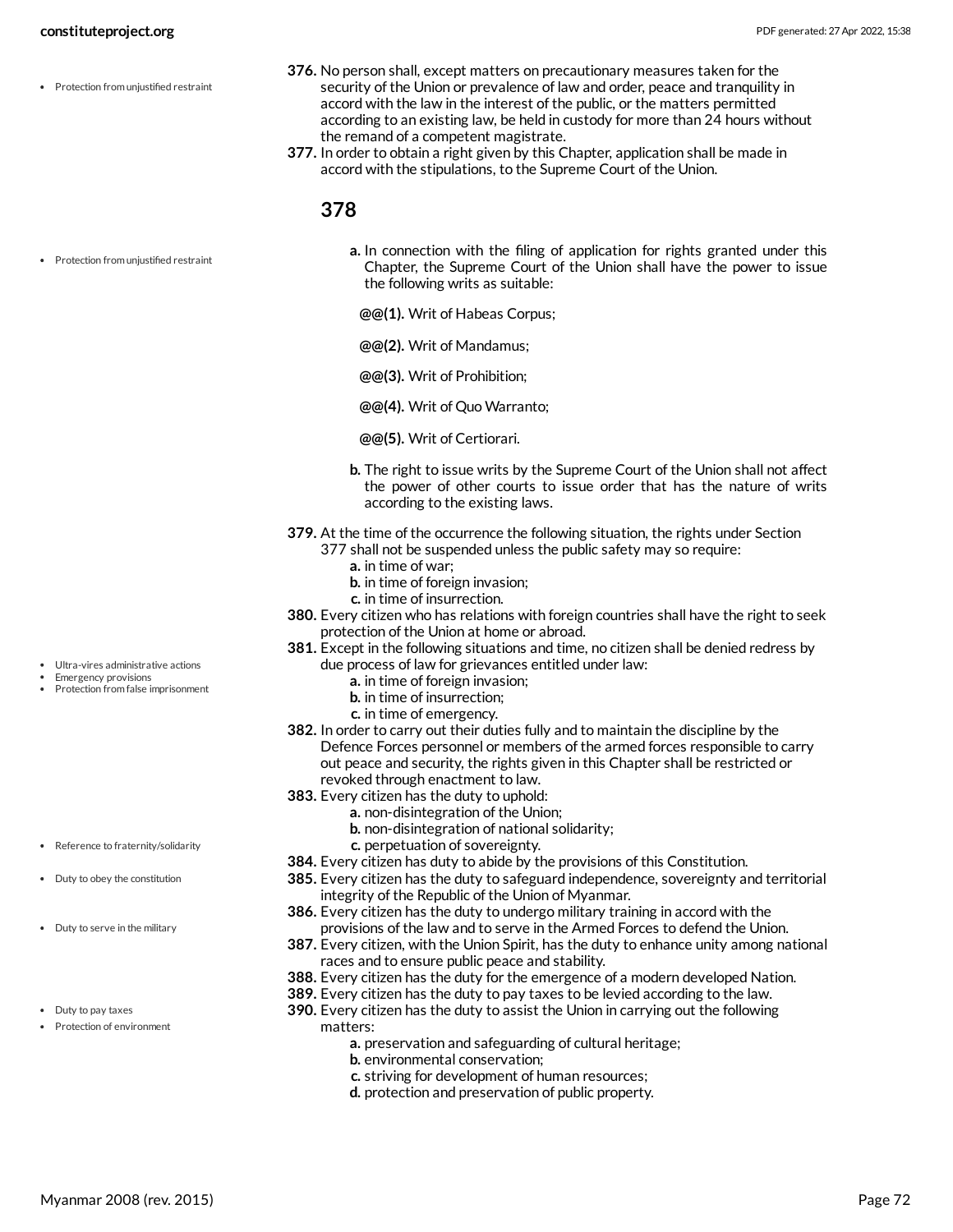376. No person shall, except matters on precautionary measures taken for the security of the Union or prevalence of law and order, peace and tranquility in accord with the law in the interest of the public, or the matters permitted according to an existing law, be held in custody for more than 24 hours without the remand of a competent magistrate.

377. In order to obtain a right given by this Chapter, application shall be made in accord with the stipulations, to the Supreme Court of the Union.

### 378

a. In connection with the filing of application for rights granted under this Chapter, the Supreme Court of the Union shall have the power to issue the following writs as suitable:

@@(1). Writ of Habeas Corpus;

@@(2). Writ of Mandamus;

@@(3). Writ of Prohibition;

@@(4). Writ of Quo Warranto;

@@(5). Writ of Certiorari.

b. The right to issue writs by the Supreme Court of the Union shall not affect the power of other courts to issue order that has the nature of writs according to the existing laws.

379. At the time of the occurrence the following situation, the rights under Section 377 shall not be suspended unless the public safety may so require:
   a. in time of war;
   b. in time of foreign invasion;
   c. in time of insurrection.

380. Every citizen who has relations with foreign countries shall have the right to seek protection of the Union at home or abroad.

381. Except in the following situations and time, no citizen shall be denied redress by due process of law for grievances entitled under law:
   a. in time of foreign invasion;
   b. in time of insurrection;
   c. in time of emergency.

382. In order to carry out their duties fully and to maintain the discipline by the Defence Forces personnel or members of the armed forces responsible to carry out peace and security, the rights given in this Chapter shall be restricted or revoked through enactment to law.

383. Every citizen has the duty to uphold:
   a. non-disintegration of the Union;
   b. non-disintegration of national solidarity;
   c. perpetuation of sovereignty.

384. Every citizen has duty to abide by the provisions of this Constitution.

385. Every citizen has the duty to safeguard independence, sovereignty and territorial integrity of the Republic of the Union of Myanmar.

386. Every citizen has the duty to undergo military training in accord with the provisions of the law and to serve in the Armed Forces to defend the Union.

387. Every citizen, with the Union Spirit, has the duty to enhance unity among national races and to ensure public peace and stability.

388. Every citizen has the duty for the emergence of a modern developed Nation.

389. Every citizen has the duty to pay taxes to be levied according to the law.

390. Every citizen has the duty to assist the Union in carrying out the following matters:
   a. preservation and safeguarding of cultural heritage;
   b. environmental conservation;
   c. striving for development of human resources;
   d. protection and preservation of public property.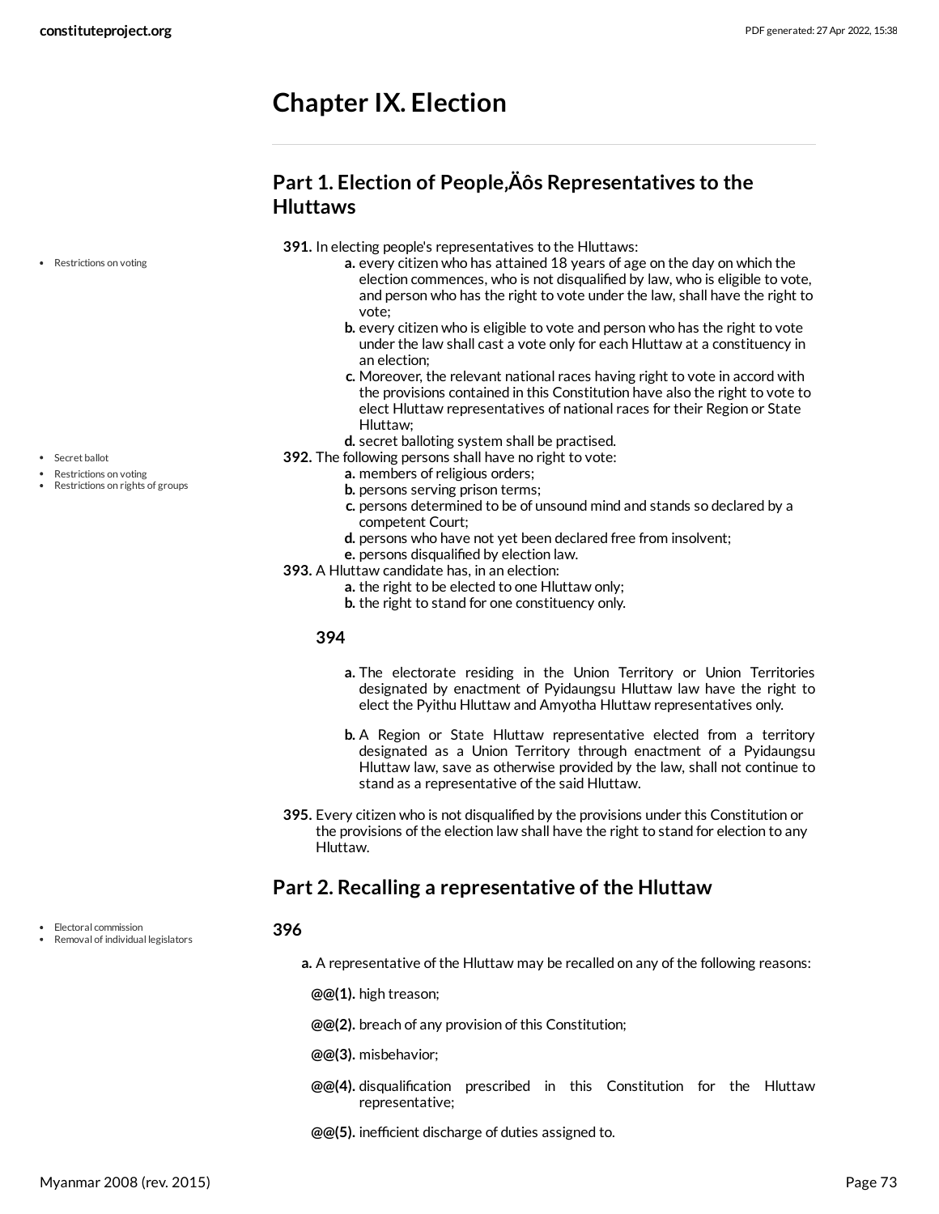# Chapter IX. Election

## Part 1. Election of People,Äôs Representatives to the Hluttaws

- Restrictions on voting

**391.** In electing people's representatives to the Hluttaws:

- **a.** every citizen who has attained 18 years of age on the day on which the election commences, who is not disqualified by law, who is eligible to vote, and person who has the right to vote under the law, shall have the right to vote;
- **b.** every citizen who is eligible to vote and person who has the right to vote under the law shall cast a vote only for each Hluttaw at a constituency in an election;
- **c.** Moreover, the relevant national races having right to vote in accord with the provisions contained in this Constitution have also the right to vote to elect Hluttaw representatives of national races for their Region or State Hluttaw;
- **d.** secret balloting system shall be practised.

- Secret ballot
- Restrictions on voting
- Restrictions on rights of groups

**392.** The following persons shall have no right to vote:

- **a.** members of religious orders;
- **b.** persons serving prison terms;
- **c.** persons determined to be of unsound mind and stands so declared by a competent Court;
- **d.** persons who have not yet been declared free from insolvent;
- **e.** persons disqualified by election law.

**393.** A Hluttaw candidate has, in an election:

- **a.** the right to be elected to one Hluttaw only;
- **b.** the right to stand for one constituency only.

**394**

- **a.** The electorate residing in the Union Territory or Union Territories designated by enactment of Pyidaungsu Hluttaw law have the right to elect the Pyithu Hluttaw and Amyotha Hluttaw representatives only.
- **b.** A Region or State Hluttaw representative elected from a territory designated as a Union Territory through enactment of a Pyidaungsu Hluttaw law, save as otherwise provided by the law, shall not continue to stand as a representative of the said Hluttaw.

**395.** Every citizen who is not disqualified by the provisions under this Constitution or the provisions of the election law shall have the right to stand for election to any Hluttaw.

## Part 2. Recalling a representative of the Hluttaw

- Electoral commission
- Removal of individual legislators

**396**

- **a.** A representative of the Hluttaw may be recalled on any of the following reasons:

  **@@(1).** high treason;

  **@@(2).** breach of any provision of this Constitution;

  **@@(3).** misbehavior;

  **@@(4).** disqualification prescribed in this Constitution for the Hluttaw representative;

  **@@(5).** inefficient discharge of duties assigned to.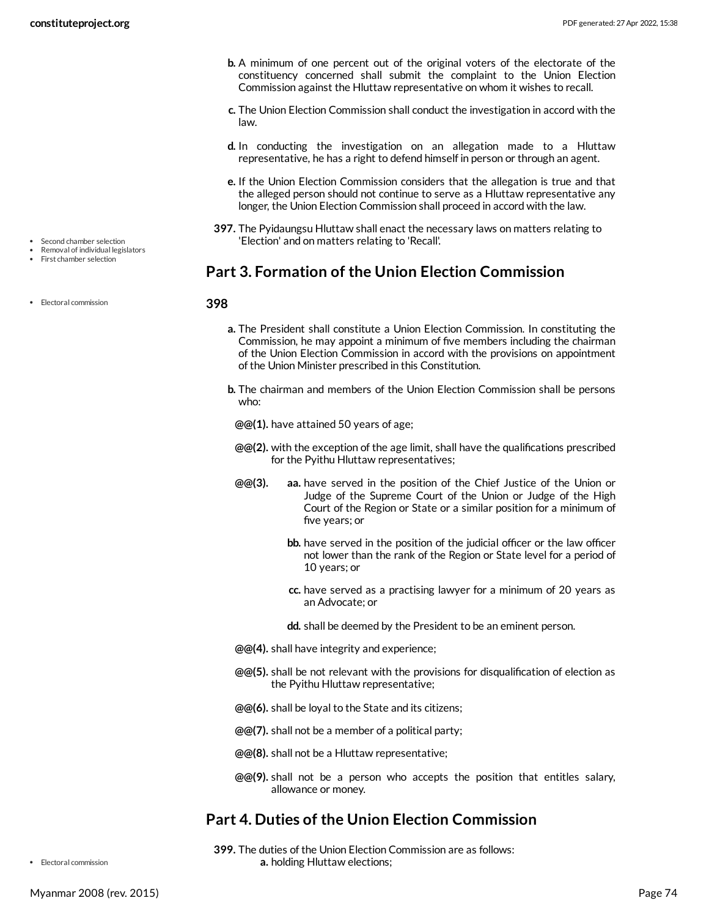b. A minimum of one percent out of the original voters of the electorate of the constituency concerned shall submit the complaint to the Union Election Commission against the Hluttaw representative on whom it wishes to recall.

c. The Union Election Commission shall conduct the investigation in accord with the law.

d. In conducting the investigation on an allegation made to a Hluttaw representative, he has a right to defend himself in person or through an agent.

e. If the Union Election Commission considers that the allegation is true and that the alleged person should not continue to serve as a Hluttaw representative any longer, the Union Election Commission shall proceed in accord with the law.

- Second chamber selection
- Removal of individual legislators
- First chamber selection

**397.** The Pyidaungsu Hluttaw shall enact the necessary laws on matters relating to 'Election' and on matters relating to 'Recall'.

## Part 3. Formation of the Union Election Commission

- Electoral commission

**398**

a. The President shall constitute a Union Election Commission. In constituting the Commission, he may appoint a minimum of five members including the chairman of the Union Election Commission in accord with the provisions on appointment of the Union Minister prescribed in this Constitution.

b. The chairman and members of the Union Election Commission shall be persons who:

@@(1). have attained 50 years of age;

@@(2). with the exception of the age limit, shall have the qualifications prescribed for the Pyithu Hluttaw representatives;

@@(3).

aa. have served in the position of the Chief Justice of the Union or Judge of the Supreme Court of the Union or Judge of the High Court of the Region or State or a similar position for a minimum of five years; or

bb. have served in the position of the judicial officer or the law officer not lower than the rank of the Region or State level for a period of 10 years; or

cc. have served as a practising lawyer for a minimum of 20 years as an Advocate; or

dd. shall be deemed by the President to be an eminent person.

@@(4). shall have integrity and experience;

@@(5). shall be not relevant with the provisions for disqualification of election as the Pyithu Hluttaw representative;

@@(6). shall be loyal to the State and its citizens;

@@(7). shall not be a member of a political party;

@@(8). shall not be a Hluttaw representative;

@@(9). shall not be a person who accepts the position that entitles salary, allowance or money.

## Part 4. Duties of the Union Election Commission

- Electoral commission

**399.** The duties of the Union Election Commission are as follows:

a. holding Hluttaw elections;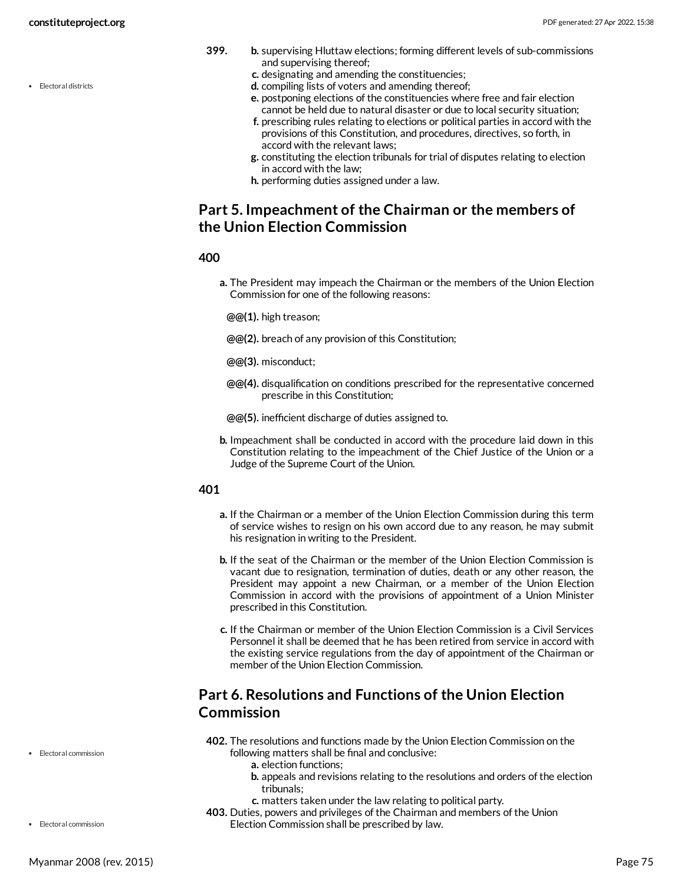**399.**

- **b.** supervising Hluttaw elections; forming different levels of sub-commissions and supervising thereof;
- **c.** designating and amending the constituencies;
- **d.** compiling lists of voters and amending thereof;
- **e.** postponing elections of the constituencies where free and fair election cannot be held due to natural disaster or due to local security situation;
- **f.** prescribing rules relating to elections or political parties in accord with the provisions of this Constitution, and procedures, directives, so forth, in accord with the relevant laws;
- **g.** constituting the election tribunals for trial of disputes relating to election in accord with the law;
- **h.** performing duties assigned under a law.

## Part 5. Impeachment of the Chairman or the members of the Union Election Commission

### 400

**a.** The President may impeach the Chairman or the members of the Union Election Commission for one of the following reasons:

**@@(1).** high treason;

**@@(2).** breach of any provision of this Constitution;

**@@(3).** misconduct;

**@@(4).** disqualification on conditions prescribed for the representative concerned prescribe in this Constitution;

**@@(5).** inefficient discharge of duties assigned to.

**b.** Impeachment shall be conducted in accord with the procedure laid down in this Constitution relating to the impeachment of the Chief Justice of the Union or a Judge of the Supreme Court of the Union.

### 401

**a.** If the Chairman or a member of the Union Election Commission during this term of service wishes to resign on his own accord due to any reason, he may submit his resignation in writing to the President.

**b.** If the seat of the Chairman or the member of the Union Election Commission is vacant due to resignation, termination of duties, death or any other reason, the President may appoint a new Chairman, or a member of the Union Election Commission in accord with the provisions of appointment of a Union Minister prescribed in this Constitution.

**c.** If the Chairman or member of the Union Election Commission is a Civil Services Personnel it shall be deemed that he has been retired from service in accord with the existing service regulations from the day of appointment of the Chairman or member of the Union Election Commission.

## Part 6. Resolutions and Functions of the Union Election Commission

**402.** The resolutions and functions made by the Union Election Commission on the following matters shall be final and conclusive:

- **a.** election functions;
- **b.** appeals and revisions relating to the resolutions and orders of the election tribunals;
- **c.** matters taken under the law relating to political party.

**403.** Duties, powers and privileges of the Chairman and members of the Union Election Commission shall be prescribed by law.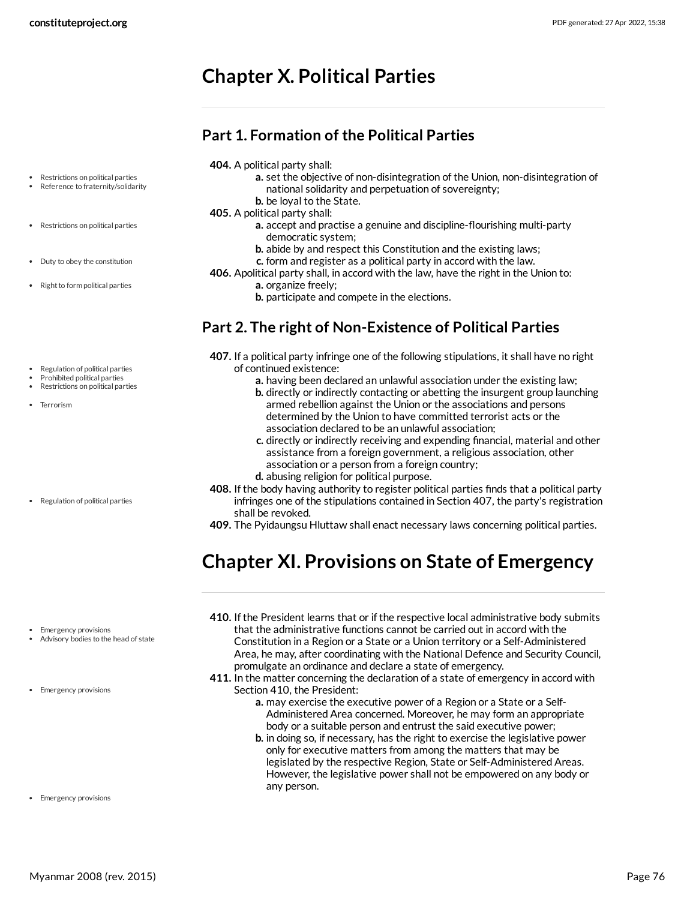# Chapter X. Political Parties

## Part 1. Formation of the Political Parties

**404.** A political party shall:

- **a.** set the objective of non-disintegration of the Union, non-disintegration of national solidarity and perpetuation of sovereignty;
- **b.** be loyal to the State.

**405.** A political party shall:

- **a.** accept and practise a genuine and discipline-flourishing multi-party democratic system;
- **b.** abide by and respect this Constitution and the existing laws;
- **c.** form and register as a political party in accord with the law.

**406.** Apolitical party shall, in accord with the law, have the right in the Union to:

- **a.** organize freely;
- **b.** participate and compete in the elections.

## Part 2. The right of Non-Existence of Political Parties

**407.** If a political party infringe one of the following stipulations, it shall have no right of continued existence:

- **a.** having been declared an unlawful association under the existing law;
- **b.** directly or indirectly contacting or abetting the insurgent group launching armed rebellion against the Union or the associations and persons determined by the Union to have committed terrorist acts or the association declared to be an unlawful association;
- **c.** directly or indirectly receiving and expending financial, material and other assistance from a foreign government, a religious association, other association or a person from a foreign country;
- **d.** abusing religion for political purpose.

**408.** If the body having authority to register political parties finds that a political party infringes one of the stipulations contained in Section 407, the party's registration shall be revoked.

**409.** The Pyidaungsu Hluttaw shall enact necessary laws concerning political parties.

# Chapter XI. Provisions on State of Emergency

**410.** If the President learns that or if the respective local administrative body submits that the administrative functions cannot be carried out in accord with the Constitution in a Region or a State or a Union territory or a Self-Administered Area, he may, after coordinating with the National Defence and Security Council, promulgate an ordinance and declare a state of emergency.

**411.** In the matter concerning the declaration of a state of emergency in accord with Section 410, the President:

- **a.** may exercise the executive power of a Region or a State or a Self-Administered Area concerned. Moreover, he may form an appropriate body or a suitable person and entrust the said executive power;
- **b.** in doing so, if necessary, has the right to exercise the legislative power only for executive matters from among the matters that may be legislated by the respective Region, State or Self-Administered Areas. However, the legislative power shall not be empowered on any body or any person.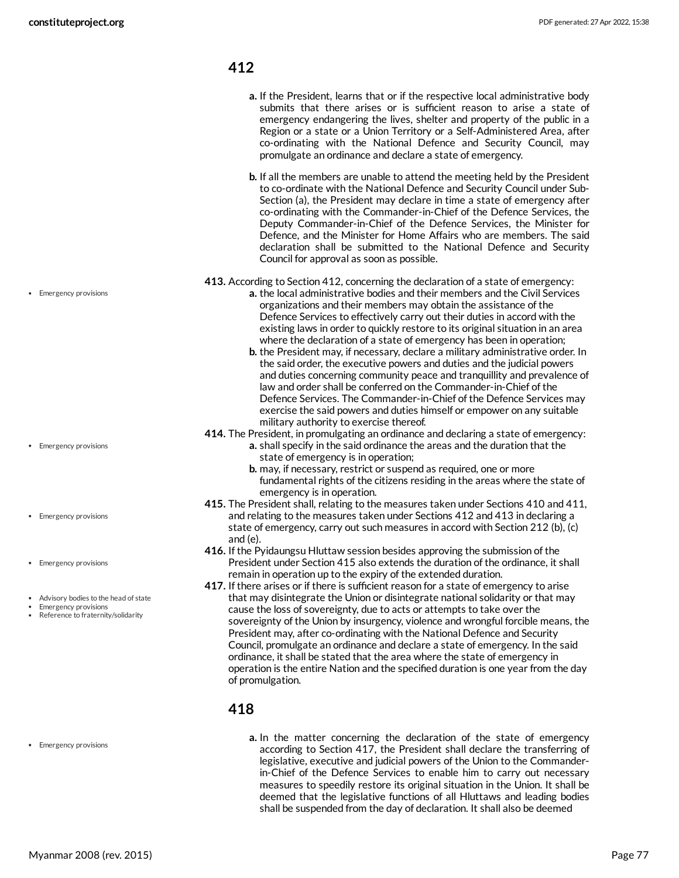## 412

a. If the President, learns that or if the respective local administrative body submits that there arises or is sufficient reason to arise a state of emergency endangering the lives, shelter and property of the public in a Region or a state or a Union Territory or a Self-Administered Area, after co-ordinating with the National Defence and Security Council, may promulgate an ordinance and declare a state of emergency.

b. If all the members are unable to attend the meeting held by the President to co-ordinate with the National Defence and Security Council under Sub-Section (a), the President may declare in time a state of emergency after co-ordinating with the Commander-in-Chief of the Defence Services, the Deputy Commander-in-Chief of the Defence Services, the Minister for Defence, and the Minister for Home Affairs who are members. The said declaration shall be submitted to the National Defence and Security Council for approval as soon as possible.

- Emergency provisions

**413.** According to Section 412, concerning the declaration of a state of emergency:

a. the local administrative bodies and their members and the Civil Services organizations and their members may obtain the assistance of the Defence Services to effectively carry out their duties in accord with the existing laws in order to quickly restore to its original situation in an area where the declaration of a state of emergency has been in operation;

b. the President may, if necessary, declare a military administrative order. In the said order, the executive powers and duties and the judicial powers and duties concerning community peace and tranquillity and prevalence of law and order shall be conferred on the Commander-in-Chief of the Defence Services. The Commander-in-Chief of the Defence Services may exercise the said powers and duties himself or empower on any suitable military authority to exercise thereof.

- Emergency provisions

**414.** The President, in promulgating an ordinance and declaring a state of emergency:

a. shall specify in the said ordinance the areas and the duration that the state of emergency is in operation;

b. may, if necessary, restrict or suspend as required, one or more fundamental rights of the citizens residing in the areas where the state of emergency is in operation.

- Emergency provisions

**415.** The President shall, relating to the measures taken under Sections 410 and 411, and relating to the measures taken under Sections 412 and 413 in declaring a state of emergency, carry out such measures in accord with Section 212 (b), (c) and (e).

- Emergency provisions

**416.** If the Pyidaungsu Hluttaw session besides approving the submission of the President under Section 415 also extends the duration of the ordinance, it shall remain in operation up to the expiry of the extended duration.

- Advisory bodies to the head of state
- Emergency provisions
- Reference to fraternity/solidarity

**417.** If there arises or if there is sufficient reason for a state of emergency to arise that may disintegrate the Union or disintegrate national solidarity or that may cause the loss of sovereignty, due to acts or attempts to take over the sovereignty of the Union by insurgency, violence and wrongful forcible means, the President may, after co-ordinating with the National Defence and Security Council, promulgate an ordinance and declare a state of emergency. In the said ordinance, it shall be stated that the area where the state of emergency in operation is the entire Nation and the specified duration is one year from the day of promulgation.

## 418

- Emergency provisions

a. In the matter concerning the declaration of the state of emergency according to Section 417, the President shall declare the transferring of legislative, executive and judicial powers of the Union to the Commander-in-Chief of the Defence Services to enable him to carry out necessary measures to speedily restore its original situation in the Union. It shall be deemed that the legislative functions of all Hluttaws and leading bodies shall be suspended from the day of declaration. It shall also be deemed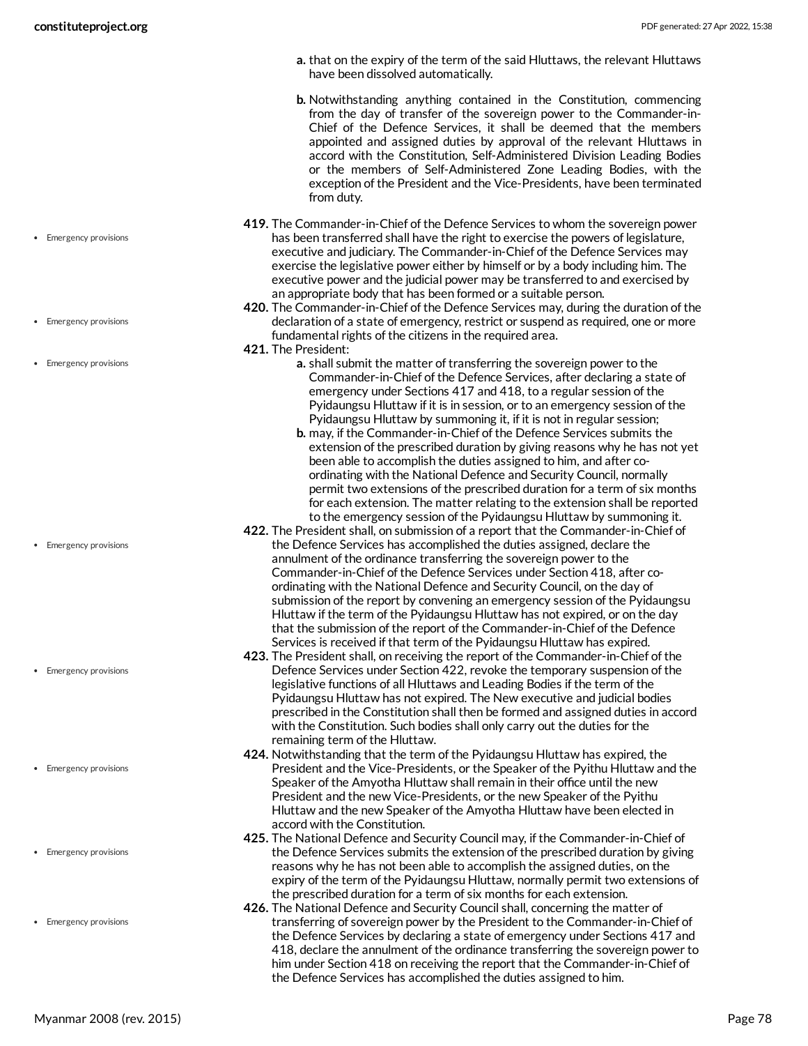a. that on the expiry of the term of the said Hluttaws, the relevant Hluttaws have been dissolved automatically.

b. Notwithstanding anything contained in the Constitution, commencing from the day of transfer of the sovereign power to the Commander-in-Chief of the Defence Services, it shall be deemed that the members appointed and assigned duties by approval of the relevant Hluttaws in accord with the Constitution, Self-Administered Division Leading Bodies or the members of Self-Administered Zone Leading Bodies, with the exception of the President and the Vice-Presidents, have been terminated from duty.

**419.** The Commander-in-Chief of the Defence Services to whom the sovereign power has been transferred shall have the right to exercise the powers of legislature, executive and judiciary. The Commander-in-Chief of the Defence Services may exercise the legislative power either by himself or by a body including him. The executive power and the judicial power may be transferred to and exercised by an appropriate body that has been formed or a suitable person.

**420.** The Commander-in-Chief of the Defence Services may, during the duration of the declaration of a state of emergency, restrict or suspend as required, one or more fundamental rights of the citizens in the required area.

**421.** The President:

a. shall submit the matter of transferring the sovereign power to the Commander-in-Chief of the Defence Services, after declaring a state of emergency under Sections 417 and 418, to a regular session of the Pyidaungsu Hluttaw if it is in session, or to an emergency session of the Pyidaungsu Hluttaw by summoning it, if it is not in regular session;

b. may, if the Commander-in-Chief of the Defence Services submits the extension of the prescribed duration by giving reasons why he has not yet been able to accomplish the duties assigned to him, and after co-ordinating with the National Defence and Security Council, normally permit two extensions of the prescribed duration for a term of six months for each extension. The matter relating to the extension shall be reported to the emergency session of the Pyidaungsu Hluttaw by summoning it.

**422.** The President shall, on submission of a report that the Commander-in-Chief of the Defence Services has accomplished the duties assigned, declare the annulment of the ordinance transferring the sovereign power to the Commander-in-Chief of the Defence Services under Section 418, after co-ordinating with the National Defence and Security Council, on the day of submission of the report by convening an emergency session of the Pyidaungsu Hluttaw if the term of the Pyidaungsu Hluttaw has not expired, or on the day that the submission of the report of the Commander-in-Chief of the Defence Services is received if that term of the Pyidaungsu Hluttaw has expired.

**423.** The President shall, on receiving the report of the Commander-in-Chief of the Defence Services under Section 422, revoke the temporary suspension of the legislative functions of all Hluttaws and Leading Bodies if the term of the Pyidaungsu Hluttaw has not expired. The New executive and judicial bodies prescribed in the Constitution shall then be formed and assigned duties in accord with the Constitution. Such bodies shall only carry out the duties for the remaining term of the Hluttaw.

**424.** Notwithstanding that the term of the Pyidaungsu Hluttaw has expired, the President and the Vice-Presidents, or the Speaker of the Pyithu Hluttaw and the Speaker of the Amyotha Hluttaw shall remain in their office until the new President and the new Vice-Presidents, or the new Speaker of the Pyithu Hluttaw and the new Speaker of the Amyotha Hluttaw have been elected in accord with the Constitution.

**425.** The National Defence and Security Council may, if the Commander-in-Chief of the Defence Services submits the extension of the prescribed duration by giving reasons why he has not been able to accomplish the assigned duties, on the expiry of the term of the Pyidaungsu Hluttaw, normally permit two extensions of the prescribed duration for a term of six months for each extension.

**426.** The National Defence and Security Council shall, concerning the matter of transferring of sovereign power by the President to the Commander-in-Chief of the Defence Services by declaring a state of emergency under Sections 417 and 418, declare the annulment of the ordinance transferring the sovereign power to him under Section 418 on receiving the report that the Commander-in-Chief of the Defence Services has accomplished the duties assigned to him.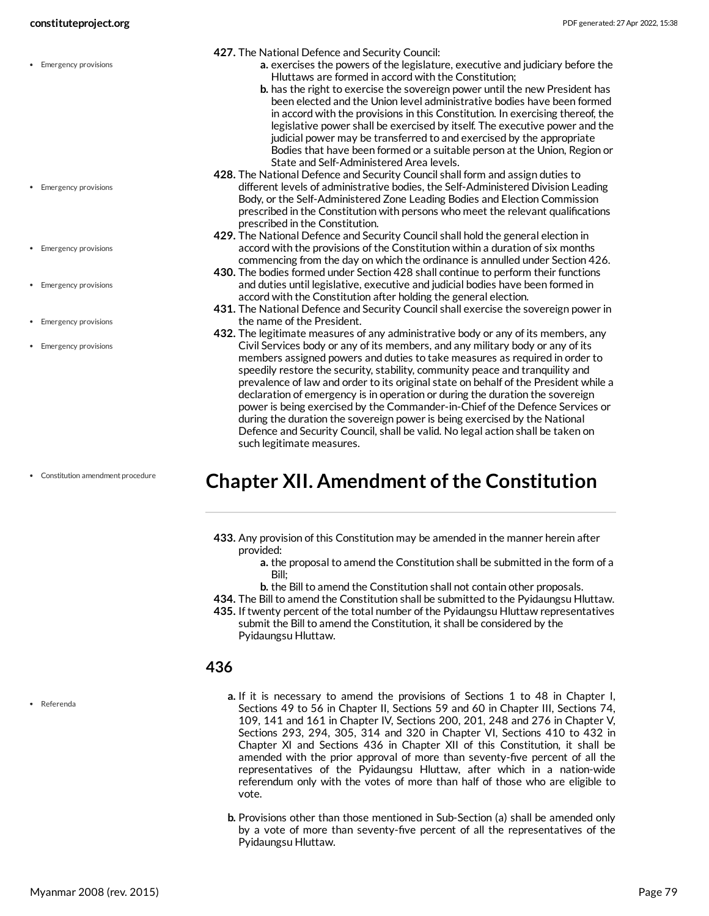**427.** The National Defence and Security Council:

- **a.** exercises the powers of the legislature, executive and judiciary before the Hluttaws are formed in accord with the Constitution;
- **b.** has the right to exercise the sovereign power until the new President has been elected and the Union level administrative bodies have been formed in accord with the provisions in this Constitution. In exercising thereof, the legislative power shall be exercised by itself. The executive power and the judicial power may be transferred to and exercised by the appropriate Bodies that have been formed or a suitable person at the Union, Region or State and Self-Administered Area levels.

**428.** The National Defence and Security Council shall form and assign duties to different levels of administrative bodies, the Self-Administered Division Leading Body, or the Self-Administered Zone Leading Bodies and Election Commission prescribed in the Constitution with persons who meet the relevant qualifications prescribed in the Constitution.

**429.** The National Defence and Security Council shall hold the general election in accord with the provisions of the Constitution within a duration of six months commencing from the day on which the ordinance is annulled under Section 426.

**430.** The bodies formed under Section 428 shall continue to perform their functions and duties until legislative, executive and judicial bodies have been formed in accord with the Constitution after holding the general election.

**431.** The National Defence and Security Council shall exercise the sovereign power in the name of the President.

**432.** The legitimate measures of any administrative body or any of its members, any Civil Services body or any of its members, and any military body or any of its members assigned powers and duties to take measures as required in order to speedily restore the security, stability, community peace and tranquility and prevalence of law and order to its original state on behalf of the President while a declaration of emergency is in operation or during the duration the sovereign power is being exercised by the Commander-in-Chief of the Defence Services or during the duration the sovereign power is being exercised by the National Defence and Security Council, shall be valid. No legal action shall be taken on such legitimate measures.

# Chapter XII. Amendment of the Constitution

**433.** Any provision of this Constitution may be amended in the manner herein after provided:

- **a.** the proposal to amend the Constitution shall be submitted in the form of a Bill;
- **b.** the Bill to amend the Constitution shall not contain other proposals.

**434.** The Bill to amend the Constitution shall be submitted to the Pyidaungsu Hluttaw.

**435.** If twenty percent of the total number of the Pyidaungsu Hluttaw representatives submit the Bill to amend the Constitution, it shall be considered by the Pyidaungsu Hluttaw.

## 436

- **a.** If it is necessary to amend the provisions of Sections 1 to 48 in Chapter I, Sections 49 to 56 in Chapter II, Sections 59 and 60 in Chapter III, Sections 74, 109, 141 and 161 in Chapter IV, Sections 200, 201, 248 and 276 in Chapter V, Sections 293, 294, 305, 314 and 320 in Chapter VI, Sections 410 to 432 in Chapter XI and Sections 436 in Chapter XII of this Constitution, it shall be amended with the prior approval of more than seventy-five percent of all the representatives of the Pyidaungsu Hluttaw, after which in a nation-wide referendum only with the votes of more than half of those who are eligible to vote.
- **b.** Provisions other than those mentioned in Sub-Section (a) shall be amended only by a vote of more than seventy-five percent of all the representatives of the Pyidaungsu Hluttaw.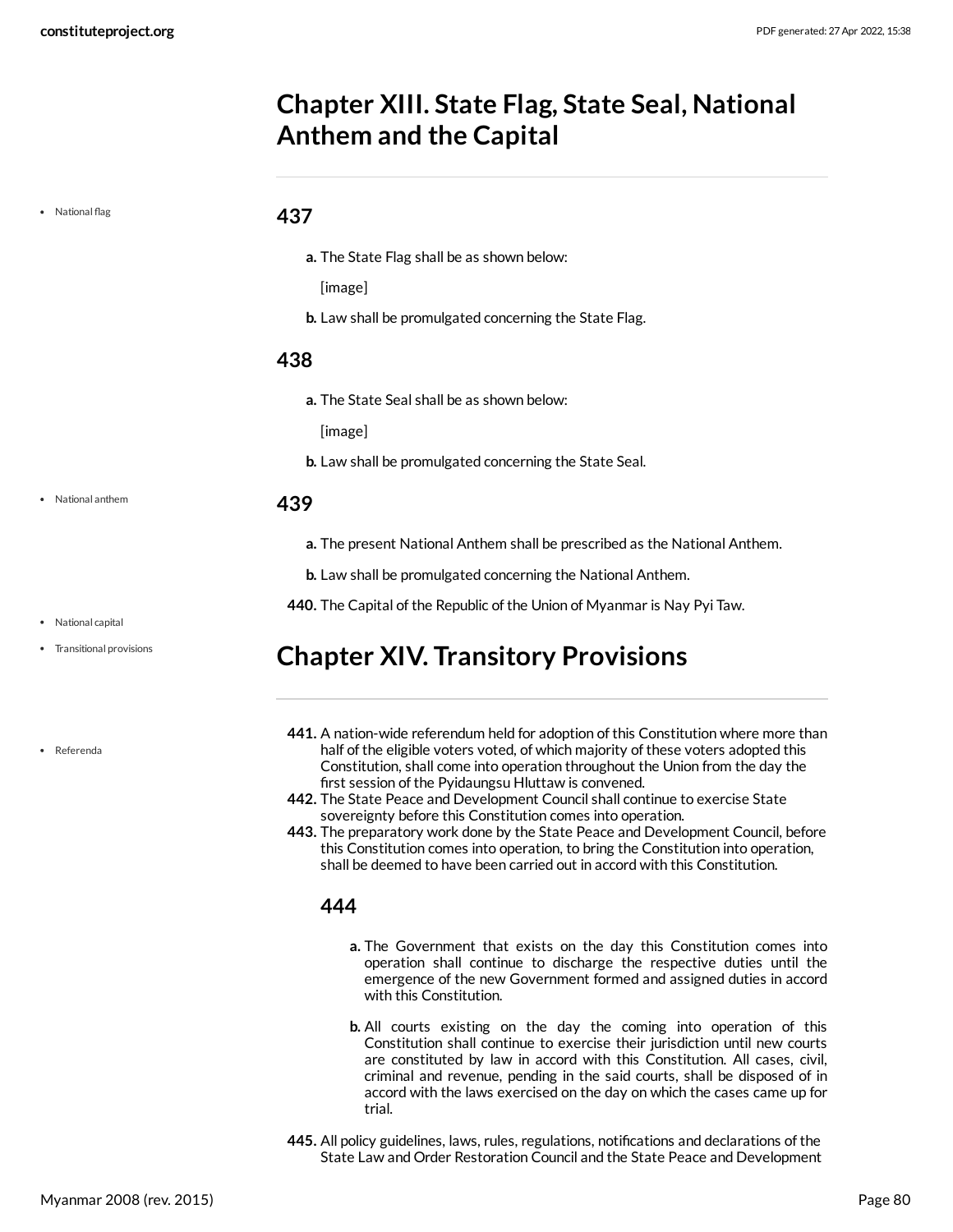## Chapter XIII. State Flag, State Seal, National Anthem and the Capital

- National flag

### 437

**a.** The State Flag shall be as shown below:

[image]

**b.** Law shall be promulgated concerning the State Flag.

### 438

**a.** The State Seal shall be as shown below:

[image]

**b.** Law shall be promulgated concerning the State Seal.

- National anthem

### 439

**a.** The present National Anthem shall be prescribed as the National Anthem.

**b.** Law shall be promulgated concerning the National Anthem.

**440.** The Capital of the Republic of the Union of Myanmar is Nay Pyi Taw.

- National capital
- Transitional provisions

## Chapter XIV. Transitory Provisions

- Referenda

**441.** A nation-wide referendum held for adoption of this Constitution where more than half of the eligible voters voted, of which majority of these voters adopted this Constitution, shall come into operation throughout the Union from the day the first session of the Pyidaungsu Hluttaw is convened.

**442.** The State Peace and Development Council shall continue to exercise State sovereignty before this Constitution comes into operation.

**443.** The preparatory work done by the State Peace and Development Council, before this Constitution comes into operation, to bring the Constitution into operation, shall be deemed to have been carried out in accord with this Constitution.

### 444

**a.** The Government that exists on the day this Constitution comes into operation shall continue to discharge the respective duties until the emergence of the new Government formed and assigned duties in accord with this Constitution.

**b.** All courts existing on the day the coming into operation of this Constitution shall continue to exercise their jurisdiction until new courts are constituted by law in accord with this Constitution. All cases, civil, criminal and revenue, pending in the said courts, shall be disposed of in accord with the laws exercised on the day on which the cases came up for trial.

**445.** All policy guidelines, laws, rules, regulations, notifications and declarations of the State Law and Order Restoration Council and the State Peace and Development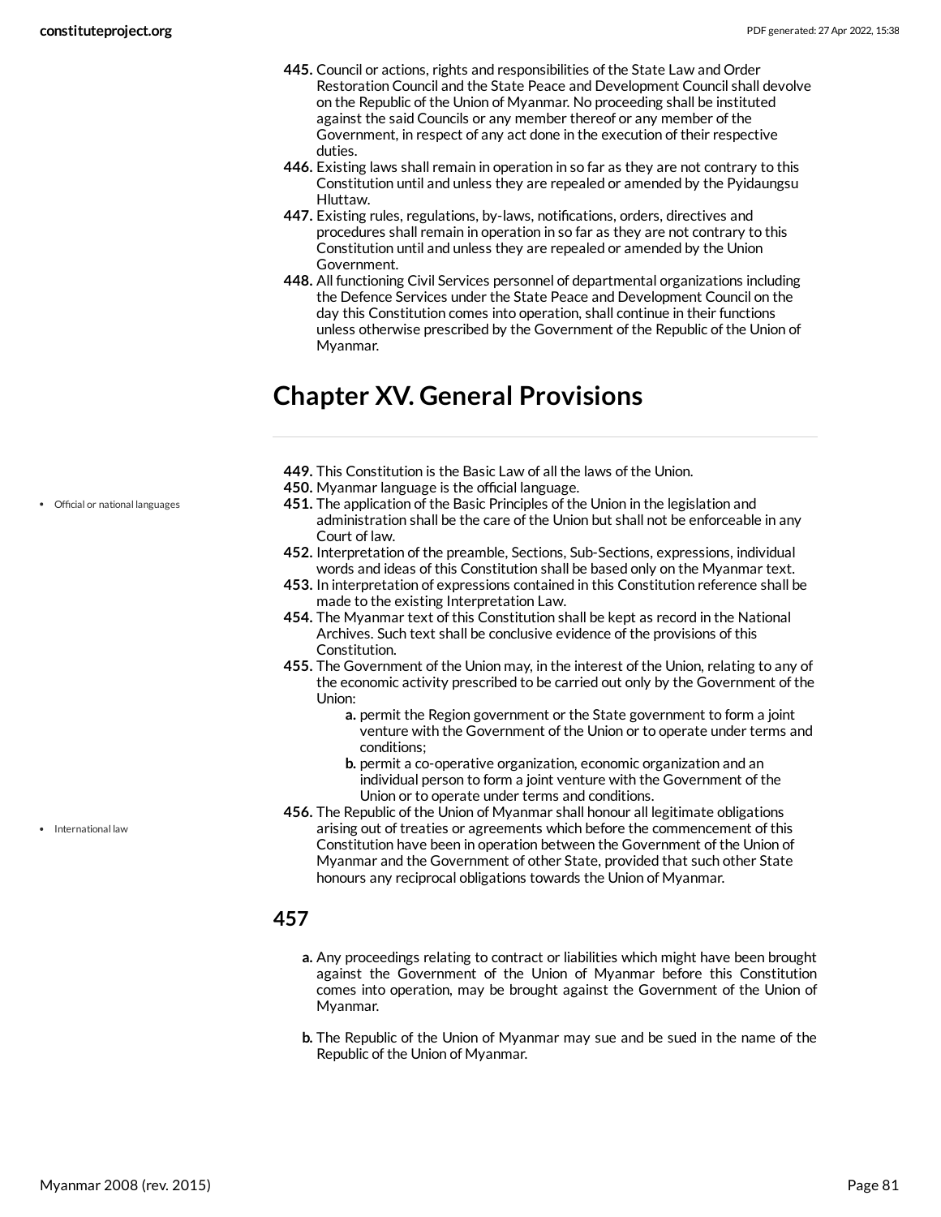445. Council or actions, rights and responsibilities of the State Law and Order Restoration Council and the State Peace and Development Council shall devolve on the Republic of the Union of Myanmar. No proceeding shall be instituted against the said Councils or any member thereof or any member of the Government, in respect of any act done in the execution of their respective duties.

446. Existing laws shall remain in operation in so far as they are not contrary to this Constitution until and unless they are repealed or amended by the Pyidaungsu Hluttaw.

447. Existing rules, regulations, by-laws, notifications, orders, directives and procedures shall remain in operation in so far as they are not contrary to this Constitution until and unless they are repealed or amended by the Union Government.

448. All functioning Civil Services personnel of departmental organizations including the Defence Services under the State Peace and Development Council on the day this Constitution comes into operation, shall continue in their functions unless otherwise prescribed by the Government of the Republic of the Union of Myanmar.

# Chapter XV. General Provisions

449. This Constitution is the Basic Law of all the laws of the Union.

450. Myanmar language is the official language.

- Official or national languages

451. The application of the Basic Principles of the Union in the legislation and administration shall be the care of the Union but shall not be enforceable in any Court of law.

452. Interpretation of the preamble, Sections, Sub-Sections, expressions, individual words and ideas of this Constitution shall be based only on the Myanmar text.

453. In interpretation of expressions contained in this Constitution reference shall be made to the existing Interpretation Law.

454. The Myanmar text of this Constitution shall be kept as record in the National Archives. Such text shall be conclusive evidence of the provisions of this Constitution.

455. The Government of the Union may, in the interest of the Union, relating to any of the economic activity prescribed to be carried out only by the Government of the Union:

- a. permit the Region government or the State government to form a joint venture with the Government of the Union or to operate under terms and conditions;
- b. permit a co-operative organization, economic organization and an individual person to form a joint venture with the Government of the Union or to operate under terms and conditions.

- International law

456. The Republic of the Union of Myanmar shall honour all legitimate obligations arising out of treaties or agreements which before the commencement of this Constitution have been in operation between the Government of the Union of Myanmar and the Government of other State, provided that such other State honours any reciprocal obligations towards the Union of Myanmar.

## 457

- a. Any proceedings relating to contract or liabilities which might have been brought against the Government of the Union of Myanmar before this Constitution comes into operation, may be brought against the Government of the Union of Myanmar.
- b. The Republic of the Union of Myanmar may sue and be sued in the name of the Republic of the Union of Myanmar.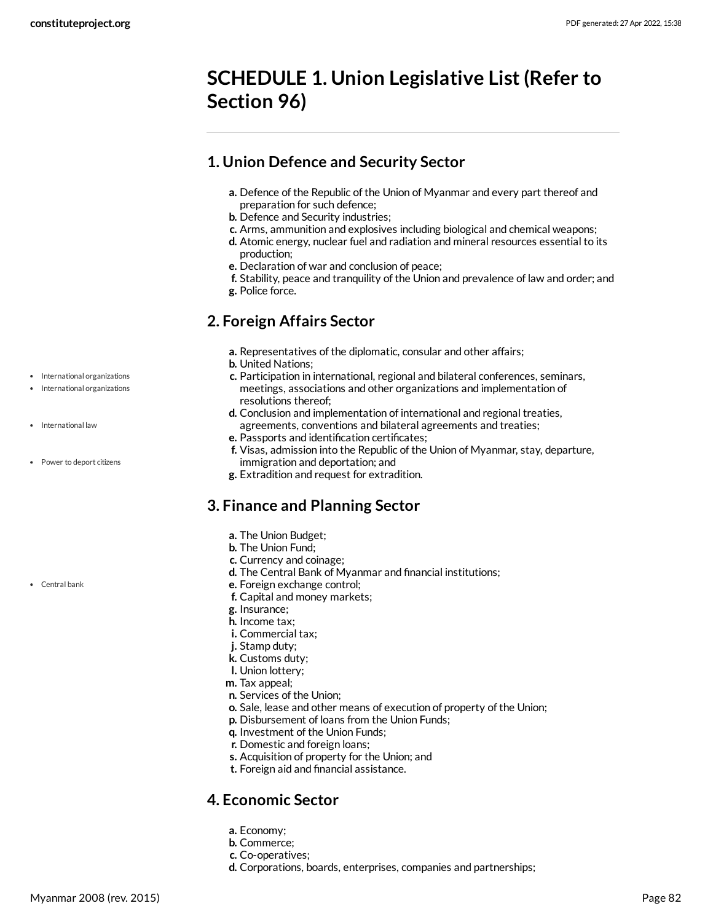# SCHEDULE 1. Union Legislative List (Refer to Section 96)

## 1. Union Defence and Security Sector

a. Defence of the Republic of the Union of Myanmar and every part thereof and preparation for such defence;
b. Defence and Security industries;
c. Arms, ammunition and explosives including biological and chemical weapons;
d. Atomic energy, nuclear fuel and radiation and mineral resources essential to its production;
e. Declaration of war and conclusion of peace;
f. Stability, peace and tranquility of the Union and prevalence of law and order; and
g. Police force.

## 2. Foreign Affairs Sector

- International organizations
- International organizations
- International law
- Power to deport citizens

a. Representatives of the diplomatic, consular and other affairs;
b. United Nations;
c. Participation in international, regional and bilateral conferences, seminars, meetings, associations and other organizations and implementation of resolutions thereof;
d. Conclusion and implementation of international and regional treaties, agreements, conventions and bilateral agreements and treaties;
e. Passports and identification certificates;
f. Visas, admission into the Republic of the Union of Myanmar, stay, departure, immigration and deportation; and
g. Extradition and request for extradition.

## 3. Finance and Planning Sector

- Central bank

a. The Union Budget;
b. The Union Fund;
c. Currency and coinage;
d. The Central Bank of Myanmar and financial institutions;
e. Foreign exchange control;
f. Capital and money markets;
g. Insurance;
h. Income tax;
i. Commercial tax;
j. Stamp duty;
k. Customs duty;
l. Union lottery;
m. Tax appeal;
n. Services of the Union;
o. Sale, lease and other means of execution of property of the Union;
p. Disbursement of loans from the Union Funds;
q. Investment of the Union Funds;
r. Domestic and foreign loans;
s. Acquisition of property for the Union; and
t. Foreign aid and financial assistance.

## 4. Economic Sector

a. Economy;
b. Commerce;
c. Co-operatives;
d. Corporations, boards, enterprises, companies and partnerships;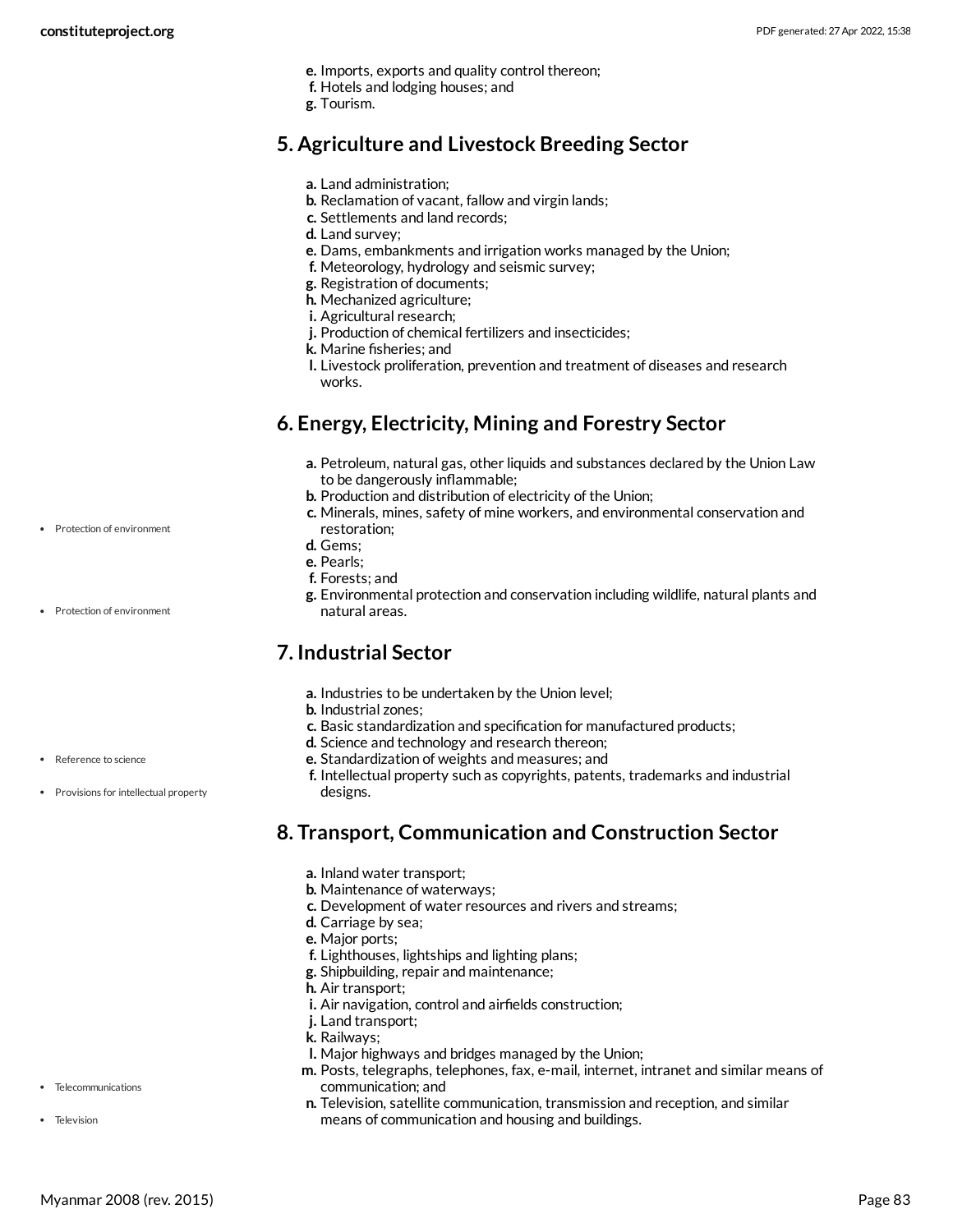e. Imports, exports and quality control thereon;
f. Hotels and lodging houses; and
g. Tourism.

## 5. Agriculture and Livestock Breeding Sector

a. Land administration;
b. Reclamation of vacant, fallow and virgin lands;
c. Settlements and land records;
d. Land survey;
e. Dams, embankments and irrigation works managed by the Union;
f. Meteorology, hydrology and seismic survey;
g. Registration of documents;
h. Mechanized agriculture;
i. Agricultural research;
j. Production of chemical fertilizers and insecticides;
k. Marine fisheries; and
l. Livestock proliferation, prevention and treatment of diseases and research works.

## 6. Energy, Electricity, Mining and Forestry Sector

a. Petroleum, natural gas, other liquids and substances declared by the Union Law to be dangerously inflammable;
b. Production and distribution of electricity of the Union;
c. Minerals, mines, safety of mine workers, and environmental conservation and restoration;
d. Gems;
e. Pearls;
f. Forests; and
g. Environmental protection and conservation including wildlife, natural plants and natural areas.

## 7. Industrial Sector

a. Industries to be undertaken by the Union level;
b. Industrial zones;
c. Basic standardization and specification for manufactured products;
d. Science and technology and research thereon;
e. Standardization of weights and measures; and
f. Intellectual property such as copyrights, patents, trademarks and industrial designs.

## 8. Transport, Communication and Construction Sector

a. Inland water transport;
b. Maintenance of waterways;
c. Development of water resources and rivers and streams;
d. Carriage by sea;
e. Major ports;
f. Lighthouses, lightships and lighting plans;
g. Shipbuilding, repair and maintenance;
h. Air transport;
i. Air navigation, control and airfields construction;
j. Land transport;
k. Railways;
l. Major highways and bridges managed by the Union;
m. Posts, telegraphs, telephones, fax, e-mail, internet, intranet and similar means of communication; and
n. Television, satellite communication, transmission and reception, and similar means of communication and housing and buildings.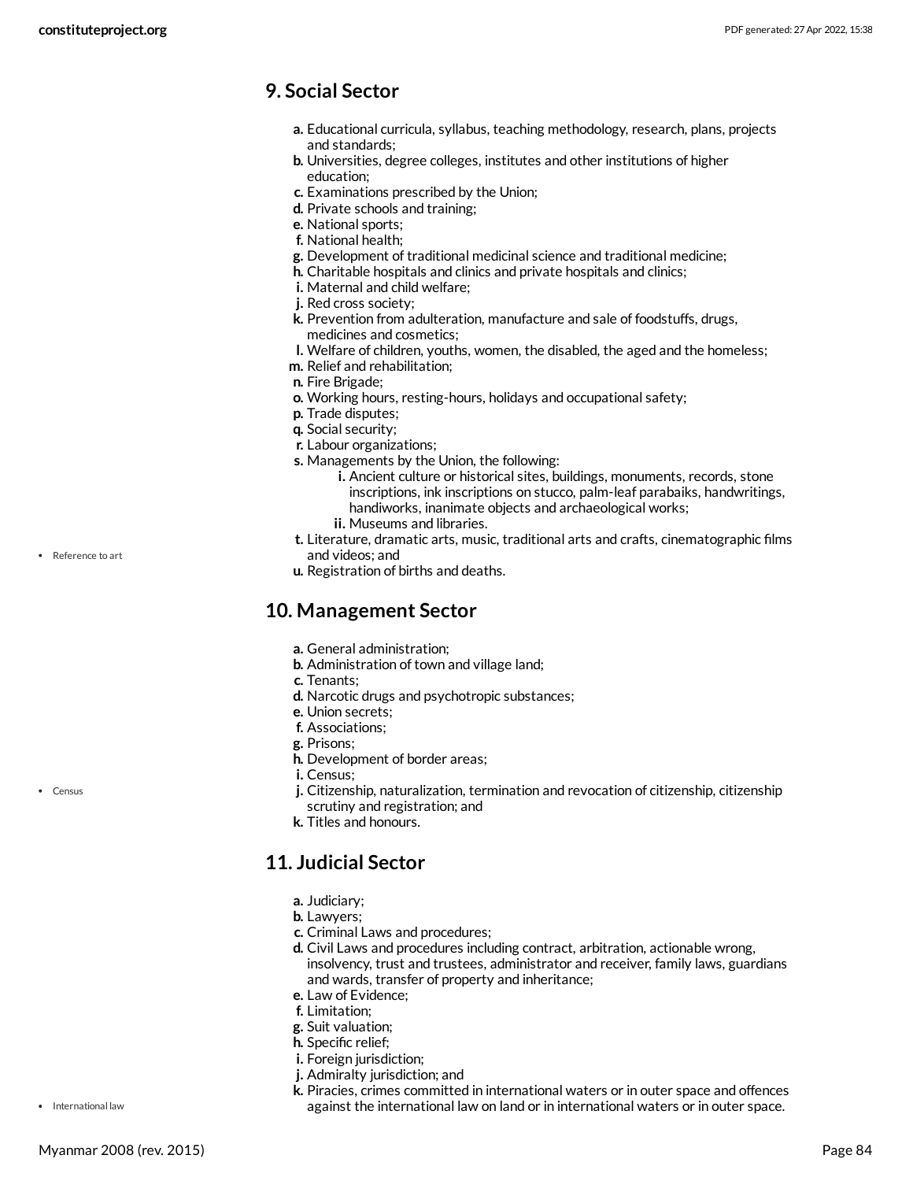## 9. Social Sector

a. Educational curricula, syllabus, teaching methodology, research, plans, projects and standards;
b. Universities, degree colleges, institutes and other institutions of higher education;
c. Examinations prescribed by the Union;
d. Private schools and training;
e. National sports;
f. National health;
g. Development of traditional medicinal science and traditional medicine;
h. Charitable hospitals and clinics and private hospitals and clinics;
i. Maternal and child welfare;
j. Red cross society;
k. Prevention from adulteration, manufacture and sale of foodstuffs, drugs, medicines and cosmetics;
l. Welfare of children, youths, women, the disabled, the aged and the homeless;
m. Relief and rehabilitation;
n. Fire Brigade;
o. Working hours, resting-hours, holidays and occupational safety;
p. Trade disputes;
q. Social security;
r. Labour organizations;
s. Managements by the Union, the following:
    i. Ancient culture or historical sites, buildings, monuments, records, stone inscriptions, ink inscriptions on stucco, palm-leaf parabaiks, handwritings, handiworks, inanimate objects and archaeological works;
    ii. Museums and libraries.
t. Literature, dramatic arts, music, traditional arts and crafts, cinematographic films and videos; and
u. Registration of births and deaths.

- Reference to art

## 10. Management Sector

a. General administration;
b. Administration of town and village land;
c. Tenants;
d. Narcotic drugs and psychotropic substances;
e. Union secrets;
f. Associations;
g. Prisons;
h. Development of border areas;
i. Census;
j. Citizenship, naturalization, termination and revocation of citizenship, citizenship scrutiny and registration; and
k. Titles and honours.

- Census

## 11. Judicial Sector

a. Judiciary;
b. Lawyers;
c. Criminal Laws and procedures;
d. Civil Laws and procedures including contract, arbitration, actionable wrong, insolvency, trust and trustees, administrator and receiver, family laws, guardians and wards, transfer of property and inheritance;
e. Law of Evidence;
f. Limitation;
g. Suit valuation;
h. Specific relief;
i. Foreign jurisdiction;
j. Admiralty jurisdiction; and
k. Piracies, crimes committed in international waters or in outer space and offences against the international law on land or in international waters or in outer space.

- International law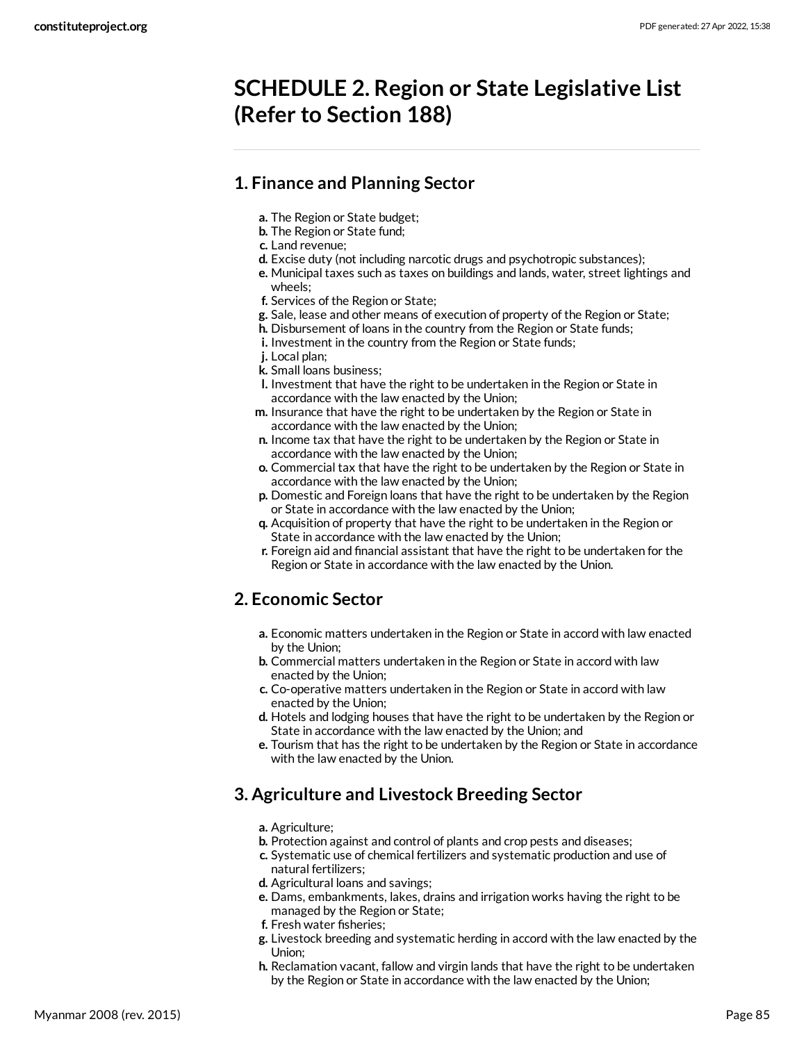# SCHEDULE 2. Region or State Legislative List (Refer to Section 188)

## 1. Finance and Planning Sector

a. The Region or State budget;
b. The Region or State fund;
c. Land revenue;
d. Excise duty (not including narcotic drugs and psychotropic substances);
e. Municipal taxes such as taxes on buildings and lands, water, street lightings and wheels;
f. Services of the Region or State;
g. Sale, lease and other means of execution of property of the Region or State;
h. Disbursement of loans in the country from the Region or State funds;
i. Investment in the country from the Region or State funds;
j. Local plan;
k. Small loans business;
l. Investment that have the right to be undertaken in the Region or State in accordance with the law enacted by the Union;
m. Insurance that have the right to be undertaken by the Region or State in accordance with the law enacted by the Union;
n. Income tax that have the right to be undertaken by the Region or State in accordance with the law enacted by the Union;
o. Commercial tax that have the right to be undertaken by the Region or State in accordance with the law enacted by the Union;
p. Domestic and Foreign loans that have the right to be undertaken by the Region or State in accordance with the law enacted by the Union;
q. Acquisition of property that have the right to be undertaken in the Region or State in accordance with the law enacted by the Union;
r. Foreign aid and financial assistant that have the right to be undertaken for the Region or State in accordance with the law enacted by the Union.

## 2. Economic Sector

a. Economic matters undertaken in the Region or State in accord with law enacted by the Union;
b. Commercial matters undertaken in the Region or State in accord with law enacted by the Union;
c. Co-operative matters undertaken in the Region or State in accord with law enacted by the Union;
d. Hotels and lodging houses that have the right to be undertaken by the Region or State in accordance with the law enacted by the Union; and
e. Tourism that has the right to be undertaken by the Region or State in accordance with the law enacted by the Union.

## 3. Agriculture and Livestock Breeding Sector

a. Agriculture;
b. Protection against and control of plants and crop pests and diseases;
c. Systematic use of chemical fertilizers and systematic production and use of natural fertilizers;
d. Agricultural loans and savings;
e. Dams, embankments, lakes, drains and irrigation works having the right to be managed by the Region or State;
f. Fresh water fisheries;
g. Livestock breeding and systematic herding in accord with the law enacted by the Union;
h. Reclamation vacant, fallow and virgin lands that have the right to be undertaken by the Region or State in accordance with the law enacted by the Union;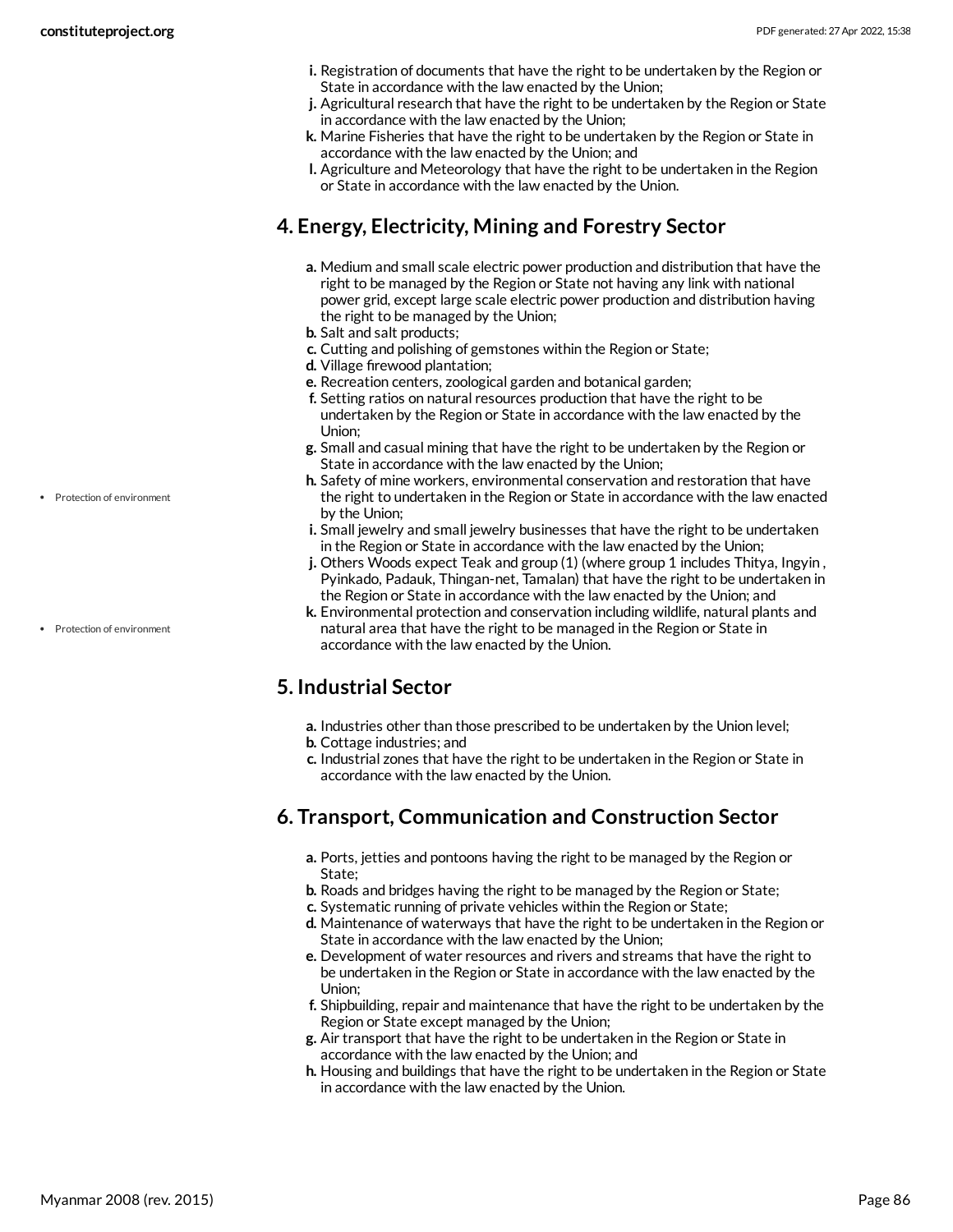- i. Registration of documents that have the right to be undertaken by the Region or State in accordance with the law enacted by the Union;
- j. Agricultural research that have the right to be undertaken by the Region or State in accordance with the law enacted by the Union;
- k. Marine Fisheries that have the right to be undertaken by the Region or State in accordance with the law enacted by the Union; and
- l. Agriculture and Meteorology that have the right to be undertaken in the Region or State in accordance with the law enacted by the Union.

## 4. Energy, Electricity, Mining and Forestry Sector

- a. Medium and small scale electric power production and distribution that have the right to be managed by the Region or State not having any link with national power grid, except large scale electric power production and distribution having the right to be managed by the Union;
- b. Salt and salt products;
- c. Cutting and polishing of gemstones within the Region or State;
- d. Village firewood plantation;
- e. Recreation centers, zoological garden and botanical garden;
- f. Setting ratios on natural resources production that have the right to be undertaken by the Region or State in accordance with the law enacted by the Union;
- g. Small and casual mining that have the right to be undertaken by the Region or State in accordance with the law enacted by the Union;
- h. Safety of mine workers, environmental conservation and restoration that have the right to undertaken in the Region or State in accordance with the law enacted by the Union;
- i. Small jewelry and small jewelry businesses that have the right to be undertaken in the Region or State in accordance with the law enacted by the Union;
- j. Others Woods expect Teak and group (1) (where group 1 includes Thitya, Ingyin , Pyinkado, Padauk, Thingan-net, Tamalan) that have the right to be undertaken in the Region or State in accordance with the law enacted by the Union; and
- k. Environmental protection and conservation including wildlife, natural plants and natural area that have the right to be managed in the Region or State in accordance with the law enacted by the Union.

## 5. Industrial Sector

- a. Industries other than those prescribed to be undertaken by the Union level;
- b. Cottage industries; and
- c. Industrial zones that have the right to be undertaken in the Region or State in accordance with the law enacted by the Union.

## 6. Transport, Communication and Construction Sector

- a. Ports, jetties and pontoons having the right to be managed by the Region or State;
- b. Roads and bridges having the right to be managed by the Region or State;
- c. Systematic running of private vehicles within the Region or State;
- d. Maintenance of waterways that have the right to be undertaken in the Region or State in accordance with the law enacted by the Union;
- e. Development of water resources and rivers and streams that have the right to be undertaken in the Region or State in accordance with the law enacted by the Union;
- f. Shipbuilding, repair and maintenance that have the right to be undertaken by the Region or State except managed by the Union;
- g. Air transport that have the right to be undertaken in the Region or State in accordance with the law enacted by the Union; and
- h. Housing and buildings that have the right to be undertaken in the Region or State in accordance with the law enacted by the Union.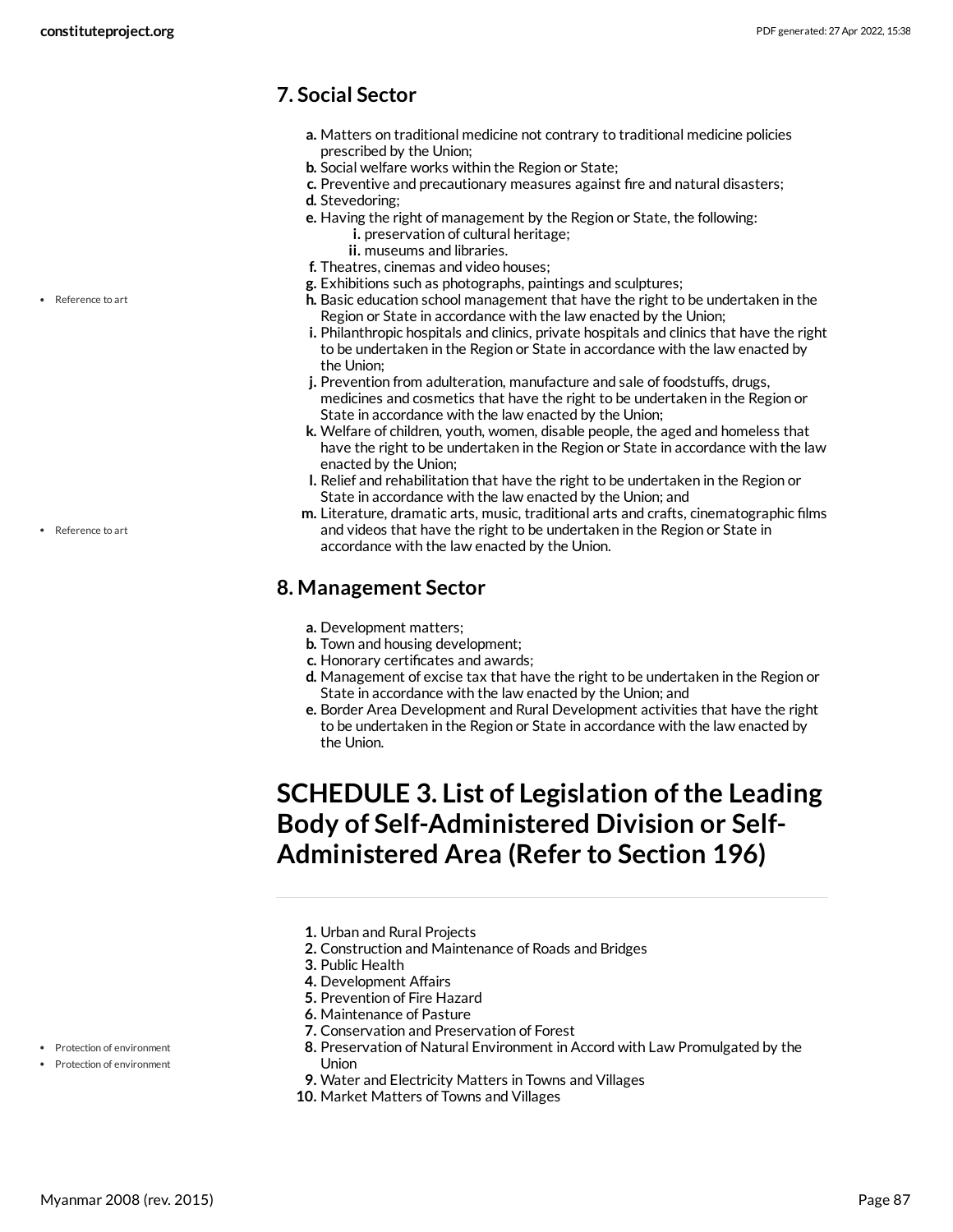## 7. Social Sector

a. Matters on traditional medicine not contrary to traditional medicine policies prescribed by the Union;
b. Social welfare works within the Region or State;
c. Preventive and precautionary measures against fire and natural disasters;
d. Stevedoring;
e. Having the right of management by the Region or State, the following:
   i. preservation of cultural heritage;
   ii. museums and libraries.
f. Theatres, cinemas and video houses;
g. Exhibitions such as photographs, paintings and sculptures;
h. Basic education school management that have the right to be undertaken in the Region or State in accordance with the law enacted by the Union;
i. Philanthropic hospitals and clinics, private hospitals and clinics that have the right to be undertaken in the Region or State in accordance with the law enacted by the Union;
j. Prevention from adulteration, manufacture and sale of foodstuffs, drugs, medicines and cosmetics that have the right to be undertaken in the Region or State in accordance with the law enacted by the Union;
k. Welfare of children, youth, women, disable people, the aged and homeless that have the right to be undertaken in the Region or State in accordance with the law enacted by the Union;
l. Relief and rehabilitation that have the right to be undertaken in the Region or State in accordance with the law enacted by the Union; and
m. Literature, dramatic arts, music, traditional arts and crafts, cinematographic films and videos that have the right to be undertaken in the Region or State in accordance with the law enacted by the Union.

## 8. Management Sector

a. Development matters;
b. Town and housing development;
c. Honorary certificates and awards;
d. Management of excise tax that have the right to be undertaken in the Region or State in accordance with the law enacted by the Union; and
e. Border Area Development and Rural Development activities that have the right to be undertaken in the Region or State in accordance with the law enacted by the Union.

# SCHEDULE 3. List of Legislation of the Leading Body of Self-Administered Division or Self-Administered Area (Refer to Section 196)

1. Urban and Rural Projects
2. Construction and Maintenance of Roads and Bridges
3. Public Health
4. Development Affairs
5. Prevention of Fire Hazard
6. Maintenance of Pasture
7. Conservation and Preservation of Forest
8. Preservation of Natural Environment in Accord with Law Promulgated by the Union
9. Water and Electricity Matters in Towns and Villages
10. Market Matters of Towns and Villages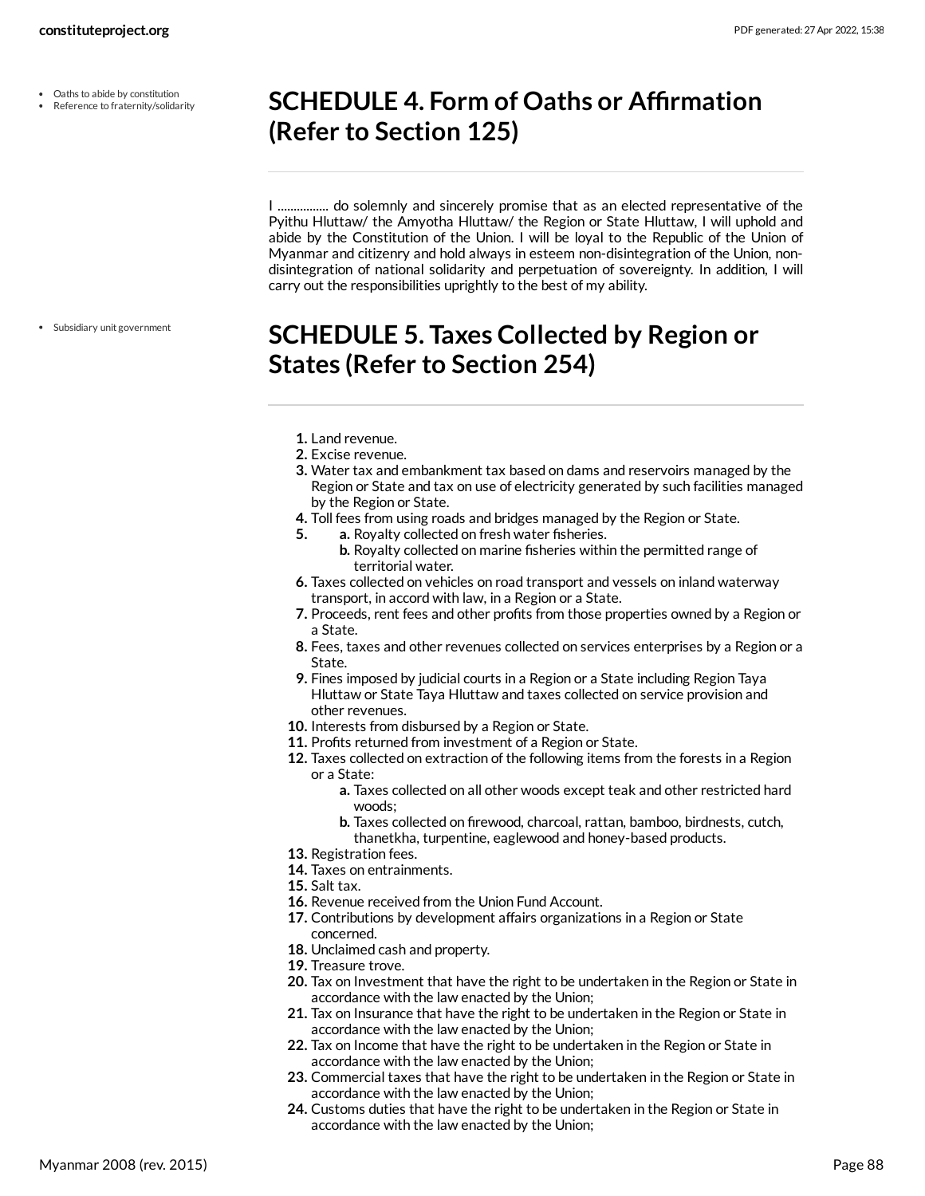## SCHEDULE 4. Form of Oaths or Affirmation (Refer to Section 125)

I ................ do solemnly and sincerely promise that as an elected representative of the Pyithu Hluttaw/ the Amyotha Hluttaw/ the Region or State Hluttaw, I will uphold and abide by the Constitution of the Union. I will be loyal to the Republic of the Union of Myanmar and citizenry and hold always in esteem non-disintegration of the Union, non-disintegration of national solidarity and perpetuation of sovereignty. In addition, I will carry out the responsibilities uprightly to the best of my ability.

## SCHEDULE 5. Taxes Collected by Region or States (Refer to Section 254)

1. Land revenue.
2. Excise revenue.
3. Water tax and embankment tax based on dams and reservoirs managed by the Region or State and tax on use of electricity generated by such facilities managed by the Region or State.
4. Toll fees from using roads and bridges managed by the Region or State.
5. 
   a. Royalty collected on fresh water fisheries.
   b. Royalty collected on marine fisheries within the permitted range of territorial water.
6. Taxes collected on vehicles on road transport and vessels on inland waterway transport, in accord with law, in a Region or a State.
7. Proceeds, rent fees and other profits from those properties owned by a Region or a State.
8. Fees, taxes and other revenues collected on services enterprises by a Region or a State.
9. Fines imposed by judicial courts in a Region or a State including Region Taya Hluttaw or State Taya Hluttaw and taxes collected on service provision and other revenues.
10. Interests from disbursed by a Region or State.
11. Profits returned from investment of a Region or State.
12. Taxes collected on extraction of the following items from the forests in a Region or a State:
    a. Taxes collected on all other woods except teak and other restricted hard woods;
    b. Taxes collected on firewood, charcoal, rattan, bamboo, birdnests, cutch, thanetkha, turpentine, eaglewood and honey-based products.
13. Registration fees.
14. Taxes on entrainments.
15. Salt tax.
16. Revenue received from the Union Fund Account.
17. Contributions by development affairs organizations in a Region or State concerned.
18. Unclaimed cash and property.
19. Treasure trove.
20. Tax on Investment that have the right to be undertaken in the Region or State in accordance with the law enacted by the Union;
21. Tax on Insurance that have the right to be undertaken in the Region or State in accordance with the law enacted by the Union;
22. Tax on Income that have the right to be undertaken in the Region or State in accordance with the law enacted by the Union;
23. Commercial taxes that have the right to be undertaken in the Region or State in accordance with the law enacted by the Union;
24. Customs duties that have the right to be undertaken in the Region or State in accordance with the law enacted by the Union;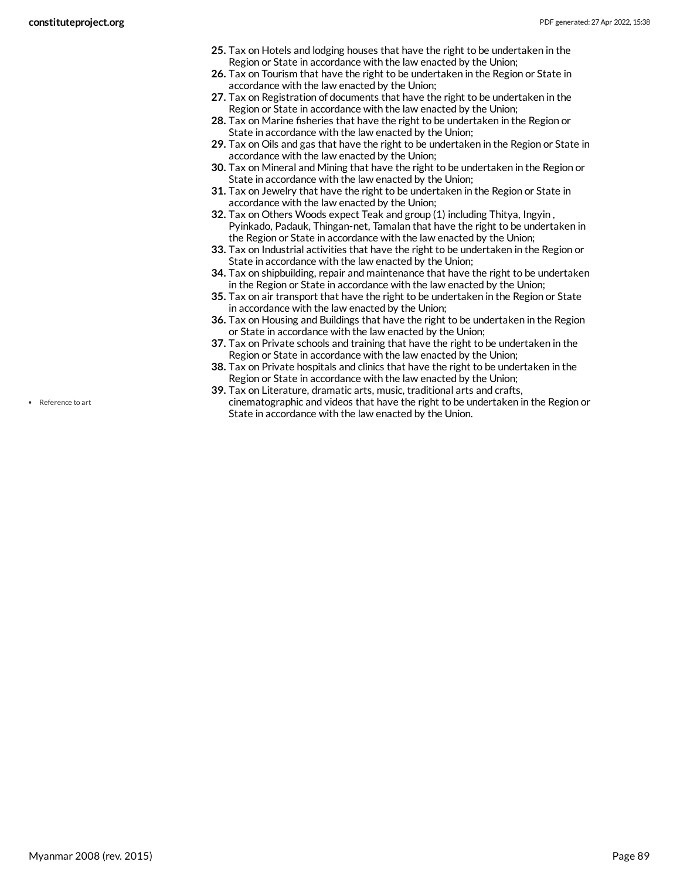25. Tax on Hotels and lodging houses that have the right to be undertaken in the Region or State in accordance with the law enacted by the Union;
26. Tax on Tourism that have the right to be undertaken in the Region or State in accordance with the law enacted by the Union;
27. Tax on Registration of documents that have the right to be undertaken in the Region or State in accordance with the law enacted by the Union;
28. Tax on Marine fisheries that have the right to be undertaken in the Region or State in accordance with the law enacted by the Union;
29. Tax on Oils and gas that have the right to be undertaken in the Region or State in accordance with the law enacted by the Union;
30. Tax on Mineral and Mining that have the right to be undertaken in the Region or State in accordance with the law enacted by the Union;
31. Tax on Jewelry that have the right to be undertaken in the Region or State in accordance with the law enacted by the Union;
32. Tax on Others Woods expect Teak and group (1) including Thitya, Ingyin , Pyinkado, Padauk, Thingan-net, Tamalan that have the right to be undertaken in the Region or State in accordance with the law enacted by the Union;
33. Tax on Industrial activities that have the right to be undertaken in the Region or State in accordance with the law enacted by the Union;
34. Tax on shipbuilding, repair and maintenance that have the right to be undertaken in the Region or State in accordance with the law enacted by the Union;
35. Tax on air transport that have the right to be undertaken in the Region or State in accordance with the law enacted by the Union;
36. Tax on Housing and Buildings that have the right to be undertaken in the Region or State in accordance with the law enacted by the Union;
37. Tax on Private schools and training that have the right to be undertaken in the Region or State in accordance with the law enacted by the Union;
38. Tax on Private hospitals and clinics that have the right to be undertaken in the Region or State in accordance with the law enacted by the Union;
39. Tax on Literature, dramatic arts, music, traditional arts and crafts, cinematographic and videos that have the right to be undertaken in the Region or State in accordance with the law enacted by the Union.

- Reference to art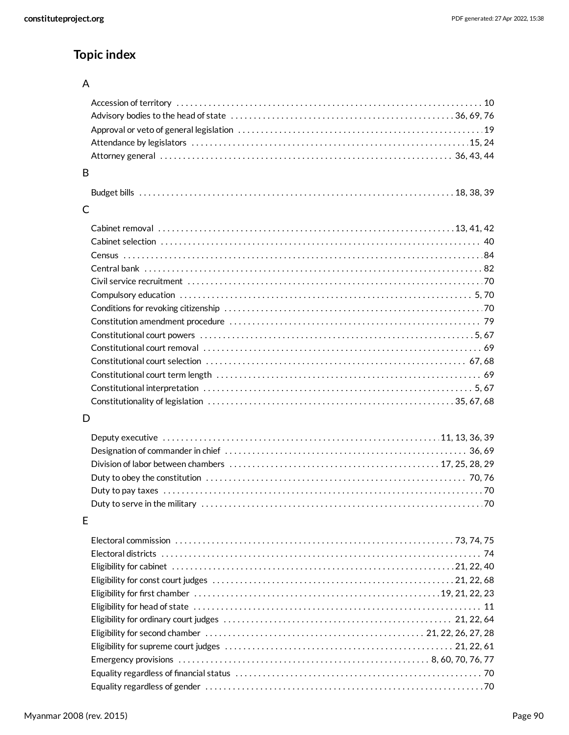## Topic index

### A

- Accession of territory . . . . . . . . 10
- Advisory bodies to the head of state . . . . . . . . 36, 69, 76
- Approval or veto of general legislation . . . . . . . . 19
- Attendance by legislators . . . . . . . . 15, 24
- Attorney general . . . . . . . . 36, 43, 44

### B

- Budget bills . . . . . . . . 18, 38, 39

### C

- Cabinet removal . . . . . . . . 13, 41, 42
- Cabinet selection . . . . . . . . 40
- Census . . . . . . . . 84
- Central bank . . . . . . . . 82
- Civil service recruitment . . . . . . . . 70
- Compulsory education . . . . . . . . 5, 70
- Conditions for revoking citizenship . . . . . . . . 70
- Constitution amendment procedure . . . . . . . . 79
- Constitutional court powers . . . . . . . . 5, 67
- Constitutional court removal . . . . . . . . 69
- Constitutional court selection . . . . . . . . 67, 68
- Constitutional court term length . . . . . . . . 69
- Constitutional interpretation . . . . . . . . 5, 67
- Constitutionality of legislation . . . . . . . . 35, 67, 68

### D

- Deputy executive . . . . . . . . 11, 13, 36, 39
- Designation of commander in chief . . . . . . . . 36, 69
- Division of labor between chambers . . . . . . . . 17, 25, 28, 29
- Duty to obey the constitution . . . . . . . . 70, 76
- Duty to pay taxes . . . . . . . . 70
- Duty to serve in the military . . . . . . . . 70

### E

- Electoral commission . . . . . . . . 73, 74, 75
- Electoral districts . . . . . . . . 74
- Eligibility for cabinet . . . . . . . . 21, 22, 40
- Eligibility for const court judges . . . . . . . . 21, 22, 68
- Eligibility for first chamber . . . . . . . . 19, 21, 22, 23
- Eligibility for head of state . . . . . . . . 11
- Eligibility for ordinary court judges . . . . . . . . 21, 22, 64
- Eligibility for second chamber . . . . . . . . 21, 22, 26, 27, 28
- Eligibility for supreme court judges . . . . . . . . 21, 22, 61
- Emergency provisions . . . . . . . . 8, 60, 70, 76, 77
- Equality regardless of financial status . . . . . . . . 70
- Equality regardless of gender . . . . . . . . 70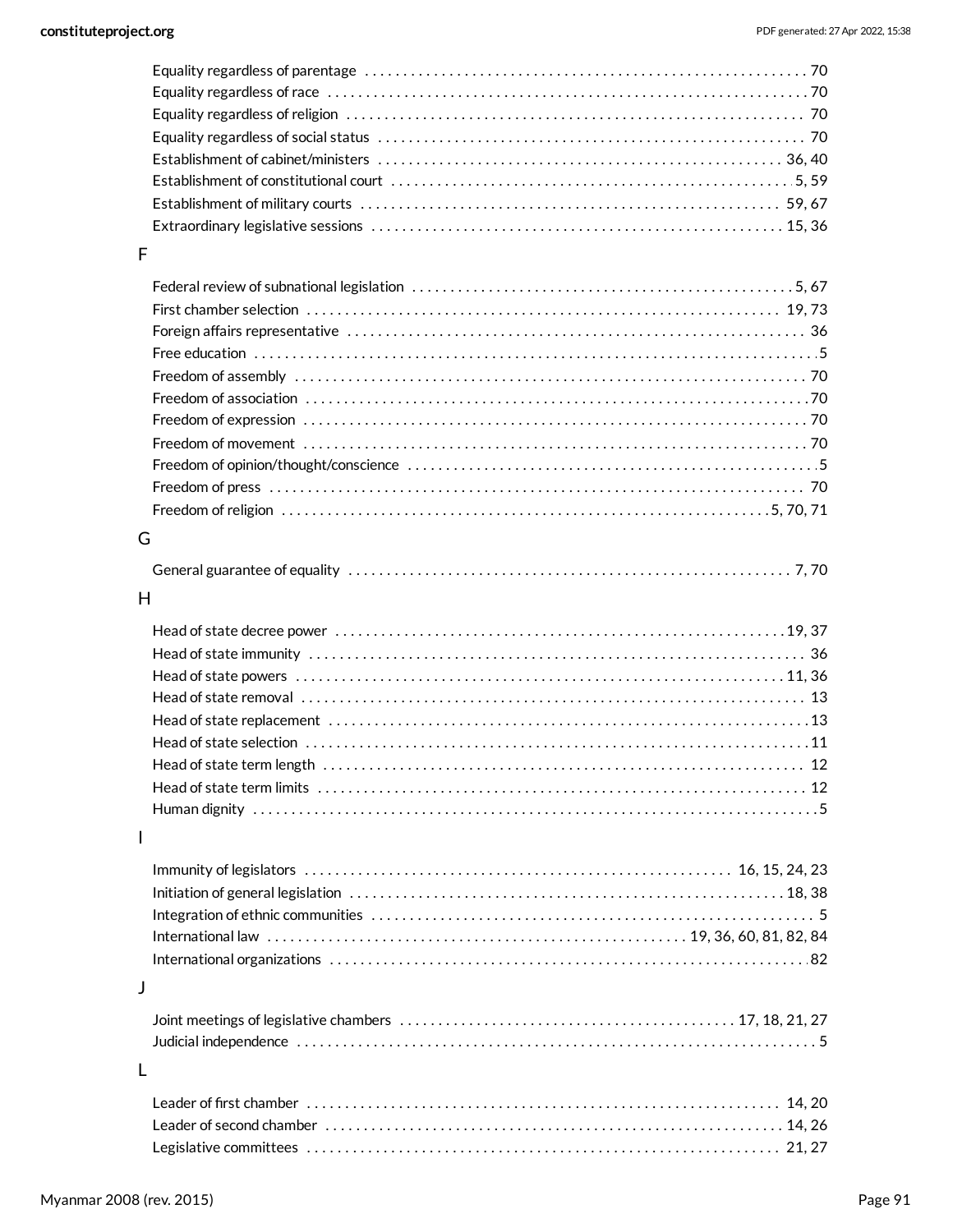Equality regardless of parentage .......... 70
Equality regardless of race .......... 70
Equality regardless of religion .......... 70
Equality regardless of social status .......... 70
Establishment of cabinet/ministers .......... 36, 40
Establishment of constitutional court .......... 5, 59
Establishment of military courts .......... 59, 67
Extraordinary legislative sessions .......... 15, 36

F

Federal review of subnational legislation .......... 5, 67
First chamber selection .......... 19, 73
Foreign affairs representative .......... 36
Free education .......... 5
Freedom of assembly .......... 70
Freedom of association .......... 70
Freedom of expression .......... 70
Freedom of movement .......... 70
Freedom of opinion/thought/conscience .......... 5
Freedom of press .......... 70
Freedom of religion .......... 5, 70, 71

G

General guarantee of equality .......... 7, 70

H

Head of state decree power .......... 19, 37
Head of state immunity .......... 36
Head of state powers .......... 11, 36
Head of state removal .......... 13
Head of state replacement .......... 13
Head of state selection .......... 11
Head of state term length .......... 12
Head of state term limits .......... 12
Human dignity .......... 5

I

Immunity of legislators .......... 16, 15, 24, 23
Initiation of general legislation .......... 18, 38
Integration of ethnic communities .......... 5
International law .......... 19, 36, 60, 81, 82, 84
International organizations .......... 82

J

Joint meetings of legislative chambers .......... 17, 18, 21, 27
Judicial independence .......... 5

L

Leader of first chamber .......... 14, 20
Leader of second chamber .......... 14, 26
Legislative committees .......... 21, 27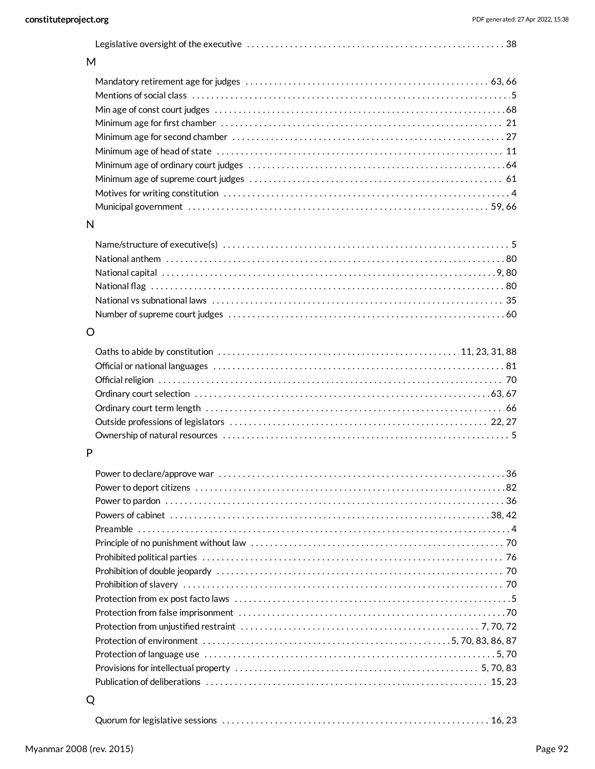Legislative oversight of the executive . . . . . . . . . . . . . . . . . . . . . . . . . . . . . . . . . . . . . . . . . . . . . . . . . . . . . 38

## M

Mandatory retirement age for judges . . . . . . . . . . . . . . . . . . . . . . . . . . . . . . . . . . . . . . . . . . . . . . . . . . . 63, 66
Mentions of social class . . . . . . . . . . . . . . . . . . . . . . . . . . . . . . . . . . . . . . . . . . . . . . . . . . . . . . . . . . . . . . . . . . . 5
Min age of const court judges . . . . . . . . . . . . . . . . . . . . . . . . . . . . . . . . . . . . . . . . . . . . . . . . . . . . . . . . . . . 68
Minimum age for first chamber . . . . . . . . . . . . . . . . . . . . . . . . . . . . . . . . . . . . . . . . . . . . . . . . . . . . . . . . . . 21
Minimum age for second chamber . . . . . . . . . . . . . . . . . . . . . . . . . . . . . . . . . . . . . . . . . . . . . . . . . . . . . . . 27
Minimum age of head of state . . . . . . . . . . . . . . . . . . . . . . . . . . . . . . . . . . . . . . . . . . . . . . . . . . . . . . . . . . 11
Minimum age of ordinary court judges . . . . . . . . . . . . . . . . . . . . . . . . . . . . . . . . . . . . . . . . . . . . . . . . . . . 64
Minimum age of supreme court judges . . . . . . . . . . . . . . . . . . . . . . . . . . . . . . . . . . . . . . . . . . . . . . . . . . . 61
Motives for writing constitution . . . . . . . . . . . . . . . . . . . . . . . . . . . . . . . . . . . . . . . . . . . . . . . . . . . . . . . . . . 4
Municipal government . . . . . . . . . . . . . . . . . . . . . . . . . . . . . . . . . . . . . . . . . . . . . . . . . . . . . . . . . . . . . . 59, 66

## N

Name/structure of executive(s) . . . . . . . . . . . . . . . . . . . . . . . . . . . . . . . . . . . . . . . . . . . . . . . . . . . . . . . . . . 5
National anthem . . . . . . . . . . . . . . . . . . . . . . . . . . . . . . . . . . . . . . . . . . . . . . . . . . . . . . . . . . . . . . . . . . . . . . 80
National capital . . . . . . . . . . . . . . . . . . . . . . . . . . . . . . . . . . . . . . . . . . . . . . . . . . . . . . . . . . . . . . . . . . . . 9, 80
National flag . . . . . . . . . . . . . . . . . . . . . . . . . . . . . . . . . . . . . . . . . . . . . . . . . . . . . . . . . . . . . . . . . . . . . . . . 80
National vs subnational laws . . . . . . . . . . . . . . . . . . . . . . . . . . . . . . . . . . . . . . . . . . . . . . . . . . . . . . . . . . . 35
Number of supreme court judges . . . . . . . . . . . . . . . . . . . . . . . . . . . . . . . . . . . . . . . . . . . . . . . . . . . . . . . . 60

## O

Oaths to abide by constitution . . . . . . . . . . . . . . . . . . . . . . . . . . . . . . . . . . . . . . . . . . . . . . . . . . 11, 23, 31, 88
Official or national languages . . . . . . . . . . . . . . . . . . . . . . . . . . . . . . . . . . . . . . . . . . . . . . . . . . . . . . . . . . . 81
Official religion . . . . . . . . . . . . . . . . . . . . . . . . . . . . . . . . . . . . . . . . . . . . . . . . . . . . . . . . . . . . . . . . . . . . . . 70
Ordinary court selection . . . . . . . . . . . . . . . . . . . . . . . . . . . . . . . . . . . . . . . . . . . . . . . . . . . . . . . . . . . . 63, 67
Ordinary court term length . . . . . . . . . . . . . . . . . . . . . . . . . . . . . . . . . . . . . . . . . . . . . . . . . . . . . . . . . . . . . 66
Outside professions of legislators . . . . . . . . . . . . . . . . . . . . . . . . . . . . . . . . . . . . . . . . . . . . . . . . . . . . 22, 27
Ownership of natural resources . . . . . . . . . . . . . . . . . . . . . . . . . . . . . . . . . . . . . . . . . . . . . . . . . . . . . . . . . . 5

## P

Power to declare/approve war . . . . . . . . . . . . . . . . . . . . . . . . . . . . . . . . . . . . . . . . . . . . . . . . . . . . . . . . . . 36
Power to deport citizens . . . . . . . . . . . . . . . . . . . . . . . . . . . . . . . . . . . . . . . . . . . . . . . . . . . . . . . . . . . . . . . 82
Power to pardon . . . . . . . . . . . . . . . . . . . . . . . . . . . . . . . . . . . . . . . . . . . . . . . . . . . . . . . . . . . . . . . . . . . . . 36
Powers of cabinet . . . . . . . . . . . . . . . . . . . . . . . . . . . . . . . . . . . . . . . . . . . . . . . . . . . . . . . . . . . . . . . . . 38, 42
Preamble . . . . . . . . . . . . . . . . . . . . . . . . . . . . . . . . . . . . . . . . . . . . . . . . . . . . . . . . . . . . . . . . . . . . . . . . . . . . 4
Principle of no punishment without law . . . . . . . . . . . . . . . . . . . . . . . . . . . . . . . . . . . . . . . . . . . . . . . . . . 70
Prohibited political parties . . . . . . . . . . . . . . . . . . . . . . . . . . . . . . . . . . . . . . . . . . . . . . . . . . . . . . . . . . . . . 76
Prohibition of double jeopardy . . . . . . . . . . . . . . . . . . . . . . . . . . . . . . . . . . . . . . . . . . . . . . . . . . . . . . . . . . 70
Prohibition of slavery . . . . . . . . . . . . . . . . . . . . . . . . . . . . . . . . . . . . . . . . . . . . . . . . . . . . . . . . . . . . . . . . . 70
Protection from ex post facto laws . . . . . . . . . . . . . . . . . . . . . . . . . . . . . . . . . . . . . . . . . . . . . . . . . . . . . . . 5
Protection from false imprisonment . . . . . . . . . . . . . . . . . . . . . . . . . . . . . . . . . . . . . . . . . . . . . . . . . . . . . 70
Protection from unjustified restraint . . . . . . . . . . . . . . . . . . . . . . . . . . . . . . . . . . . . . . . . . . . . . . . . . 7, 70, 72
Protection of environment . . . . . . . . . . . . . . . . . . . . . . . . . . . . . . . . . . . . . . . . . . . . . . . . . . 5, 70, 83, 86, 87
Protection of language use . . . . . . . . . . . . . . . . . . . . . . . . . . . . . . . . . . . . . . . . . . . . . . . . . . . . . . . . . . . 5, 70
Provisions for intellectual property . . . . . . . . . . . . . . . . . . . . . . . . . . . . . . . . . . . . . . . . . . . . . . . . . . 5, 70, 83
Publication of deliberations . . . . . . . . . . . . . . . . . . . . . . . . . . . . . . . . . . . . . . . . . . . . . . . . . . . . . . . . . . 15, 23

## Q

Quorum for legislative sessions . . . . . . . . . . . . . . . . . . . . . . . . . . . . . . . . . . . . . . . . . . . . . . . . . . . . . . . 16, 23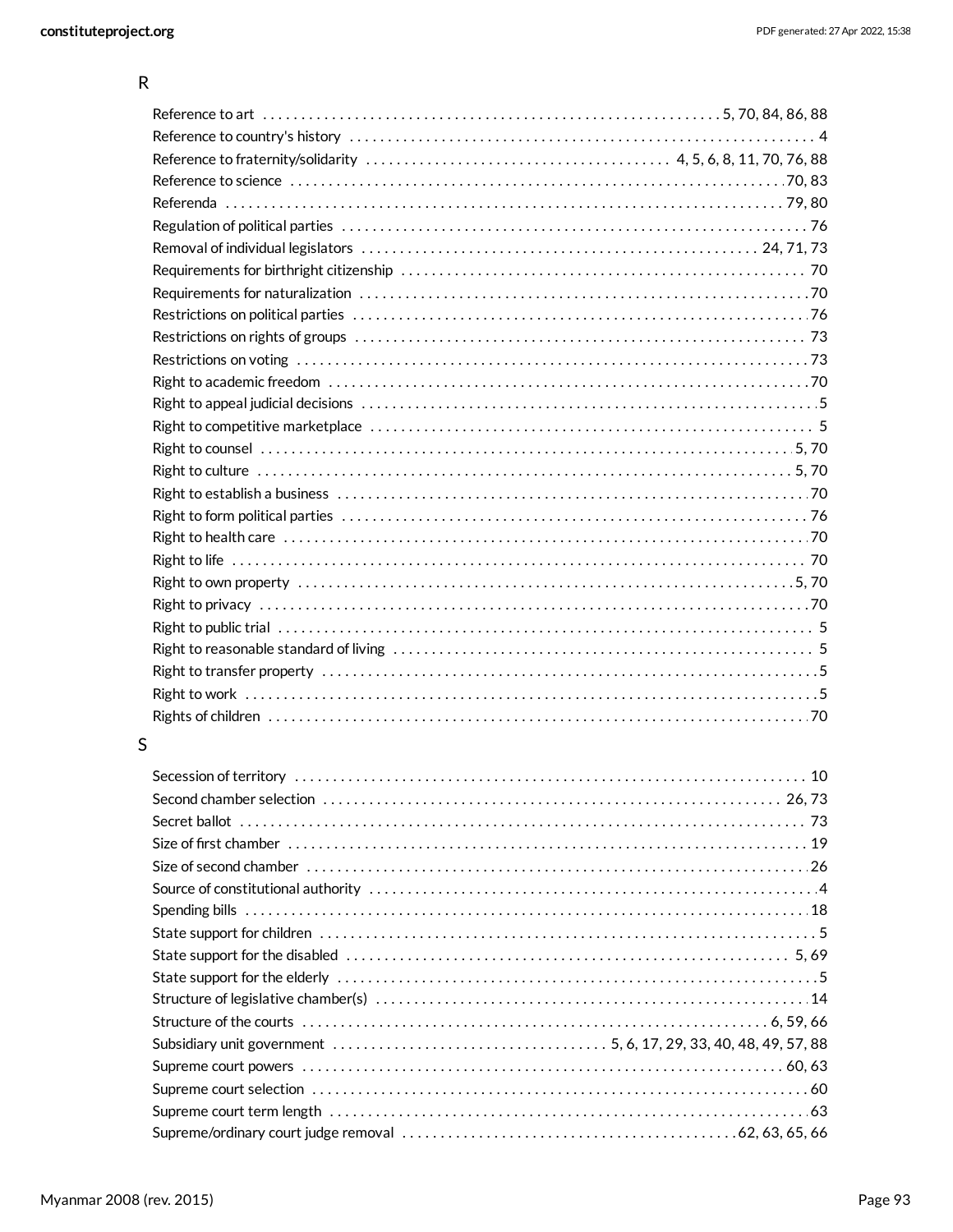## R

- Reference to art ... 5, 70, 84, 86, 88
- Reference to country's history ... 4
- Reference to fraternity/solidarity ... 4, 5, 6, 8, 11, 70, 76, 88
- Reference to science ... 70, 83
- Referenda ... 79, 80
- Regulation of political parties ... 76
- Removal of individual legislators ... 24, 71, 73
- Requirements for birthright citizenship ... 70
- Requirements for naturalization ... 70
- Restrictions on political parties ... 76
- Restrictions on rights of groups ... 73
- Restrictions on voting ... 73
- Right to academic freedom ... 70
- Right to appeal judicial decisions ... 5
- Right to competitive marketplace ... 5
- Right to counsel ... 5, 70
- Right to culture ... 5, 70
- Right to establish a business ... 70
- Right to form political parties ... 76
- Right to health care ... 70
- Right to life ... 70
- Right to own property ... 5, 70
- Right to privacy ... 70
- Right to public trial ... 5
- Right to reasonable standard of living ... 5
- Right to transfer property ... 5
- Right to work ... 5
- Rights of children ... 70

## S

- Secession of territory ... 10
- Second chamber selection ... 26, 73
- Secret ballot ... 73
- Size of first chamber ... 19
- Size of second chamber ... 26
- Source of constitutional authority ... 4
- Spending bills ... 18
- State support for children ... 5
- State support for the disabled ... 5, 69
- State support for the elderly ... 5
- Structure of legislative chamber(s) ... 14
- Structure of the courts ... 6, 59, 66
- Subsidiary unit government ... 5, 6, 17, 29, 33, 40, 48, 49, 57, 88
- Supreme court powers ... 60, 63
- Supreme court selection ... 60
- Supreme court term length ... 63
- Supreme/ordinary court judge removal ... 62, 63, 65, 66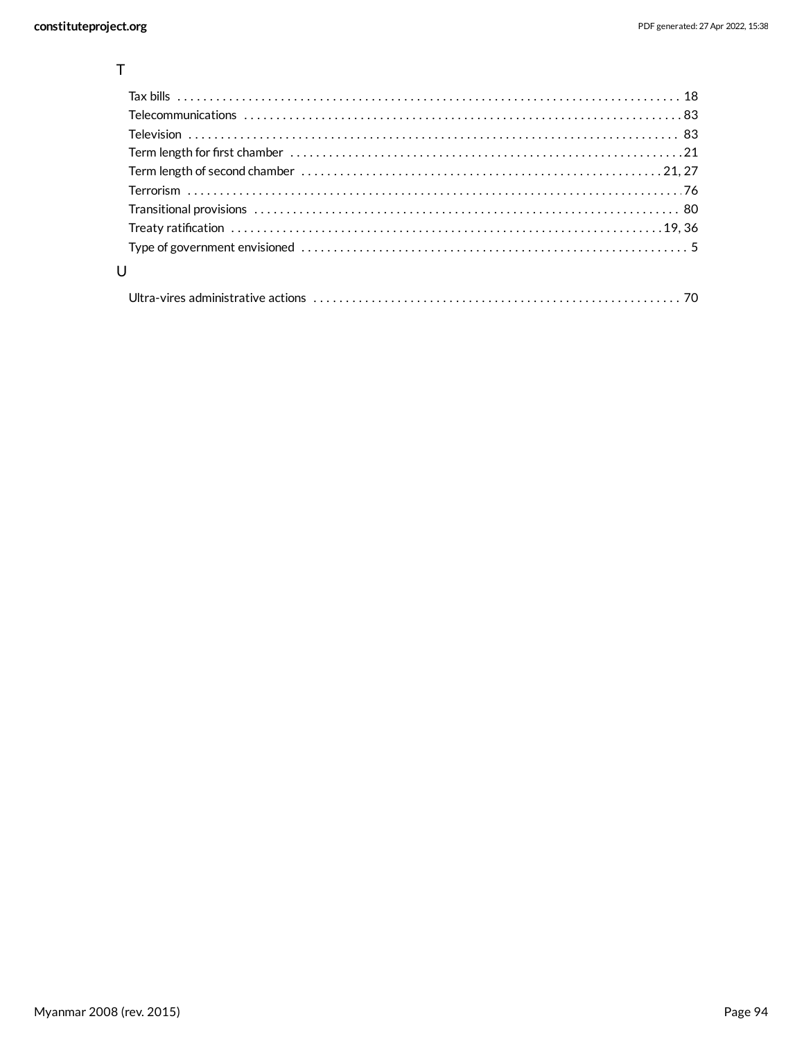## T

- Tax bills . . . . . . . . . . 18
- Telecommunications . . . . . . . . . . 83
- Television . . . . . . . . . . 83
- Term length for first chamber . . . . . . . . . . 21
- Term length of second chamber . . . . . . . . . . 21, 27
- Terrorism . . . . . . . . . . 76
- Transitional provisions . . . . . . . . . . 80
- Treaty ratification . . . . . . . . . . 19, 36
- Type of government envisioned . . . . . . . . . . 5

## U

- Ultra-vires administrative actions . . . . . . . . . . 70